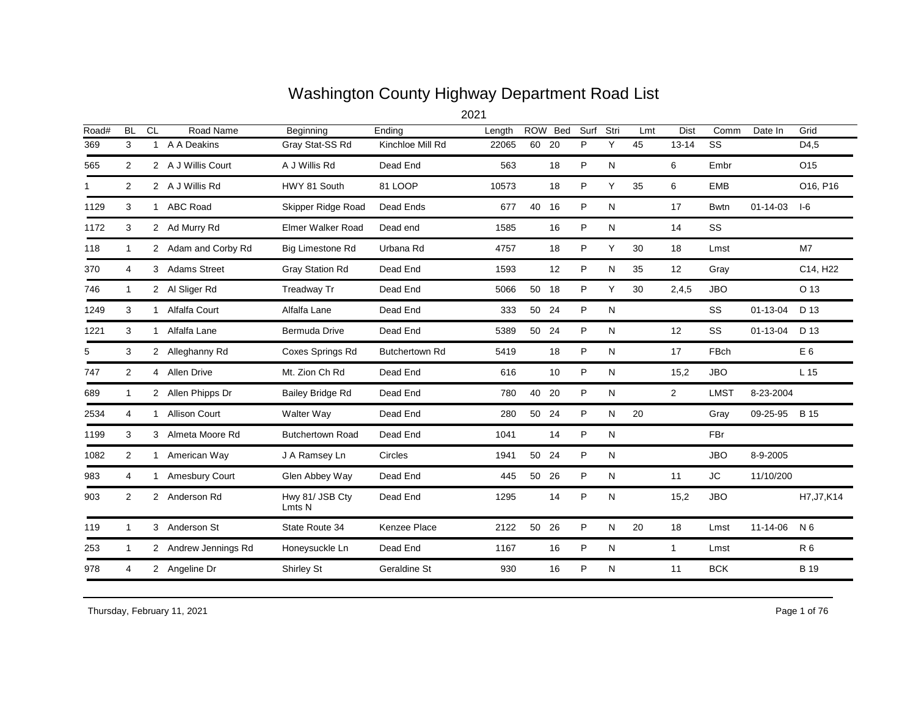# Washington County Highway Department Road List

2021

| Road# | BL | CL | Road Name | Beginning | Ending | Length | ROW | Bed | Surf | Stri | Lmt | Dist | Comm | Date In | Grid |
|---|---|---|---|---|---|---|---|---|---|---|---|---|---|---|---|
| 369 | 3 | 1 | A A Deakins | Gray Stat-SS Rd | Kinchloe Mill Rd | 22065 | 60 | 20 | P | Y | 45 | 13-14 | SS | | D4,5 |
| 565 | 2 | 2 | A J Willis Court | A J Willis Rd | Dead End | 563 | | 18 | P | N | | 6 | Embr | | O15 |
| 1 | 2 | 2 | A J Willis Rd | HWY 81 South | 81 LOOP | 10573 | | 18 | P | Y | 35 | 6 | EMB | | O16, P16 |
| 1129 | 3 | 1 | ABC Road | Skipper Ridge Road | Dead Ends | 677 | 40 | 16 | P | N | | 17 | Bwtn | 01-14-03 | I-6 |
| 1172 | 3 | 2 | Ad Murry Rd | Elmer Walker Road | Dead end | 1585 | | 16 | P | N | | 14 | SS | | |
| 118 | 1 | 2 | Adam and Corby Rd | Big Limestone Rd | Urbana Rd | 4757 | | 18 | P | Y | 30 | 18 | Lmst | | M7 |
| 370 | 4 | 3 | Adams Street | Gray Station Rd | Dead End | 1593 | | 12 | P | N | 35 | 12 | Gray | | C14, H22 |
| 746 | 1 | 2 | Al Sliger Rd | Treadway Tr | Dead End | 5066 | 50 | 18 | P | Y | 30 | 2,4,5 | JBO | | O 13 |
| 1249 | 3 | 1 | Alfalfa Court | Alfalfa Lane | Dead End | 333 | 50 | 24 | P | N | | | SS | 01-13-04 | D 13 |
| 1221 | 3 | 1 | Alfalfa Lane | Bermuda Drive | Dead End | 5389 | 50 | 24 | P | N | | 12 | SS | 01-13-04 | D 13 |
| 5 | 3 | 2 | Alleghanny Rd | Coxes Springs Rd | Butchertown Rd | 5419 | | 18 | P | N | | 17 | FBch | | E 6 |
| 747 | 2 | 4 | Allen Drive | Mt. Zion Ch Rd | Dead End | 616 | | 10 | P | N | | 15,2 | JBO | | L 15 |
| 689 | 1 | 2 | Allen Phipps Dr | Bailey Bridge Rd | Dead End | 780 | 40 | 20 | P | N | | 2 | LMST | 8-23-2004 | |
| 2534 | 4 | 1 | Allison Court | Walter Way | Dead End | 280 | 50 | 24 | P | N | 20 | | Gray | 09-25-95 | B 15 |
| 1199 | 3 | 3 | Almeta Moore Rd | Butchertown Road | Dead End | 1041 | | 14 | P | N | | | FBr | | |
| 1082 | 2 | 1 | American Way | J A Ramsey Ln | Circles | 1941 | 50 | 24 | P | N | | | JBO | 8-9-2005 | |
| 983 | 4 | 1 | Amesbury Court | Glen Abbey Way | Dead End | 445 | 50 | 26 | P | N | | 11 | JC | 11/10/200 | |
| 903 | 2 | 2 | Anderson Rd | Hwy 81/ JSB Cty Lmts N | Dead End | 1295 | | 14 | P | N | | 15,2 | JBO | | H7,J7,K14 |
| 119 | 1 | 3 | Anderson St | State Route 34 | Kenzee Place | 2122 | 50 | 26 | P | N | 20 | 18 | Lmst | 11-14-06 | N 6 |
| 253 | 1 | 2 | Andrew Jennings Rd | Honeysuckle Ln | Dead End | 1167 | | 16 | P | N | | 1 | Lmst | | R 6 |
| 978 | 4 | 2 | Angeline Dr | Shirley St | Geraldine St | 930 | | 16 | P | N | | 11 | BCK | | B 19 |

Thursday, February 11, 2021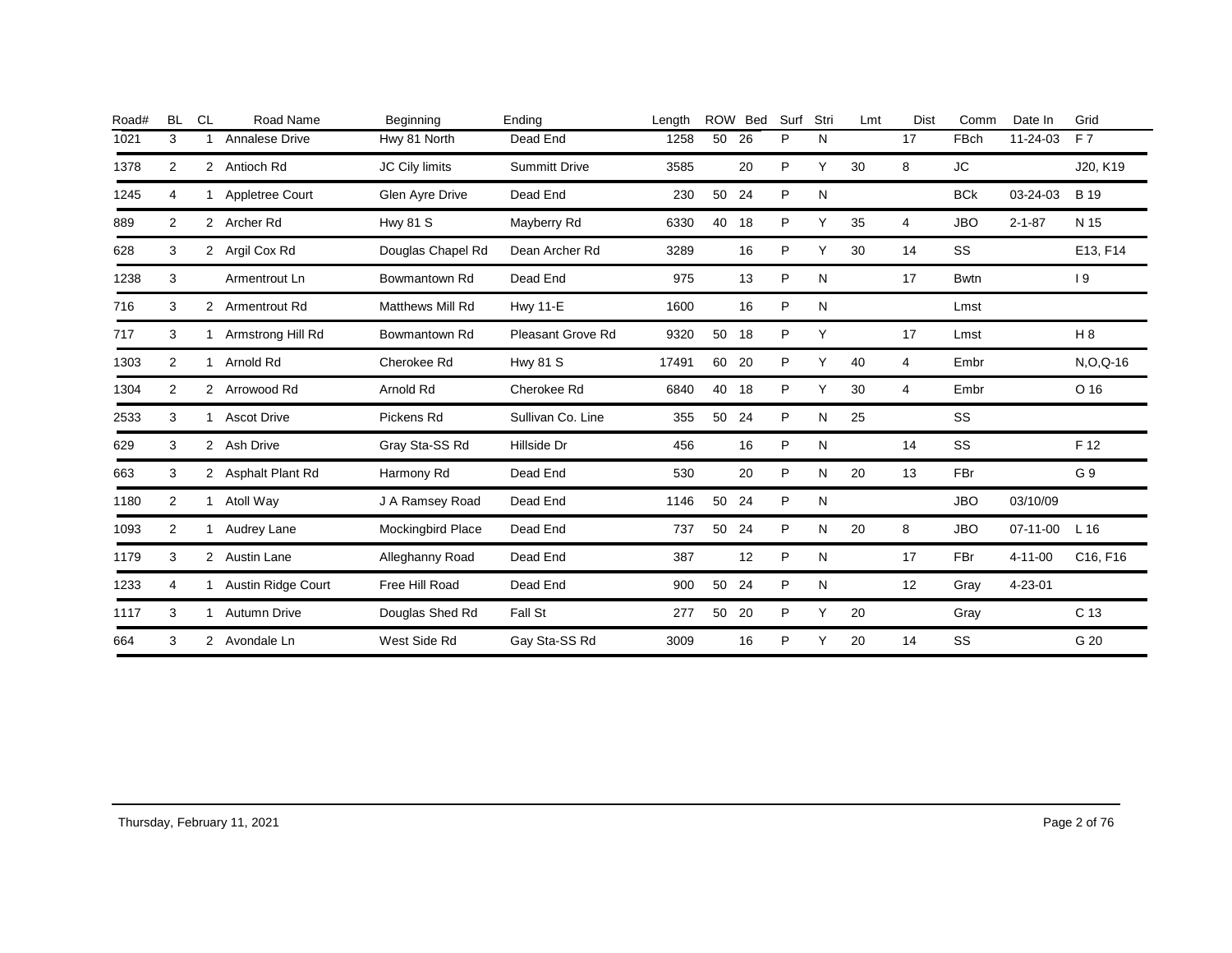| Road# | BL | CL | Road Name | Beginning | Ending | Length | ROW | Bed | Surf | Stri | Lmt | Dist | Comm | Date In | Grid |
|---|---|---|---|---|---|---|---|---|---|---|---|---|---|---|---|
| 1021 | 3 | 1 | Annalese Drive | Hwy 81 North | Dead End | 1258 | 50 | 26 | P | N | | 17 | FBch | 11-24-03 | F 7 |
| 1378 | 2 | 2 | Antioch Rd | JC Cily limits | Summitt Drive | 3585 | | 20 | P | Y | 30 | 8 | JC | | J20, K19 |
| 1245 | 4 | 1 | Appletree Court | Glen Ayre Drive | Dead End | 230 | 50 | 24 | P | N | | | BCk | 03-24-03 | B 19 |
| 889 | 2 | 2 | Archer Rd | Hwy 81 S | Mayberry Rd | 6330 | 40 | 18 | P | Y | 35 | 4 | JBO | 2-1-87 | N 15 |
| 628 | 3 | 2 | Argil Cox Rd | Douglas Chapel Rd | Dean Archer Rd | 3289 | | 16 | P | Y | 30 | 14 | SS | | E13, F14 |
| 1238 | 3 | | Armentrout Ln | Bowmantown Rd | Dead End | 975 | | 13 | P | N | | 17 | Bwtn | | I 9 |
| 716 | 3 | 2 | Armentrout Rd | Matthews Mill Rd | Hwy 11-E | 1600 | | 16 | P | N | | | Lmst | | |
| 717 | 3 | 1 | Armstrong Hill Rd | Bowmantown Rd | Pleasant Grove Rd | 9320 | 50 | 18 | P | Y | | 17 | Lmst | | H 8 |
| 1303 | 2 | 1 | Arnold Rd | Cherokee Rd | Hwy 81 S | 17491 | 60 | 20 | P | Y | 40 | 4 | Embr | | N,O,Q-16 |
| 1304 | 2 | 2 | Arrowood Rd | Arnold Rd | Cherokee Rd | 6840 | 40 | 18 | P | Y | 30 | 4 | Embr | | O 16 |
| 2533 | 3 | 1 | Ascot Drive | Pickens Rd | Sullivan Co. Line | 355 | 50 | 24 | P | N | 25 | | SS | | |
| 629 | 3 | 2 | Ash Drive | Gray Sta-SS Rd | Hillside Dr | 456 | | 16 | P | N | | 14 | SS | | F 12 |
| 663 | 3 | 2 | Asphalt Plant Rd | Harmony Rd | Dead End | 530 | | 20 | P | N | 20 | 13 | FBr | | G 9 |
| 1180 | 2 | 1 | Atoll Way | J A Ramsey Road | Dead End | 1146 | 50 | 24 | P | N | | | JBO | 03/10/09 | |
| 1093 | 2 | 1 | Audrey Lane | Mockingbird Place | Dead End | 737 | 50 | 24 | P | N | 20 | 8 | JBO | 07-11-00 | L 16 |
| 1179 | 3 | 2 | Austin Lane | Alleghanny Road | Dead End | 387 | | 12 | P | N | | 17 | FBr | 4-11-00 | C16, F16 |
| 1233 | 4 | 1 | Austin Ridge Court | Free Hill Road | Dead End | 900 | 50 | 24 | P | N | | 12 | Gray | 4-23-01 | |
| 1117 | 3 | 1 | Autumn Drive | Douglas Shed Rd | Fall St | 277 | 50 | 20 | P | Y | 20 | | Gray | | C 13 |
| 664 | 3 | 2 | Avondale Ln | West Side Rd | Gay Sta-SS Rd | 3009 | | 16 | P | Y | 20 | 14 | SS | | G 20 |

Thursday, February 11, 2021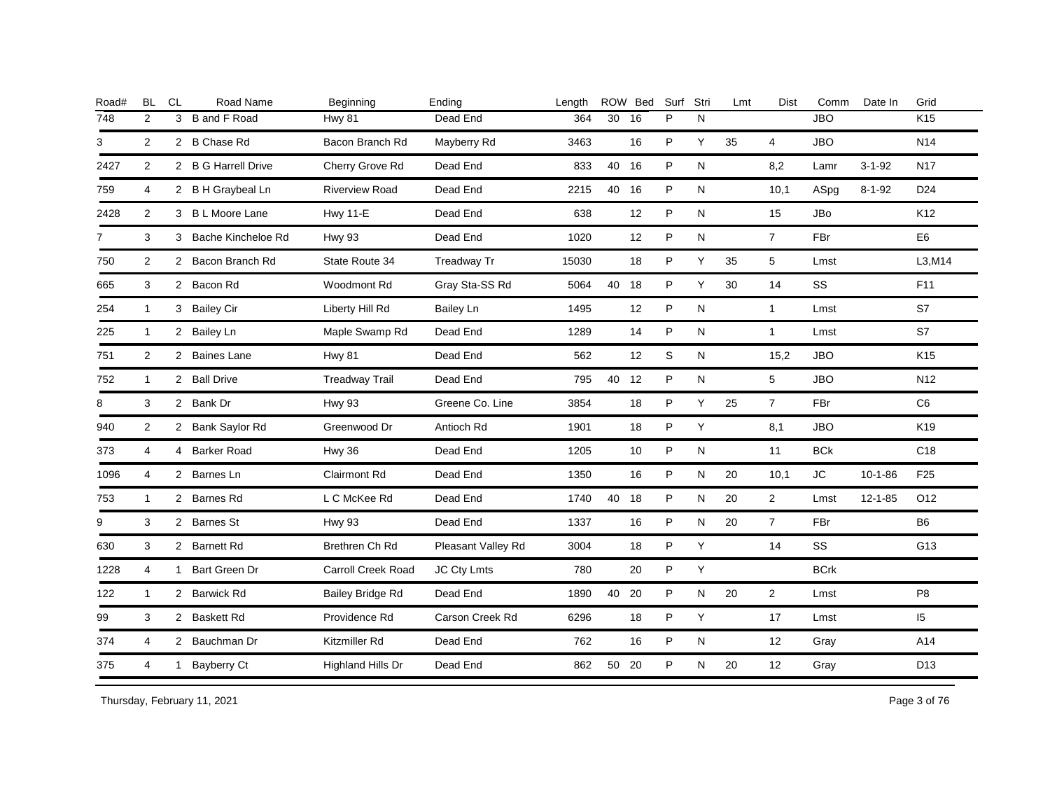| Road# | BL | CL | Road Name | Beginning | Ending | Length | ROW | Bed | Surf | Stri | Lmt | Dist | Comm | Date In | Grid |
|---|---|---|---|---|---|---|---|---|---|---|---|---|---|---|---|
| 748 | 2 | 3 | B and F Road | Hwy 81 | Dead End | 364 | 30 | 16 | P | N | | | JBO | | K15 |
| 3 | 2 | 2 | B Chase Rd | Bacon Branch Rd | Mayberry Rd | 3463 | | 16 | P | Y | 35 | 4 | JBO | | N14 |
| 2427 | 2 | 2 | B G Harrell Drive | Cherry Grove Rd | Dead End | 833 | 40 | 16 | P | N | | 8,2 | Lamr | 3-1-92 | N17 |
| 759 | 4 | 2 | B H Graybeal Ln | Riverview Road | Dead End | 2215 | 40 | 16 | P | N | | 10,1 | ASpg | 8-1-92 | D24 |
| 2428 | 2 | 3 | B L Moore Lane | Hwy 11-E | Dead End | 638 | | 12 | P | N | | 15 | JBo | | K12 |
| 7 | 3 | 3 | Bache Kincheloe Rd | Hwy 93 | Dead End | 1020 | | 12 | P | N | | 7 | FBr | | E6 |
| 750 | 2 | 2 | Bacon Branch Rd | State Route 34 | Treadway Tr | 15030 | | 18 | P | Y | 35 | 5 | Lmst | | L3,M14 |
| 665 | 3 | 2 | Bacon Rd | Woodmont Rd | Gray Sta-SS Rd | 5064 | 40 | 18 | P | Y | 30 | 14 | SS | | F11 |
| 254 | 1 | 3 | Bailey Cir | Liberty Hill Rd | Bailey Ln | 1495 | | 12 | P | N | | 1 | Lmst | | S7 |
| 225 | 1 | 2 | Bailey Ln | Maple Swamp Rd | Dead End | 1289 | | 14 | P | N | | 1 | Lmst | | S7 |
| 751 | 2 | 2 | Baines Lane | Hwy 81 | Dead End | 562 | | 12 | S | N | | 15,2 | JBO | | K15 |
| 752 | 1 | 2 | Ball Drive | Treadway Trail | Dead End | 795 | 40 | 12 | P | N | | 5 | JBO | | N12 |
| 8 | 3 | 2 | Bank Dr | Hwy 93 | Greene Co. Line | 3854 | | 18 | P | Y | 25 | 7 | FBr | | C6 |
| 940 | 2 | 2 | Bank Saylor Rd | Greenwood Dr | Antioch Rd | 1901 | | 18 | P | Y | | 8,1 | JBO | | K19 |
| 373 | 4 | 4 | Barker Road | Hwy 36 | Dead End | 1205 | | 10 | P | N | | 11 | BCk | | C18 |
| 1096 | 4 | 2 | Barnes Ln | Clairmont Rd | Dead End | 1350 | | 16 | P | N | 20 | 10,1 | JC | 10-1-86 | F25 |
| 753 | 1 | 2 | Barnes Rd | L C McKee Rd | Dead End | 1740 | 40 | 18 | P | N | 20 | 2 | Lmst | 12-1-85 | O12 |
| 9 | 3 | 2 | Barnes St | Hwy 93 | Dead End | 1337 | | 16 | P | N | 20 | 7 | FBr | | B6 |
| 630 | 3 | 2 | Barnett Rd | Brethren Ch Rd | Pleasant Valley Rd | 3004 | | 18 | P | Y | | 14 | SS | | G13 |
| 1228 | 4 | 1 | Bart Green Dr | Carroll Creek Road | JC Cty Lmts | 780 | | 20 | P | Y | | | BCrk | | |
| 122 | 1 | 2 | Barwick Rd | Bailey Bridge Rd | Dead End | 1890 | 40 | 20 | P | N | 20 | 2 | Lmst | | P8 |
| 99 | 3 | 2 | Baskett Rd | Providence Rd | Carson Creek Rd | 6296 | | 18 | P | Y | | 17 | Lmst | | I5 |
| 374 | 4 | 2 | Bauchman Dr | Kitzmiller Rd | Dead End | 762 | | 16 | P | N | | 12 | Gray | | A14 |
| 375 | 4 | 1 | Bayberry Ct | Highland Hills Dr | Dead End | 862 | 50 | 20 | P | N | 20 | 12 | Gray | | D13 |

Thursday, February 11, 2021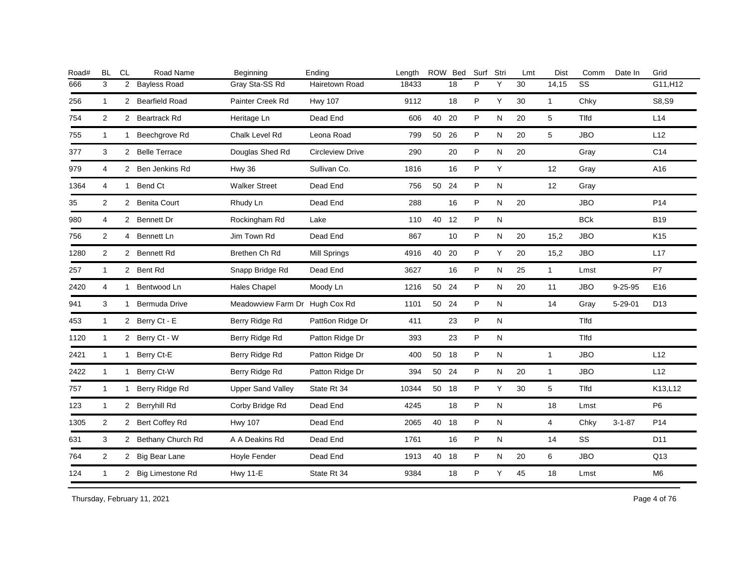| Road# | BL | CL | Road Name | Beginning | Ending | Length | ROW | Bed | Surf | Stri | Lmt | Dist | Comm | Date In | Grid |
|---|---|---|---|---|---|---|---|---|---|---|---|---|---|---|---|
| 666 | 3 | 2 | Bayless Road | Gray Sta-SS Rd | Hairetown Road | 18433 | | 18 | P | Y | 30 | 14,15 | SS | | G11,H12 |
| 256 | 1 | 2 | Bearfield Road | Painter Creek Rd | Hwy 107 | 9112 | | 18 | P | Y | 30 | 1 | Chky | | S8,S9 |
| 754 | 2 | 2 | Beartrack Rd | Heritage Ln | Dead End | 606 | 40 | 20 | P | N | 20 | 5 | Tlfd | | L14 |
| 755 | 1 | 1 | Beechgrove Rd | Chalk Level Rd | Leona Road | 799 | 50 | 26 | P | N | 20 | 5 | JBO | | L12 |
| 377 | 3 | 2 | Belle Terrace | Douglas Shed Rd | Circleview Drive | 290 | | 20 | P | N | 20 | | Gray | | C14 |
| 979 | 4 | 2 | Ben Jenkins Rd | Hwy 36 | Sullivan Co. | 1816 | | 16 | P | Y | | 12 | Gray | | A16 |
| 1364 | 4 | 1 | Bend Ct | Walker Street | Dead End | 756 | 50 | 24 | P | N | | 12 | Gray | | |
| 35 | 2 | 2 | Benita Court | Rhudy Ln | Dead End | 288 | | 16 | P | N | 20 | | JBO | | P14 |
| 980 | 4 | 2 | Bennett Dr | Rockingham Rd | Lake | 110 | 40 | 12 | P | N | | | BCk | | B19 |
| 756 | 2 | 4 | Bennett Ln | Jim Town Rd | Dead End | 867 | | 10 | P | N | 20 | 15,2 | JBO | | K15 |
| 1280 | 2 | 2 | Bennett Rd | Brethen Ch Rd | Mill Springs | 4916 | 40 | 20 | P | Y | 20 | 15,2 | JBO | | L17 |
| 257 | 1 | 2 | Bent Rd | Snapp Bridge Rd | Dead End | 3627 | | 16 | P | N | 25 | 1 | Lmst | | P7 |
| 2420 | 4 | 1 | Bentwood Ln | Hales Chapel | Moody Ln | 1216 | 50 | 24 | P | N | 20 | 11 | JBO | 9-25-95 | E16 |
| 941 | 3 | 1 | Bermuda Drive | Meadowview Farm Dr | Hugh Cox Rd | 1101 | 50 | 24 | P | N | | 14 | Gray | 5-29-01 | D13 |
| 453 | 1 | 2 | Berry Ct - E | Berry Ridge Rd | Patt6on Ridge Dr | 411 | | 23 | P | N | | | Tlfd | | |
| 1120 | 1 | 2 | Berry Ct - W | Berry Ridge Rd | Patton Ridge Dr | 393 | | 23 | P | N | | | Tlfd | | |
| 2421 | 1 | 1 | Berry Ct-E | Berry Ridge Rd | Patton Ridge Dr | 400 | 50 | 18 | P | N | | 1 | JBO | | L12 |
| 2422 | 1 | 1 | Berry Ct-W | Berry Ridge Rd | Patton Ridge Dr | 394 | 50 | 24 | P | N | 20 | 1 | JBO | | L12 |
| 757 | 1 | 1 | Berry Ridge Rd | Upper Sand Valley | State Rt 34 | 10344 | 50 | 18 | P | Y | 30 | 5 | Tlfd | | K13,L12 |
| 123 | 1 | 2 | Berryhill Rd | Corby Bridge Rd | Dead End | 4245 | | 18 | P | N | | 18 | Lmst | | P6 |
| 1305 | 2 | 2 | Bert Coffey Rd | Hwy 107 | Dead End | 2065 | 40 | 18 | P | N | | 4 | Chky | 3-1-87 | P14 |
| 631 | 3 | 2 | Bethany Church Rd | A A Deakins Rd | Dead End | 1761 | | 16 | P | N | | 14 | SS | | D11 |
| 764 | 2 | 2 | Big Bear Lane | Hoyle Fender | Dead End | 1913 | 40 | 18 | P | N | 20 | 6 | JBO | | Q13 |
| 124 | 1 | 2 | Big Limestone Rd | Hwy 11-E | State Rt 34 | 9384 | | 18 | P | Y | 45 | 18 | Lmst | | M6 |

Thursday, February 11, 2021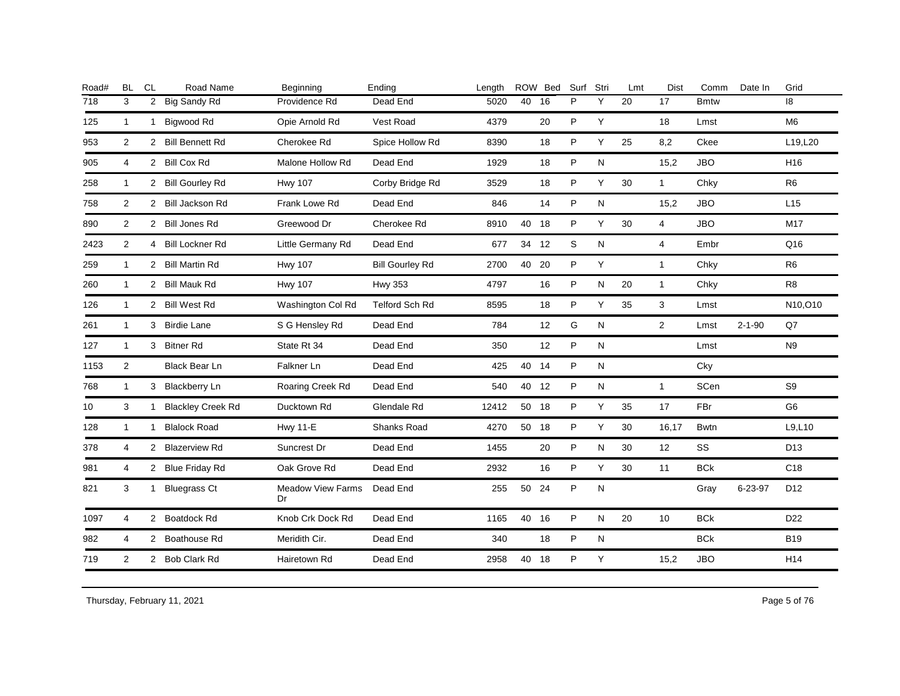| Road# | BL | CL | Road Name | Beginning | Ending | Length | ROW | Bed | Surf | Stri | Lmt | Dist | Comm | Date In | Grid |
|---|---|---|---|---|---|---|---|---|---|---|---|---|---|---|---|
| 718 | 3 | 2 | Big Sandy Rd | Providence Rd | Dead End | 5020 | 40 | 16 | P | Y | 20 | 17 | Bmtw | | I8 |
| 125 | 1 | 1 | Bigwood Rd | Opie Arnold Rd | Vest Road | 4379 | | 20 | P | Y | | 18 | Lmst | | M6 |
| 953 | 2 | 2 | Bill Bennett Rd | Cherokee Rd | Spice Hollow Rd | 8390 | | 18 | P | Y | 25 | 8,2 | Ckee | | L19,L20 |
| 905 | 4 | 2 | Bill Cox Rd | Malone Hollow Rd | Dead End | 1929 | | 18 | P | N | | 15,2 | JBO | | H16 |
| 258 | 1 | 2 | Bill Gourley Rd | Hwy 107 | Corby Bridge Rd | 3529 | | 18 | P | Y | 30 | 1 | Chky | | R6 |
| 758 | 2 | 2 | Bill Jackson Rd | Frank Lowe Rd | Dead End | 846 | | 14 | P | N | | 15,2 | JBO | | L15 |
| 890 | 2 | 2 | Bill Jones Rd | Greewood Dr | Cherokee Rd | 8910 | 40 | 18 | P | Y | 30 | 4 | JBO | | M17 |
| 2423 | 2 | 4 | Bill Lockner Rd | Little Germany Rd | Dead End | 677 | 34 | 12 | S | N | | 4 | Embr | | Q16 |
| 259 | 1 | 2 | Bill Martin Rd | Hwy 107 | Bill Gourley Rd | 2700 | 40 | 20 | P | Y | | 1 | Chky | | R6 |
| 260 | 1 | 2 | Bill Mauk Rd | Hwy 107 | Hwy 353 | 4797 | | 16 | P | N | 20 | 1 | Chky | | R8 |
| 126 | 1 | 2 | Bill West Rd | Washington Col Rd | Telford Sch Rd | 8595 | | 18 | P | Y | 35 | 3 | Lmst | | N10,O10 |
| 261 | 1 | 3 | Birdie Lane | S G Hensley Rd | Dead End | 784 | | 12 | G | N | | 2 | Lmst | 2-1-90 | Q7 |
| 127 | 1 | 3 | Bitner Rd | State Rt 34 | Dead End | 350 | | 12 | P | N | | | Lmst | | N9 |
| 1153 | 2 | | Black Bear Ln | Falkner Ln | Dead End | 425 | 40 | 14 | P | N | | | Cky | | |
| 768 | 1 | 3 | Blackberry Ln | Roaring Creek Rd | Dead End | 540 | 40 | 12 | P | N | | 1 | SCen | | S9 |
| 10 | 3 | 1 | Blackley Creek Rd | Ducktown Rd | Glendale Rd | 12412 | 50 | 18 | P | Y | 35 | 17 | FBr | | G6 |
| 128 | 1 | 1 | Blalock Road | Hwy 11-E | Shanks Road | 4270 | 50 | 18 | P | Y | 30 | 16,17 | Bwtn | | L9,L10 |
| 378 | 4 | 2 | Blazerview Rd | Suncrest Dr | Dead End | 1455 | | 20 | P | N | 30 | 12 | SS | | D13 |
| 981 | 4 | 2 | Blue Friday Rd | Oak Grove Rd | Dead End | 2932 | | 16 | P | Y | 30 | 11 | BCk | | C18 |
| 821 | 3 | 1 | Bluegrass Ct | Meadow View Farms Dr | Dead End | 255 | 50 | 24 | P | N | | | Gray | 6-23-97 | D12 |
| 1097 | 4 | 2 | Boatdock Rd | Knob Crk Dock Rd | Dead End | 1165 | 40 | 16 | P | N | 20 | 10 | BCk | | D22 |
| 982 | 4 | 2 | Boathouse Rd | Meridith Cir. | Dead End | 340 | | 18 | P | N | | | BCk | | B19 |
| 719 | 2 | 2 | Bob Clark Rd | Hairetown Rd | Dead End | 2958 | 40 | 18 | P | Y | | 15,2 | JBO | | H14 |

Thursday, February 11, 2021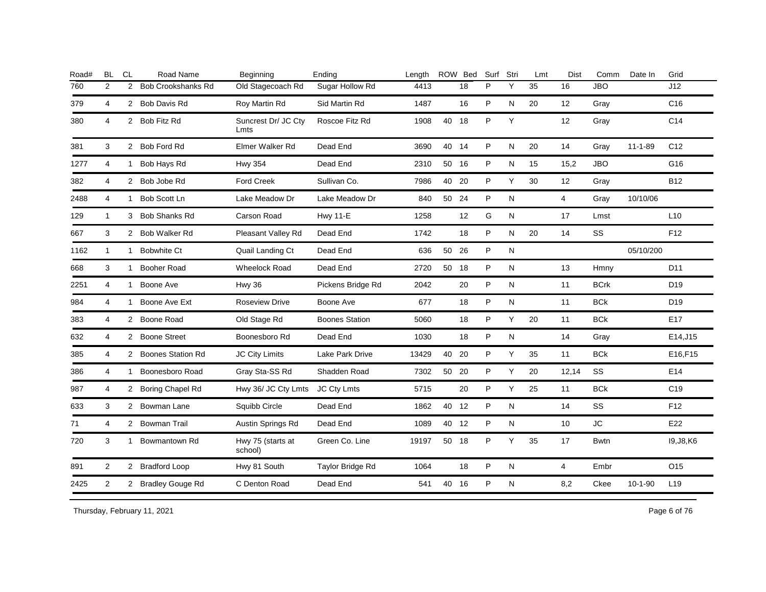| Road# | BL | CL | Road Name | Beginning | Ending | Length | ROW | Bed | Surf | Stri | Lmt | Dist | Comm | Date In | Grid |
|---|---|---|---|---|---|---|---|---|---|---|---|---|---|---|---|
| 760 | 2 | 2 | Bob Crookshanks Rd | Old Stagecoach Rd | Sugar Hollow Rd | 4413 | | 18 | P | Y | 35 | 16 | JBO | | J12 |
| 379 | 4 | 2 | Bob Davis Rd | Roy Martin Rd | Sid Martin Rd | 1487 | | 16 | P | N | 20 | 12 | Gray | | C16 |
| 380 | 4 | 2 | Bob Fitz Rd | Suncrest Dr/ JC Cty Lmts | Roscoe Fitz Rd | 1908 | 40 | 18 | P | Y | | 12 | Gray | | C14 |
| 381 | 3 | 2 | Bob Ford Rd | Elmer Walker Rd | Dead End | 3690 | 40 | 14 | P | N | 20 | 14 | Gray | 11-1-89 | C12 |
| 1277 | 4 | 1 | Bob Hays Rd | Hwy 354 | Dead End | 2310 | 50 | 16 | P | N | 15 | 15,2 | JBO | | G16 |
| 382 | 4 | 2 | Bob Jobe Rd | Ford Creek | Sullivan Co. | 7986 | 40 | 20 | P | Y | 30 | 12 | Gray | | B12 |
| 2488 | 4 | 1 | Bob Scott Ln | Lake Meadow Dr | Lake Meadow Dr | 840 | 50 | 24 | P | N | | 4 | Gray | 10/10/06 | |
| 129 | 1 | 3 | Bob Shanks Rd | Carson Road | Hwy 11-E | 1258 | | 12 | G | N | | 17 | Lmst | | L10 |
| 667 | 3 | 2 | Bob Walker Rd | Pleasant Valley Rd | Dead End | 1742 | | 18 | P | N | 20 | 14 | SS | | F12 |
| 1162 | 1 | 1 | Bobwhite Ct | Quail Landing Ct | Dead End | 636 | 50 | 26 | P | N | | | | 05/10/200 | |
| 668 | 3 | 1 | Booher Road | Wheelock Road | Dead End | 2720 | 50 | 18 | P | N | | 13 | Hmny | | D11 |
| 2251 | 4 | 1 | Boone Ave | Hwy 36 | Pickens Bridge Rd | 2042 | | 20 | P | N | | 11 | BCrk | | D19 |
| 984 | 4 | 1 | Boone Ave Ext | Roseview Drive | Boone Ave | 677 | | 18 | P | N | | 11 | BCk | | D19 |
| 383 | 4 | 2 | Boone Road | Old Stage Rd | Boones Station | 5060 | | 18 | P | Y | 20 | 11 | BCk | | E17 |
| 632 | 4 | 2 | Boone Street | Boonesboro Rd | Dead End | 1030 | | 18 | P | N | | 14 | Gray | | E14,J15 |
| 385 | 4 | 2 | Boones Station Rd | JC City Limits | Lake Park Drive | 13429 | 40 | 20 | P | Y | 35 | 11 | BCk | | E16,F15 |
| 386 | 4 | 1 | Boonesboro Road | Gray Sta-SS Rd | Shadden Road | 7302 | 50 | 20 | P | Y | 20 | 12,14 | SS | | E14 |
| 987 | 4 | 2 | Boring Chapel Rd | Hwy 36/ JC Cty Lmts | JC Cty Lmts | 5715 | | 20 | P | Y | 25 | 11 | BCk | | C19 |
| 633 | 3 | 2 | Bowman Lane | Squibb Circle | Dead End | 1862 | 40 | 12 | P | N | | 14 | SS | | F12 |
| 71 | 4 | 2 | Bowman Trail | Austin Springs Rd | Dead End | 1089 | 40 | 12 | P | N | | 10 | JC | | E22 |
| 720 | 3 | 1 | Bowmantown Rd | Hwy 75 (starts at school) | Green Co. Line | 19197 | 50 | 18 | P | Y | 35 | 17 | Bwtn | | I9,J8,K6 |
| 891 | 2 | 2 | Bradford Loop | Hwy 81 South | Taylor Bridge Rd | 1064 | | 18 | P | N | | 4 | Embr | | O15 |
| 2425 | 2 | 2 | Bradley Gouge Rd | C Denton Road | Dead End | 541 | 40 | 16 | P | N | | 8,2 | Ckee | 10-1-90 | L19 |

Thursday, February 11, 2021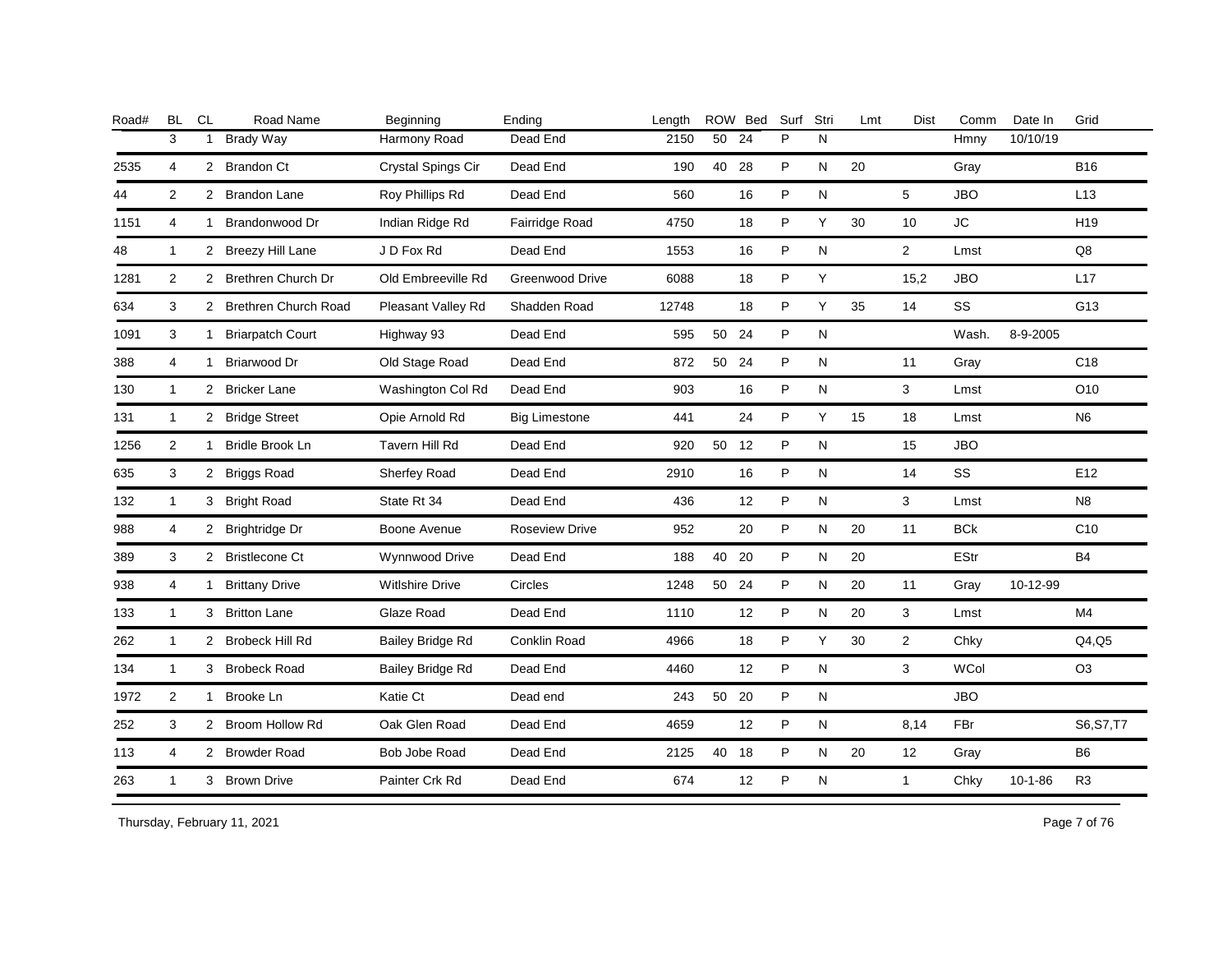| Road# | BL | CL | Road Name | Beginning | Ending | Length | ROW | Bed | Surf | Stri | Lmt | Dist | Comm | Date In | Grid |
|---|---|---|---|---|---|---|---|---|---|---|---|---|---|---|---|
| | 3 | 1 | Brady Way | Harmony Road | Dead End | 2150 | 50 | 24 | P | N | | | Hmny | 10/10/19 | |
| 2535 | 4 | 2 | Brandon Ct | Crystal Spings Cir | Dead End | 190 | 40 | 28 | P | N | 20 | | Gray | | B16 |
| 44 | 2 | 2 | Brandon Lane | Roy Phillips Rd | Dead End | 560 | | 16 | P | N | | 5 | JBO | | L13 |
| 1151 | 4 | 1 | Brandonwood Dr | Indian Ridge Rd | Fairridge Road | 4750 | | 18 | P | Y | 30 | 10 | JC | | H19 |
| 48 | 1 | 2 | Breezy Hill Lane | J D Fox Rd | Dead End | 1553 | | 16 | P | N | | 2 | Lmst | | Q8 |
| 1281 | 2 | 2 | Brethren Church Dr | Old Embreeville Rd | Greenwood Drive | 6088 | | 18 | P | Y | | 15,2 | JBO | | L17 |
| 634 | 3 | 2 | Brethren Church Road | Pleasant Valley Rd | Shadden Road | 12748 | | 18 | P | Y | 35 | 14 | SS | | G13 |
| 1091 | 3 | 1 | Briarpatch Court | Highway 93 | Dead End | 595 | 50 | 24 | P | N | | | Wash. | 8-9-2005 | |
| 388 | 4 | 1 | Briarwood Dr | Old Stage Road | Dead End | 872 | 50 | 24 | P | N | | 11 | Gray | | C18 |
| 130 | 1 | 2 | Bricker Lane | Washington Col Rd | Dead End | 903 | | 16 | P | N | | 3 | Lmst | | O10 |
| 131 | 1 | 2 | Bridge Street | Opie Arnold Rd | Big Limestone | 441 | | 24 | P | Y | 15 | 18 | Lmst | | N6 |
| 1256 | 2 | 1 | Bridle Brook Ln | Tavern Hill Rd | Dead End | 920 | 50 | 12 | P | N | | 15 | JBO | | |
| 635 | 3 | 2 | Briggs Road | Sherfey Road | Dead End | 2910 | | 16 | P | N | | 14 | SS | | E12 |
| 132 | 1 | 3 | Bright Road | State Rt 34 | Dead End | 436 | | 12 | P | N | | 3 | Lmst | | N8 |
| 988 | 4 | 2 | Brightridge Dr | Boone Avenue | Roseview Drive | 952 | | 20 | P | N | 20 | 11 | BCk | | C10 |
| 389 | 3 | 2 | Bristlecone Ct | Wynnwood Drive | Dead End | 188 | 40 | 20 | P | N | 20 | | EStr | | B4 |
| 938 | 4 | 1 | Brittany Drive | Witlshire Drive | Circles | 1248 | 50 | 24 | P | N | 20 | 11 | Gray | 10-12-99 | |
| 133 | 1 | 3 | Britton Lane | Glaze Road | Dead End | 1110 | | 12 | P | N | 20 | 3 | Lmst | | M4 |
| 262 | 1 | 2 | Brobeck Hill Rd | Bailey Bridge Rd | Conklin Road | 4966 | | 18 | P | Y | 30 | 2 | Chky | | Q4,Q5 |
| 134 | 1 | 3 | Brobeck Road | Bailey Bridge Rd | Dead End | 4460 | | 12 | P | N | | 3 | WCol | | O3 |
| 1972 | 2 | 1 | Brooke Ln | Katie Ct | Dead end | 243 | 50 | 20 | P | N | | | JBO | | |
| 252 | 3 | 2 | Broom Hollow Rd | Oak Glen Road | Dead End | 4659 | | 12 | P | N | | 8,14 | FBr | | S6,S7,T7 |
| 113 | 4 | 2 | Browder Road | Bob Jobe Road | Dead End | 2125 | 40 | 18 | P | N | 20 | 12 | Gray | | B6 |
| 263 | 1 | 3 | Brown Drive | Painter Crk Rd | Dead End | 674 | | 12 | P | N | | 1 | Chky | 10-1-86 | R3 |

Thursday, February 11, 2021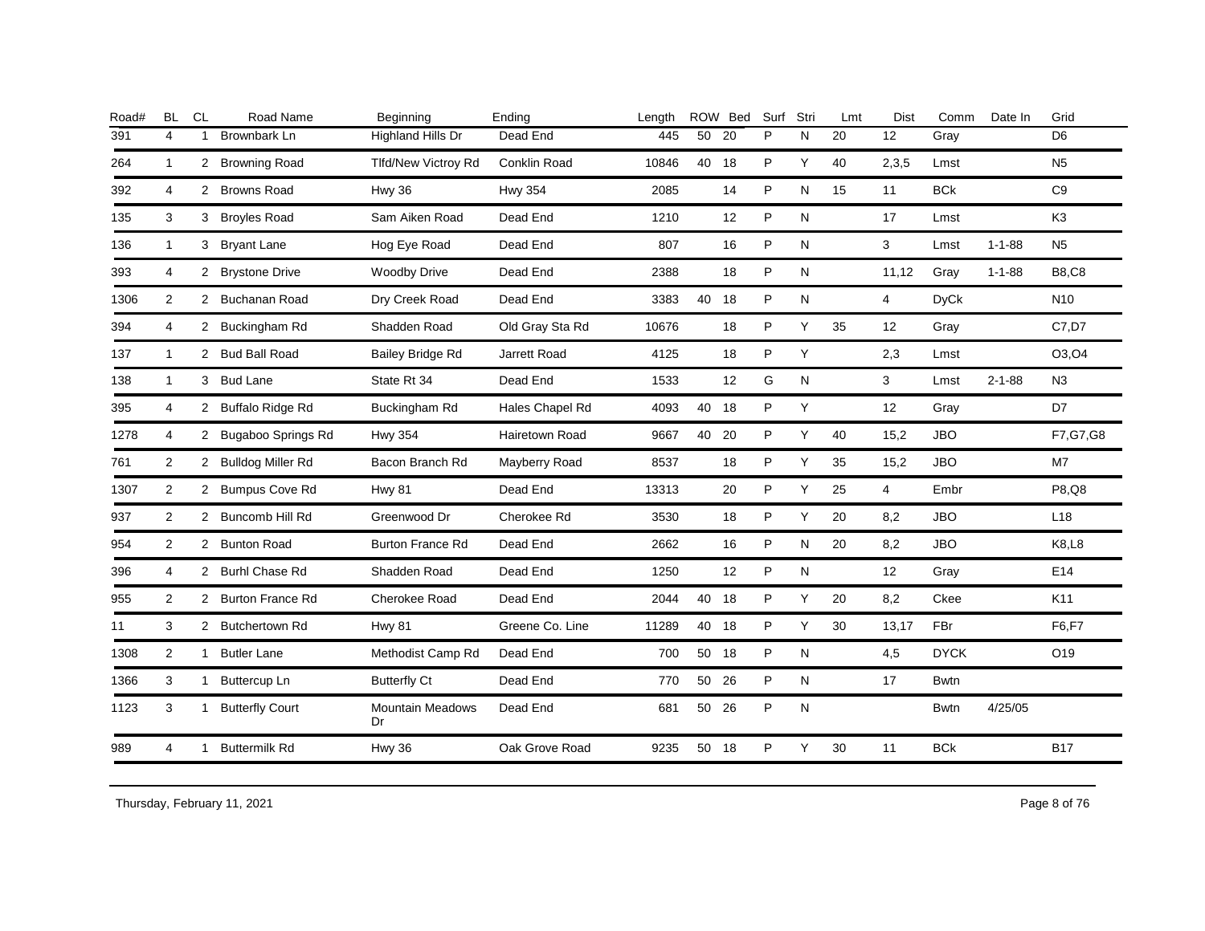| Road# | BL | CL | Road Name | Beginning | Ending | Length | ROW | Bed | Surf | Stri | Lmt | Dist | Comm | Date In | Grid |
|---|---|---|---|---|---|---|---|---|---|---|---|---|---|---|---|
| 391 | 4 | 1 | Brownbark Ln | Highland Hills Dr | Dead End | 445 | 50 | 20 | P | N | 20 | 12 | Gray | | D6 |
| 264 | 1 | 2 | Browning Road | Tlfd/New Victroy Rd | Conklin Road | 10846 | 40 | 18 | P | Y | 40 | 2,3,5 | Lmst | | N5 |
| 392 | 4 | 2 | Browns Road | Hwy 36 | Hwy 354 | 2085 | | 14 | P | N | 15 | 11 | BCk | | C9 |
| 135 | 3 | 3 | Broyles Road | Sam Aiken Road | Dead End | 1210 | | 12 | P | N | | 17 | Lmst | | K3 |
| 136 | 1 | 3 | Bryant Lane | Hog Eye Road | Dead End | 807 | | 16 | P | N | | 3 | Lmst | 1-1-88 | N5 |
| 393 | 4 | 2 | Brystone Drive | Woodby Drive | Dead End | 2388 | | 18 | P | N | | 11,12 | Gray | 1-1-88 | B8,C8 |
| 1306 | 2 | 2 | Buchanan Road | Dry Creek Road | Dead End | 3383 | 40 | 18 | P | N | | 4 | DyCk | | N10 |
| 394 | 4 | 2 | Buckingham Rd | Shadden Road | Old Gray Sta Rd | 10676 | | 18 | P | Y | 35 | 12 | Gray | | C7,D7 |
| 137 | 1 | 2 | Bud Ball Road | Bailey Bridge Rd | Jarrett Road | 4125 | | 18 | P | Y | | 2,3 | Lmst | | O3,O4 |
| 138 | 1 | 3 | Bud Lane | State Rt 34 | Dead End | 1533 | | 12 | G | N | | 3 | Lmst | 2-1-88 | N3 |
| 395 | 4 | 2 | Buffalo Ridge Rd | Buckingham Rd | Hales Chapel Rd | 4093 | 40 | 18 | P | Y | | 12 | Gray | | D7 |
| 1278 | 4 | 2 | Bugaboo Springs Rd | Hwy 354 | Hairetown Road | 9667 | 40 | 20 | P | Y | 40 | 15,2 | JBO | | F7,G7,G8 |
| 761 | 2 | 2 | Bulldog Miller Rd | Bacon Branch Rd | Mayberry Road | 8537 | | 18 | P | Y | 35 | 15,2 | JBO | | M7 |
| 1307 | 2 | 2 | Bumpus Cove Rd | Hwy 81 | Dead End | 13313 | | 20 | P | Y | 25 | 4 | Embr | | P8,Q8 |
| 937 | 2 | 2 | Buncomb Hill Rd | Greenwood Dr | Cherokee Rd | 3530 | | 18 | P | Y | 20 | 8,2 | JBO | | L18 |
| 954 | 2 | 2 | Bunton Road | Burton France Rd | Dead End | 2662 | | 16 | P | N | 20 | 8,2 | JBO | | K8,L8 |
| 396 | 4 | 2 | Burhl Chase Rd | Shadden Road | Dead End | 1250 | | 12 | P | N | | 12 | Gray | | E14 |
| 955 | 2 | 2 | Burton France Rd | Cherokee Road | Dead End | 2044 | 40 | 18 | P | Y | 20 | 8,2 | Ckee | | K11 |
| 11 | 3 | 2 | Butchertown Rd | Hwy 81 | Greene Co. Line | 11289 | 40 | 18 | P | Y | 30 | 13,17 | FBr | | F6,F7 |
| 1308 | 2 | 1 | Butler Lane | Methodist Camp Rd | Dead End | 700 | 50 | 18 | P | N | | 4,5 | DYCK | | O19 |
| 1366 | 3 | 1 | Buttercup Ln | Butterfly Ct | Dead End | 770 | 50 | 26 | P | N | | 17 | Bwtn | | |
| 1123 | 3 | 1 | Butterfly Court | Mountain Meadows Dr | Dead End | 681 | 50 | 26 | P | N | | | Bwtn | 4/25/05 | |
| 989 | 4 | 1 | Buttermilk Rd | Hwy 36 | Oak Grove Road | 9235 | 50 | 18 | P | Y | 30 | 11 | BCk | | B17 |

Thursday, February 11, 2021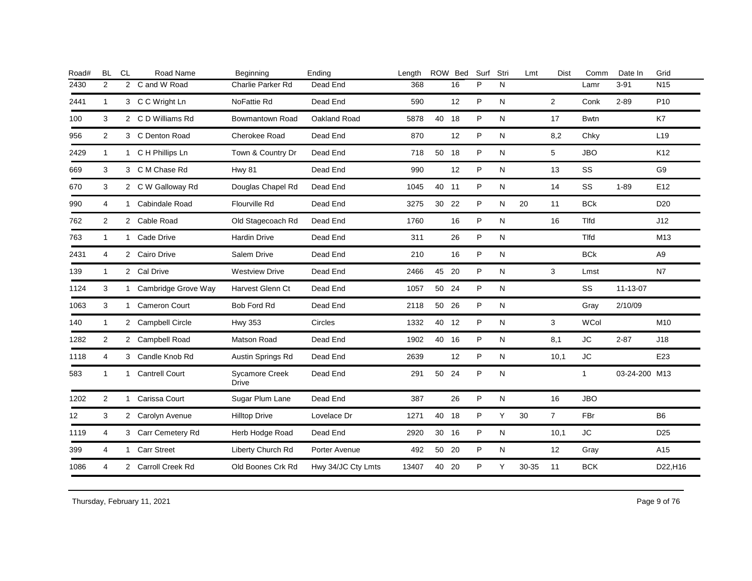| Road# | BL | CL | Road Name | Beginning | Ending | Length | ROW | Bed | Surf | Stri | Lmt | Dist | Comm | Date In | Grid |
|---|---|---|---|---|---|---|---|---|---|---|---|---|---|---|---|
| 2430 | 2 | 2 | C and W Road | Charlie Parker Rd | Dead End | 368 | | 16 | P | N | | | Lamr | 3-91 | N15 |
| 2441 | 1 | 3 | C C Wright Ln | NoFattie Rd | Dead End | 590 | | 12 | P | N | | 2 | Conk | 2-89 | P10 |
| 100 | 3 | 2 | C D Williams Rd | Bowmantown Road | Oakland Road | 5878 | 40 | 18 | P | N | | 17 | Bwtn | | K7 |
| 956 | 2 | 3 | C Denton Road | Cherokee Road | Dead End | 870 | | 12 | P | N | | 8,2 | Chky | | L19 |
| 2429 | 1 | 1 | C H Phillips Ln | Town & Country Dr | Dead End | 718 | 50 | 18 | P | N | | 5 | JBO | | K12 |
| 669 | 3 | 3 | C M Chase Rd | Hwy 81 | Dead End | 990 | | 12 | P | N | | 13 | SS | | G9 |
| 670 | 3 | 2 | C W Galloway Rd | Douglas Chapel Rd | Dead End | 1045 | 40 | 11 | P | N | | 14 | SS | 1-89 | E12 |
| 990 | 4 | 1 | Cabindale Road | Flourville Rd | Dead End | 3275 | 30 | 22 | P | N | 20 | 11 | BCk | | D20 |
| 762 | 2 | 2 | Cable Road | Old Stagecoach Rd | Dead End | 1760 | | 16 | P | N | | 16 | Tlfd | | J12 |
| 763 | 1 | 1 | Cade Drive | Hardin Drive | Dead End | 311 | | 26 | P | N | | | Tlfd | | M13 |
| 2431 | 4 | 2 | Cairo Drive | Salem Drive | Dead End | 210 | | 16 | P | N | | | BCk | | A9 |
| 139 | 1 | 2 | Cal Drive | Westview Drive | Dead End | 2466 | 45 | 20 | P | N | | 3 | Lmst | | N7 |
| 1124 | 3 | 1 | Cambridge Grove Way | Harvest Glenn Ct | Dead End | 1057 | 50 | 24 | P | N | | | SS | 11-13-07 | |
| 1063 | 3 | 1 | Cameron Court | Bob Ford Rd | Dead End | 2118 | 50 | 26 | P | N | | | Gray | 2/10/09 | |
| 140 | 1 | 2 | Campbell Circle | Hwy 353 | Circles | 1332 | 40 | 12 | P | N | | 3 | WCol | | M10 |
| 1282 | 2 | 2 | Campbell Road | Matson Road | Dead End | 1902 | 40 | 16 | P | N | | 8,1 | JC | 2-87 | J18 |
| 1118 | 4 | 3 | Candle Knob Rd | Austin Springs Rd | Dead End | 2639 | | 12 | P | N | | 10,1 | JC | | E23 |
| 583 | 1 | 1 | Cantrell Court | Sycamore Creek Drive | Dead End | 291 | 50 | 24 | P | N | | | 1 | 03-24-200 | M13 |
| 1202 | 2 | 1 | Carissa Court | Sugar Plum Lane | Dead End | 387 | | 26 | P | N | | 16 | JBO | | |
| 12 | 3 | 2 | Carolyn Avenue | Hilltop Drive | Lovelace Dr | 1271 | 40 | 18 | P | Y | 30 | 7 | FBr | | B6 |
| 1119 | 4 | 3 | Carr Cemetery Rd | Herb Hodge Road | Dead End | 2920 | 30 | 16 | P | N | | 10,1 | JC | | D25 |
| 399 | 4 | 1 | Carr Street | Liberty Church Rd | Porter Avenue | 492 | 50 | 20 | P | N | | 12 | Gray | | A15 |
| 1086 | 4 | 2 | Carroll Creek Rd | Old Boones Crk Rd | Hwy 34/JC Cty Lmts | 13407 | 40 | 20 | P | Y | 30-35 | 11 | BCK | | D22,H16 |

Thursday, February 11, 2021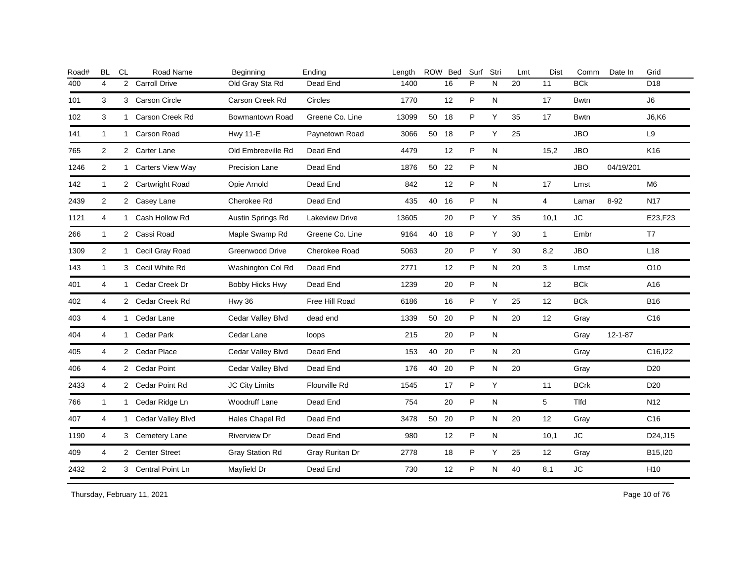| Road# | BL | CL | Road Name | Beginning | Ending | Length | ROW | Bed | Surf | Stri | Lmt | Dist | Comm | Date In | Grid |
|---|---|---|---|---|---|---|---|---|---|---|---|---|---|---|---|
| 400 | 4 | 2 | Carroll Drive | Old Gray Sta Rd | Dead End | 1400 | | 16 | P | N | 20 | 11 | BCk | | D18 |
| 101 | 3 | 3 | Carson Circle | Carson Creek Rd | Circles | 1770 | | 12 | P | N | | 17 | Bwtn | | J6 |
| 102 | 3 | 1 | Carson Creek Rd | Bowmantown Road | Greene Co. Line | 13099 | 50 | 18 | P | Y | 35 | 17 | Bwtn | | J6,K6 |
| 141 | 1 | 1 | Carson Road | Hwy 11-E | Paynetown Road | 3066 | 50 | 18 | P | Y | 25 | | JBO | | L9 |
| 765 | 2 | 2 | Carter Lane | Old Embreeville Rd | Dead End | 4479 | | 12 | P | N | | 15,2 | JBO | | K16 |
| 1246 | 2 | 1 | Carters View Way | Precision Lane | Dead End | 1876 | 50 | 22 | P | N | | | JBO | 04/19/201 | |
| 142 | 1 | 2 | Cartwright Road | Opie Arnold | Dead End | 842 | | 12 | P | N | | 17 | Lmst | | M6 |
| 2439 | 2 | 2 | Casey Lane | Cherokee Rd | Dead End | 435 | 40 | 16 | P | N | | 4 | Lamar | 8-92 | N17 |
| 1121 | 4 | 1 | Cash Hollow Rd | Austin Springs Rd | Lakeview Drive | 13605 | | 20 | P | Y | 35 | 10,1 | JC | | E23,F23 |
| 266 | 1 | 2 | Cassi Road | Maple Swamp Rd | Greene Co. Line | 9164 | 40 | 18 | P | Y | 30 | 1 | Embr | | T7 |
| 1309 | 2 | 1 | Cecil Gray Road | Greenwood Drive | Cherokee Road | 5063 | | 20 | P | Y | 30 | 8,2 | JBO | | L18 |
| 143 | 1 | 3 | Cecil White Rd | Washington Col Rd | Dead End | 2771 | | 12 | P | N | 20 | 3 | Lmst | | O10 |
| 401 | 4 | 1 | Cedar Creek Dr | Bobby Hicks Hwy | Dead End | 1239 | | 20 | P | N | | 12 | BCk | | A16 |
| 402 | 4 | 2 | Cedar Creek Rd | Hwy 36 | Free Hill Road | 6186 | | 16 | P | Y | 25 | 12 | BCk | | B16 |
| 403 | 4 | 1 | Cedar Lane | Cedar Valley Blvd | dead end | 1339 | 50 | 20 | P | N | 20 | 12 | Gray | | C16 |
| 404 | 4 | 1 | Cedar Park | Cedar Lane | loops | 215 | | 20 | P | N | | | Gray | 12-1-87 | |
| 405 | 4 | 2 | Cedar Place | Cedar Valley Blvd | Dead End | 153 | 40 | 20 | P | N | 20 | | Gray | | C16,I22 |
| 406 | 4 | 2 | Cedar Point | Cedar Valley Blvd | Dead End | 176 | 40 | 20 | P | N | 20 | | Gray | | D20 |
| 2433 | 4 | 2 | Cedar Point Rd | JC City Limits | Flourville Rd | 1545 | | 17 | P | Y | | 11 | BCrk | | D20 |
| 766 | 1 | 1 | Cedar Ridge Ln | Woodruff Lane | Dead End | 754 | | 20 | P | N | | 5 | Tlfd | | N12 |
| 407 | 4 | 1 | Cedar Valley Blvd | Hales Chapel Rd | Dead End | 3478 | 50 | 20 | P | N | 20 | 12 | Gray | | C16 |
| 1190 | 4 | 3 | Cemetery Lane | Riverview Dr | Dead End | 980 | | 12 | P | N | | 10,1 | JC | | D24,J15 |
| 409 | 4 | 2 | Center Street | Gray Station Rd | Gray Ruritan Dr | 2778 | | 18 | P | Y | 25 | 12 | Gray | | B15,I20 |
| 2432 | 2 | 3 | Central Point Ln | Mayfield Dr | Dead End | 730 | | 12 | P | N | 40 | 8,1 | JC | | H10 |

Thursday, February 11, 2021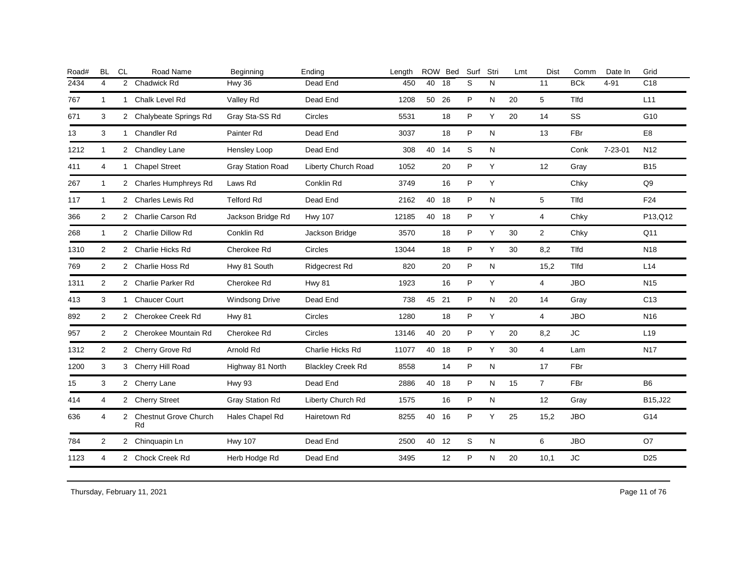| Road# | BL | CL | Road Name | Beginning | Ending | Length | ROW | Bed | Surf | Stri | Lmt | Dist | Comm | Date In | Grid |
|---|---|---|---|---|---|---|---|---|---|---|---|---|---|---|---|
| 2434 | 4 | 2 | Chadwick Rd | Hwy 36 | Dead End | 450 | 40 | 18 | S | N | | 11 | BCk | 4-91 | C18 |
| 767 | 1 | 1 | Chalk Level Rd | Valley Rd | Dead End | 1208 | 50 | 26 | P | N | 20 | 5 | Tlfd | | L11 |
| 671 | 3 | 2 | Chalybeate Springs Rd | Gray Sta-SS Rd | Circles | 5531 | | 18 | P | Y | 20 | 14 | SS | | G10 |
| 13 | 3 | 1 | Chandler Rd | Painter Rd | Dead End | 3037 | | 18 | P | N | | 13 | FBr | | E8 |
| 1212 | 1 | 2 | Chandley Lane | Hensley Loop | Dead End | 308 | 40 | 14 | S | N | | | Conk | 7-23-01 | N12 |
| 411 | 4 | 1 | Chapel Street | Gray Station Road | Liberty Church Road | 1052 | | 20 | P | Y | | 12 | Gray | | B15 |
| 267 | 1 | 2 | Charles Humphreys Rd | Laws Rd | Conklin Rd | 3749 | | 16 | P | Y | | | Chky | | Q9 |
| 117 | 1 | 2 | Charles Lewis Rd | Telford Rd | Dead End | 2162 | 40 | 18 | P | N | | 5 | Tlfd | | F24 |
| 366 | 2 | 2 | Charlie Carson Rd | Jackson Bridge Rd | Hwy 107 | 12185 | 40 | 18 | P | Y | | 4 | Chky | | P13,Q12 |
| 268 | 1 | 2 | Charlie Dillow Rd | Conklin Rd | Jackson Bridge | 3570 | | 18 | P | Y | 30 | 2 | Chky | | Q11 |
| 1310 | 2 | 2 | Charlie Hicks Rd | Cherokee Rd | Circles | 13044 | | 18 | P | Y | 30 | 8,2 | Tlfd | | N18 |
| 769 | 2 | 2 | Charlie Hoss Rd | Hwy 81 South | Ridgecrest Rd | 820 | | 20 | P | N | | 15,2 | Tlfd | | L14 |
| 1311 | 2 | 2 | Charlie Parker Rd | Cherokee Rd | Hwy 81 | 1923 | | 16 | P | Y | | 4 | JBO | | N15 |
| 413 | 3 | 1 | Chaucer Court | Windsong Drive | Dead End | 738 | 45 | 21 | P | N | 20 | 14 | Gray | | C13 |
| 892 | 2 | 2 | Cherokee Creek Rd | Hwy 81 | Circles | 1280 | | 18 | P | Y | | 4 | JBO | | N16 |
| 957 | 2 | 2 | Cherokee Mountain Rd | Cherokee Rd | Circles | 13146 | 40 | 20 | P | Y | 20 | 8,2 | JC | | L19 |
| 1312 | 2 | 2 | Cherry Grove Rd | Arnold Rd | Charlie Hicks Rd | 11077 | 40 | 18 | P | Y | 30 | 4 | Lam | | N17 |
| 1200 | 3 | 3 | Cherry Hill Road | Highway 81 North | Blackley Creek Rd | 8558 | | 14 | P | N | | 17 | FBr | | |
| 15 | 3 | 2 | Cherry Lane | Hwy 93 | Dead End | 2886 | 40 | 18 | P | N | 15 | 7 | FBr | | B6 |
| 414 | 4 | 2 | Cherry Street | Gray Station Rd | Liberty Church Rd | 1575 | | 16 | P | N | | 12 | Gray | | B15,J22 |
| 636 | 4 | 2 | Chestnut Grove Church Rd | Hales Chapel Rd | Hairetown Rd | 8255 | 40 | 16 | P | Y | 25 | 15,2 | JBO | | G14 |
| 784 | 2 | 2 | Chinquapin Ln | Hwy 107 | Dead End | 2500 | 40 | 12 | S | N | | 6 | JBO | | O7 |
| 1123 | 4 | 2 | Chock Creek Rd | Herb Hodge Rd | Dead End | 3495 | | 12 | P | N | 20 | 10,1 | JC | | D25 |

Thursday, February 11, 2021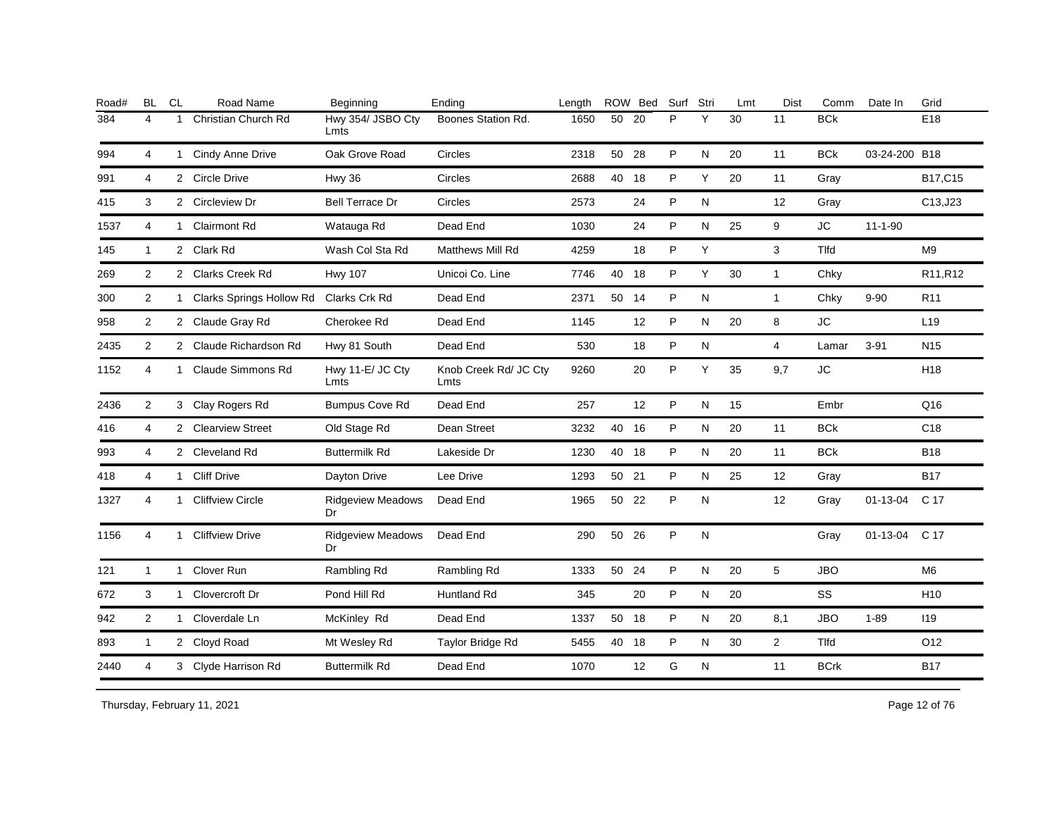| Road# | BL | CL | Road Name | Beginning | Ending | Length | ROW | Bed | Surf | Stri | Lmt | Dist | Comm | Date In | Grid |
|---|---|---|---|---|---|---|---|---|---|---|---|---|---|---|---|
| 384 | 4 | 1 | Christian Church Rd | Hwy 354/ JSBO Cty Lmts | Boones Station Rd. | 1650 | 50 | 20 | P | Y | 30 | 11 | BCk | | E18 |
| 994 | 4 | 1 | Cindy Anne Drive | Oak Grove Road | Circles | 2318 | 50 | 28 | P | N | 20 | 11 | BCk | 03-24-200 | B18 |
| 991 | 4 | 2 | Circle Drive | Hwy 36 | Circles | 2688 | 40 | 18 | P | Y | 20 | 11 | Gray | | B17,C15 |
| 415 | 3 | 2 | Circleview Dr | Bell Terrace Dr | Circles | 2573 | | 24 | P | N | | 12 | Gray | | C13,J23 |
| 1537 | 4 | 1 | Clairmont Rd | Watauga Rd | Dead End | 1030 | | 24 | P | N | 25 | 9 | JC | 11-1-90 | |
| 145 | 1 | 2 | Clark Rd | Wash Col Sta Rd | Matthews Mill Rd | 4259 | | 18 | P | Y | | 3 | Tlfd | | M9 |
| 269 | 2 | 2 | Clarks Creek Rd | Hwy 107 | Unicoi Co. Line | 7746 | 40 | 18 | P | Y | 30 | 1 | Chky | | R11,R12 |
| 300 | 2 | 1 | Clarks Springs Hollow Rd | Clarks Crk Rd | Dead End | 2371 | 50 | 14 | P | N | | 1 | Chky | 9-90 | R11 |
| 958 | 2 | 2 | Claude Gray Rd | Cherokee Rd | Dead End | 1145 | | 12 | P | N | 20 | 8 | JC | | L19 |
| 2435 | 2 | 2 | Claude Richardson Rd | Hwy 81 South | Dead End | 530 | | 18 | P | N | | 4 | Lamar | 3-91 | N15 |
| 1152 | 4 | 1 | Claude Simmons Rd | Hwy 11-E/ JC Cty Lmts | Knob Creek Rd/ JC Cty Lmts | 9260 | | 20 | P | Y | 35 | 9,7 | JC | | H18 |
| 2436 | 2 | 3 | Clay Rogers Rd | Bumpus Cove Rd | Dead End | 257 | | 12 | P | N | 15 | | Embr | | Q16 |
| 416 | 4 | 2 | Clearview Street | Old Stage Rd | Dean Street | 3232 | 40 | 16 | P | N | 20 | 11 | BCk | | C18 |
| 993 | 4 | 2 | Cleveland Rd | Buttermilk Rd | Lakeside Dr | 1230 | 40 | 18 | P | N | 20 | 11 | BCk | | B18 |
| 418 | 4 | 1 | Cliff Drive | Dayton Drive | Lee Drive | 1293 | 50 | 21 | P | N | 25 | 12 | Gray | | B17 |
| 1327 | 4 | 1 | Cliffview Circle | Ridgeview Meadows Dr | Dead End | 1965 | 50 | 22 | P | N | | 12 | Gray | 01-13-04 | C 17 |
| 1156 | 4 | 1 | Cliffview Drive | Ridgeview Meadows Dr | Dead End | 290 | 50 | 26 | P | N | | | Gray | 01-13-04 | C 17 |
| 121 | 1 | 1 | Clover Run | Rambling Rd | Rambling Rd | 1333 | 50 | 24 | P | N | 20 | 5 | JBO | | M6 |
| 672 | 3 | 1 | Clovercroft Dr | Pond Hill Rd | Huntland Rd | 345 | | 20 | P | N | 20 | | SS | | H10 |
| 942 | 2 | 1 | Cloverdale Ln | McKinley Rd | Dead End | 1337 | 50 | 18 | P | N | 20 | 8,1 | JBO | 1-89 | I19 |
| 893 | 1 | 2 | Cloyd Road | Mt Wesley Rd | Taylor Bridge Rd | 5455 | 40 | 18 | P | N | 30 | 2 | Tlfd | | O12 |
| 2440 | 4 | 3 | Clyde Harrison Rd | Buttermilk Rd | Dead End | 1070 | | 12 | G | N | | 11 | BCrk | | B17 |

Thursday, February 11, 2021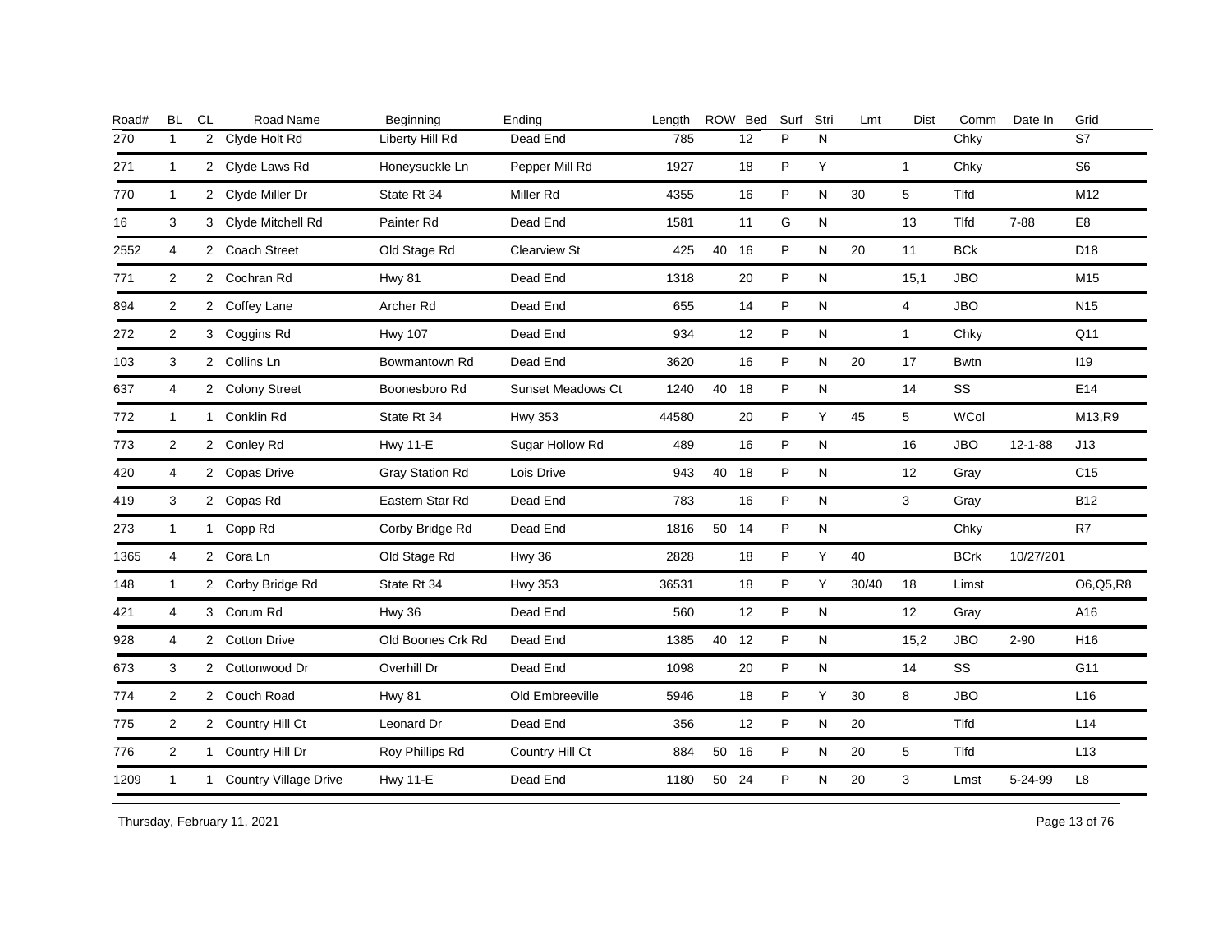| Road# | BL | CL | Road Name | Beginning | Ending | Length | ROW | Bed | Surf | Stri | Lmt | Dist | Comm | Date In | Grid |
|---|---|---|---|---|---|---|---|---|---|---|---|---|---|---|---|
| 270 | 1 | 2 | Clyde Holt Rd | Liberty Hill Rd | Dead End | 785 | | 12 | P | N | | | Chky | | S7 |
| 271 | 1 | 2 | Clyde Laws Rd | Honeysuckle Ln | Pepper Mill Rd | 1927 | | 18 | P | Y | | 1 | Chky | | S6 |
| 770 | 1 | 2 | Clyde Miller Dr | State Rt 34 | Miller Rd | 4355 | | 16 | P | N | 30 | 5 | Tlfd | | M12 |
| 16 | 3 | 3 | Clyde Mitchell Rd | Painter Rd | Dead End | 1581 | | 11 | G | N | | 13 | Tlfd | 7-88 | E8 |
| 2552 | 4 | 2 | Coach Street | Old Stage Rd | Clearview St | 425 | 40 | 16 | P | N | 20 | 11 | BCk | | D18 |
| 771 | 2 | 2 | Cochran Rd | Hwy 81 | Dead End | 1318 | | 20 | P | N | | 15,1 | JBO | | M15 |
| 894 | 2 | 2 | Coffey Lane | Archer Rd | Dead End | 655 | | 14 | P | N | | 4 | JBO | | N15 |
| 272 | 2 | 3 | Coggins Rd | Hwy 107 | Dead End | 934 | | 12 | P | N | | 1 | Chky | | Q11 |
| 103 | 3 | 2 | Collins Ln | Bowmantown Rd | Dead End | 3620 | | 16 | P | N | 20 | 17 | Bwtn | | I19 |
| 637 | 4 | 2 | Colony Street | Boonesboro Rd | Sunset Meadows Ct | 1240 | 40 | 18 | P | N | | 14 | SS | | E14 |
| 772 | 1 | 1 | Conklin Rd | State Rt 34 | Hwy 353 | 44580 | | 20 | P | Y | 45 | 5 | WCol | | M13,R9 |
| 773 | 2 | 2 | Conley Rd | Hwy 11-E | Sugar Hollow Rd | 489 | | 16 | P | N | | 16 | JBO | 12-1-88 | J13 |
| 420 | 4 | 2 | Copas Drive | Gray Station Rd | Lois Drive | 943 | 40 | 18 | P | N | | 12 | Gray | | C15 |
| 419 | 3 | 2 | Copas Rd | Eastern Star Rd | Dead End | 783 | | 16 | P | N | | 3 | Gray | | B12 |
| 273 | 1 | 1 | Copp Rd | Corby Bridge Rd | Dead End | 1816 | 50 | 14 | P | N | | | Chky | | R7 |
| 1365 | 4 | 2 | Cora Ln | Old Stage Rd | Hwy 36 | 2828 | | 18 | P | Y | 40 | | BCrk | 10/27/201 | |
| 148 | 1 | 2 | Corby Bridge Rd | State Rt 34 | Hwy 353 | 36531 | | 18 | P | Y | 30/40 | 18 | Limst | | O6,Q5,R8 |
| 421 | 4 | 3 | Corum Rd | Hwy 36 | Dead End | 560 | | 12 | P | N | | 12 | Gray | | A16 |
| 928 | 4 | 2 | Cotton Drive | Old Boones Crk Rd | Dead End | 1385 | 40 | 12 | P | N | | 15,2 | JBO | 2-90 | H16 |
| 673 | 3 | 2 | Cottonwood Dr | Overhill Dr | Dead End | 1098 | | 20 | P | N | | 14 | SS | | G11 |
| 774 | 2 | 2 | Couch Road | Hwy 81 | Old Embreeville | 5946 | | 18 | P | Y | 30 | 8 | JBO | | L16 |
| 775 | 2 | 2 | Country Hill Ct | Leonard Dr | Dead End | 356 | | 12 | P | N | 20 | | Tlfd | | L14 |
| 776 | 2 | 1 | Country Hill Dr | Roy Phillips Rd | Country Hill Ct | 884 | 50 | 16 | P | N | 20 | 5 | Tlfd | | L13 |
| 1209 | 1 | 1 | Country Village Drive | Hwy 11-E | Dead End | 1180 | 50 | 24 | P | N | 20 | 3 | Lmst | 5-24-99 | L8 |

Thursday, February 11, 2021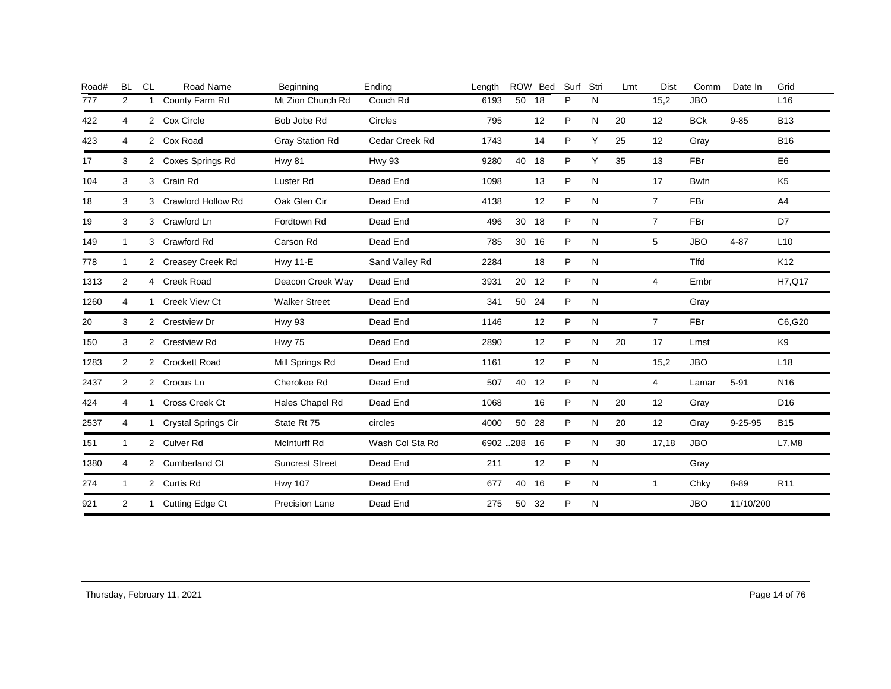| Road# | BL | CL | Road Name | Beginning | Ending | Length | ROW | Bed | Surf | Stri | Lmt | Dist | Comm | Date In | Grid |
|---|---|---|---|---|---|---|---|---|---|---|---|---|---|---|---|
| 777 | 2 | 1 | County Farm Rd | Mt Zion Church Rd | Couch Rd | 6193 | 50 | 18 | P | N | | 15,2 | JBO | | L16 |
| 422 | 4 | 2 | Cox Circle | Bob Jobe Rd | Circles | 795 | | 12 | P | N | 20 | 12 | BCk | 9-85 | B13 |
| 423 | 4 | 2 | Cox Road | Gray Station Rd | Cedar Creek Rd | 1743 | | 14 | P | Y | 25 | 12 | Gray | | B16 |
| 17 | 3 | 2 | Coxes Springs Rd | Hwy 81 | Hwy 93 | 9280 | 40 | 18 | P | Y | 35 | 13 | FBr | | E6 |
| 104 | 3 | 3 | Crain Rd | Luster Rd | Dead End | 1098 | | 13 | P | N | | 17 | Bwtn | | K5 |
| 18 | 3 | 3 | Crawford Hollow Rd | Oak Glen Cir | Dead End | 4138 | | 12 | P | N | | 7 | FBr | | A4 |
| 19 | 3 | 3 | Crawford Ln | Fordtown Rd | Dead End | 496 | 30 | 18 | P | N | | 7 | FBr | | D7 |
| 149 | 1 | 3 | Crawford Rd | Carson Rd | Dead End | 785 | 30 | 16 | P | N | | 5 | JBO | 4-87 | L10 |
| 778 | 1 | 2 | Creasey Creek Rd | Hwy 11-E | Sand Valley Rd | 2284 | | 18 | P | N | | | Tlfd | | K12 |
| 1313 | 2 | 4 | Creek Road | Deacon Creek Way | Dead End | 3931 | 20 | 12 | P | N | | 4 | Embr | | H7,Q17 |
| 1260 | 4 | 1 | Creek View Ct | Walker Street | Dead End | 341 | 50 | 24 | P | N | | | Gray | | |
| 20 | 3 | 2 | Crestview Dr | Hwy 93 | Dead End | 1146 | | 12 | P | N | | 7 | FBr | | C6,G20 |
| 150 | 3 | 2 | Crestview Rd | Hwy 75 | Dead End | 2890 | | 12 | P | N | 20 | 17 | Lmst | | K9 |
| 1283 | 2 | 2 | Crockett Road | Mill Springs Rd | Dead End | 1161 | | 12 | P | N | | 15,2 | JBO | | L18 |
| 2437 | 2 | 2 | Crocus Ln | Cherokee Rd | Dead End | 507 | 40 | 12 | P | N | | 4 | Lamar | 5-91 | N16 |
| 424 | 4 | 1 | Cross Creek Ct | Hales Chapel Rd | Dead End | 1068 | | 16 | P | N | 20 | 12 | Gray | | D16 |
| 2537 | 4 | 1 | Crystal Springs Cir | State Rt 75 | circles | 4000 | 50 | 28 | P | N | 20 | 12 | Gray | 9-25-95 | B15 |
| 151 | 1 | 2 | Culver Rd | McInturff Rd | Wash Col Sta Rd | 6902 | ..288 | 16 | P | N | 30 | 17,18 | JBO | | L7,M8 |
| 1380 | 4 | 2 | Cumberland Ct | Suncrest Street | Dead End | 211 | | 12 | P | N | | | Gray | | |
| 274 | 1 | 2 | Curtis Rd | Hwy 107 | Dead End | 677 | 40 | 16 | P | N | | 1 | Chky | 8-89 | R11 |
| 921 | 2 | 1 | Cutting Edge Ct | Precision Lane | Dead End | 275 | 50 | 32 | P | N | | | JBO | 11/10/200 | |

Thursday, February 11, 2021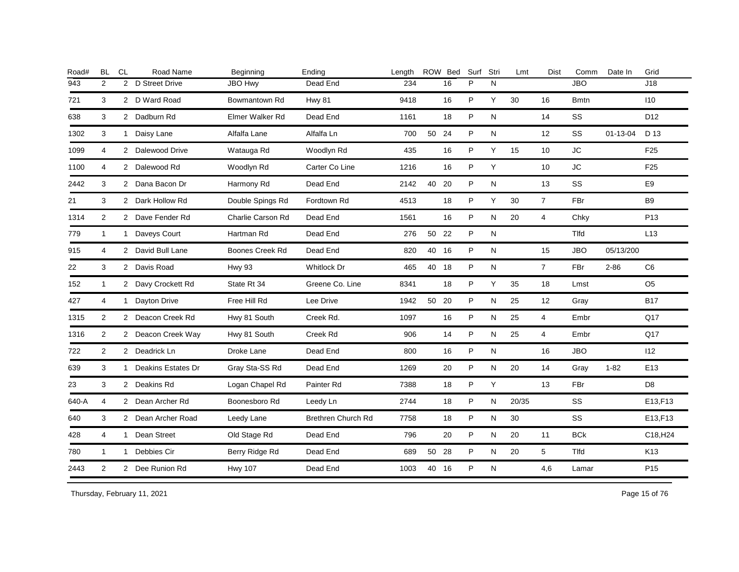| Road# | BL | CL | Road Name | Beginning | Ending | Length | ROW | Bed | Surf | Stri | Lmt | Dist | Comm | Date In | Grid |
|---|---|---|---|---|---|---|---|---|---|---|---|---|---|---|---|
| 943 | 2 | 2 | D Street Drive | JBO Hwy | Dead End | 234 | | 16 | P | N | | | JBO | | J18 |
| 721 | 3 | 2 | D Ward Road | Bowmantown Rd | Hwy 81 | 9418 | | 16 | P | Y | 30 | 16 | Bmtn | | I10 |
| 638 | 3 | 2 | Dadburn Rd | Elmer Walker Rd | Dead End | 1161 | | 18 | P | N | | 14 | SS | | D12 |
| 1302 | 3 | 1 | Daisy Lane | Alfalfa Lane | Alfalfa Ln | 700 | 50 | 24 | P | N | | 12 | SS | 01-13-04 | D 13 |
| 1099 | 4 | 2 | Dalewood Drive | Watauga Rd | Woodlyn Rd | 435 | | 16 | P | Y | 15 | 10 | JC | | F25 |
| 1100 | 4 | 2 | Dalewood Rd | Woodlyn Rd | Carter Co Line | 1216 | | 16 | P | Y | | 10 | JC | | F25 |
| 2442 | 3 | 2 | Dana Bacon Dr | Harmony Rd | Dead End | 2142 | 40 | 20 | P | N | | 13 | SS | | E9 |
| 21 | 3 | 2 | Dark Hollow Rd | Double Spings Rd | Fordtown Rd | 4513 | | 18 | P | Y | 30 | 7 | FBr | | B9 |
| 1314 | 2 | 2 | Dave Fender Rd | Charlie Carson Rd | Dead End | 1561 | | 16 | P | N | 20 | 4 | Chky | | P13 |
| 779 | 1 | 1 | Daveys Court | Hartman Rd | Dead End | 276 | 50 | 22 | P | N | | | Tlfd | | L13 |
| 915 | 4 | 2 | David Bull Lane | Boones Creek Rd | Dead End | 820 | 40 | 16 | P | N | | 15 | JBO | 05/13/200 | |
| 22 | 3 | 2 | Davis Road | Hwy 93 | Whitlock Dr | 465 | 40 | 18 | P | N | | 7 | FBr | 2-86 | C6 |
| 152 | 1 | 2 | Davy Crockett Rd | State Rt 34 | Greene Co. Line | 8341 | | 18 | P | Y | 35 | 18 | Lmst | | O5 |
| 427 | 4 | 1 | Dayton Drive | Free Hill Rd | Lee Drive | 1942 | 50 | 20 | P | N | 25 | 12 | Gray | | B17 |
| 1315 | 2 | 2 | Deacon Creek Rd | Hwy 81 South | Creek Rd. | 1097 | | 16 | P | N | 25 | 4 | Embr | | Q17 |
| 1316 | 2 | 2 | Deacon Creek Way | Hwy 81 South | Creek Rd | 906 | | 14 | P | N | 25 | 4 | Embr | | Q17 |
| 722 | 2 | 2 | Deadrick Ln | Droke Lane | Dead End | 800 | | 16 | P | N | | 16 | JBO | | I12 |
| 639 | 3 | 1 | Deakins Estates Dr | Gray Sta-SS Rd | Dead End | 1269 | | 20 | P | N | 20 | 14 | Gray | 1-82 | E13 |
| 23 | 3 | 2 | Deakins Rd | Logan Chapel Rd | Painter Rd | 7388 | | 18 | P | Y | | 13 | FBr | | D8 |
| 640-A | 4 | 2 | Dean Archer Rd | Boonesboro Rd | Leedy Ln | 2744 | | 18 | P | N | 20/35 | | SS | | E13,F13 |
| 640 | 3 | 2 | Dean Archer Road | Leedy Lane | Brethren Church Rd | 7758 | | 18 | P | N | 30 | | SS | | E13,F13 |
| 428 | 4 | 1 | Dean Street | Old Stage Rd | Dead End | 796 | | 20 | P | N | 20 | 11 | BCk | | C18,H24 |
| 780 | 1 | 1 | Debbies Cir | Berry Ridge Rd | Dead End | 689 | 50 | 28 | P | N | 20 | 5 | Tlfd | | K13 |
| 2443 | 2 | 2 | Dee Runion Rd | Hwy 107 | Dead End | 1003 | 40 | 16 | P | N | | 4,6 | Lamar | | P15 |

Thursday, February 11, 2021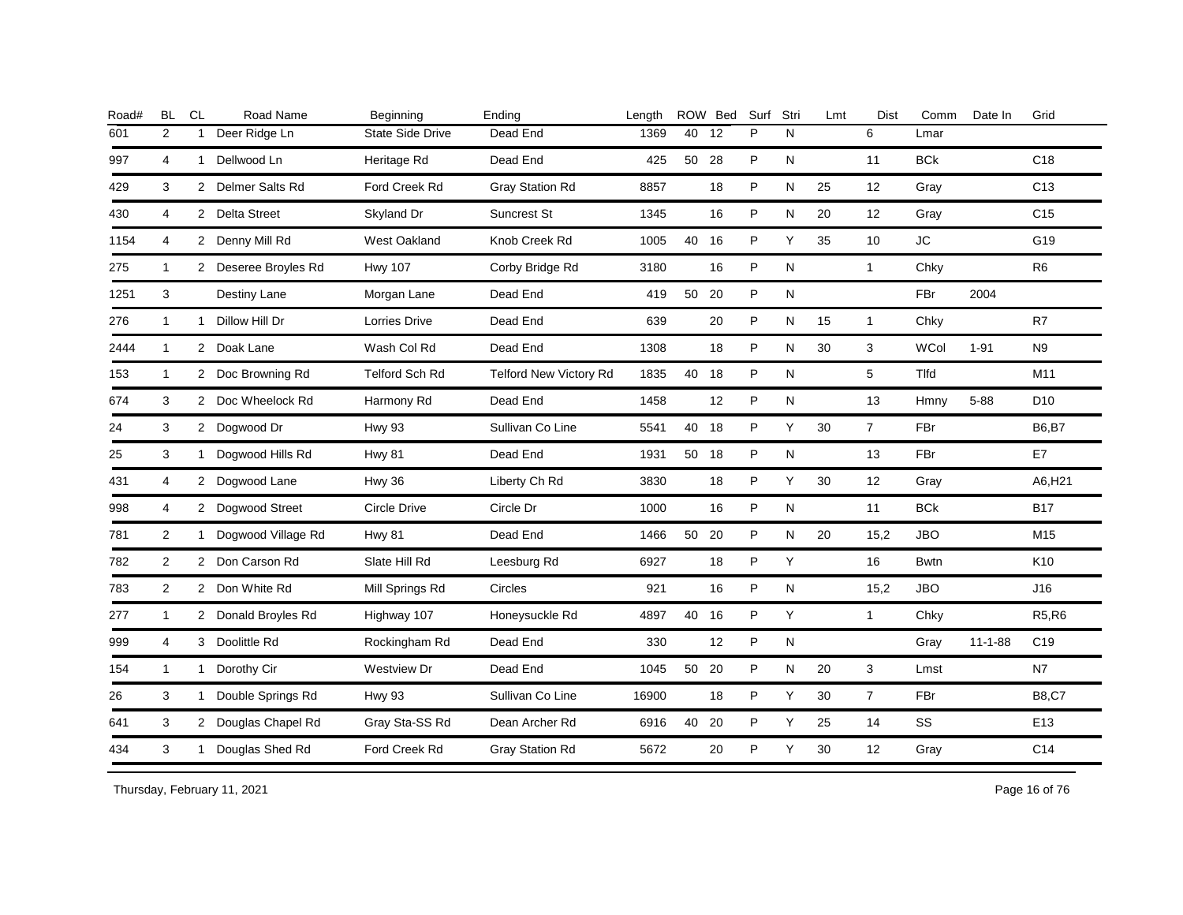| Road# | BL | CL | Road Name | Beginning | Ending | Length | ROW | Bed | Surf | Stri | Lmt | Dist | Comm | Date In | Grid |
|---|---|---|---|---|---|---|---|---|---|---|---|---|---|---|---|
| 601 | 2 | 1 | Deer Ridge Ln | State Side Drive | Dead End | 1369 | 40 | 12 | P | N | | 6 | Lmar | | |
| 997 | 4 | 1 | Dellwood Ln | Heritage Rd | Dead End | 425 | 50 | 28 | P | N | | 11 | BCk | | C18 |
| 429 | 3 | 2 | Delmer Salts Rd | Ford Creek Rd | Gray Station Rd | 8857 | | 18 | P | N | 25 | 12 | Gray | | C13 |
| 430 | 4 | 2 | Delta Street | Skyland Dr | Suncrest St | 1345 | | 16 | P | N | 20 | 12 | Gray | | C15 |
| 1154 | 4 | 2 | Denny Mill Rd | West Oakland | Knob Creek Rd | 1005 | 40 | 16 | P | Y | 35 | 10 | JC | | G19 |
| 275 | 1 | 2 | Deseree Broyles Rd | Hwy 107 | Corby Bridge Rd | 3180 | | 16 | P | N | | 1 | Chky | | R6 |
| 1251 | 3 | | Destiny Lane | Morgan Lane | Dead End | 419 | 50 | 20 | P | N | | | FBr | 2004 | |
| 276 | 1 | 1 | Dillow Hill Dr | Lorries Drive | Dead End | 639 | | 20 | P | N | 15 | 1 | Chky | | R7 |
| 2444 | 1 | 2 | Doak Lane | Wash Col Rd | Dead End | 1308 | | 18 | P | N | 30 | 3 | WCol | 1-91 | N9 |
| 153 | 1 | 2 | Doc Browning Rd | Telford Sch Rd | Telford New Victory Rd | 1835 | 40 | 18 | P | N | | 5 | Tlfd | | M11 |
| 674 | 3 | 2 | Doc Wheelock Rd | Harmony Rd | Dead End | 1458 | | 12 | P | N | | 13 | Hmny | 5-88 | D10 |
| 24 | 3 | 2 | Dogwood Dr | Hwy 93 | Sullivan Co Line | 5541 | 40 | 18 | P | Y | 30 | 7 | FBr | | B6,B7 |
| 25 | 3 | 1 | Dogwood Hills Rd | Hwy 81 | Dead End | 1931 | 50 | 18 | P | N | | 13 | FBr | | E7 |
| 431 | 4 | 2 | Dogwood Lane | Hwy 36 | Liberty Ch Rd | 3830 | | 18 | P | Y | 30 | 12 | Gray | | A6,H21 |
| 998 | 4 | 2 | Dogwood Street | Circle Drive | Circle Dr | 1000 | | 16 | P | N | | 11 | BCk | | B17 |
| 781 | 2 | 1 | Dogwood Village Rd | Hwy 81 | Dead End | 1466 | 50 | 20 | P | N | 20 | 15,2 | JBO | | M15 |
| 782 | 2 | 2 | Don Carson Rd | Slate Hill Rd | Leesburg Rd | 6927 | | 18 | P | Y | | 16 | Bwtn | | K10 |
| 783 | 2 | 2 | Don White Rd | Mill Springs Rd | Circles | 921 | | 16 | P | N | | 15,2 | JBO | | J16 |
| 277 | 1 | 2 | Donald Broyles Rd | Highway 107 | Honeysuckle Rd | 4897 | 40 | 16 | P | Y | | 1 | Chky | | R5,R6 |
| 999 | 4 | 3 | Doolittle Rd | Rockingham Rd | Dead End | 330 | | 12 | P | N | | | Gray | 11-1-88 | C19 |
| 154 | 1 | 1 | Dorothy Cir | Westview Dr | Dead End | 1045 | 50 | 20 | P | N | 20 | 3 | Lmst | | N7 |
| 26 | 3 | 1 | Double Springs Rd | Hwy 93 | Sullivan Co Line | 16900 | | 18 | P | Y | 30 | 7 | FBr | | B8,C7 |
| 641 | 3 | 2 | Douglas Chapel Rd | Gray Sta-SS Rd | Dean Archer Rd | 6916 | 40 | 20 | P | Y | 25 | 14 | SS | | E13 |
| 434 | 3 | 1 | Douglas Shed Rd | Ford Creek Rd | Gray Station Rd | 5672 | | 20 | P | Y | 30 | 12 | Gray | | C14 |

Thursday, February 11, 2021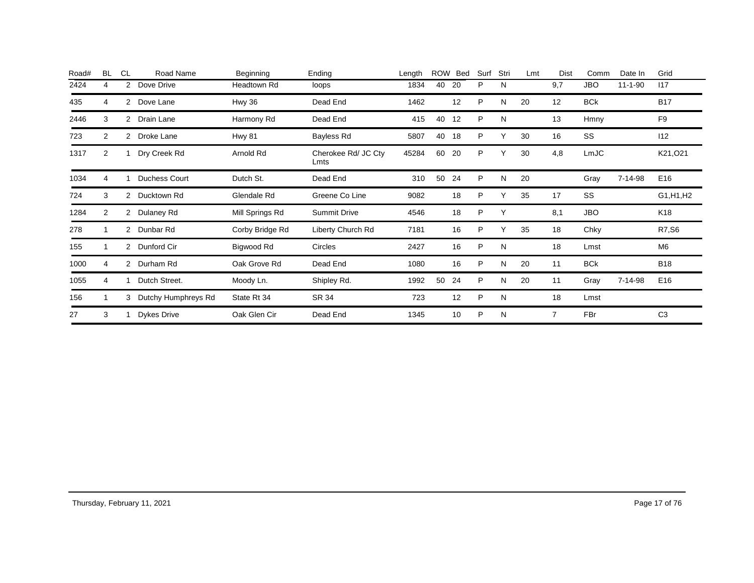| Road# | BL | CL | Road Name | Beginning | Ending | Length | ROW | Bed | Surf | Stri | Lmt | Dist | Comm | Date In | Grid |
|---|---|---|---|---|---|---|---|---|---|---|---|---|---|---|---|
| 2424 | 4 | 2 | Dove Drive | Headtown Rd | loops | 1834 | 40 | 20 | P | N | | 9,7 | JBO | 11-1-90 | I17 |
| 435 | 4 | 2 | Dove Lane | Hwy 36 | Dead End | 1462 | | 12 | P | N | 20 | 12 | BCk | | B17 |
| 2446 | 3 | 2 | Drain Lane | Harmony Rd | Dead End | 415 | 40 | 12 | P | N | | 13 | Hmny | | F9 |
| 723 | 2 | 2 | Droke Lane | Hwy 81 | Bayless Rd | 5807 | 40 | 18 | P | Y | 30 | 16 | SS | | I12 |
| 1317 | 2 | 1 | Dry Creek Rd | Arnold Rd | Cherokee Rd/ JC Cty Lmts | 45284 | 60 | 20 | P | Y | 30 | 4,8 | LmJC | | K21,O21 |
| 1034 | 4 | 1 | Duchess Court | Dutch St. | Dead End | 310 | 50 | 24 | P | N | 20 | | Gray | 7-14-98 | E16 |
| 724 | 3 | 2 | Ducktown Rd | Glendale Rd | Greene Co Line | 9082 | | 18 | P | Y | 35 | 17 | SS | | G1,H1,H2 |
| 1284 | 2 | 2 | Dulaney Rd | Mill Springs Rd | Summit Drive | 4546 | | 18 | P | Y | | 8,1 | JBO | | K18 |
| 278 | 1 | 2 | Dunbar Rd | Corby Bridge Rd | Liberty Church Rd | 7181 | | 16 | P | Y | 35 | 18 | Chky | | R7,S6 |
| 155 | 1 | 2 | Dunford Cir | Bigwood Rd | Circles | 2427 | | 16 | P | N | | 18 | Lmst | | M6 |
| 1000 | 4 | 2 | Durham Rd | Oak Grove Rd | Dead End | 1080 | | 16 | P | N | 20 | 11 | BCk | | B18 |
| 1055 | 4 | 1 | Dutch Street. | Moody Ln. | Shipley Rd. | 1992 | 50 | 24 | P | N | 20 | 11 | Gray | 7-14-98 | E16 |
| 156 | 1 | 3 | Dutchy Humphreys Rd | State Rt 34 | SR 34 | 723 | | 12 | P | N | | 18 | Lmst | | |
| 27 | 3 | 1 | Dykes Drive | Oak Glen Cir | Dead End | 1345 | | 10 | P | N | | 7 | FBr | | C3 |

Thursday, February 11, 2021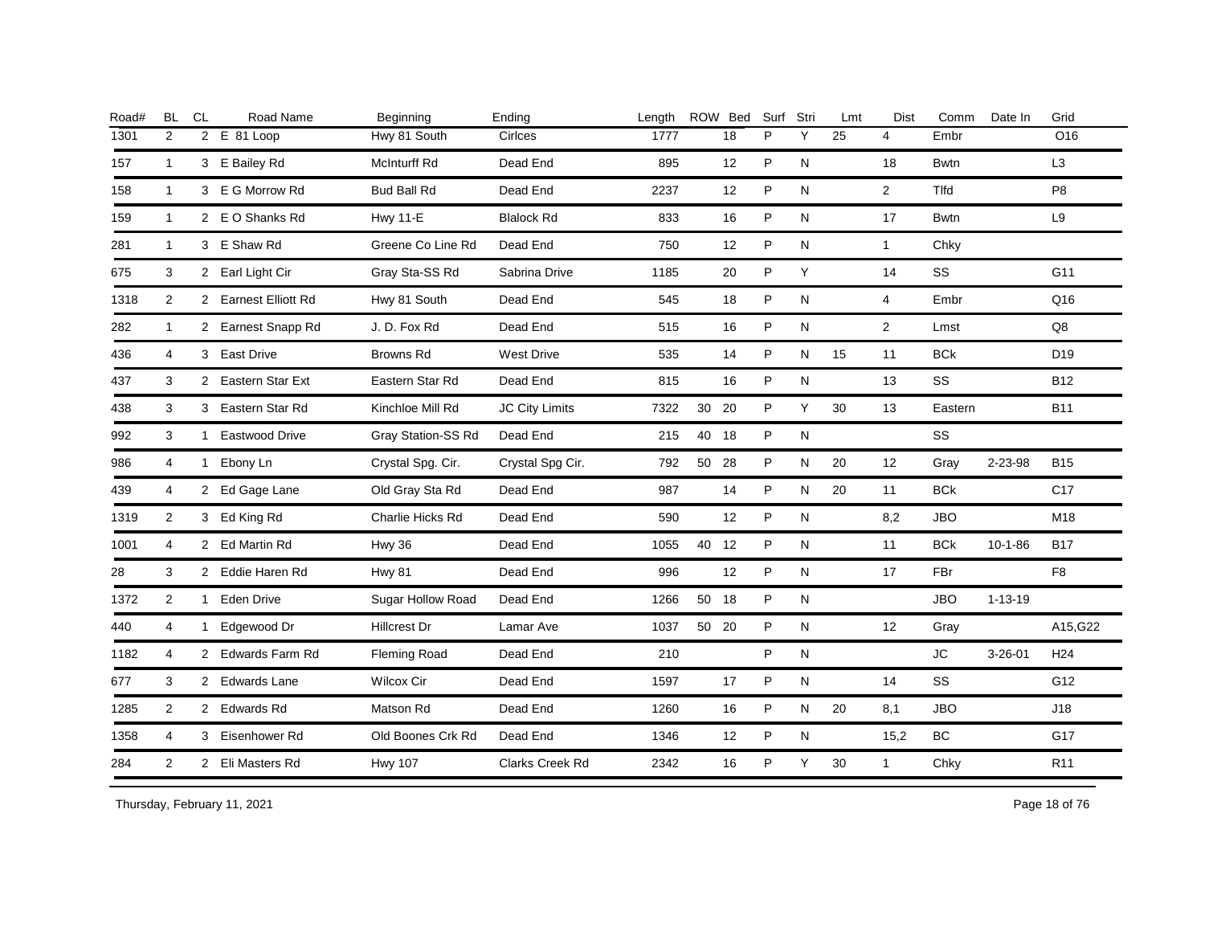| Road# | BL | CL | Road Name | Beginning | Ending | Length | ROW | Bed | Surf | Stri | Lmt | Dist | Comm | Date In | Grid |
|---|---|---|---|---|---|---|---|---|---|---|---|---|---|---|---|
| 1301 | 2 | 2 | E 81 Loop | Hwy 81 South | Cirlces | 1777 | | 18 | P | Y | 25 | 4 | Embr | | O16 |
| 157 | 1 | 3 | E Bailey Rd | McInturff Rd | Dead End | 895 | | 12 | P | N | | 18 | Bwtn | | L3 |
| 158 | 1 | 3 | E G Morrow Rd | Bud Ball Rd | Dead End | 2237 | | 12 | P | N | | 2 | Tlfd | | P8 |
| 159 | 1 | 2 | E O Shanks Rd | Hwy 11-E | Blalock Rd | 833 | | 16 | P | N | | 17 | Bwtn | | L9 |
| 281 | 1 | 3 | E Shaw Rd | Greene Co Line Rd | Dead End | 750 | | 12 | P | N | | 1 | Chky | | |
| 675 | 3 | 2 | Earl Light Cir | Gray Sta-SS Rd | Sabrina Drive | 1185 | | 20 | P | Y | | 14 | SS | | G11 |
| 1318 | 2 | 2 | Earnest Elliott Rd | Hwy 81 South | Dead End | 545 | | 18 | P | N | | 4 | Embr | | Q16 |
| 282 | 1 | 2 | Earnest Snapp Rd | J. D. Fox Rd | Dead End | 515 | | 16 | P | N | | 2 | Lmst | | Q8 |
| 436 | 4 | 3 | East Drive | Browns Rd | West Drive | 535 | | 14 | P | N | 15 | 11 | BCk | | D19 |
| 437 | 3 | 2 | Eastern Star Ext | Eastern Star Rd | Dead End | 815 | | 16 | P | N | | 13 | SS | | B12 |
| 438 | 3 | 3 | Eastern Star Rd | Kinchloe Mill Rd | JC City Limits | 7322 | 30 | 20 | P | Y | 30 | 13 | Eastern | | B11 |
| 992 | 3 | 1 | Eastwood Drive | Gray Station-SS Rd | Dead End | 215 | 40 | 18 | P | N | | | SS | | |
| 986 | 4 | 1 | Ebony Ln | Crystal Spg. Cir. | Crystal Spg Cir. | 792 | 50 | 28 | P | N | 20 | 12 | Gray | 2-23-98 | B15 |
| 439 | 4 | 2 | Ed Gage Lane | Old Gray Sta Rd | Dead End | 987 | | 14 | P | N | 20 | 11 | BCk | | C17 |
| 1319 | 2 | 3 | Ed King Rd | Charlie Hicks Rd | Dead End | 590 | | 12 | P | N | | 8,2 | JBO | | M18 |
| 1001 | 4 | 2 | Ed Martin Rd | Hwy 36 | Dead End | 1055 | 40 | 12 | P | N | | 11 | BCk | 10-1-86 | B17 |
| 28 | 3 | 2 | Eddie Haren Rd | Hwy 81 | Dead End | 996 | | 12 | P | N | | 17 | FBr | | F8 |
| 1372 | 2 | 1 | Eden Drive | Sugar Hollow Road | Dead End | 1266 | 50 | 18 | P | N | | | JBO | 1-13-19 | |
| 440 | 4 | 1 | Edgewood Dr | Hillcrest Dr | Lamar Ave | 1037 | 50 | 20 | P | N | | 12 | Gray | | A15,G22 |
| 1182 | 4 | 2 | Edwards Farm Rd | Fleming Road | Dead End | 210 | | | P | N | | | JC | 3-26-01 | H24 |
| 677 | 3 | 2 | Edwards Lane | Wilcox Cir | Dead End | 1597 | | 17 | P | N | | 14 | SS | | G12 |
| 1285 | 2 | 2 | Edwards Rd | Matson Rd | Dead End | 1260 | | 16 | P | N | 20 | 8,1 | JBO | | J18 |
| 1358 | 4 | 3 | Eisenhower Rd | Old Boones Crk Rd | Dead End | 1346 | | 12 | P | N | | 15,2 | BC | | G17 |
| 284 | 2 | 2 | Eli Masters Rd | Hwy 107 | Clarks Creek Rd | 2342 | | 16 | P | Y | 30 | 1 | Chky | | R11 |

Thursday, February 11, 2021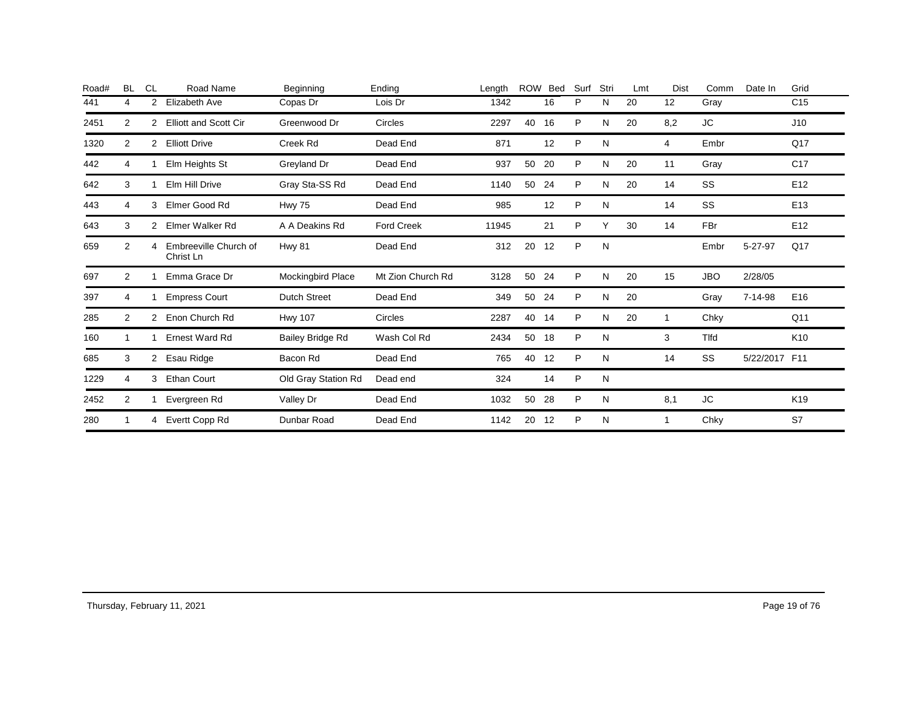| Road# | BL | CL | Road Name | Beginning | Ending | Length | ROW | Bed | Surf | Stri | Lmt | Dist | Comm | Date In | Grid |
|---|---|---|---|---|---|---|---|---|---|---|---|---|---|---|---|
| 441 | 4 | 2 | Elizabeth Ave | Copas Dr | Lois Dr | 1342 | | 16 | P | N | 20 | 12 | Gray | | C15 |
| 2451 | 2 | 2 | Elliott and Scott Cir | Greenwood Dr | Circles | 2297 | 40 | 16 | P | N | 20 | 8,2 | JC | | J10 |
| 1320 | 2 | 2 | Elliott Drive | Creek Rd | Dead End | 871 | | 12 | P | N | | 4 | Embr | | Q17 |
| 442 | 4 | 1 | Elm Heights St | Greyland Dr | Dead End | 937 | 50 | 20 | P | N | 20 | 11 | Gray | | C17 |
| 642 | 3 | 1 | Elm Hill Drive | Gray Sta-SS Rd | Dead End | 1140 | 50 | 24 | P | N | 20 | 14 | SS | | E12 |
| 443 | 4 | 3 | Elmer Good Rd | Hwy 75 | Dead End | 985 | | 12 | P | N | | 14 | SS | | E13 |
| 643 | 3 | 2 | Elmer Walker Rd | A A Deakins Rd | Ford Creek | 11945 | | 21 | P | Y | 30 | 14 | FBr | | E12 |
| 659 | 2 | 4 | Embreeville Church of Christ Ln | Hwy 81 | Dead End | 312 | 20 | 12 | P | N | | | Embr | 5-27-97 | Q17 |
| 697 | 2 | 1 | Emma Grace Dr | Mockingbird Place | Mt Zion Church Rd | 3128 | 50 | 24 | P | N | 20 | 15 | JBO | 2/28/05 | |
| 397 | 4 | 1 | Empress Court | Dutch Street | Dead End | 349 | 50 | 24 | P | N | 20 | | Gray | 7-14-98 | E16 |
| 285 | 2 | 2 | Enon Church Rd | Hwy 107 | Circles | 2287 | 40 | 14 | P | N | 20 | 1 | Chky | | Q11 |
| 160 | 1 | 1 | Ernest Ward Rd | Bailey Bridge Rd | Wash Col Rd | 2434 | 50 | 18 | P | N | | 3 | Tlfd | | K10 |
| 685 | 3 | 2 | Esau Ridge | Bacon Rd | Dead End | 765 | 40 | 12 | P | N | | 14 | SS | 5/22/2017 | F11 |
| 1229 | 4 | 3 | Ethan Court | Old Gray Station Rd | Dead end | 324 | | 14 | P | N | | | | | |
| 2452 | 2 | 1 | Evergreen Rd | Valley Dr | Dead End | 1032 | 50 | 28 | P | N | | 8,1 | JC | | K19 |
| 280 | 1 | 4 | Evertt Copp Rd | Dunbar Road | Dead End | 1142 | 20 | 12 | P | N | | 1 | Chky | | S7 |

Thursday, February 11, 2021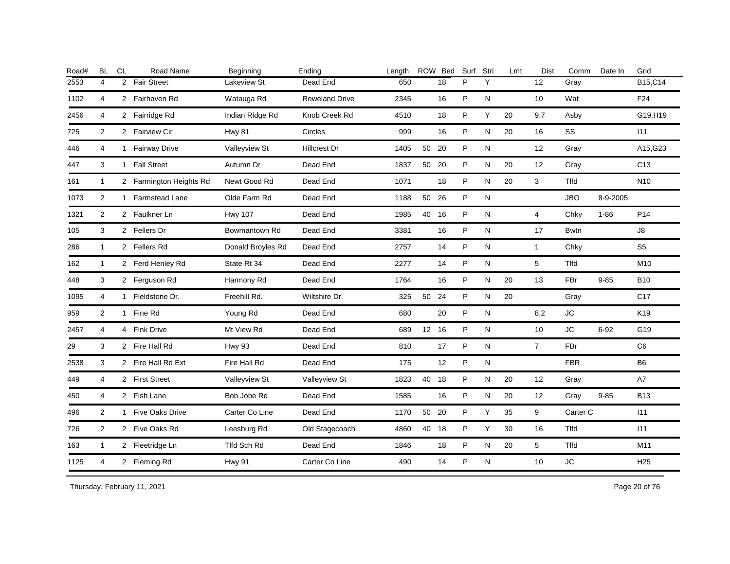| Road# | BL | CL | Road Name | Beginning | Ending | Length | ROW | Bed | Surf | Stri | Lmt | Dist | Comm | Date In | Grid |
|---|---|---|---|---|---|---|---|---|---|---|---|---|---|---|---|
| 2553 | 4 | 2 | Fair Street | Lakeview St | Dead End | 650 | | 18 | P | Y | | 12 | Gray | | B15,C14 |
| 1102 | 4 | 2 | Fairhaven Rd | Watauga Rd | Roweland Drive | 2345 | | 16 | P | N | | 10 | Wat | | F24 |
| 2456 | 4 | 2 | Fairridge Rd | Indian Ridge Rd | Knob Creek Rd | 4510 | | 18 | P | Y | 20 | 9,7 | Asby | | G19,H19 |
| 725 | 2 | 2 | Fairview Cir | Hwy 81 | Circles | 999 | | 16 | P | N | 20 | 16 | SS | | I11 |
| 446 | 4 | 1 | Fairway Drive | Valleyview St | Hillcrest Dr | 1405 | 50 | 20 | P | N | | 12 | Gray | | A15,G23 |
| 447 | 3 | 1 | Fall Street | Autumn Dr | Dead End | 1837 | 50 | 20 | P | N | 20 | 12 | Gray | | C13 |
| 161 | 1 | 2 | Farmington Heights Rd | Newt Good Rd | Dead End | 1071 | | 18 | P | N | 20 | 3 | Tlfd | | N10 |
| 1073 | 2 | 1 | Farmstead Lane | Olde Farm Rd | Dead End | 1188 | 50 | 26 | P | N | | | JBO | 8-9-2005 | |
| 1321 | 2 | 2 | Faulkner Ln | Hwy 107 | Dead End | 1985 | 40 | 16 | P | N | | 4 | Chky | 1-86 | P14 |
| 105 | 3 | 2 | Fellers Dr | Bowmantown Rd | Dead End | 3381 | | 16 | P | N | | 17 | Bwtn | | J8 |
| 286 | 1 | 2 | Fellers Rd | Donald Broyles Rd | Dead End | 2757 | | 14 | P | N | | 1 | Chky | | S5 |
| 162 | 1 | 2 | Ferd Henley Rd | State Rt 34 | Dead End | 2277 | | 14 | P | N | | 5 | Tlfd | | M10 |
| 448 | 3 | 2 | Ferguson Rd | Harmony Rd | Dead End | 1764 | | 16 | P | N | 20 | 13 | FBr | 9-85 | B10 |
| 1095 | 4 | 1 | Fieldstone Dr. | Freehill Rd. | Wiltshire Dr. | 325 | 50 | 24 | P | N | 20 | | Gray | | C17 |
| 959 | 2 | 1 | Fine Rd | Young Rd | Dead End | 680 | | 20 | P | N | | 8,2 | JC | | K19 |
| 2457 | 4 | 4 | Fink Drive | Mt View Rd | Dead End | 689 | 12 | 16 | P | N | | 10 | JC | 6-92 | G19 |
| 29 | 3 | 2 | Fire Hall Rd | Hwy 93 | Dead End | 810 | | 17 | P | N | | 7 | FBr | | C6 |
| 2538 | 3 | 2 | Fire Hall Rd Ext | Fire Hall Rd | Dead End | 175 | | 12 | P | N | | | FBR | | B6 |
| 449 | 4 | 2 | First Street | Valleyview St | Valleyview St | 1823 | 40 | 18 | P | N | 20 | 12 | Gray | | A7 |
| 450 | 4 | 2 | Fish Lane | Bob Jobe Rd | Dead End | 1585 | | 16 | P | N | 20 | 12 | Gray | 9-85 | B13 |
| 496 | 2 | 1 | Five Oaks Drive | Carter Co Line | Dead End | 1170 | 50 | 20 | P | Y | 35 | 9 | Carter C | | I11 |
| 726 | 2 | 2 | Five Oaks Rd | Leesburg Rd | Old Stagecoach | 4860 | 40 | 18 | P | Y | 30 | 16 | Tlfd | | I11 |
| 163 | 1 | 2 | Fleetridge Ln | Tlfd Sch Rd | Dead End | 1846 | | 18 | P | N | 20 | 5 | Tlfd | | M11 |
| 1125 | 4 | 2 | Fleming Rd | Hwy 91 | Carter Co Line | 490 | | 14 | P | N | | 10 | JC | | H25 |

Thursday, February 11, 2021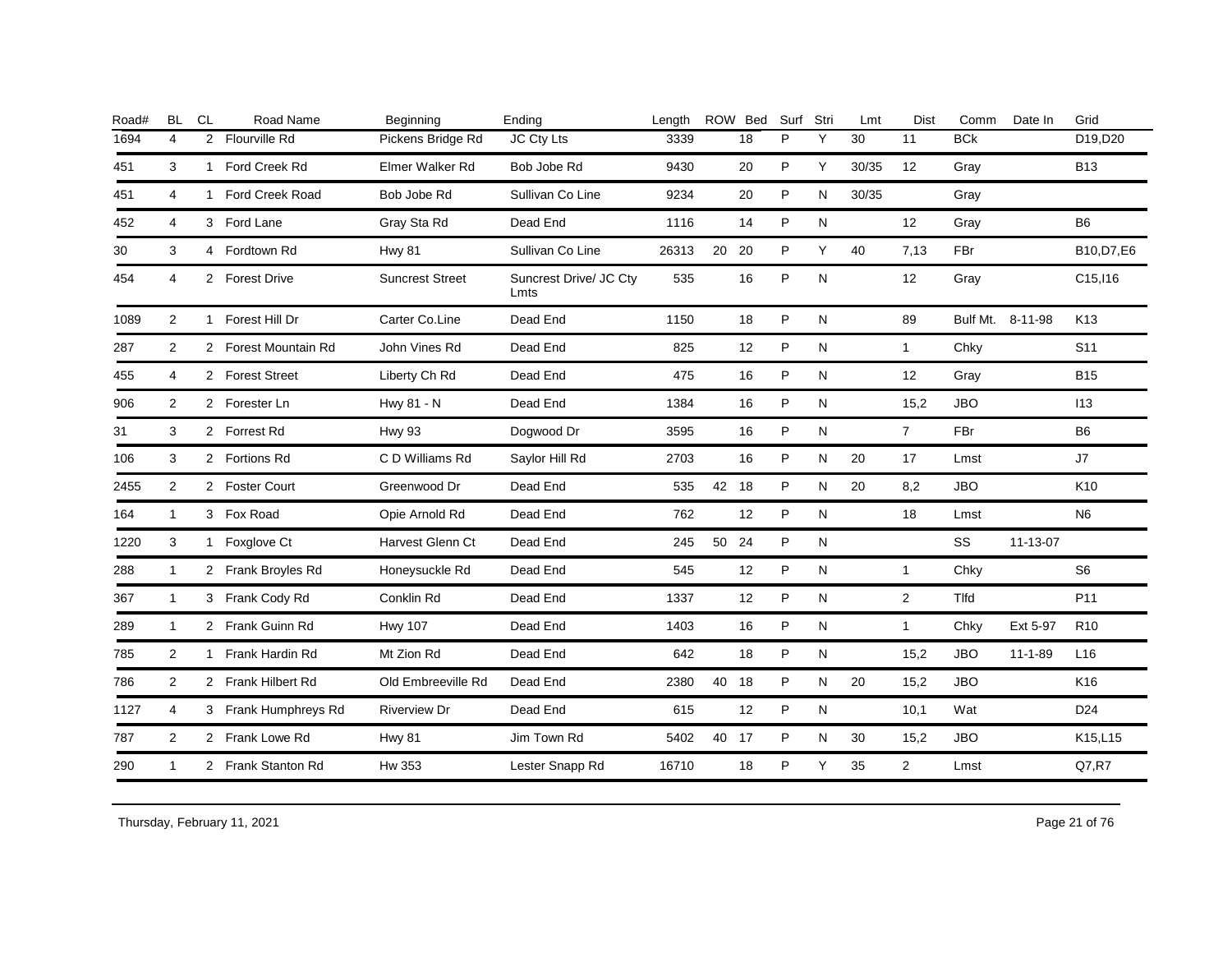| Road# | BL | CL | Road Name | Beginning | Ending | Length | ROW | Bed | Surf | Stri | Lmt | Dist | Comm | Date In | Grid |
|---|---|---|---|---|---|---|---|---|---|---|---|---|---|---|---|
| 1694 | 4 | 2 | Flourville Rd | Pickens Bridge Rd | JC Cty Lts | 3339 | | 18 | P | Y | 30 | 11 | BCk | | D19,D20 |
| 451 | 3 | 1 | Ford Creek Rd | Elmer Walker Rd | Bob Jobe Rd | 9430 | | 20 | P | Y | 30/35 | 12 | Gray | | B13 |
| 451 | 4 | 1 | Ford Creek Road | Bob Jobe Rd | Sullivan Co Line | 9234 | | 20 | P | N | 30/35 | | Gray | | |
| 452 | 4 | 3 | Ford Lane | Gray Sta Rd | Dead End | 1116 | | 14 | P | N | | 12 | Gray | | B6 |
| 30 | 3 | 4 | Fordtown Rd | Hwy 81 | Sullivan Co Line | 26313 | 20 | 20 | P | Y | 40 | 7,13 | FBr | | B10,D7,E6 |
| 454 | 4 | 2 | Forest Drive | Suncrest Street | Suncrest Drive/ JC Cty Lmts | 535 | | 16 | P | N | | 12 | Gray | | C15,I16 |
| 1089 | 2 | 1 | Forest Hill Dr | Carter Co.Line | Dead End | 1150 | | 18 | P | N | | 89 | Bulf Mt. | 8-11-98 | K13 |
| 287 | 2 | 2 | Forest Mountain Rd | John Vines Rd | Dead End | 825 | | 12 | P | N | | 1 | Chky | | S11 |
| 455 | 4 | 2 | Forest Street | Liberty Ch Rd | Dead End | 475 | | 16 | P | N | | 12 | Gray | | B15 |
| 906 | 2 | 2 | Forester Ln | Hwy 81 - N | Dead End | 1384 | | 16 | P | N | | 15,2 | JBO | | I13 |
| 31 | 3 | 2 | Forrest Rd | Hwy 93 | Dogwood Dr | 3595 | | 16 | P | N | | 7 | FBr | | B6 |
| 106 | 3 | 2 | Fortions Rd | C D Williams Rd | Saylor Hill Rd | 2703 | | 16 | P | N | 20 | 17 | Lmst | | J7 |
| 2455 | 2 | 2 | Foster Court | Greenwood Dr | Dead End | 535 | 42 | 18 | P | N | 20 | 8,2 | JBO | | K10 |
| 164 | 1 | 3 | Fox Road | Opie Arnold Rd | Dead End | 762 | | 12 | P | N | | 18 | Lmst | | N6 |
| 1220 | 3 | 1 | Foxglove Ct | Harvest Glenn Ct | Dead End | 245 | 50 | 24 | P | N | | | SS | 11-13-07 | |
| 288 | 1 | 2 | Frank Broyles Rd | Honeysuckle Rd | Dead End | 545 | | 12 | P | N | | 1 | Chky | | S6 |
| 367 | 1 | 3 | Frank Cody Rd | Conklin Rd | Dead End | 1337 | | 12 | P | N | | 2 | Tlfd | | P11 |
| 289 | 1 | 2 | Frank Guinn Rd | Hwy 107 | Dead End | 1403 | | 16 | P | N | | 1 | Chky | Ext 5-97 | R10 |
| 785 | 2 | 1 | Frank Hardin Rd | Mt Zion Rd | Dead End | 642 | | 18 | P | N | | 15,2 | JBO | 11-1-89 | L16 |
| 786 | 2 | 2 | Frank Hilbert Rd | Old Embreeville Rd | Dead End | 2380 | 40 | 18 | P | N | 20 | 15,2 | JBO | | K16 |
| 1127 | 4 | 3 | Frank Humphreys Rd | Riverview Dr | Dead End | 615 | | 12 | P | N | | 10,1 | Wat | | D24 |
| 787 | 2 | 2 | Frank Lowe Rd | Hwy 81 | Jim Town Rd | 5402 | 40 | 17 | P | N | 30 | 15,2 | JBO | | K15,L15 |
| 290 | 1 | 2 | Frank Stanton Rd | Hw 353 | Lester Snapp Rd | 16710 | | 18 | P | Y | 35 | 2 | Lmst | | Q7,R7 |

Thursday, February 11, 2021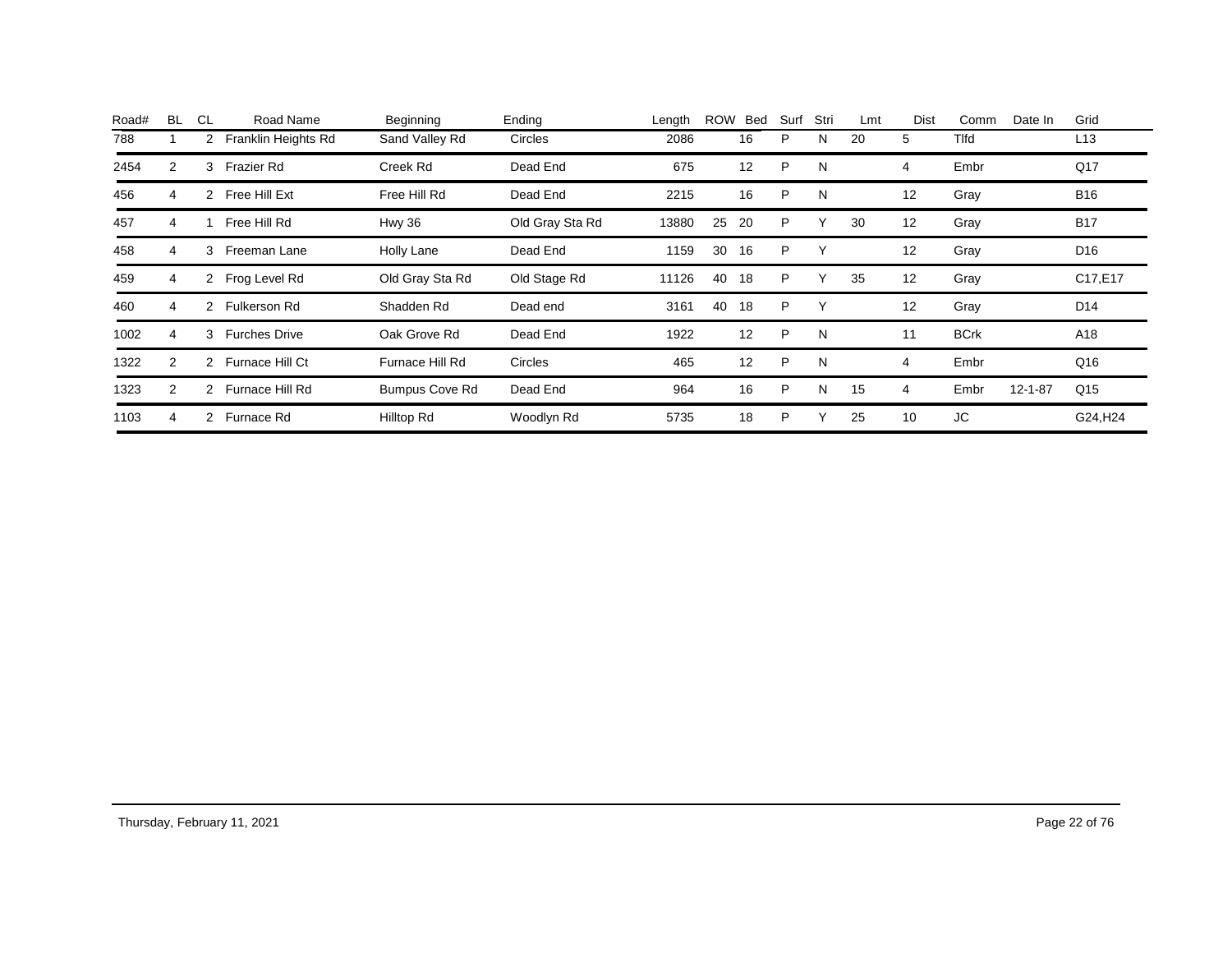| Road# | BL | CL | Road Name | Beginning | Ending | Length | ROW | Bed | Surf | Stri | Lmt | Dist | Comm | Date In | Grid |
|---|---|---|---|---|---|---|---|---|---|---|---|---|---|---|---|
| 788 | 1 | 2 | Franklin Heights Rd | Sand Valley Rd | Circles | 2086 | | 16 | P | N | 20 | 5 | Tlfd | | L13 |
| 2454 | 2 | 3 | Frazier Rd | Creek Rd | Dead End | 675 | | 12 | P | N | | 4 | Embr | | Q17 |
| 456 | 4 | 2 | Free Hill Ext | Free Hill Rd | Dead End | 2215 | | 16 | P | N | | 12 | Gray | | B16 |
| 457 | 4 | 1 | Free Hill Rd | Hwy 36 | Old Gray Sta Rd | 13880 | 25 | 20 | P | Y | 30 | 12 | Gray | | B17 |
| 458 | 4 | 3 | Freeman Lane | Holly Lane | Dead End | 1159 | 30 | 16 | P | Y | | 12 | Gray | | D16 |
| 459 | 4 | 2 | Frog Level Rd | Old Gray Sta Rd | Old Stage Rd | 11126 | 40 | 18 | P | Y | 35 | 12 | Gray | | C17,E17 |
| 460 | 4 | 2 | Fulkerson Rd | Shadden Rd | Dead end | 3161 | 40 | 18 | P | Y | | 12 | Gray | | D14 |
| 1002 | 4 | 3 | Furches Drive | Oak Grove Rd | Dead End | 1922 | | 12 | P | N | | 11 | BCrk | | A18 |
| 1322 | 2 | 2 | Furnace Hill Ct | Furnace Hill Rd | Circles | 465 | | 12 | P | N | | 4 | Embr | | Q16 |
| 1323 | 2 | 2 | Furnace Hill Rd | Bumpus Cove Rd | Dead End | 964 | | 16 | P | N | 15 | 4 | Embr | 12-1-87 | Q15 |
| 1103 | 4 | 2 | Furnace Rd | Hilltop Rd | Woodlyn Rd | 5735 | | 18 | P | Y | 25 | 10 | JC | | G24,H24 |

Thursday, February 11, 2021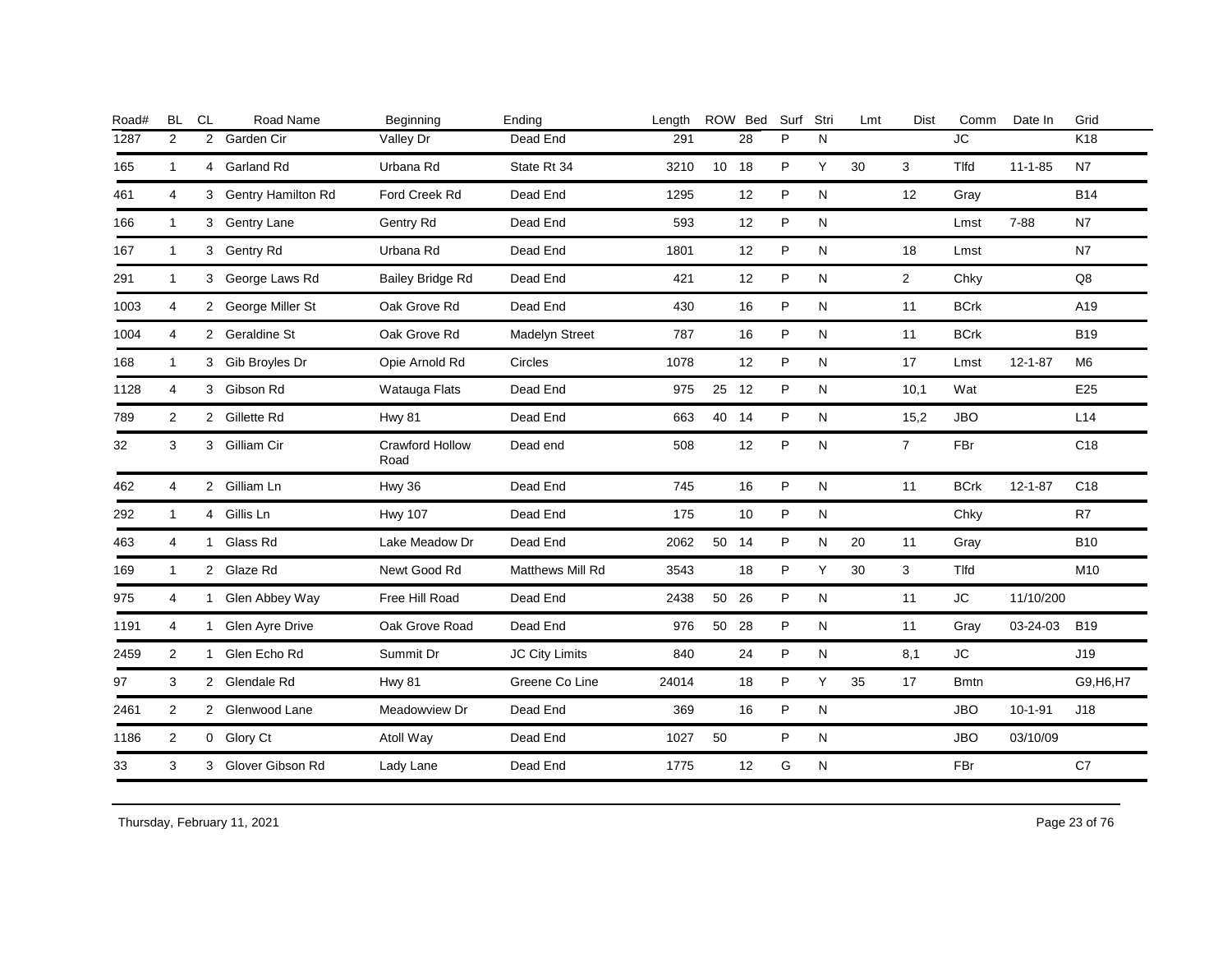| Road# | BL | CL | Road Name | Beginning | Ending | Length | ROW | Bed | Surf | Stri | Lmt | Dist | Comm | Date In | Grid |
|---|---|---|---|---|---|---|---|---|---|---|---|---|---|---|---|
| 1287 | 2 | 2 | Garden Cir | Valley Dr | Dead End | 291 | | 28 | P | N | | | JC | | K18 |
| 165 | 1 | 4 | Garland Rd | Urbana Rd | State Rt 34 | 3210 | 10 | 18 | P | Y | 30 | 3 | Tlfd | 11-1-85 | N7 |
| 461 | 4 | 3 | Gentry Hamilton Rd | Ford Creek Rd | Dead End | 1295 | | 12 | P | N | | 12 | Gray | | B14 |
| 166 | 1 | 3 | Gentry Lane | Gentry Rd | Dead End | 593 | | 12 | P | N | | | Lmst | 7-88 | N7 |
| 167 | 1 | 3 | Gentry Rd | Urbana Rd | Dead End | 1801 | | 12 | P | N | | 18 | Lmst | | N7 |
| 291 | 1 | 3 | George Laws Rd | Bailey Bridge Rd | Dead End | 421 | | 12 | P | N | | 2 | Chky | | Q8 |
| 1003 | 4 | 2 | George Miller St | Oak Grove Rd | Dead End | 430 | | 16 | P | N | | 11 | BCrk | | A19 |
| 1004 | 4 | 2 | Geraldine St | Oak Grove Rd | Madelyn Street | 787 | | 16 | P | N | | 11 | BCrk | | B19 |
| 168 | 1 | 3 | Gib Broyles Dr | Opie Arnold Rd | Circles | 1078 | | 12 | P | N | | 17 | Lmst | 12-1-87 | M6 |
| 1128 | 4 | 3 | Gibson Rd | Watauga Flats | Dead End | 975 | 25 | 12 | P | N | | 10,1 | Wat | | E25 |
| 789 | 2 | 2 | Gillette Rd | Hwy 81 | Dead End | 663 | 40 | 14 | P | N | | 15,2 | JBO | | L14 |
| 32 | 3 | 3 | Gilliam Cir | Crawford Hollow Road | Dead end | 508 | | 12 | P | N | | 7 | FBr | | C18 |
| 462 | 4 | 2 | Gilliam Ln | Hwy 36 | Dead End | 745 | | 16 | P | N | | 11 | BCrk | 12-1-87 | C18 |
| 292 | 1 | 4 | Gillis Ln | Hwy 107 | Dead End | 175 | | 10 | P | N | | | Chky | | R7 |
| 463 | 4 | 1 | Glass Rd | Lake Meadow Dr | Dead End | 2062 | 50 | 14 | P | N | 20 | 11 | Gray | | B10 |
| 169 | 1 | 2 | Glaze Rd | Newt Good Rd | Matthews Mill Rd | 3543 | | 18 | P | Y | 30 | 3 | Tlfd | | M10 |
| 975 | 4 | 1 | Glen Abbey Way | Free Hill Road | Dead End | 2438 | 50 | 26 | P | N | | 11 | JC | 11/10/200 | |
| 1191 | 4 | 1 | Glen Ayre Drive | Oak Grove Road | Dead End | 976 | 50 | 28 | P | N | | 11 | Gray | 03-24-03 | B19 |
| 2459 | 2 | 1 | Glen Echo Rd | Summit Dr | JC City Limits | 840 | | 24 | P | N | | 8,1 | JC | | J19 |
| 97 | 3 | 2 | Glendale Rd | Hwy 81 | Greene Co Line | 24014 | | 18 | P | Y | 35 | 17 | Bmtn | | G9,H6,H7 |
| 2461 | 2 | 2 | Glenwood Lane | Meadowview Dr | Dead End | 369 | | 16 | P | N | | | JBO | 10-1-91 | J18 |
| 1186 | 2 | 0 | Glory Ct | Atoll Way | Dead End | 1027 | 50 | | P | N | | | JBO | 03/10/09 | |
| 33 | 3 | 3 | Glover Gibson Rd | Lady Lane | Dead End | 1775 | | 12 | G | N | | | FBr | | C7 |

Thursday, February 11, 2021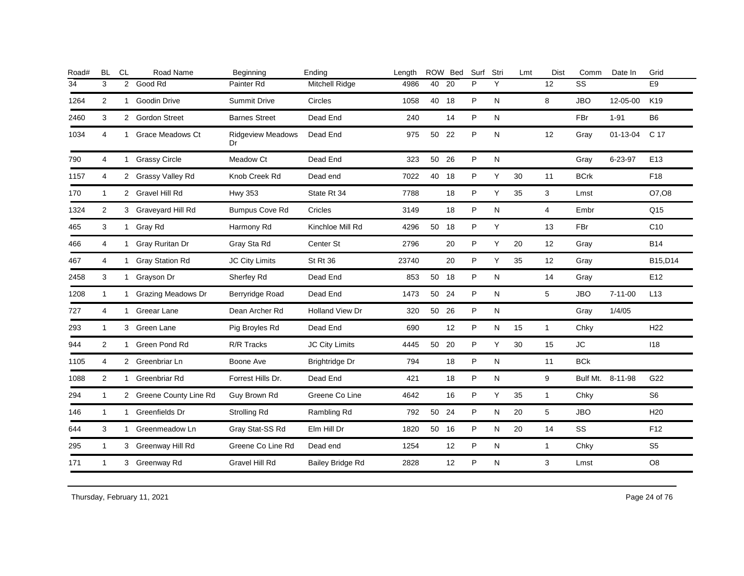| Road# | BL | CL | Road Name | Beginning | Ending | Length | ROW | Bed | Surf | Stri | Lmt | Dist | Comm | Date In | Grid |
|---|---|---|---|---|---|---|---|---|---|---|---|---|---|---|---|
| 34 | 3 | 2 | Good Rd | Painter Rd | Mitchell Ridge | 4986 | 40 | 20 | P | Y | | 12 | SS | | E9 |
| 1264 | 2 | 1 | Goodin Drive | Summit Drive | Circles | 1058 | 40 | 18 | P | N | | 8 | JBO | 12-05-00 | K19 |
| 2460 | 3 | 2 | Gordon Street | Barnes Street | Dead End | 240 | | 14 | P | N | | | FBr | 1-91 | B6 |
| 1034 | 4 | 1 | Grace Meadows Ct | Ridgeview Meadows Dr | Dead End | 975 | 50 | 22 | P | N | | 12 | Gray | 01-13-04 | C 17 |
| 790 | 4 | 1 | Grassy Circle | Meadow Ct | Dead End | 323 | 50 | 26 | P | N | | | Gray | 6-23-97 | E13 |
| 1157 | 4 | 2 | Grassy Valley Rd | Knob Creek Rd | Dead end | 7022 | 40 | 18 | P | Y | 30 | 11 | BCrk | | F18 |
| 170 | 1 | 2 | Gravel Hill Rd | Hwy 353 | State Rt 34 | 7788 | | 18 | P | Y | 35 | 3 | Lmst | | O7,O8 |
| 1324 | 2 | 3 | Graveyard Hill Rd | Bumpus Cove Rd | Cricles | 3149 | | 18 | P | N | | 4 | Embr | | Q15 |
| 465 | 3 | 1 | Gray Rd | Harmony Rd | Kinchloe Mill Rd | 4296 | 50 | 18 | P | Y | | 13 | FBr | | C10 |
| 466 | 4 | 1 | Gray Ruritan Dr | Gray Sta Rd | Center St | 2796 | | 20 | P | Y | 20 | 12 | Gray | | B14 |
| 467 | 4 | 1 | Gray Station Rd | JC City Limits | St Rt 36 | 23740 | | 20 | P | Y | 35 | 12 | Gray | | B15,D14 |
| 2458 | 3 | 1 | Grayson Dr | Sherfey Rd | Dead End | 853 | 50 | 18 | P | N | | 14 | Gray | | E12 |
| 1208 | 1 | 1 | Grazing Meadows Dr | Berryridge Road | Dead End | 1473 | 50 | 24 | P | N | | 5 | JBO | 7-11-00 | L13 |
| 727 | 4 | 1 | Greear Lane | Dean Archer Rd | Holland View Dr | 320 | 50 | 26 | P | N | | | Gray | 1/4/05 | |
| 293 | 1 | 3 | Green Lane | Pig Broyles Rd | Dead End | 690 | | 12 | P | N | 15 | 1 | Chky | | H22 |
| 944 | 2 | 1 | Green Pond Rd | R/R Tracks | JC City Limits | 4445 | 50 | 20 | P | Y | 30 | 15 | JC | | I18 |
| 1105 | 4 | 2 | Greenbriar Ln | Boone Ave | Brightridge Dr | 794 | | 18 | P | N | | 11 | BCk | | |
| 1088 | 2 | 1 | Greenbriar Rd | Forrest Hills Dr. | Dead End | 421 | | 18 | P | N | | 9 | Bulf Mt. | 8-11-98 | G22 |
| 294 | 1 | 2 | Greene County Line Rd | Guy Brown Rd | Greene Co Line | 4642 | | 16 | P | Y | 35 | 1 | Chky | | S6 |
| 146 | 1 | 1 | Greenfields Dr | Strolling Rd | Rambling Rd | 792 | 50 | 24 | P | N | 20 | 5 | JBO | | H20 |
| 644 | 3 | 1 | Greenmeadow Ln | Gray Stat-SS Rd | Elm Hill Dr | 1820 | 50 | 16 | P | N | 20 | 14 | SS | | F12 |
| 295 | 1 | 3 | Greenway Hill Rd | Greene Co Line Rd | Dead end | 1254 | | 12 | P | N | | 1 | Chky | | S5 |
| 171 | 1 | 3 | Greenway Rd | Gravel Hill Rd | Bailey Bridge Rd | 2828 | | 12 | P | N | | 3 | Lmst | | O8 |

Thursday, February 11, 2021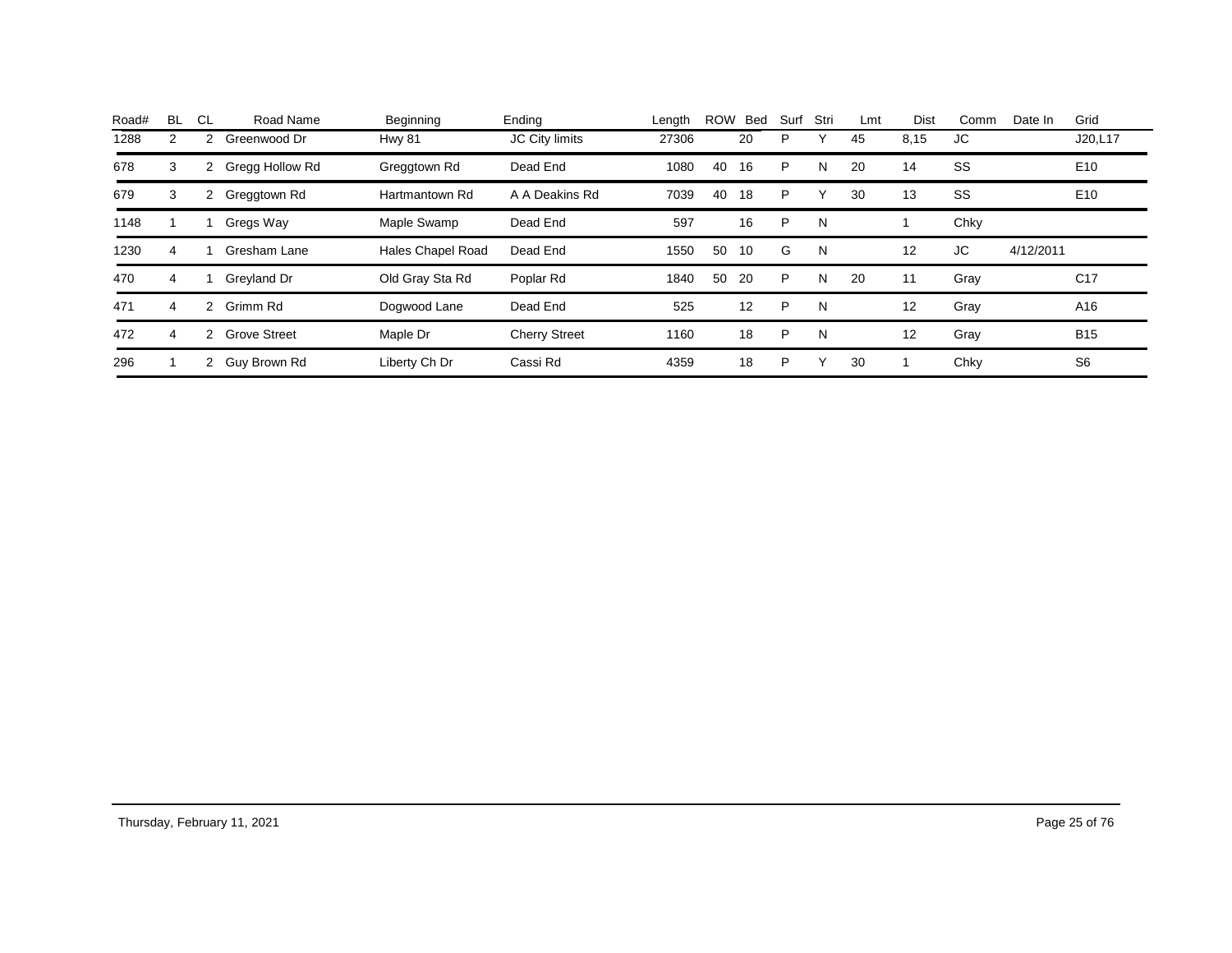| Road# | BL | CL | Road Name | Beginning | Ending | Length | ROW | Bed | Surf | Stri | Lmt | Dist | Comm | Date In | Grid |
|---|---|---|---|---|---|---|---|---|---|---|---|---|---|---|---|
| 1288 | 2 | 2 | Greenwood Dr | Hwy 81 | JC City limits | 27306 | | 20 | P | Y | 45 | 8,15 | JC | | J20,L17 |
| 678 | 3 | 2 | Gregg Hollow Rd | Greggtown Rd | Dead End | 1080 | 40 | 16 | P | N | 20 | 14 | SS | | E10 |
| 679 | 3 | 2 | Greggtown Rd | Hartmantown Rd | A A Deakins Rd | 7039 | 40 | 18 | P | Y | 30 | 13 | SS | | E10 |
| 1148 | 1 | 1 | Gregs Way | Maple Swamp | Dead End | 597 | | 16 | P | N | | 1 | Chky | | |
| 1230 | 4 | 1 | Gresham Lane | Hales Chapel Road | Dead End | 1550 | 50 | 10 | G | N | | 12 | JC | 4/12/2011 | |
| 470 | 4 | 1 | Greyland Dr | Old Gray Sta Rd | Poplar Rd | 1840 | 50 | 20 | P | N | 20 | 11 | Gray | | C17 |
| 471 | 4 | 2 | Grimm Rd | Dogwood Lane | Dead End | 525 | | 12 | P | N | | 12 | Gray | | A16 |
| 472 | 4 | 2 | Grove Street | Maple Dr | Cherry Street | 1160 | | 18 | P | N | | 12 | Gray | | B15 |
| 296 | 1 | 2 | Guy Brown Rd | Liberty Ch Dr | Cassi Rd | 4359 | | 18 | P | Y | 30 | 1 | Chky | | S6 |

Thursday, February 11, 2021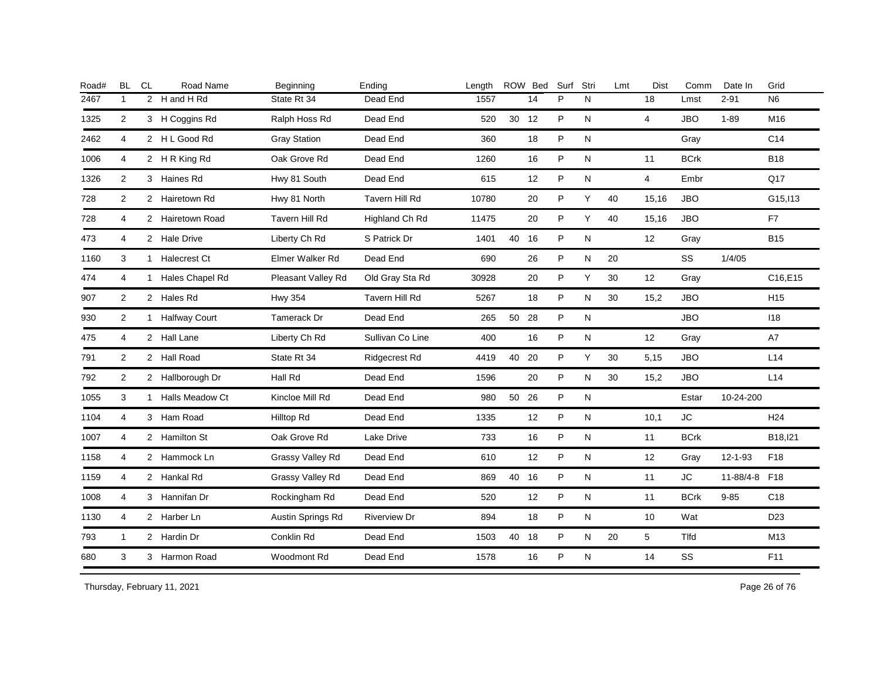| Road# | BL | CL | Road Name | Beginning | Ending | Length | ROW | Bed | Surf | Stri | Lmt | Dist | Comm | Date In | Grid |
|---|---|---|---|---|---|---|---|---|---|---|---|---|---|---|---|
| 2467 | 1 | 2 | H and H Rd | State Rt 34 | Dead End | 1557 | | 14 | P | N | | 18 | Lmst | 2-91 | N6 |
| 1325 | 2 | 3 | H Coggins Rd | Ralph Hoss Rd | Dead End | 520 | 30 | 12 | P | N | | 4 | JBO | 1-89 | M16 |
| 2462 | 4 | 2 | H L Good Rd | Gray Station | Dead End | 360 | | 18 | P | N | | | Gray | | C14 |
| 1006 | 4 | 2 | H R King Rd | Oak Grove Rd | Dead End | 1260 | | 16 | P | N | | 11 | BCrk | | B18 |
| 1326 | 2 | 3 | Haines Rd | Hwy 81 South | Dead End | 615 | | 12 | P | N | | 4 | Embr | | Q17 |
| 728 | 2 | 2 | Hairetown Rd | Hwy 81 North | Tavern Hill Rd | 10780 | | 20 | P | Y | 40 | 15,16 | JBO | | G15,I13 |
| 728 | 4 | 2 | Hairetown Road | Tavern Hill Rd | Highland Ch Rd | 11475 | | 20 | P | Y | 40 | 15,16 | JBO | | F7 |
| 473 | 4 | 2 | Hale Drive | Liberty Ch Rd | S Patrick Dr | 1401 | 40 | 16 | P | N | | 12 | Gray | | B15 |
| 1160 | 3 | 1 | Halecrest Ct | Elmer Walker Rd | Dead End | 690 | | 26 | P | N | 20 | | SS | 1/4/05 | |
| 474 | 4 | 1 | Hales Chapel Rd | Pleasant Valley Rd | Old Gray Sta Rd | 30928 | | 20 | P | Y | 30 | 12 | Gray | | C16,E15 |
| 907 | 2 | 2 | Hales Rd | Hwy 354 | Tavern Hill Rd | 5267 | | 18 | P | N | 30 | 15,2 | JBO | | H15 |
| 930 | 2 | 1 | Halfway Court | Tamerack Dr | Dead End | 265 | 50 | 28 | P | N | | | JBO | | I18 |
| 475 | 4 | 2 | Hall Lane | Liberty Ch Rd | Sullivan Co Line | 400 | | 16 | P | N | | 12 | Gray | | A7 |
| 791 | 2 | 2 | Hall Road | State Rt 34 | Ridgecrest Rd | 4419 | 40 | 20 | P | Y | 30 | 5,15 | JBO | | L14 |
| 792 | 2 | 2 | Hallborough Dr | Hall Rd | Dead End | 1596 | | 20 | P | N | 30 | 15,2 | JBO | | L14 |
| 1055 | 3 | 1 | Halls Meadow Ct | Kincloe Mill Rd | Dead End | 980 | 50 | 26 | P | N | | | Estar | 10-24-200 | |
| 1104 | 4 | 3 | Ham Road | Hilltop Rd | Dead End | 1335 | | 12 | P | N | | 10,1 | JC | | H24 |
| 1007 | 4 | 2 | Hamilton St | Oak Grove Rd | Lake Drive | 733 | | 16 | P | N | | 11 | BCrk | | B18,I21 |
| 1158 | 4 | 2 | Hammock Ln | Grassy Valley Rd | Dead End | 610 | | 12 | P | N | | 12 | Gray | 12-1-93 | F18 |
| 1159 | 4 | 2 | Hankal Rd | Grassy Valley Rd | Dead End | 869 | 40 | 16 | P | N | | 11 | JC | 11-88/4-8 | F18 |
| 1008 | 4 | 3 | Hannifan Dr | Rockingham Rd | Dead End | 520 | | 12 | P | N | | 11 | BCrk | 9-85 | C18 |
| 1130 | 4 | 2 | Harber Ln | Austin Springs Rd | Riverview Dr | 894 | | 18 | P | N | | 10 | Wat | | D23 |
| 793 | 1 | 2 | Hardin Dr | Conklin Rd | Dead End | 1503 | 40 | 18 | P | N | 20 | 5 | Tlfd | | M13 |
| 680 | 3 | 3 | Harmon Road | Woodmont Rd | Dead End | 1578 | | 16 | P | N | | 14 | SS | | F11 |

Thursday, February 11, 2021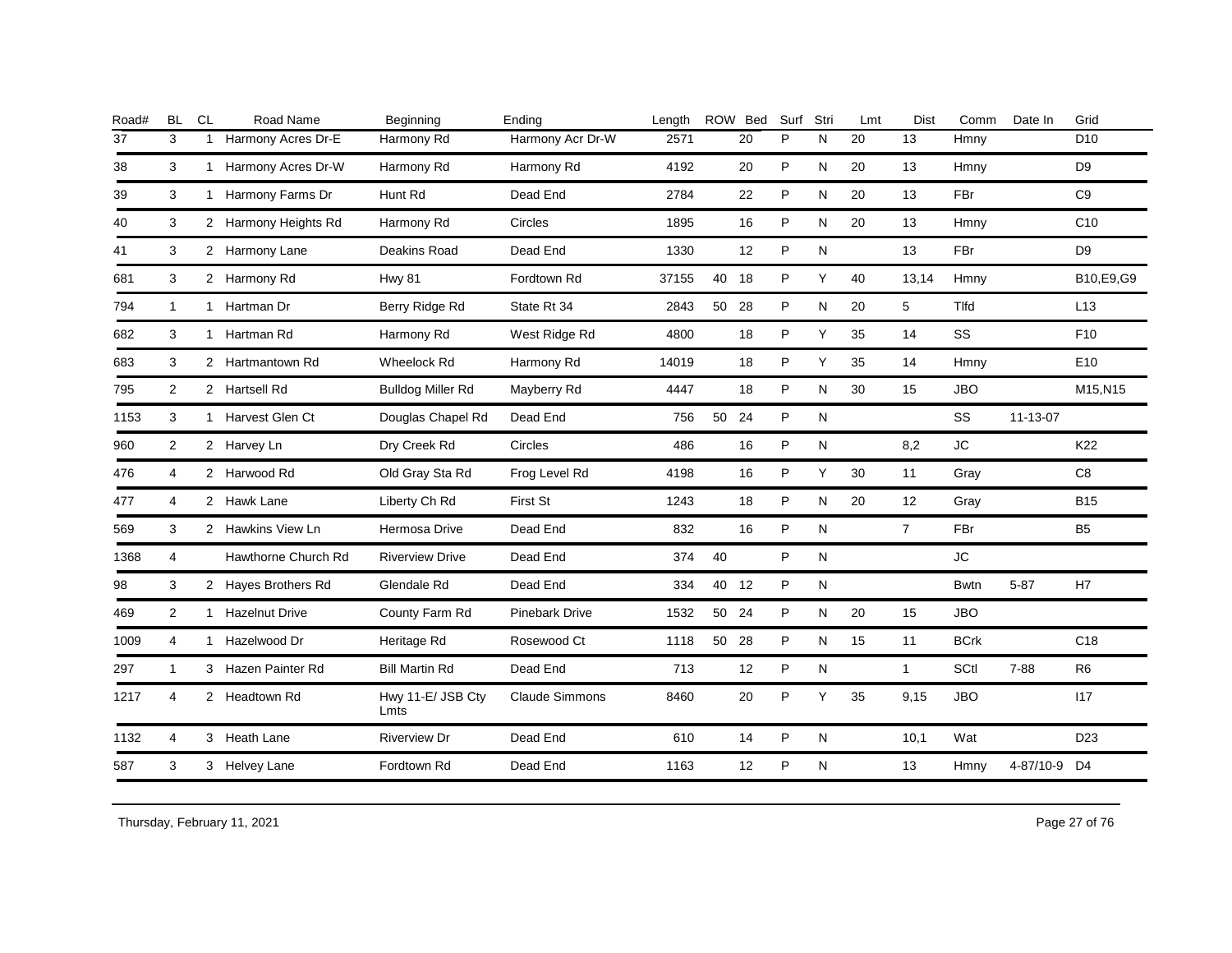| Road# | BL | CL | Road Name | Beginning | Ending | Length | ROW | Bed | Surf | Stri | Lmt | Dist | Comm | Date In | Grid |
|---|---|---|---|---|---|---|---|---|---|---|---|---|---|---|---|
| 37 | 3 | 1 | Harmony Acres Dr-E | Harmony Rd | Harmony Acr Dr-W | 2571 | | 20 | P | N | 20 | 13 | Hmny | | D10 |
| 38 | 3 | 1 | Harmony Acres Dr-W | Harmony Rd | Harmony Rd | 4192 | | 20 | P | N | 20 | 13 | Hmny | | D9 |
| 39 | 3 | 1 | Harmony Farms Dr | Hunt Rd | Dead End | 2784 | | 22 | P | N | 20 | 13 | FBr | | C9 |
| 40 | 3 | 2 | Harmony Heights Rd | Harmony Rd | Circles | 1895 | | 16 | P | N | 20 | 13 | Hmny | | C10 |
| 41 | 3 | 2 | Harmony Lane | Deakins Road | Dead End | 1330 | | 12 | P | N | | 13 | FBr | | D9 |
| 681 | 3 | 2 | Harmony Rd | Hwy 81 | Fordtown Rd | 37155 | 40 | 18 | P | Y | 40 | 13,14 | Hmny | | B10,E9,G9 |
| 794 | 1 | 1 | Hartman Dr | Berry Ridge Rd | State Rt 34 | 2843 | 50 | 28 | P | N | 20 | 5 | Tlfd | | L13 |
| 682 | 3 | 1 | Hartman Rd | Harmony Rd | West Ridge Rd | 4800 | | 18 | P | Y | 35 | 14 | SS | | F10 |
| 683 | 3 | 2 | Hartmantown Rd | Wheelock Rd | Harmony Rd | 14019 | | 18 | P | Y | 35 | 14 | Hmny | | E10 |
| 795 | 2 | 2 | Hartsell Rd | Bulldog Miller Rd | Mayberry Rd | 4447 | | 18 | P | N | 30 | 15 | JBO | | M15,N15 |
| 1153 | 3 | 1 | Harvest Glen Ct | Douglas Chapel Rd | Dead End | 756 | 50 | 24 | P | N | | | SS | 11-13-07 | |
| 960 | 2 | 2 | Harvey Ln | Dry Creek Rd | Circles | 486 | | 16 | P | N | | 8,2 | JC | | K22 |
| 476 | 4 | 2 | Harwood Rd | Old Gray Sta Rd | Frog Level Rd | 4198 | | 16 | P | Y | 30 | 11 | Gray | | C8 |
| 477 | 4 | 2 | Hawk Lane | Liberty Ch Rd | First St | 1243 | | 18 | P | N | 20 | 12 | Gray | | B15 |
| 569 | 3 | 2 | Hawkins View Ln | Hermosa Drive | Dead End | 832 | | 16 | P | N | | 7 | FBr | | B5 |
| 1368 | 4 | | Hawthorne Church Rd | Riverview Drive | Dead End | 374 | 40 | | P | N | | | JC | | |
| 98 | 3 | 2 | Hayes Brothers Rd | Glendale Rd | Dead End | 334 | 40 | 12 | P | N | | | Bwtn | 5-87 | H7 |
| 469 | 2 | 1 | Hazelnut Drive | County Farm Rd | Pinebark Drive | 1532 | 50 | 24 | P | N | 20 | 15 | JBO | | |
| 1009 | 4 | 1 | Hazelwood Dr | Heritage Rd | Rosewood Ct | 1118 | 50 | 28 | P | N | 15 | 11 | BCrk | | C18 |
| 297 | 1 | 3 | Hazen Painter Rd | Bill Martin Rd | Dead End | 713 | | 12 | P | N | | 1 | SCtl | 7-88 | R6 |
| 1217 | 4 | 2 | Headtown Rd | Hwy 11-E/ JSB Cty Lmts | Claude Simmons | 8460 | | 20 | P | Y | 35 | 9,15 | JBO | | I17 |
| 1132 | 4 | 3 | Heath Lane | Riverview Dr | Dead End | 610 | | 14 | P | N | | 10,1 | Wat | | D23 |
| 587 | 3 | 3 | Helvey Lane | Fordtown Rd | Dead End | 1163 | | 12 | P | N | | 13 | Hmny | 4-87/10-9 | D4 |

Thursday, February 11, 2021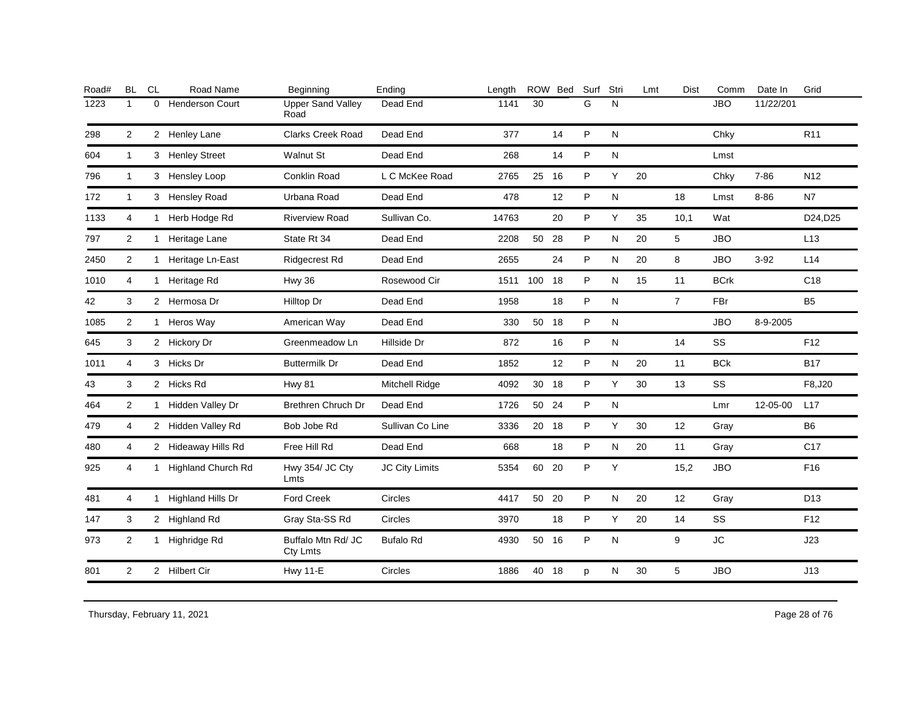| Road# | BL | CL | Road Name | Beginning | Ending | Length | ROW | Bed | Surf | Stri | Lmt | Dist | Comm | Date In | Grid |
|---|---|---|---|---|---|---|---|---|---|---|---|---|---|---|---|
| 1223 | 1 | 0 | Henderson Court | Upper Sand Valley Road | Dead End | 1141 | 30 | | G | N | | | JBO | 11/22/201 | |
| 298 | 2 | 2 | Henley Lane | Clarks Creek Road | Dead End | 377 | | 14 | P | N | | | Chky | | R11 |
| 604 | 1 | 3 | Henley Street | Walnut St | Dead End | 268 | | 14 | P | N | | | Lmst | | |
| 796 | 1 | 3 | Hensley Loop | Conklin Road | L C McKee Road | 2765 | 25 | 16 | P | Y | 20 | | Chky | 7-86 | N12 |
| 172 | 1 | 3 | Hensley Road | Urbana Road | Dead End | 478 | | 12 | P | N | | 18 | Lmst | 8-86 | N7 |
| 1133 | 4 | 1 | Herb Hodge Rd | Riverview Road | Sullivan Co. | 14763 | | 20 | P | Y | 35 | 10,1 | Wat | | D24,D25 |
| 797 | 2 | 1 | Heritage Lane | State Rt 34 | Dead End | 2208 | 50 | 28 | P | N | 20 | 5 | JBO | | L13 |
| 2450 | 2 | 1 | Heritage Ln-East | Ridgecrest Rd | Dead End | 2655 | | 24 | P | N | 20 | 8 | JBO | 3-92 | L14 |
| 1010 | 4 | 1 | Heritage Rd | Hwy 36 | Rosewood Cir | 1511 | 100 | 18 | P | N | 15 | 11 | BCrk | | C18 |
| 42 | 3 | 2 | Hermosa Dr | Hilltop Dr | Dead End | 1958 | | 18 | P | N | | 7 | FBr | | B5 |
| 1085 | 2 | 1 | Heros Way | American Way | Dead End | 330 | 50 | 18 | P | N | | | JBO | 8-9-2005 | |
| 645 | 3 | 2 | Hickory Dr | Greenmeadow Ln | Hillside Dr | 872 | | 16 | P | N | | 14 | SS | | F12 |
| 1011 | 4 | 3 | Hicks Dr | Buttermilk Dr | Dead End | 1852 | | 12 | P | N | 20 | 11 | BCk | | B17 |
| 43 | 3 | 2 | Hicks Rd | Hwy 81 | Mitchell Ridge | 4092 | 30 | 18 | P | Y | 30 | 13 | SS | | F8,J20 |
| 464 | 2 | 1 | Hidden Valley Dr | Brethren Chruch Dr | Dead End | 1726 | 50 | 24 | P | N | | | Lmr | 12-05-00 | L17 |
| 479 | 4 | 2 | Hidden Valley Rd | Bob Jobe Rd | Sullivan Co Line | 3336 | 20 | 18 | P | Y | 30 | 12 | Gray | | B6 |
| 480 | 4 | 2 | Hideaway Hills Rd | Free Hill Rd | Dead End | 668 | | 18 | P | N | 20 | 11 | Gray | | C17 |
| 925 | 4 | 1 | Highland Church Rd | Hwy 354/ JC Cty Lmts | JC City Limits | 5354 | 60 | 20 | P | Y | | 15,2 | JBO | | F16 |
| 481 | 4 | 1 | Highland Hills Dr | Ford Creek | Circles | 4417 | 50 | 20 | P | N | 20 | 12 | Gray | | D13 |
| 147 | 3 | 2 | Highland Rd | Gray Sta-SS Rd | Circles | 3970 | | 18 | P | Y | 20 | 14 | SS | | F12 |
| 973 | 2 | 1 | Highridge Rd | Buffalo Mtn Rd/ JC Cty Lmts | Bufalo Rd | 4930 | 50 | 16 | P | N | | 9 | JC | | J23 |
| 801 | 2 | 2 | Hilbert Cir | Hwy 11-E | Circles | 1886 | 40 | 18 | p | N | 30 | 5 | JBO | | J13 |

Thursday, February 11, 2021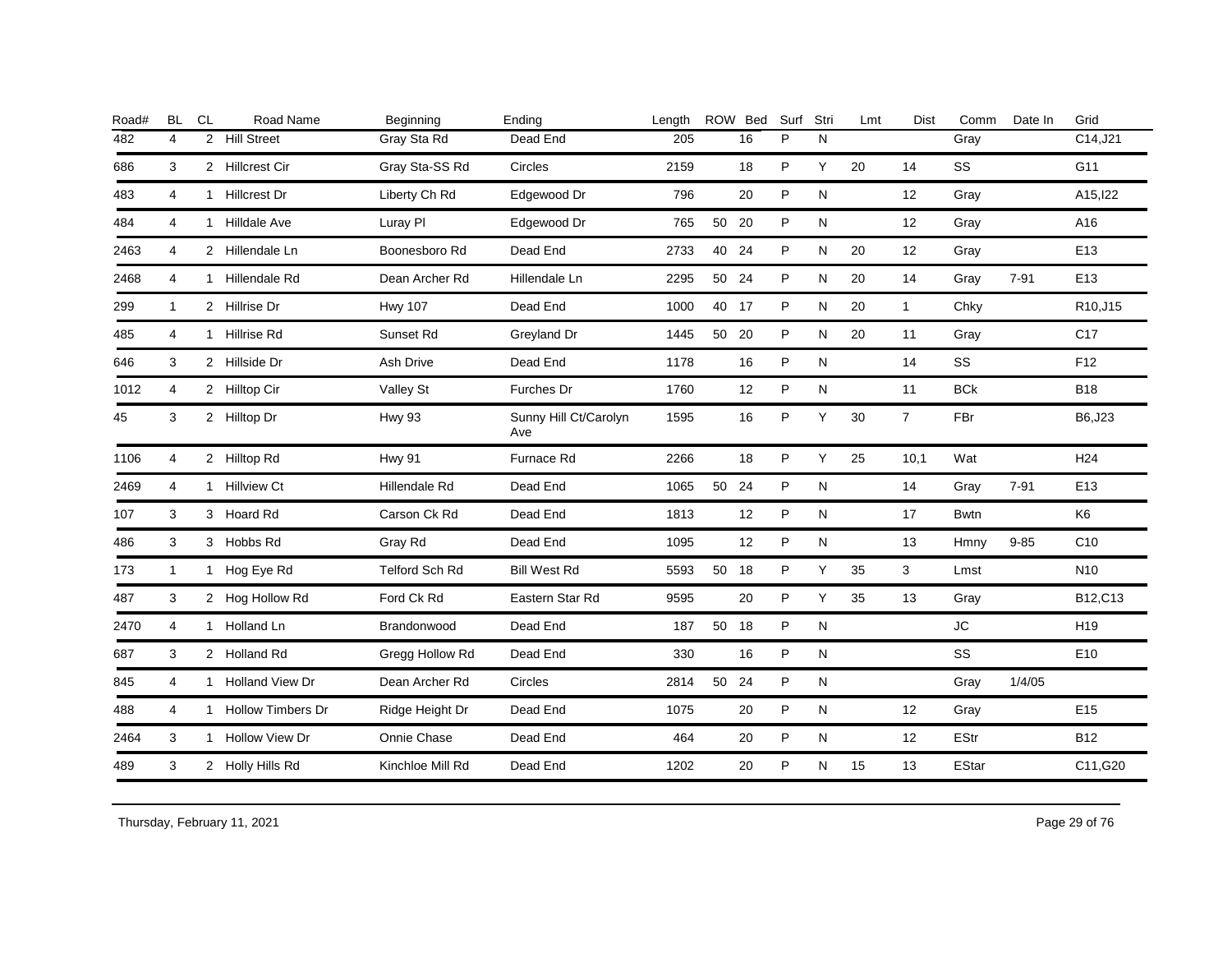| Road# | BL | CL | Road Name | Beginning | Ending | Length | ROW | Bed | Surf | Stri | Lmt | Dist | Comm | Date In | Grid |
|---|---|---|---|---|---|---|---|---|---|---|---|---|---|---|---|
| 482 | 4 | 2 | Hill Street | Gray Sta Rd | Dead End | 205 | | 16 | P | N | | | Gray | | C14,J21 |
| 686 | 3 | 2 | Hillcrest Cir | Gray Sta-SS Rd | Circles | 2159 | | 18 | P | Y | 20 | 14 | SS | | G11 |
| 483 | 4 | 1 | Hillcrest Dr | Liberty Ch Rd | Edgewood Dr | 796 | | 20 | P | N | | 12 | Gray | | A15,I22 |
| 484 | 4 | 1 | Hilldale Ave | Luray Pl | Edgewood Dr | 765 | 50 | 20 | P | N | | 12 | Gray | | A16 |
| 2463 | 4 | 2 | Hillendale Ln | Boonesboro Rd | Dead End | 2733 | 40 | 24 | P | N | 20 | 12 | Gray | | E13 |
| 2468 | 4 | 1 | Hillendale Rd | Dean Archer Rd | Hillendale Ln | 2295 | 50 | 24 | P | N | 20 | 14 | Gray | 7-91 | E13 |
| 299 | 1 | 2 | Hillrise Dr | Hwy 107 | Dead End | 1000 | 40 | 17 | P | N | 20 | 1 | Chky | | R10,J15 |
| 485 | 4 | 1 | Hillrise Rd | Sunset Rd | Greyland Dr | 1445 | 50 | 20 | P | N | 20 | 11 | Gray | | C17 |
| 646 | 3 | 2 | Hillside Dr | Ash Drive | Dead End | 1178 | | 16 | P | N | | 14 | SS | | F12 |
| 1012 | 4 | 2 | Hilltop Cir | Valley St | Furches Dr | 1760 | | 12 | P | N | | 11 | BCk | | B18 |
| 45 | 3 | 2 | Hilltop Dr | Hwy 93 | Sunny Hill Ct/Carolyn Ave | 1595 | | 16 | P | Y | 30 | 7 | FBr | | B6,J23 |
| 1106 | 4 | 2 | Hilltop Rd | Hwy 91 | Furnace Rd | 2266 | | 18 | P | Y | 25 | 10,1 | Wat | | H24 |
| 2469 | 4 | 1 | Hillview Ct | Hillendale Rd | Dead End | 1065 | 50 | 24 | P | N | | 14 | Gray | 7-91 | E13 |
| 107 | 3 | 3 | Hoard Rd | Carson Ck Rd | Dead End | 1813 | | 12 | P | N | | 17 | Bwtn | | K6 |
| 486 | 3 | 3 | Hobbs Rd | Gray Rd | Dead End | 1095 | | 12 | P | N | | 13 | Hmny | 9-85 | C10 |
| 173 | 1 | 1 | Hog Eye Rd | Telford Sch Rd | Bill West Rd | 5593 | 50 | 18 | P | Y | 35 | 3 | Lmst | | N10 |
| 487 | 3 | 2 | Hog Hollow Rd | Ford Ck Rd | Eastern Star Rd | 9595 | | 20 | P | Y | 35 | 13 | Gray | | B12,C13 |
| 2470 | 4 | 1 | Holland Ln | Brandonwood | Dead End | 187 | 50 | 18 | P | N | | | JC | | H19 |
| 687 | 3 | 2 | Holland Rd | Gregg Hollow Rd | Dead End | 330 | | 16 | P | N | | | SS | | E10 |
| 845 | 4 | 1 | Holland View Dr | Dean Archer Rd | Circles | 2814 | 50 | 24 | P | N | | | Gray | 1/4/05 | |
| 488 | 4 | 1 | Hollow Timbers Dr | Ridge Height Dr | Dead End | 1075 | | 20 | P | N | | 12 | Gray | | E15 |
| 2464 | 3 | 1 | Hollow View Dr | Onnie Chase | Dead End | 464 | | 20 | P | N | | 12 | EStr | | B12 |
| 489 | 3 | 2 | Holly Hills Rd | Kinchloe Mill Rd | Dead End | 1202 | | 20 | P | N | 15 | 13 | EStar | | C11,G20 |

Thursday, February 11, 2021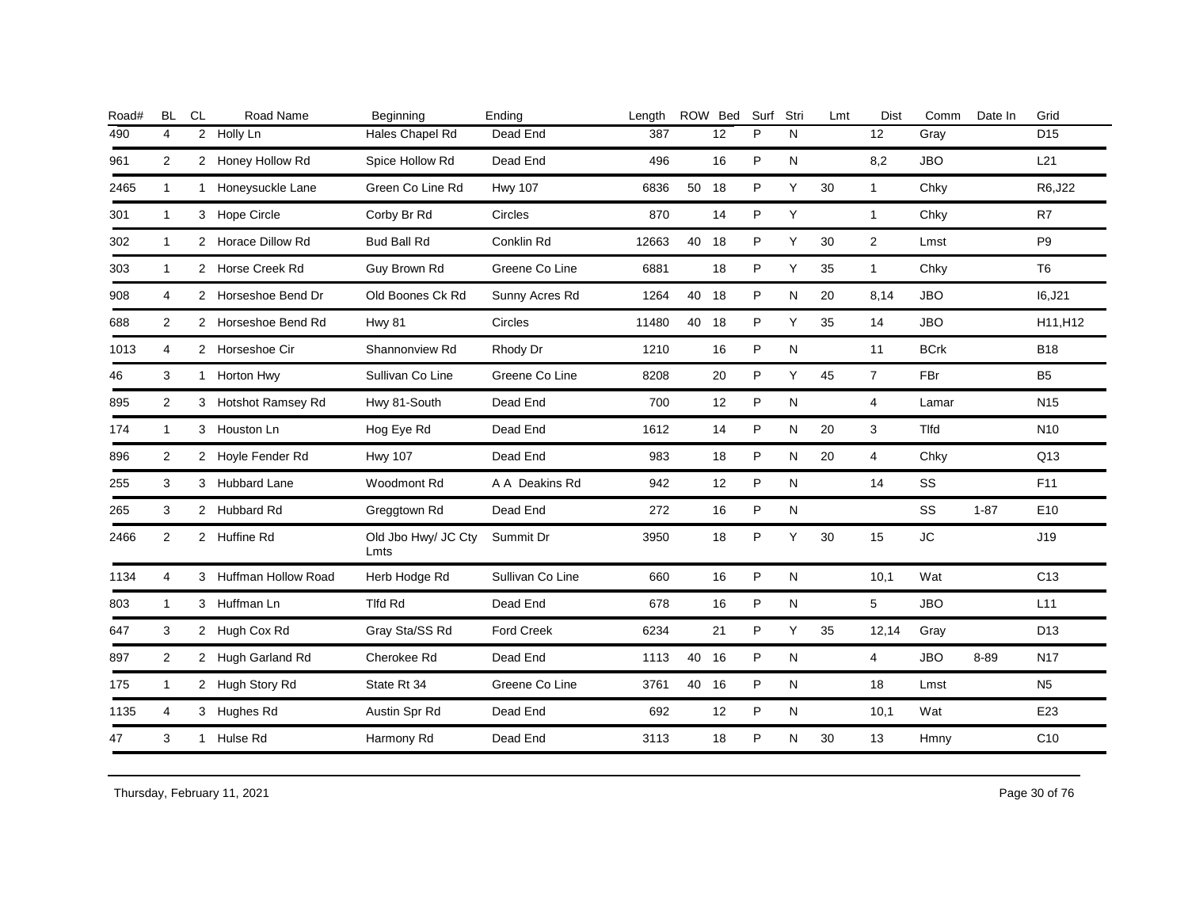| Road# | BL | CL | Road Name | Beginning | Ending | Length | ROW | Bed | Surf | Stri | Lmt | Dist | Comm | Date In | Grid |
|---|---|---|---|---|---|---|---|---|---|---|---|---|---|---|---|
| 490 | 4 | 2 | Holly Ln | Hales Chapel Rd | Dead End | 387 | | 12 | P | N | | 12 | Gray | | D15 |
| 961 | 2 | 2 | Honey Hollow Rd | Spice Hollow Rd | Dead End | 496 | | 16 | P | N | | 8,2 | JBO | | L21 |
| 2465 | 1 | 1 | Honeysuckle Lane | Green Co Line Rd | Hwy 107 | 6836 | 50 | 18 | P | Y | 30 | 1 | Chky | | R6,J22 |
| 301 | 1 | 3 | Hope Circle | Corby Br Rd | Circles | 870 | | 14 | P | Y | | 1 | Chky | | R7 |
| 302 | 1 | 2 | Horace Dillow Rd | Bud Ball Rd | Conklin Rd | 12663 | 40 | 18 | P | Y | 30 | 2 | Lmst | | P9 |
| 303 | 1 | 2 | Horse Creek Rd | Guy Brown Rd | Greene Co Line | 6881 | | 18 | P | Y | 35 | 1 | Chky | | T6 |
| 908 | 4 | 2 | Horseshoe Bend Dr | Old Boones Ck Rd | Sunny Acres Rd | 1264 | 40 | 18 | P | N | 20 | 8,14 | JBO | | I6,J21 |
| 688 | 2 | 2 | Horseshoe Bend Rd | Hwy 81 | Circles | 11480 | 40 | 18 | P | Y | 35 | 14 | JBO | | H11,H12 |
| 1013 | 4 | 2 | Horseshoe Cir | Shannonview Rd | Rhody Dr | 1210 | | 16 | P | N | | 11 | BCrk | | B18 |
| 46 | 3 | 1 | Horton Hwy | Sullivan Co Line | Greene Co Line | 8208 | | 20 | P | Y | 45 | 7 | FBr | | B5 |
| 895 | 2 | 3 | Hotshot Ramsey Rd | Hwy 81-South | Dead End | 700 | | 12 | P | N | | 4 | Lamar | | N15 |
| 174 | 1 | 3 | Houston Ln | Hog Eye Rd | Dead End | 1612 | | 14 | P | N | 20 | 3 | Tlfd | | N10 |
| 896 | 2 | 2 | Hoyle Fender Rd | Hwy 107 | Dead End | 983 | | 18 | P | N | 20 | 4 | Chky | | Q13 |
| 255 | 3 | 3 | Hubbard Lane | Woodmont Rd | A A Deakins Rd | 942 | | 12 | P | N | | 14 | SS | | F11 |
| 265 | 3 | 2 | Hubbard Rd | Greggtown Rd | Dead End | 272 | | 16 | P | N | | | SS | 1-87 | E10 |
| 2466 | 2 | 2 | Huffine Rd | Old Jbo Hwy/ JC Cty Lmts | Summit Dr | 3950 | | 18 | P | Y | 30 | 15 | JC | | J19 |
| 1134 | 4 | 3 | Huffman Hollow Road | Herb Hodge Rd | Sullivan Co Line | 660 | | 16 | P | N | | 10,1 | Wat | | C13 |
| 803 | 1 | 3 | Huffman Ln | Tlfd Rd | Dead End | 678 | | 16 | P | N | | 5 | JBO | | L11 |
| 647 | 3 | 2 | Hugh Cox Rd | Gray Sta/SS Rd | Ford Creek | 6234 | | 21 | P | Y | 35 | 12,14 | Gray | | D13 |
| 897 | 2 | 2 | Hugh Garland Rd | Cherokee Rd | Dead End | 1113 | 40 | 16 | P | N | | 4 | JBO | 8-89 | N17 |
| 175 | 1 | 2 | Hugh Story Rd | State Rt 34 | Greene Co Line | 3761 | 40 | 16 | P | N | | 18 | Lmst | | N5 |
| 1135 | 4 | 3 | Hughes Rd | Austin Spr Rd | Dead End | 692 | | 12 | P | N | | 10,1 | Wat | | E23 |
| 47 | 3 | 1 | Hulse Rd | Harmony Rd | Dead End | 3113 | | 18 | P | N | 30 | 13 | Hmny | | C10 |

Thursday, February 11, 2021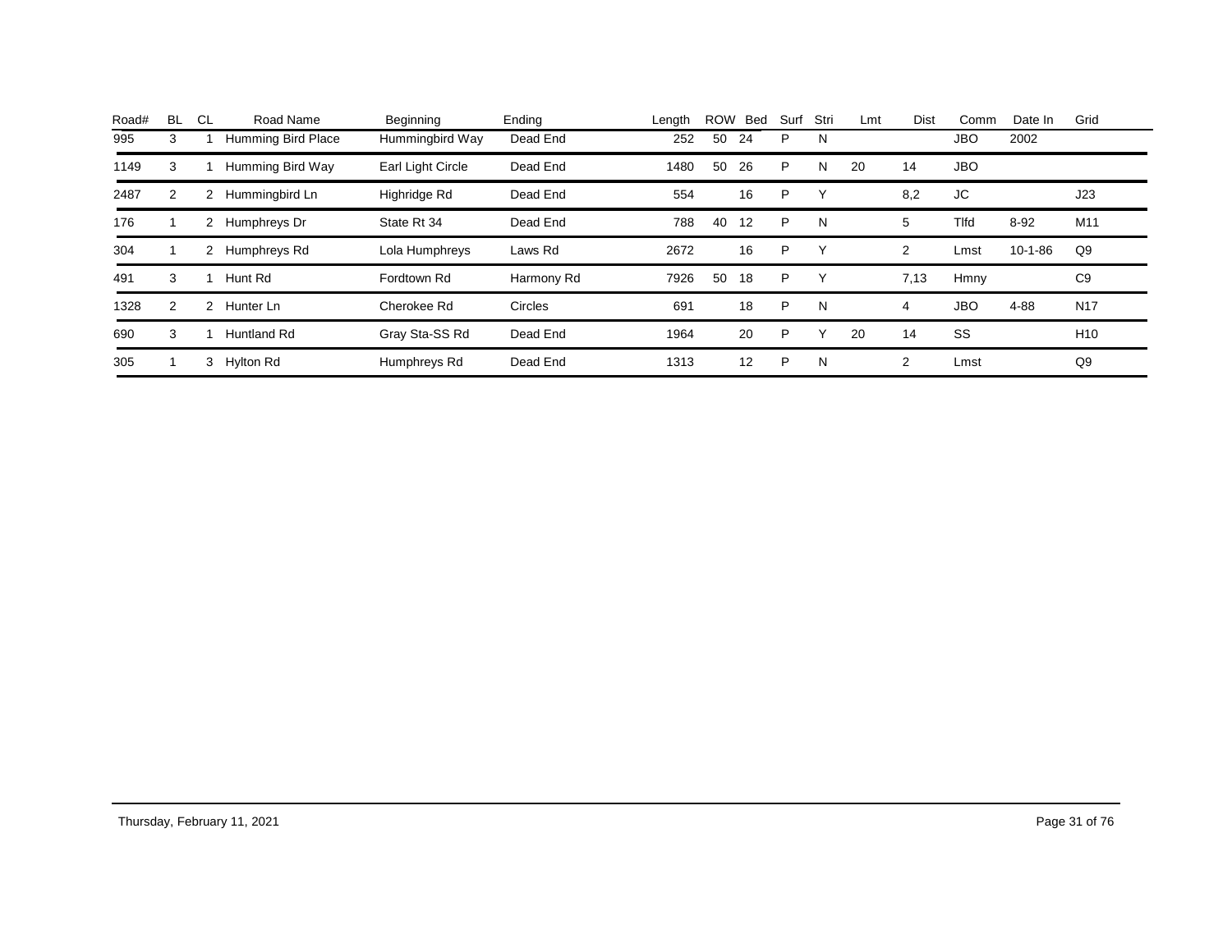| Road# | BL | CL | Road Name | Beginning | Ending | Length | ROW | Bed | Surf | Stri | Lmt | Dist | Comm | Date In | Grid |
|---|---|---|---|---|---|---|---|---|---|---|---|---|---|---|---|
| 995 | 3 | 1 | Humming Bird Place | Hummingbird Way | Dead End | 252 | 50 | 24 | P | N | | | JBO | 2002 | |
| 1149 | 3 | 1 | Humming Bird Way | Earl Light Circle | Dead End | 1480 | 50 | 26 | P | N | 20 | 14 | JBO | | |
| 2487 | 2 | 2 | Hummingbird Ln | Highridge Rd | Dead End | 554 | | 16 | P | Y | | 8,2 | JC | | J23 |
| 176 | 1 | 2 | Humphreys Dr | State Rt 34 | Dead End | 788 | 40 | 12 | P | N | | 5 | Tlfd | 8-92 | M11 |
| 304 | 1 | 2 | Humphreys Rd | Lola Humphreys | Laws Rd | 2672 | | 16 | P | Y | | 2 | Lmst | 10-1-86 | Q9 |
| 491 | 3 | 1 | Hunt Rd | Fordtown Rd | Harmony Rd | 7926 | 50 | 18 | P | Y | | 7,13 | Hmny | | C9 |
| 1328 | 2 | 2 | Hunter Ln | Cherokee Rd | Circles | 691 | | 18 | P | N | | 4 | JBO | 4-88 | N17 |
| 690 | 3 | 1 | Huntland Rd | Gray Sta-SS Rd | Dead End | 1964 | | 20 | P | Y | 20 | 14 | SS | | H10 |
| 305 | 1 | 3 | Hylton Rd | Humphreys Rd | Dead End | 1313 | | 12 | P | N | | 2 | Lmst | | Q9 |

Thursday, February 11, 2021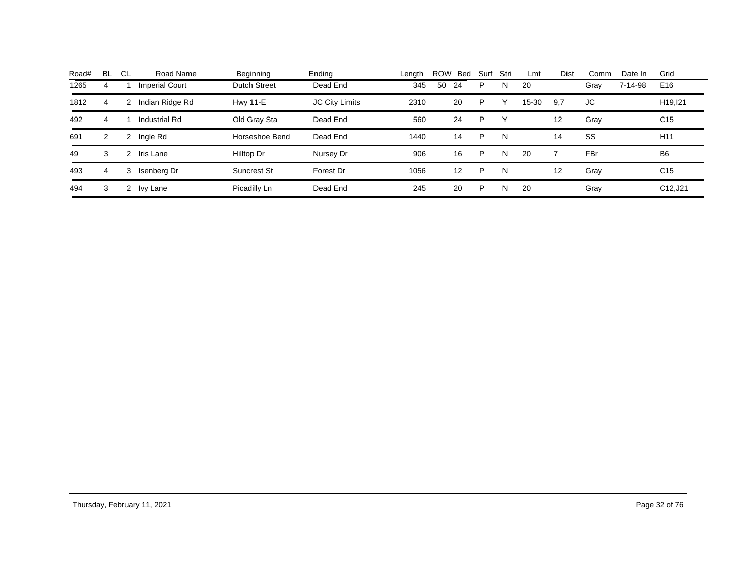| Road# | BL | CL | Road Name | Beginning | Ending | Length | ROW | Bed | Surf | Stri | Lmt | Dist | Comm | Date In | Grid |
|---|---|---|---|---|---|---|---|---|---|---|---|---|---|---|---|
| 1265 | 4 | 1 | Imperial Court | Dutch Street | Dead End | 345 | 50 | 24 | P | N | 20 | | Gray | 7-14-98 | E16 |
| 1812 | 4 | 2 | Indian Ridge Rd | Hwy 11-E | JC City Limits | 2310 | | 20 | P | Y | 15-30 | 9,7 | JC | | H19,I21 |
| 492 | 4 | 1 | Industrial Rd | Old Gray Sta | Dead End | 560 | | 24 | P | Y | | 12 | Gray | | C15 |
| 691 | 2 | 2 | Ingle Rd | Horseshoe Bend | Dead End | 1440 | | 14 | P | N | | 14 | SS | | H11 |
| 49 | 3 | 2 | Iris Lane | Hilltop Dr | Nursey Dr | 906 | | 16 | P | N | 20 | 7 | FBr | | B6 |
| 493 | 4 | 3 | Isenberg Dr | Suncrest St | Forest Dr | 1056 | | 12 | P | N | | 12 | Gray | | C15 |
| 494 | 3 | 2 | Ivy Lane | Picadilly Ln | Dead End | 245 | | 20 | P | N | 20 | | Gray | | C12,J21 |

Thursday, February 11, 2021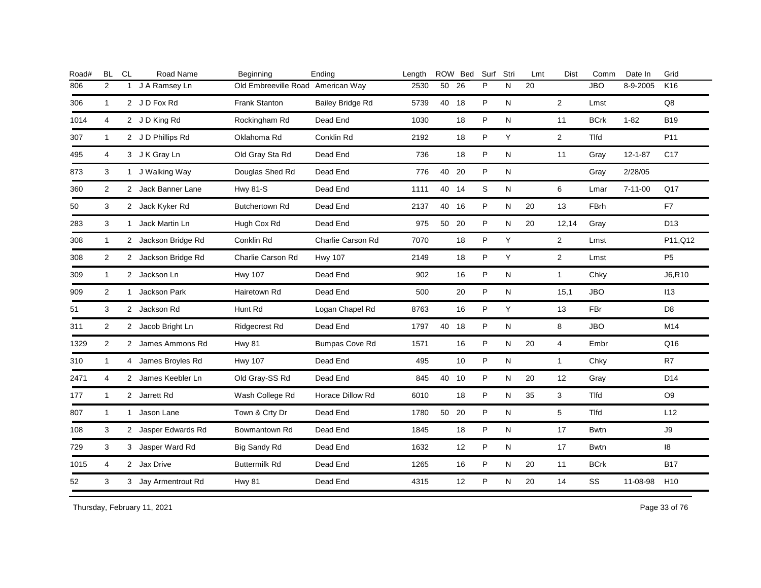| Road# | BL | CL | Road Name | Beginning | Ending | Length | ROW | Bed | Surf | Stri | Lmt | Dist | Comm | Date In | Grid |
|---|---|---|---|---|---|---|---|---|---|---|---|---|---|---|---|
| 806 | 2 | 1 | J A Ramsey Ln | Old Embreeville Road | American Way | 2530 | 50 | 26 | P | N | 20 | | JBO | 8-9-2005 | K16 |
| 306 | 1 | 2 | J D Fox Rd | Frank Stanton | Bailey Bridge Rd | 5739 | 40 | 18 | P | N | | 2 | Lmst | | Q8 |
| 1014 | 4 | 2 | J D King Rd | Rockingham Rd | Dead End | 1030 | | 18 | P | N | | 11 | BCrk | 1-82 | B19 |
| 307 | 1 | 2 | J D Phillips Rd | Oklahoma Rd | Conklin Rd | 2192 | | 18 | P | Y | | 2 | Tlfd | | P11 |
| 495 | 4 | 3 | J K Gray Ln | Old Gray Sta Rd | Dead End | 736 | | 18 | P | N | | 11 | Gray | 12-1-87 | C17 |
| 873 | 3 | 1 | J Walking Way | Douglas Shed Rd | Dead End | 776 | 40 | 20 | P | N | | | Gray | 2/28/05 | |
| 360 | 2 | 2 | Jack Banner Lane | Hwy 81-S | Dead End | 1111 | 40 | 14 | S | N | | 6 | Lmar | 7-11-00 | Q17 |
| 50 | 3 | 2 | Jack Kyker Rd | Butchertown Rd | Dead End | 2137 | 40 | 16 | P | N | 20 | 13 | FBrh | | F7 |
| 283 | 3 | 1 | Jack Martin Ln | Hugh Cox Rd | Dead End | 975 | 50 | 20 | P | N | 20 | 12,14 | Gray | | D13 |
| 308 | 1 | 2 | Jackson Bridge Rd | Conklin Rd | Charlie Carson Rd | 7070 | | 18 | P | Y | | 2 | Lmst | | P11,Q12 |
| 308 | 2 | 2 | Jackson Bridge Rd | Charlie Carson Rd | Hwy 107 | 2149 | | 18 | P | Y | | 2 | Lmst | | P5 |
| 309 | 1 | 2 | Jackson Ln | Hwy 107 | Dead End | 902 | | 16 | P | N | | 1 | Chky | | J6,R10 |
| 909 | 2 | 1 | Jackson Park | Hairetown Rd | Dead End | 500 | | 20 | P | N | | 15,1 | JBO | | I13 |
| 51 | 3 | 2 | Jackson Rd | Hunt Rd | Logan Chapel Rd | 8763 | | 16 | P | Y | | 13 | FBr | | D8 |
| 311 | 2 | 2 | Jacob Bright Ln | Ridgecrest Rd | Dead End | 1797 | 40 | 18 | P | N | | 8 | JBO | | M14 |
| 1329 | 2 | 2 | James Ammons Rd | Hwy 81 | Bumpas Cove Rd | 1571 | | 16 | P | N | 20 | 4 | Embr | | Q16 |
| 310 | 1 | 4 | James Broyles Rd | Hwy 107 | Dead End | 495 | | 10 | P | N | | 1 | Chky | | R7 |
| 2471 | 4 | 2 | James Keebler Ln | Old Gray-SS Rd | Dead End | 845 | 40 | 10 | P | N | 20 | 12 | Gray | | D14 |
| 177 | 1 | 2 | Jarrett Rd | Wash College Rd | Horace Dillow Rd | 6010 | | 18 | P | N | 35 | 3 | Tlfd | | O9 |
| 807 | 1 | 1 | Jason Lane | Town & Crty Dr | Dead End | 1780 | 50 | 20 | P | N | | 5 | Tlfd | | L12 |
| 108 | 3 | 2 | Jasper Edwards Rd | Bowmantown Rd | Dead End | 1845 | | 18 | P | N | | 17 | Bwtn | | J9 |
| 729 | 3 | 3 | Jasper Ward Rd | Big Sandy Rd | Dead End | 1632 | | 12 | P | N | | 17 | Bwtn | | I8 |
| 1015 | 4 | 2 | Jax Drive | Buttermilk Rd | Dead End | 1265 | | 16 | P | N | 20 | 11 | BCrk | | B17 |
| 52 | 3 | 3 | Jay Armentrout Rd | Hwy 81 | Dead End | 4315 | | 12 | P | N | 20 | 14 | SS | 11-08-98 | H10 |

Thursday, February 11, 2021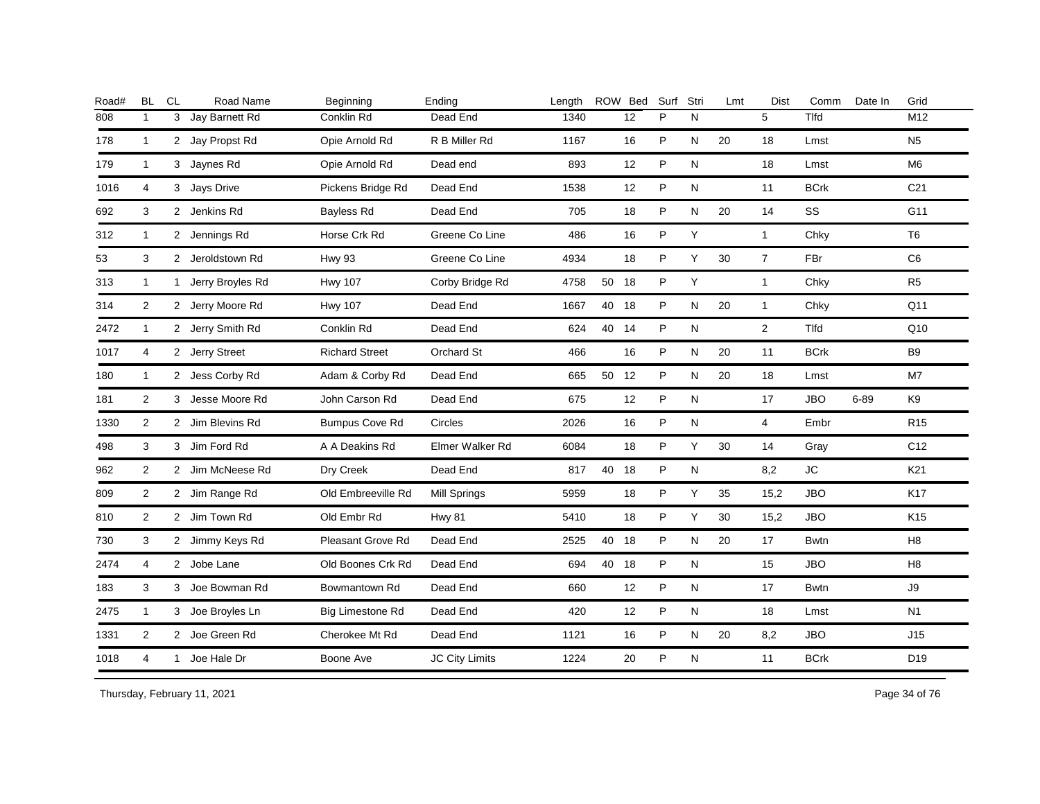| Road# | BL | CL | Road Name | Beginning | Ending | Length | ROW | Bed | Surf | Stri | Lmt | Dist | Comm | Date In | Grid |
|---|---|---|---|---|---|---|---|---|---|---|---|---|---|---|---|
| 808 | 1 | 3 | Jay Barnett Rd | Conklin Rd | Dead End | 1340 | | 12 | P | N | | 5 | Tlfd | | M12 |
| 178 | 1 | 2 | Jay Propst Rd | Opie Arnold Rd | R B Miller Rd | 1167 | | 16 | P | N | 20 | 18 | Lmst | | N5 |
| 179 | 1 | 3 | Jaynes Rd | Opie Arnold Rd | Dead end | 893 | | 12 | P | N | | 18 | Lmst | | M6 |
| 1016 | 4 | 3 | Jays Drive | Pickens Bridge Rd | Dead End | 1538 | | 12 | P | N | | 11 | BCrk | | C21 |
| 692 | 3 | 2 | Jenkins Rd | Bayless Rd | Dead End | 705 | | 18 | P | N | 20 | 14 | SS | | G11 |
| 312 | 1 | 2 | Jennings Rd | Horse Crk Rd | Greene Co Line | 486 | | 16 | P | Y | | 1 | Chky | | T6 |
| 53 | 3 | 2 | Jeroldstown Rd | Hwy 93 | Greene Co Line | 4934 | | 18 | P | Y | 30 | 7 | FBr | | C6 |
| 313 | 1 | 1 | Jerry Broyles Rd | Hwy 107 | Corby Bridge Rd | 4758 | 50 | 18 | P | Y | | 1 | Chky | | R5 |
| 314 | 2 | 2 | Jerry Moore Rd | Hwy 107 | Dead End | 1667 | 40 | 18 | P | N | 20 | 1 | Chky | | Q11 |
| 2472 | 1 | 2 | Jerry Smith Rd | Conklin Rd | Dead End | 624 | 40 | 14 | P | N | | 2 | Tlfd | | Q10 |
| 1017 | 4 | 2 | Jerry Street | Richard Street | Orchard St | 466 | | 16 | P | N | 20 | 11 | BCrk | | B9 |
| 180 | 1 | 2 | Jess Corby Rd | Adam & Corby Rd | Dead End | 665 | 50 | 12 | P | N | 20 | 18 | Lmst | | M7 |
| 181 | 2 | 3 | Jesse Moore Rd | John Carson Rd | Dead End | 675 | | 12 | P | N | | 17 | JBO | 6-89 | K9 |
| 1330 | 2 | 2 | Jim Blevins Rd | Bumpus Cove Rd | Circles | 2026 | | 16 | P | N | | 4 | Embr | | R15 |
| 498 | 3 | 3 | Jim Ford Rd | A A Deakins Rd | Elmer Walker Rd | 6084 | | 18 | P | Y | 30 | 14 | Gray | | C12 |
| 962 | 2 | 2 | Jim McNeese Rd | Dry Creek | Dead End | 817 | 40 | 18 | P | N | | 8,2 | JC | | K21 |
| 809 | 2 | 2 | Jim Range Rd | Old Embreeville Rd | Mill Springs | 5959 | | 18 | P | Y | 35 | 15,2 | JBO | | K17 |
| 810 | 2 | 2 | Jim Town Rd | Old Embr Rd | Hwy 81 | 5410 | | 18 | P | Y | 30 | 15,2 | JBO | | K15 |
| 730 | 3 | 2 | Jimmy Keys Rd | Pleasant Grove Rd | Dead End | 2525 | 40 | 18 | P | N | 20 | 17 | Bwtn | | H8 |
| 2474 | 4 | 2 | Jobe Lane | Old Boones Crk Rd | Dead End | 694 | 40 | 18 | P | N | | 15 | JBO | | H8 |
| 183 | 3 | 3 | Joe Bowman Rd | Bowmantown Rd | Dead End | 660 | | 12 | P | N | | 17 | Bwtn | | J9 |
| 2475 | 1 | 3 | Joe Broyles Ln | Big Limestone Rd | Dead End | 420 | | 12 | P | N | | 18 | Lmst | | N1 |
| 1331 | 2 | 2 | Joe Green Rd | Cherokee Mt Rd | Dead End | 1121 | | 16 | P | N | 20 | 8,2 | JBO | | J15 |
| 1018 | 4 | 1 | Joe Hale Dr | Boone Ave | JC City Limits | 1224 | | 20 | P | N | | 11 | BCrk | | D19 |

Thursday, February 11, 2021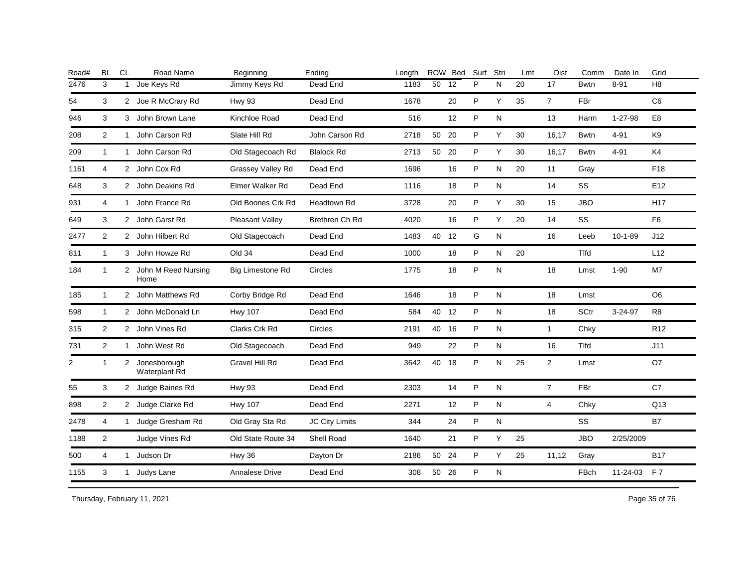| Road# | BL | CL | Road Name | Beginning | Ending | Length | ROW | Bed | Surf | Stri | Lmt | Dist | Comm | Date In | Grid |
|---|---|---|---|---|---|---|---|---|---|---|---|---|---|---|---|
| 2476 | 3 | 1 | Joe Keys Rd | Jimmy Keys Rd | Dead End | 1183 | 50 | 12 | P | N | 20 | 17 | Bwtn | 8-91 | H8 |
| 54 | 3 | 2 | Joe R McCrary Rd | Hwy 93 | Dead End | 1678 | | 20 | P | Y | 35 | 7 | FBr | | C6 |
| 946 | 3 | 3 | John Brown Lane | Kinchloe Road | Dead End | 516 | | 12 | P | N | | 13 | Harm | 1-27-98 | E8 |
| 208 | 2 | 1 | John Carson Rd | Slate Hill Rd | John Carson Rd | 2718 | 50 | 20 | P | Y | 30 | 16,17 | Bwtn | 4-91 | K9 |
| 209 | 1 | 1 | John Carson Rd | Old Stagecoach Rd | Blalock Rd | 2713 | 50 | 20 | P | Y | 30 | 16,17 | Bwtn | 4-91 | K4 |
| 1161 | 4 | 2 | John Cox Rd | Grassey Valley Rd | Dead End | 1696 | | 16 | P | N | 20 | 11 | Gray | | F18 |
| 648 | 3 | 2 | John Deakins Rd | Elmer Walker Rd | Dead End | 1116 | | 18 | P | N | | 14 | SS | | E12 |
| 931 | 4 | 1 | John France Rd | Old Boones Crk Rd | Headtown Rd | 3728 | | 20 | P | Y | 30 | 15 | JBO | | H17 |
| 649 | 3 | 2 | John Garst Rd | Pleasant Valley | Brethren Ch Rd | 4020 | | 16 | P | Y | 20 | 14 | SS | | F6 |
| 2477 | 2 | 2 | John Hilbert Rd | Old Stagecoach | Dead End | 1483 | 40 | 12 | G | N | | 16 | Leeb | 10-1-89 | J12 |
| 811 | 1 | 3 | John Howze Rd | Old 34 | Dead End | 1000 | | 18 | P | N | 20 | | Tlfd | | L12 |
| 184 | 1 | 2 | John M Reed Nursing Home | Big Limestone Rd | Circles | 1775 | | 18 | P | N | | 18 | Lmst | 1-90 | M7 |
| 185 | 1 | 2 | John Matthews Rd | Corby Bridge Rd | Dead End | 1646 | | 18 | P | N | | 18 | Lmst | | O6 |
| 598 | 1 | 2 | John McDonald Ln | Hwy 107 | Dead End | 584 | 40 | 12 | P | N | | 18 | SCtr | 3-24-97 | R8 |
| 315 | 2 | 2 | John Vines Rd | Clarks Crk Rd | Circles | 2191 | 40 | 16 | P | N | | 1 | Chky | | R12 |
| 731 | 2 | 1 | John West Rd | Old Stagecoach | Dead End | 949 | | 22 | P | N | | 16 | Tlfd | | J11 |
| 2 | 1 | 2 | Jonesborough Waterplant Rd | Gravel Hill Rd | Dead End | 3642 | 40 | 18 | P | N | 25 | 2 | Lmst | | O7 |
| 55 | 3 | 2 | Judge Baines Rd | Hwy 93 | Dead End | 2303 | | 14 | P | N | | 7 | FBr | | C7 |
| 898 | 2 | 2 | Judge Clarke Rd | Hwy 107 | Dead End | 2271 | | 12 | P | N | | 4 | Chky | | Q13 |
| 2478 | 4 | 1 | Judge Gresham Rd | Old Gray Sta Rd | JC City Limits | 344 | | 24 | P | N | | | SS | | B7 |
| 1188 | 2 | | Judge Vines Rd | Old State Route 34 | Shell Road | 1640 | | 21 | P | Y | 25 | | JBO | 2/25/2009 | |
| 500 | 4 | 1 | Judson Dr | Hwy 36 | Dayton Dr | 2186 | 50 | 24 | P | Y | 25 | 11,12 | Gray | | B17 |
| 1155 | 3 | 1 | Judys Lane | Annalese Drive | Dead End | 308 | 50 | 26 | P | N | | | FBch | 11-24-03 | F 7 |

Thursday, February 11, 2021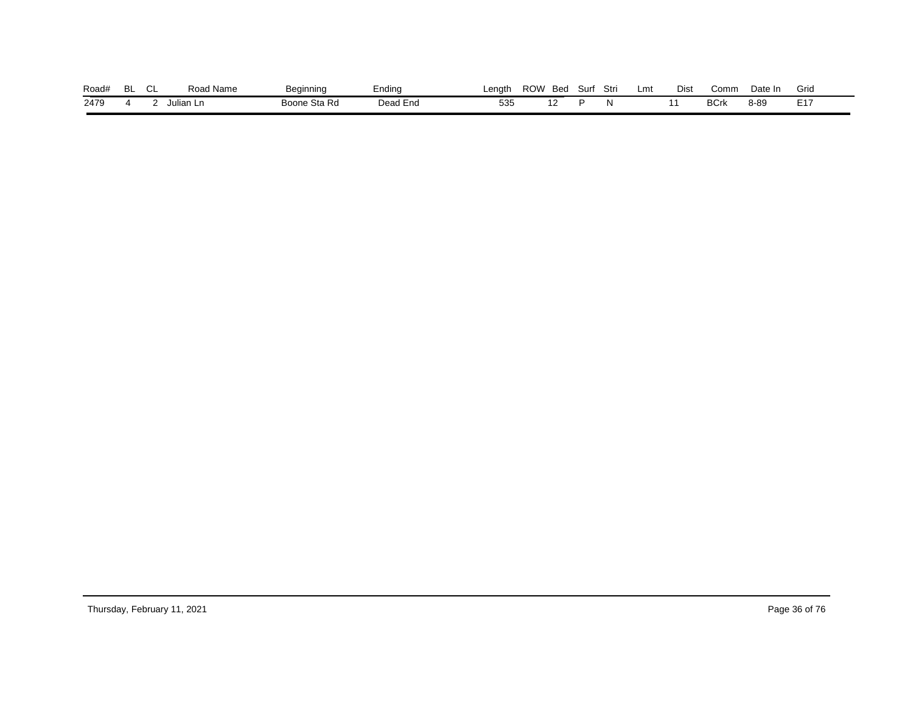| Road# | BL | CL | Road Name | Beginning | Ending | Length | ROW | Bed | Surf | Stri | Lmt | Dist | Comm | Date In | Grid |
|---|---|---|---|---|---|---|---|---|---|---|---|---|---|---|---|
| 2479 | 4 | 2 | Julian Ln | Boone Sta Rd | Dead End | 535 | | 12 | P | N | | 11 | BCrk | 8-89 | E17 |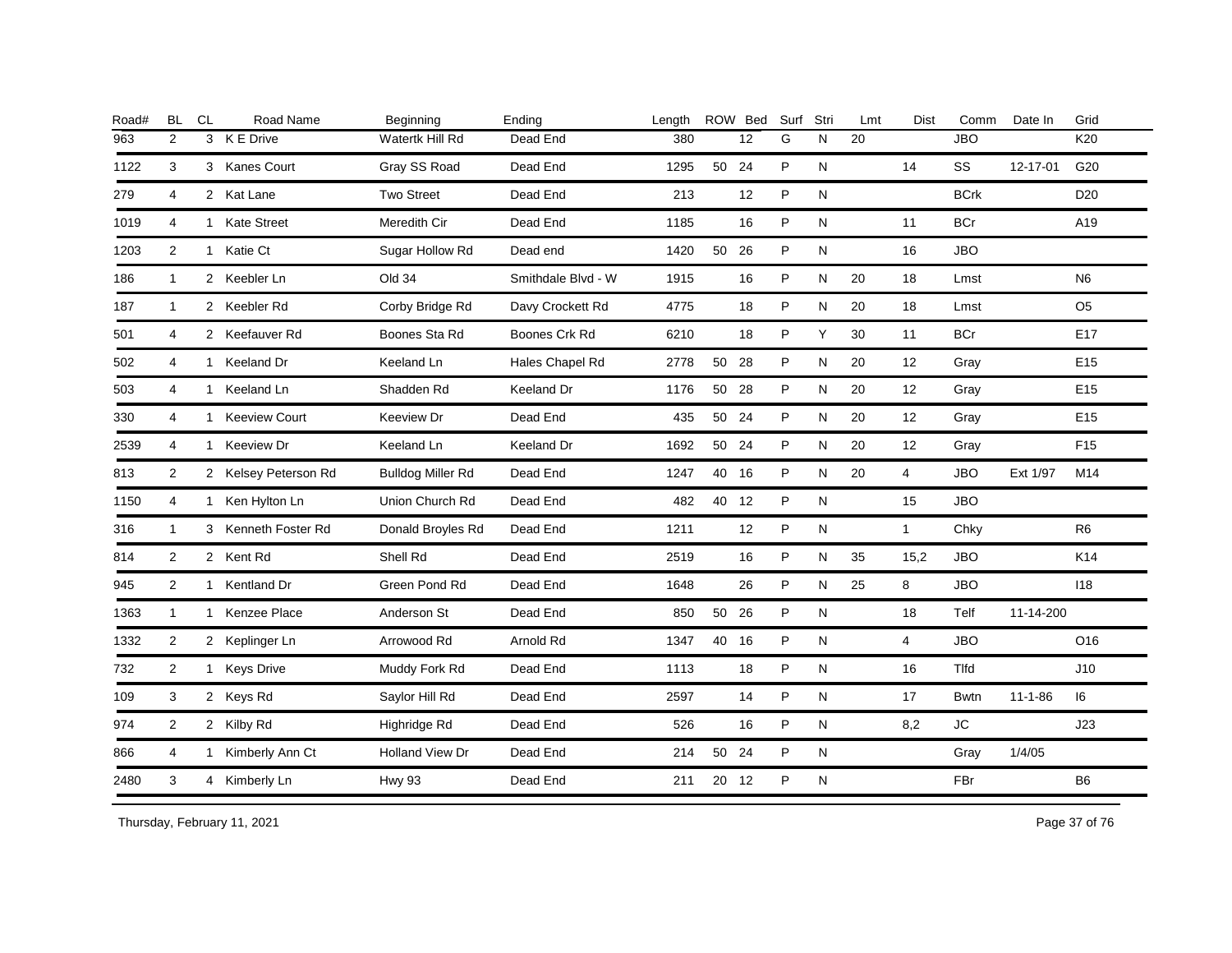| Road# | BL | CL | Road Name | Beginning | Ending | Length | ROW | Bed | Surf | Stri | Lmt | Dist | Comm | Date In | Grid |
|---|---|---|---|---|---|---|---|---|---|---|---|---|---|---|---|
| 963 | 2 | 3 | K E Drive | Watertk Hill Rd | Dead End | 380 | | 12 | G | N | 20 | | JBO | | K20 |
| 1122 | 3 | 3 | Kanes Court | Gray SS Road | Dead End | 1295 | 50 | 24 | P | N | | 14 | SS | 12-17-01 | G20 |
| 279 | 4 | 2 | Kat Lane | Two Street | Dead End | 213 | | 12 | P | N | | | BCrk | | D20 |
| 1019 | 4 | 1 | Kate Street | Meredith Cir | Dead End | 1185 | | 16 | P | N | | 11 | BCr | | A19 |
| 1203 | 2 | 1 | Katie Ct | Sugar Hollow Rd | Dead end | 1420 | 50 | 26 | P | N | | 16 | JBO | | |
| 186 | 1 | 2 | Keebler Ln | Old 34 | Smithdale Blvd - W | 1915 | | 16 | P | N | 20 | 18 | Lmst | | N6 |
| 187 | 1 | 2 | Keebler Rd | Corby Bridge Rd | Davy Crockett Rd | 4775 | | 18 | P | N | 20 | 18 | Lmst | | O5 |
| 501 | 4 | 2 | Keefauver Rd | Boones Sta Rd | Boones Crk Rd | 6210 | | 18 | P | Y | 30 | 11 | BCr | | E17 |
| 502 | 4 | 1 | Keeland Dr | Keeland Ln | Hales Chapel Rd | 2778 | 50 | 28 | P | N | 20 | 12 | Gray | | E15 |
| 503 | 4 | 1 | Keeland Ln | Shadden Rd | Keeland Dr | 1176 | 50 | 28 | P | N | 20 | 12 | Gray | | E15 |
| 330 | 4 | 1 | Keeview Court | Keeview Dr | Dead End | 435 | 50 | 24 | P | N | 20 | 12 | Gray | | E15 |
| 2539 | 4 | 1 | Keeview Dr | Keeland Ln | Keeland Dr | 1692 | 50 | 24 | P | N | 20 | 12 | Gray | | F15 |
| 813 | 2 | 2 | Kelsey Peterson Rd | Bulldog Miller Rd | Dead End | 1247 | 40 | 16 | P | N | 20 | 4 | JBO | Ext 1/97 | M14 |
| 1150 | 4 | 1 | Ken Hylton Ln | Union Church Rd | Dead End | 482 | 40 | 12 | P | N | | 15 | JBO | | |
| 316 | 1 | 3 | Kenneth Foster Rd | Donald Broyles Rd | Dead End | 1211 | | 12 | P | N | | 1 | Chky | | R6 |
| 814 | 2 | 2 | Kent Rd | Shell Rd | Dead End | 2519 | | 16 | P | N | 35 | 15,2 | JBO | | K14 |
| 945 | 2 | 1 | Kentland Dr | Green Pond Rd | Dead End | 1648 | | 26 | P | N | 25 | 8 | JBO | | I18 |
| 1363 | 1 | 1 | Kenzee Place | Anderson St | Dead End | 850 | 50 | 26 | P | N | | 18 | Telf | 11-14-200 | |
| 1332 | 2 | 2 | Keplinger Ln | Arrowood Rd | Arnold Rd | 1347 | 40 | 16 | P | N | | 4 | JBO | | O16 |
| 732 | 2 | 1 | Keys Drive | Muddy Fork Rd | Dead End | 1113 | | 18 | P | N | | 16 | Tlfd | | J10 |
| 109 | 3 | 2 | Keys Rd | Saylor Hill Rd | Dead End | 2597 | | 14 | P | N | | 17 | Bwtn | 11-1-86 | I6 |
| 974 | 2 | 2 | Kilby Rd | Highridge Rd | Dead End | 526 | | 16 | P | N | | 8,2 | JC | | J23 |
| 866 | 4 | 1 | Kimberly Ann Ct | Holland View Dr | Dead End | 214 | 50 | 24 | P | N | | | Gray | 1/4/05 | |
| 2480 | 3 | 4 | Kimberly Ln | Hwy 93 | Dead End | 211 | 20 | 12 | P | N | | | FBr | | B6 |

Thursday, February 11, 2021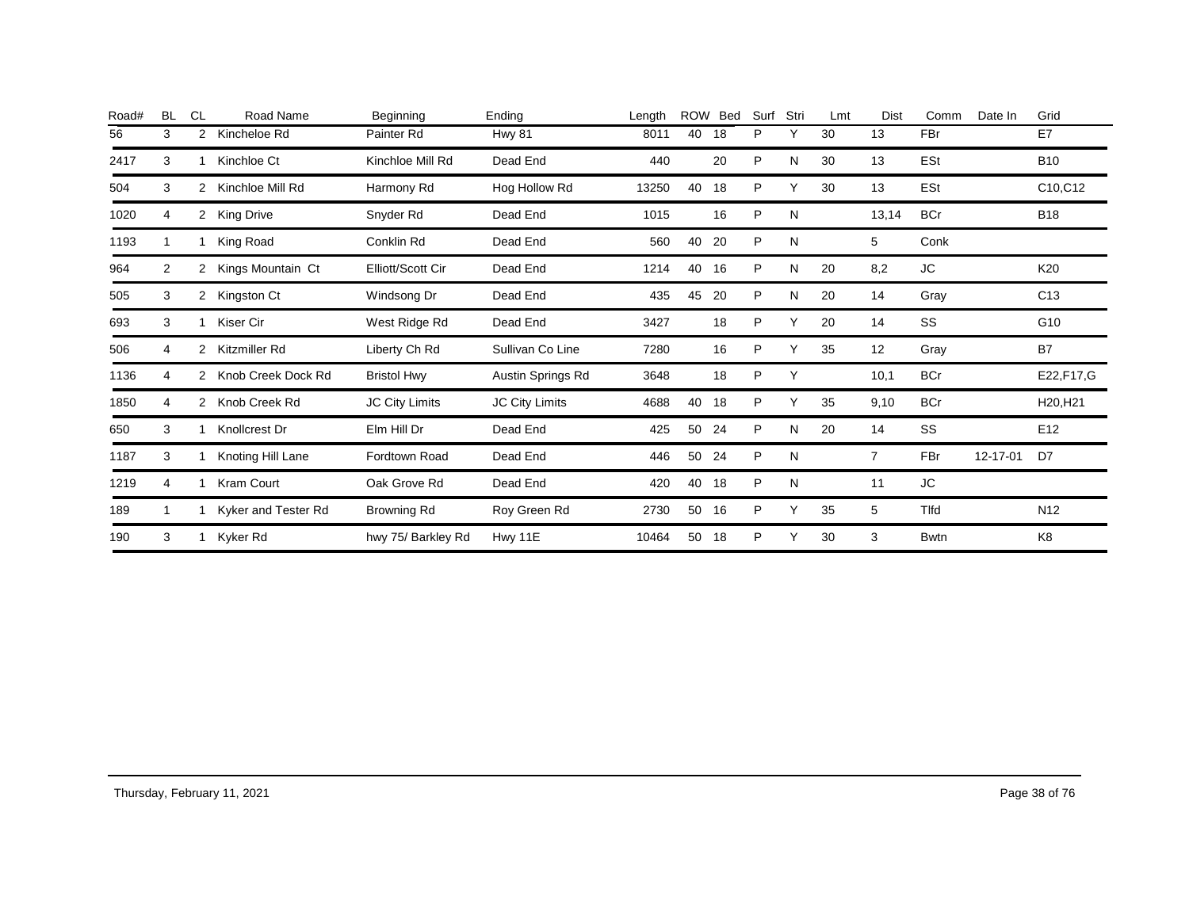| Road# | BL | CL | Road Name | Beginning | Ending | Length | ROW | Bed | Surf | Stri | Lmt | Dist | Comm | Date In | Grid |
|---|---|---|---|---|---|---|---|---|---|---|---|---|---|---|---|
| 56 | 3 | 2 | Kincheloe Rd | Painter Rd | Hwy 81 | 8011 | 40 | 18 | P | Y | 30 | 13 | FBr | | E7 |
| 2417 | 3 | 1 | Kinchloe Ct | Kinchloe Mill Rd | Dead End | 440 | | 20 | P | N | 30 | 13 | ESt | | B10 |
| 504 | 3 | 2 | Kinchloe Mill Rd | Harmony Rd | Hog Hollow Rd | 13250 | 40 | 18 | P | Y | 30 | 13 | ESt | | C10,C12 |
| 1020 | 4 | 2 | King Drive | Snyder Rd | Dead End | 1015 | | 16 | P | N | | 13,14 | BCr | | B18 |
| 1193 | 1 | 1 | King Road | Conklin Rd | Dead End | 560 | 40 | 20 | P | N | | 5 | Conk | | |
| 964 | 2 | 2 | Kings Mountain Ct | Elliott/Scott Cir | Dead End | 1214 | 40 | 16 | P | N | 20 | 8,2 | JC | | K20 |
| 505 | 3 | 2 | Kingston Ct | Windsong Dr | Dead End | 435 | 45 | 20 | P | N | 20 | 14 | Gray | | C13 |
| 693 | 3 | 1 | Kiser Cir | West Ridge Rd | Dead End | 3427 | | 18 | P | Y | 20 | 14 | SS | | G10 |
| 506 | 4 | 2 | Kitzmiller Rd | Liberty Ch Rd | Sullivan Co Line | 7280 | | 16 | P | Y | 35 | 12 | Gray | | B7 |
| 1136 | 4 | 2 | Knob Creek Dock Rd | Bristol Hwy | Austin Springs Rd | 3648 | | 18 | P | Y | | 10,1 | BCr | | E22,F17,G |
| 1850 | 4 | 2 | Knob Creek Rd | JC City Limits | JC City Limits | 4688 | 40 | 18 | P | Y | 35 | 9,10 | BCr | | H20,H21 |
| 650 | 3 | 1 | Knollcrest Dr | Elm Hill Dr | Dead End | 425 | 50 | 24 | P | N | 20 | 14 | SS | | E12 |
| 1187 | 3 | 1 | Knoting Hill Lane | Fordtown Road | Dead End | 446 | 50 | 24 | P | N | | 7 | FBr | 12-17-01 | D7 |
| 1219 | 4 | 1 | Kram Court | Oak Grove Rd | Dead End | 420 | 40 | 18 | P | N | | 11 | JC | | |
| 189 | 1 | 1 | Kyker and Tester Rd | Browning Rd | Roy Green Rd | 2730 | 50 | 16 | P | Y | 35 | 5 | Tlfd | | N12 |
| 190 | 3 | 1 | Kyker Rd | hwy 75/ Barkley Rd | Hwy 11E | 10464 | 50 | 18 | P | Y | 30 | 3 | Bwtn | | K8 |

Thursday, February 11, 2021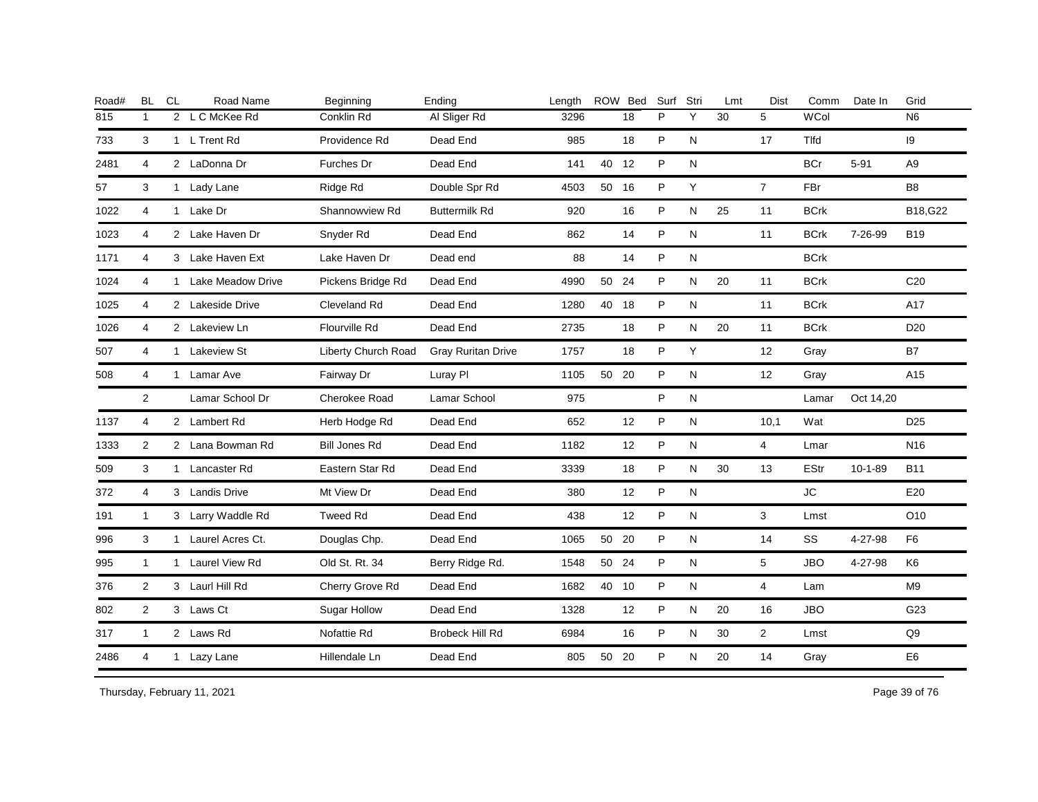| Road# | BL | CL | Road Name | Beginning | Ending | Length | ROW | Bed | Surf | Stri | Lmt | Dist | Comm | Date In | Grid |
|---|---|---|---|---|---|---|---|---|---|---|---|---|---|---|---|
| 815 | 1 | 2 | L C McKee Rd | Conklin Rd | Al Sliger Rd | 3296 | | 18 | P | Y | 30 | 5 | WCol | | N6 |
| 733 | 3 | 1 | L Trent Rd | Providence Rd | Dead End | 985 | | 18 | P | N | | 17 | Tlfd | | I9 |
| 2481 | 4 | 2 | LaDonna Dr | Furches Dr | Dead End | 141 | 40 | 12 | P | N | | | BCr | 5-91 | A9 |
| 57 | 3 | 1 | Lady Lane | Ridge Rd | Double Spr Rd | 4503 | 50 | 16 | P | Y | | 7 | FBr | | B8 |
| 1022 | 4 | 1 | Lake Dr | Shannowview Rd | Buttermilk Rd | 920 | | 16 | P | N | 25 | 11 | BCrk | | B18,G22 |
| 1023 | 4 | 2 | Lake Haven Dr | Snyder Rd | Dead End | 862 | | 14 | P | N | | 11 | BCrk | 7-26-99 | B19 |
| 1171 | 4 | 3 | Lake Haven Ext | Lake Haven Dr | Dead end | 88 | | 14 | P | N | | | BCrk | | |
| 1024 | 4 | 1 | Lake Meadow Drive | Pickens Bridge Rd | Dead End | 4990 | 50 | 24 | P | N | 20 | 11 | BCrk | | C20 |
| 1025 | 4 | 2 | Lakeside Drive | Cleveland Rd | Dead End | 1280 | 40 | 18 | P | N | | 11 | BCrk | | A17 |
| 1026 | 4 | 2 | Lakeview Ln | Flourville Rd | Dead End | 2735 | | 18 | P | N | 20 | 11 | BCrk | | D20 |
| 507 | 4 | 1 | Lakeview St | Liberty Church Road | Gray Ruritan Drive | 1757 | | 18 | P | Y | | 12 | Gray | | B7 |
| 508 | 4 | 1 | Lamar Ave | Fairway Dr | Luray Pl | 1105 | 50 | 20 | P | N | | 12 | Gray | | A15 |
| | 2 | | Lamar School Dr | Cherokee Road | Lamar School | 975 | | | P | N | | | Lamar | Oct 14,20 | |
| 1137 | 4 | 2 | Lambert Rd | Herb Hodge Rd | Dead End | 652 | | 12 | P | N | | 10,1 | Wat | | D25 |
| 1333 | 2 | 2 | Lana Bowman Rd | Bill Jones Rd | Dead End | 1182 | | 12 | P | N | | 4 | Lmar | | N16 |
| 509 | 3 | 1 | Lancaster Rd | Eastern Star Rd | Dead End | 3339 | | 18 | P | N | 30 | 13 | EStr | 10-1-89 | B11 |
| 372 | 4 | 3 | Landis Drive | Mt View Dr | Dead End | 380 | | 12 | P | N | | | JC | | E20 |
| 191 | 1 | 3 | Larry Waddle Rd | Tweed Rd | Dead End | 438 | | 12 | P | N | | 3 | Lmst | | O10 |
| 996 | 3 | 1 | Laurel Acres Ct. | Douglas Chp. | Dead End | 1065 | 50 | 20 | P | N | | 14 | SS | 4-27-98 | F6 |
| 995 | 1 | 1 | Laurel View Rd | Old St. Rt. 34 | Berry Ridge Rd. | 1548 | 50 | 24 | P | N | | 5 | JBO | 4-27-98 | K6 |
| 376 | 2 | 3 | Laurl Hill Rd | Cherry Grove Rd | Dead End | 1682 | 40 | 10 | P | N | | 4 | Lam | | M9 |
| 802 | 2 | 3 | Laws Ct | Sugar Hollow | Dead End | 1328 | | 12 | P | N | 20 | 16 | JBO | | G23 |
| 317 | 1 | 2 | Laws Rd | Nofattie Rd | Brobeck Hill Rd | 6984 | | 16 | P | N | 30 | 2 | Lmst | | Q9 |
| 2486 | 4 | 1 | Lazy Lane | Hillendale Ln | Dead End | 805 | 50 | 20 | P | N | 20 | 14 | Gray | | E6 |

Thursday, February 11, 2021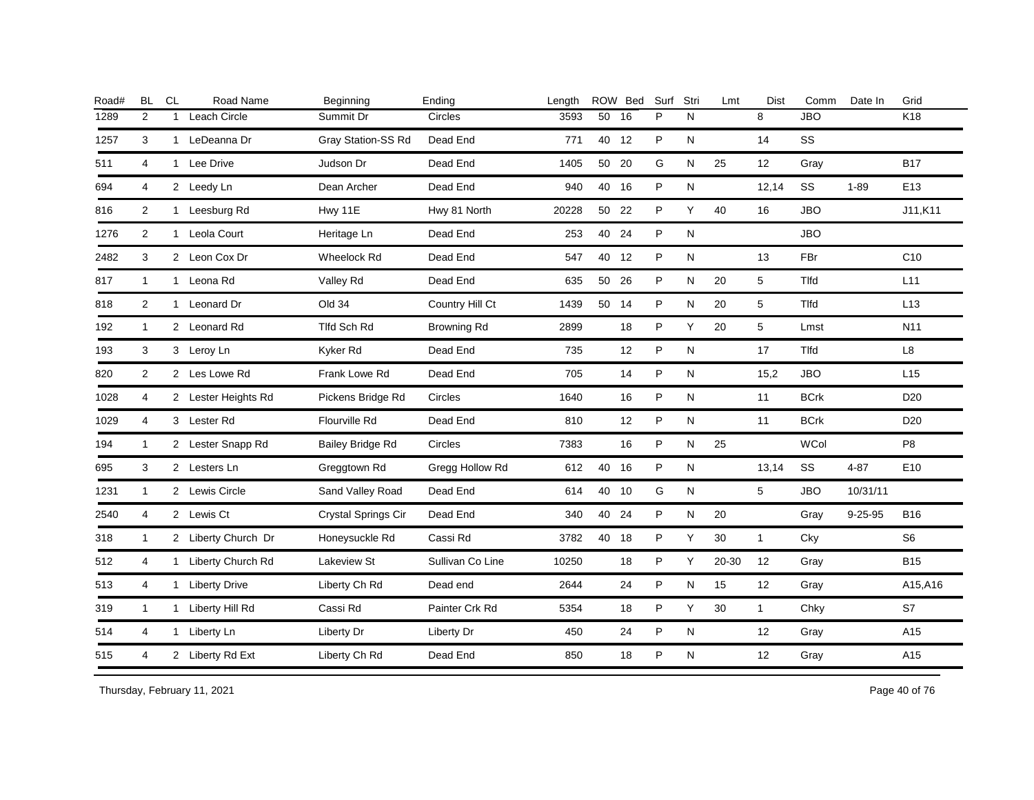| Road# | BL | CL | Road Name | Beginning | Ending | Length | ROW | Bed | Surf | Stri | Lmt | Dist | Comm | Date In | Grid |
|---|---|---|---|---|---|---|---|---|---|---|---|---|---|---|---|
| 1289 | 2 | 1 | Leach Circle | Summit Dr | Circles | 3593 | 50 | 16 | P | N | | 8 | JBO | | K18 |
| 1257 | 3 | 1 | LeDeanna Dr | Gray Station-SS Rd | Dead End | 771 | 40 | 12 | P | N | | 14 | SS | | |
| 511 | 4 | 1 | Lee Drive | Judson Dr | Dead End | 1405 | 50 | 20 | G | N | 25 | 12 | Gray | | B17 |
| 694 | 4 | 2 | Leedy Ln | Dean Archer | Dead End | 940 | 40 | 16 | P | N | | 12,14 | SS | 1-89 | E13 |
| 816 | 2 | 1 | Leesburg Rd | Hwy 11E | Hwy 81 North | 20228 | 50 | 22 | P | Y | 40 | 16 | JBO | | J11,K11 |
| 1276 | 2 | 1 | Leola Court | Heritage Ln | Dead End | 253 | 40 | 24 | P | N | | | JBO | | |
| 2482 | 3 | 2 | Leon Cox Dr | Wheelock Rd | Dead End | 547 | 40 | 12 | P | N | | 13 | FBr | | C10 |
| 817 | 1 | 1 | Leona Rd | Valley Rd | Dead End | 635 | 50 | 26 | P | N | 20 | 5 | Tlfd | | L11 |
| 818 | 2 | 1 | Leonard Dr | Old 34 | Country Hill Ct | 1439 | 50 | 14 | P | N | 20 | 5 | Tlfd | | L13 |
| 192 | 1 | 2 | Leonard Rd | Tlfd Sch Rd | Browning Rd | 2899 | | 18 | P | Y | 20 | 5 | Lmst | | N11 |
| 193 | 3 | 3 | Leroy Ln | Kyker Rd | Dead End | 735 | | 12 | P | N | | 17 | Tlfd | | L8 |
| 820 | 2 | 2 | Les Lowe Rd | Frank Lowe Rd | Dead End | 705 | | 14 | P | N | | 15,2 | JBO | | L15 |
| 1028 | 4 | 2 | Lester Heights Rd | Pickens Bridge Rd | Circles | 1640 | | 16 | P | N | | 11 | BCrk | | D20 |
| 1029 | 4 | 3 | Lester Rd | Flourville Rd | Dead End | 810 | | 12 | P | N | | 11 | BCrk | | D20 |
| 194 | 1 | 2 | Lester Snapp Rd | Bailey Bridge Rd | Circles | 7383 | | 16 | P | N | 25 | | WCol | | P8 |
| 695 | 3 | 2 | Lesters Ln | Greggtown Rd | Gregg Hollow Rd | 612 | 40 | 16 | P | N | | 13,14 | SS | 4-87 | E10 |
| 1231 | 1 | 2 | Lewis Circle | Sand Valley Road | Dead End | 614 | 40 | 10 | G | N | | 5 | JBO | 10/31/11 | |
| 2540 | 4 | 2 | Lewis Ct | Crystal Springs Cir | Dead End | 340 | 40 | 24 | P | N | 20 | | Gray | 9-25-95 | B16 |
| 318 | 1 | 2 | Liberty Church Dr | Honeysuckle Rd | Cassi Rd | 3782 | 40 | 18 | P | Y | 30 | 1 | Cky | | S6 |
| 512 | 4 | 1 | Liberty Church Rd | Lakeview St | Sullivan Co Line | 10250 | | 18 | P | Y | 20-30 | 12 | Gray | | B15 |
| 513 | 4 | 1 | Liberty Drive | Liberty Ch Rd | Dead end | 2644 | | 24 | P | N | 15 | 12 | Gray | | A15,A16 |
| 319 | 1 | 1 | Liberty Hill Rd | Cassi Rd | Painter Crk Rd | 5354 | | 18 | P | Y | 30 | 1 | Chky | | S7 |
| 514 | 4 | 1 | Liberty Ln | Liberty Dr | Liberty Dr | 450 | | 24 | P | N | | 12 | Gray | | A15 |
| 515 | 4 | 2 | Liberty Rd Ext | Liberty Ch Rd | Dead End | 850 | | 18 | P | N | | 12 | Gray | | A15 |

Thursday, February 11, 2021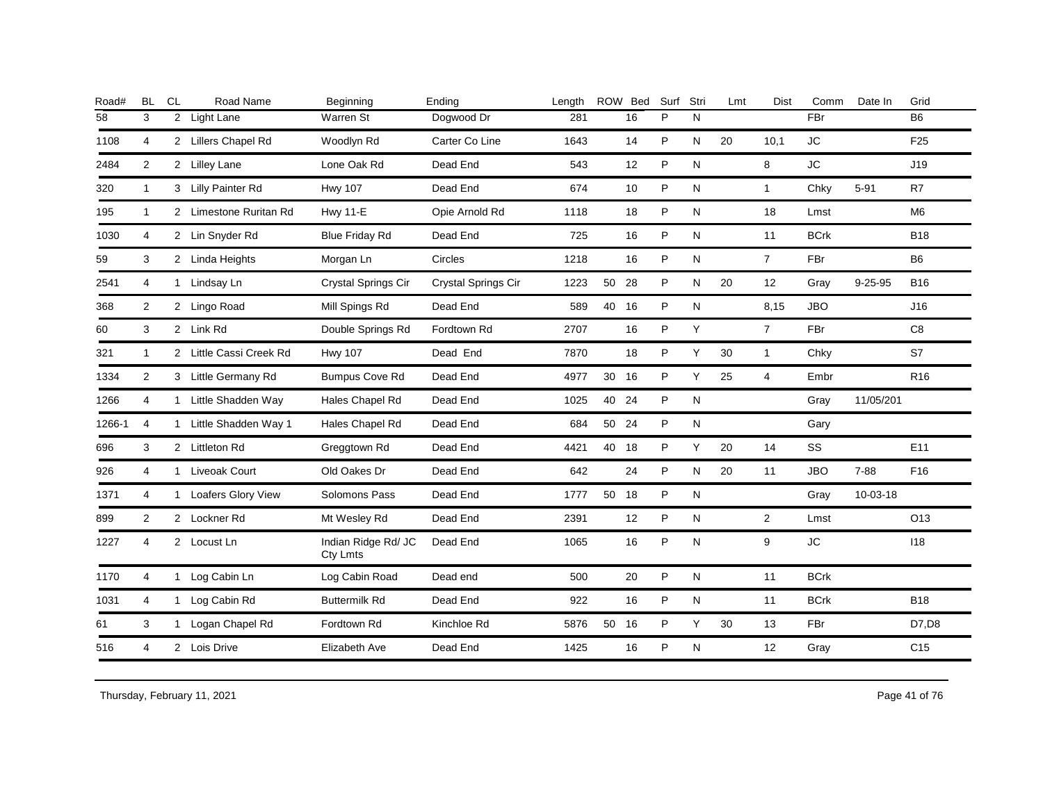| Road# | BL | CL | Road Name | Beginning | Ending | Length | ROW | Bed | Surf | Stri | Lmt | Dist | Comm | Date In | Grid |
|---|---|---|---|---|---|---|---|---|---|---|---|---|---|---|---|
| 58 | 3 | 2 | Light Lane | Warren St | Dogwood Dr | 281 | | 16 | P | N | | | FBr | | B6 |
| 1108 | 4 | 2 | Lillers Chapel Rd | Woodlyn Rd | Carter Co Line | 1643 | | 14 | P | N | 20 | 10,1 | JC | | F25 |
| 2484 | 2 | 2 | Lilley Lane | Lone Oak Rd | Dead End | 543 | | 12 | P | N | | 8 | JC | | J19 |
| 320 | 1 | 3 | Lilly Painter Rd | Hwy 107 | Dead End | 674 | | 10 | P | N | | 1 | Chky | 5-91 | R7 |
| 195 | 1 | 2 | Limestone Ruritan Rd | Hwy 11-E | Opie Arnold Rd | 1118 | | 18 | P | N | | 18 | Lmst | | M6 |
| 1030 | 4 | 2 | Lin Snyder Rd | Blue Friday Rd | Dead End | 725 | | 16 | P | N | | 11 | BCrk | | B18 |
| 59 | 3 | 2 | Linda Heights | Morgan Ln | Circles | 1218 | | 16 | P | N | | 7 | FBr | | B6 |
| 2541 | 4 | 1 | Lindsay Ln | Crystal Springs Cir | Crystal Springs Cir | 1223 | 50 | 28 | P | N | 20 | 12 | Gray | 9-25-95 | B16 |
| 368 | 2 | 2 | Lingo Road | Mill Spings Rd | Dead End | 589 | 40 | 16 | P | N | | 8,15 | JBO | | J16 |
| 60 | 3 | 2 | Link Rd | Double Springs Rd | Fordtown Rd | 2707 | | 16 | P | Y | | 7 | FBr | | C8 |
| 321 | 1 | 2 | Little Cassi Creek Rd | Hwy 107 | Dead End | 7870 | | 18 | P | Y | 30 | 1 | Chky | | S7 |
| 1334 | 2 | 3 | Little Germany Rd | Bumpus Cove Rd | Dead End | 4977 | 30 | 16 | P | Y | 25 | 4 | Embr | | R16 |
| 1266 | 4 | 1 | Little Shadden Way | Hales Chapel Rd | Dead End | 1025 | 40 | 24 | P | N | | | Gray | 11/05/201 | |
| 1266-1 | 4 | 1 | Little Shadden Way 1 | Hales Chapel Rd | Dead End | 684 | 50 | 24 | P | N | | | Gary | | |
| 696 | 3 | 2 | Littleton Rd | Greggtown Rd | Dead End | 4421 | 40 | 18 | P | Y | 20 | 14 | SS | | E11 |
| 926 | 4 | 1 | Liveoak Court | Old Oakes Dr | Dead End | 642 | | 24 | P | N | 20 | 11 | JBO | 7-88 | F16 |
| 1371 | 4 | 1 | Loafers Glory View | Solomons Pass | Dead End | 1777 | 50 | 18 | P | N | | | Gray | 10-03-18 | |
| 899 | 2 | 2 | Lockner Rd | Mt Wesley Rd | Dead End | 2391 | | 12 | P | N | | 2 | Lmst | | O13 |
| 1227 | 4 | 2 | Locust Ln | Indian Ridge Rd/ JC Cty Lmts | Dead End | 1065 | | 16 | P | N | | 9 | JC | | I18 |
| 1170 | 4 | 1 | Log Cabin Ln | Log Cabin Road | Dead end | 500 | | 20 | P | N | | 11 | BCrk | | |
| 1031 | 4 | 1 | Log Cabin Rd | Buttermilk Rd | Dead End | 922 | | 16 | P | N | | 11 | BCrk | | B18 |
| 61 | 3 | 1 | Logan Chapel Rd | Fordtown Rd | Kinchloe Rd | 5876 | 50 | 16 | P | Y | 30 | 13 | FBr | | D7,D8 |
| 516 | 4 | 2 | Lois Drive | Elizabeth Ave | Dead End | 1425 | | 16 | P | N | | 12 | Gray | | C15 |

Thursday, February 11, 2021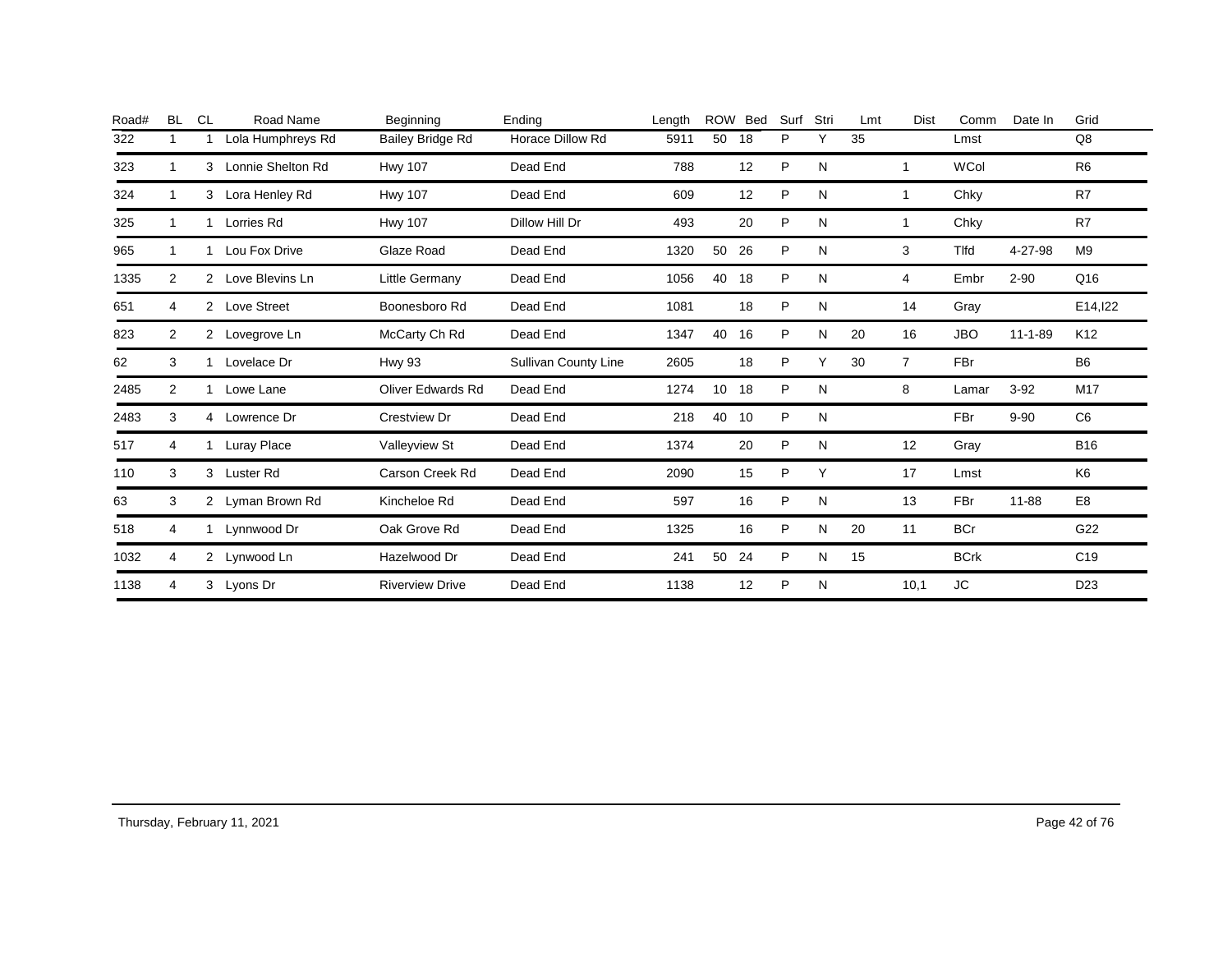| Road# | BL | CL | Road Name | Beginning | Ending | Length | ROW | Bed | Surf | Stri | Lmt | Dist | Comm | Date In | Grid |
|---|---|---|---|---|---|---|---|---|---|---|---|---|---|---|---|
| 322 | 1 | 1 | Lola Humphreys Rd | Bailey Bridge Rd | Horace Dillow Rd | 5911 | 50 | 18 | P | Y | 35 | | Lmst | | Q8 |
| 323 | 1 | 3 | Lonnie Shelton Rd | Hwy 107 | Dead End | 788 | | 12 | P | N | | 1 | WCol | | R6 |
| 324 | 1 | 3 | Lora Henley Rd | Hwy 107 | Dead End | 609 | | 12 | P | N | | 1 | Chky | | R7 |
| 325 | 1 | 1 | Lorries Rd | Hwy 107 | Dillow Hill Dr | 493 | | 20 | P | N | | 1 | Chky | | R7 |
| 965 | 1 | 1 | Lou Fox Drive | Glaze Road | Dead End | 1320 | 50 | 26 | P | N | | 3 | Tlfd | 4-27-98 | M9 |
| 1335 | 2 | 2 | Love Blevins Ln | Little Germany | Dead End | 1056 | 40 | 18 | P | N | | 4 | Embr | 2-90 | Q16 |
| 651 | 4 | 2 | Love Street | Boonesboro Rd | Dead End | 1081 | | 18 | P | N | | 14 | Gray | | E14,I22 |
| 823 | 2 | 2 | Lovegrove Ln | McCarty Ch Rd | Dead End | 1347 | 40 | 16 | P | N | 20 | 16 | JBO | 11-1-89 | K12 |
| 62 | 3 | 1 | Lovelace Dr | Hwy 93 | Sullivan County Line | 2605 | | 18 | P | Y | 30 | 7 | FBr | | B6 |
| 2485 | 2 | 1 | Lowe Lane | Oliver Edwards Rd | Dead End | 1274 | 10 | 18 | P | N | | 8 | Lamar | 3-92 | M17 |
| 2483 | 3 | 4 | Lowrence Dr | Crestview Dr | Dead End | 218 | 40 | 10 | P | N | | | FBr | 9-90 | C6 |
| 517 | 4 | 1 | Luray Place | Valleyview St | Dead End | 1374 | | 20 | P | N | | 12 | Gray | | B16 |
| 110 | 3 | 3 | Luster Rd | Carson Creek Rd | Dead End | 2090 | | 15 | P | Y | | 17 | Lmst | | K6 |
| 63 | 3 | 2 | Lyman Brown Rd | Kincheloe Rd | Dead End | 597 | | 16 | P | N | | 13 | FBr | 11-88 | E8 |
| 518 | 4 | 1 | Lynnwood Dr | Oak Grove Rd | Dead End | 1325 | | 16 | P | N | 20 | 11 | BCr | | G22 |
| 1032 | 4 | 2 | Lynwood Ln | Hazelwood Dr | Dead End | 241 | 50 | 24 | P | N | 15 | | BCrk | | C19 |
| 1138 | 4 | 3 | Lyons Dr | Riverview Drive | Dead End | 1138 | | 12 | P | N | | 10,1 | JC | | D23 |

Thursday, February 11, 2021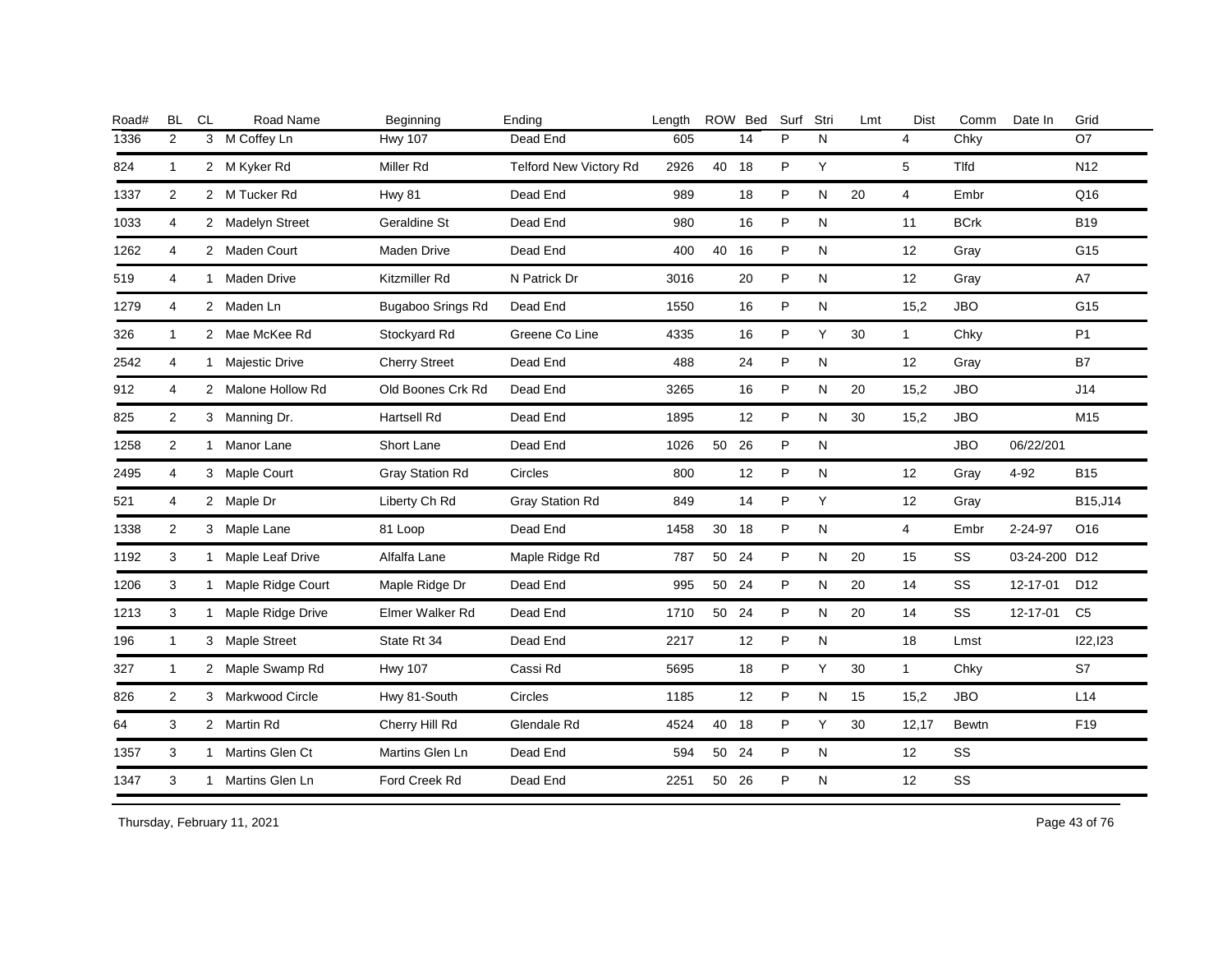| Road# | BL | CL | Road Name | Beginning | Ending | Length | ROW | Bed | Surf | Stri | Lmt | Dist | Comm | Date In | Grid |
|---|---|---|---|---|---|---|---|---|---|---|---|---|---|---|---|
| 1336 | 2 | 3 | M Coffey Ln | Hwy 107 | Dead End | 605 | | 14 | P | N | | 4 | Chky | | O7 |
| 824 | 1 | 2 | M Kyker Rd | Miller Rd | Telford New Victory Rd | 2926 | 40 | 18 | P | Y | | 5 | Tlfd | | N12 |
| 1337 | 2 | 2 | M Tucker Rd | Hwy 81 | Dead End | 989 | | 18 | P | N | 20 | 4 | Embr | | Q16 |
| 1033 | 4 | 2 | Madelyn Street | Geraldine St | Dead End | 980 | | 16 | P | N | | 11 | BCrk | | B19 |
| 1262 | 4 | 2 | Maden Court | Maden Drive | Dead End | 400 | 40 | 16 | P | N | | 12 | Gray | | G15 |
| 519 | 4 | 1 | Maden Drive | Kitzmiller Rd | N Patrick Dr | 3016 | | 20 | P | N | | 12 | Gray | | A7 |
| 1279 | 4 | 2 | Maden Ln | Bugaboo Srings Rd | Dead End | 1550 | | 16 | P | N | | 15,2 | JBO | | G15 |
| 326 | 1 | 2 | Mae McKee Rd | Stockyard Rd | Greene Co Line | 4335 | | 16 | P | Y | 30 | 1 | Chky | | P1 |
| 2542 | 4 | 1 | Majestic Drive | Cherry Street | Dead End | 488 | | 24 | P | N | | 12 | Gray | | B7 |
| 912 | 4 | 2 | Malone Hollow Rd | Old Boones Crk Rd | Dead End | 3265 | | 16 | P | N | 20 | 15,2 | JBO | | J14 |
| 825 | 2 | 3 | Manning Dr. | Hartsell Rd | Dead End | 1895 | | 12 | P | N | 30 | 15,2 | JBO | | M15 |
| 1258 | 2 | 1 | Manor Lane | Short Lane | Dead End | 1026 | 50 | 26 | P | N | | | JBO | 06/22/201 | |
| 2495 | 4 | 3 | Maple Court | Gray Station Rd | Circles | 800 | | 12 | P | N | | 12 | Gray | 4-92 | B15 |
| 521 | 4 | 2 | Maple Dr | Liberty Ch Rd | Gray Station Rd | 849 | | 14 | P | Y | | 12 | Gray | | B15,J14 |
| 1338 | 2 | 3 | Maple Lane | 81 Loop | Dead End | 1458 | 30 | 18 | P | N | | 4 | Embr | 2-24-97 | O16 |
| 1192 | 3 | 1 | Maple Leaf Drive | Alfalfa Lane | Maple Ridge Rd | 787 | 50 | 24 | P | N | 20 | 15 | SS | 03-24-200 | D12 |
| 1206 | 3 | 1 | Maple Ridge Court | Maple Ridge Dr | Dead End | 995 | 50 | 24 | P | N | 20 | 14 | SS | 12-17-01 | D12 |
| 1213 | 3 | 1 | Maple Ridge Drive | Elmer Walker Rd | Dead End | 1710 | 50 | 24 | P | N | 20 | 14 | SS | 12-17-01 | C5 |
| 196 | 1 | 3 | Maple Street | State Rt 34 | Dead End | 2217 | | 12 | P | N | | 18 | Lmst | | I22,I23 |
| 327 | 1 | 2 | Maple Swamp Rd | Hwy 107 | Cassi Rd | 5695 | | 18 | P | Y | 30 | 1 | Chky | | S7 |
| 826 | 2 | 3 | Markwood Circle | Hwy 81-South | Circles | 1185 | | 12 | P | N | 15 | 15,2 | JBO | | L14 |
| 64 | 3 | 2 | Martin Rd | Cherry Hill Rd | Glendale Rd | 4524 | 40 | 18 | P | Y | 30 | 12,17 | Bewtn | | F19 |
| 1357 | 3 | 1 | Martins Glen Ct | Martins Glen Ln | Dead End | 594 | 50 | 24 | P | N | | 12 | SS | | |
| 1347 | 3 | 1 | Martins Glen Ln | Ford Creek Rd | Dead End | 2251 | 50 | 26 | P | N | | 12 | SS | | |

Thursday, February 11, 2021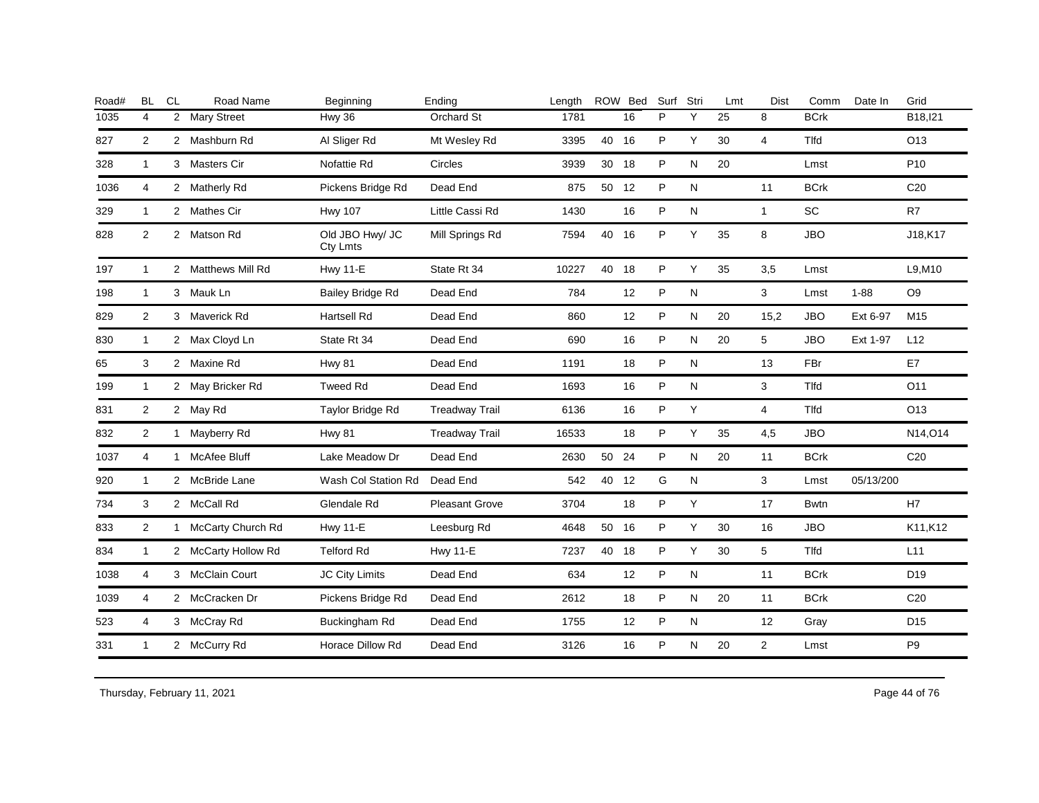| Road# | BL | CL | Road Name | Beginning | Ending | Length | ROW | Bed | Surf | Stri | Lmt | Dist | Comm | Date In | Grid |
|---|---|---|---|---|---|---|---|---|---|---|---|---|---|---|---|
| 1035 | 4 | 2 | Mary Street | Hwy 36 | Orchard St | 1781 | | 16 | P | Y | 25 | 8 | BCrk | | B18,I21 |
| 827 | 2 | 2 | Mashburn Rd | Al Sliger Rd | Mt Wesley Rd | 3395 | 40 | 16 | P | Y | 30 | 4 | Tlfd | | O13 |
| 328 | 1 | 3 | Masters Cir | Nofattie Rd | Circles | 3939 | 30 | 18 | P | N | 20 | | Lmst | | P10 |
| 1036 | 4 | 2 | Matherly Rd | Pickens Bridge Rd | Dead End | 875 | 50 | 12 | P | N | | 11 | BCrk | | C20 |
| 329 | 1 | 2 | Mathes Cir | Hwy 107 | Little Cassi Rd | 1430 | | 16 | P | N | | 1 | SC | | R7 |
| 828 | 2 | 2 | Matson Rd | Old JBO Hwy/ JC Cty Lmts | Mill Springs Rd | 7594 | 40 | 16 | P | Y | 35 | 8 | JBO | | J18,K17 |
| 197 | 1 | 2 | Matthews Mill Rd | Hwy 11-E | State Rt 34 | 10227 | 40 | 18 | P | Y | 35 | 3,5 | Lmst | | L9,M10 |
| 198 | 1 | 3 | Mauk Ln | Bailey Bridge Rd | Dead End | 784 | | 12 | P | N | | 3 | Lmst | 1-88 | O9 |
| 829 | 2 | 3 | Maverick Rd | Hartsell Rd | Dead End | 860 | | 12 | P | N | 20 | 15,2 | JBO | Ext 6-97 | M15 |
| 830 | 1 | 2 | Max Cloyd Ln | State Rt 34 | Dead End | 690 | | 16 | P | N | 20 | 5 | JBO | Ext 1-97 | L12 |
| 65 | 3 | 2 | Maxine Rd | Hwy 81 | Dead End | 1191 | | 18 | P | N | | 13 | FBr | | E7 |
| 199 | 1 | 2 | May Bricker Rd | Tweed Rd | Dead End | 1693 | | 16 | P | N | | 3 | Tlfd | | O11 |
| 831 | 2 | 2 | May Rd | Taylor Bridge Rd | Treadway Trail | 6136 | | 16 | P | Y | | 4 | Tlfd | | O13 |
| 832 | 2 | 1 | Mayberry Rd | Hwy 81 | Treadway Trail | 16533 | | 18 | P | Y | 35 | 4,5 | JBO | | N14,O14 |
| 1037 | 4 | 1 | McAfee Bluff | Lake Meadow Dr | Dead End | 2630 | 50 | 24 | P | N | 20 | 11 | BCrk | | C20 |
| 920 | 1 | 2 | McBride Lane | Wash Col Station Rd | Dead End | 542 | 40 | 12 | G | N | | 3 | Lmst | 05/13/200 | |
| 734 | 3 | 2 | McCall Rd | Glendale Rd | Pleasant Grove | 3704 | | 18 | P | Y | | 17 | Bwtn | | H7 |
| 833 | 2 | 1 | McCarty Church Rd | Hwy 11-E | Leesburg Rd | 4648 | 50 | 16 | P | Y | 30 | 16 | JBO | | K11,K12 |
| 834 | 1 | 2 | McCarty Hollow Rd | Telford Rd | Hwy 11-E | 7237 | 40 | 18 | P | Y | 30 | 5 | Tlfd | | L11 |
| 1038 | 4 | 3 | McClain Court | JC City Limits | Dead End | 634 | | 12 | P | N | | 11 | BCrk | | D19 |
| 1039 | 4 | 2 | McCracken Dr | Pickens Bridge Rd | Dead End | 2612 | | 18 | P | N | 20 | 11 | BCrk | | C20 |
| 523 | 4 | 3 | McCray Rd | Buckingham Rd | Dead End | 1755 | | 12 | P | N | | 12 | Gray | | D15 |
| 331 | 1 | 2 | McCurry Rd | Horace Dillow Rd | Dead End | 3126 | | 16 | P | N | 20 | 2 | Lmst | | P9 |

Thursday, February 11, 2021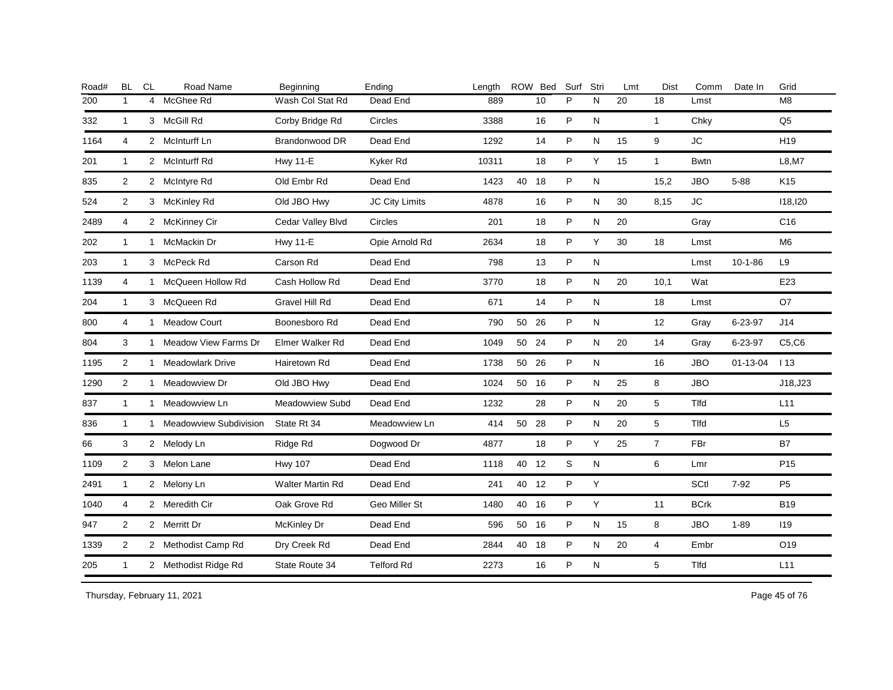| Road# | BL | CL | Road Name | Beginning | Ending | Length | ROW | Bed | Surf | Stri | Lmt | Dist | Comm | Date In | Grid |
|---|---|---|---|---|---|---|---|---|---|---|---|---|---|---|---|
| 200 | 1 | 4 | McGhee Rd | Wash Col Stat Rd | Dead End | 889 | | 10 | P | N | 20 | 18 | Lmst | | M8 |
| 332 | 1 | 3 | McGill Rd | Corby Bridge Rd | Circles | 3388 | | 16 | P | N | | 1 | Chky | | Q5 |
| 1164 | 4 | 2 | McInturff Ln | Brandonwood DR | Dead End | 1292 | | 14 | P | N | 15 | 9 | JC | | H19 |
| 201 | 1 | 2 | McInturff Rd | Hwy 11-E | Kyker Rd | 10311 | | 18 | P | Y | 15 | 1 | Bwtn | | L8,M7 |
| 835 | 2 | 2 | McIntyre Rd | Old Embr Rd | Dead End | 1423 | 40 | 18 | P | N | | 15,2 | JBO | 5-88 | K15 |
| 524 | 2 | 3 | McKinley Rd | Old JBO Hwy | JC City Limits | 4878 | | 16 | P | N | 30 | 8,15 | JC | | I18,I20 |
| 2489 | 4 | 2 | McKinney Cir | Cedar Valley Blvd | Circles | 201 | | 18 | P | N | 20 | | Gray | | C16 |
| 202 | 1 | 1 | McMackin Dr | Hwy 11-E | Opie Arnold Rd | 2634 | | 18 | P | Y | 30 | 18 | Lmst | | M6 |
| 203 | 1 | 3 | McPeck Rd | Carson Rd | Dead End | 798 | | 13 | P | N | | | Lmst | 10-1-86 | L9 |
| 1139 | 4 | 1 | McQueen Hollow Rd | Cash Hollow Rd | Dead End | 3770 | | 18 | P | N | 20 | 10,1 | Wat | | E23 |
| 204 | 1 | 3 | McQueen Rd | Gravel Hill Rd | Dead End | 671 | | 14 | P | N | | 18 | Lmst | | O7 |
| 800 | 4 | 1 | Meadow Court | Boonesboro Rd | Dead End | 790 | 50 | 26 | P | N | | 12 | Gray | 6-23-97 | J14 |
| 804 | 3 | 1 | Meadow View Farms Dr | Elmer Walker Rd | Dead End | 1049 | 50 | 24 | P | N | 20 | 14 | Gray | 6-23-97 | C5,C6 |
| 1195 | 2 | 1 | Meadowlark Drive | Hairetown Rd | Dead End | 1738 | 50 | 26 | P | N | | 16 | JBO | 01-13-04 | I 13 |
| 1290 | 2 | 1 | Meadowview Dr | Old JBO Hwy | Dead End | 1024 | 50 | 16 | P | N | 25 | 8 | JBO | | J18,J23 |
| 837 | 1 | 1 | Meadowview Ln | Meadowview Subd | Dead End | 1232 | | 28 | P | N | 20 | 5 | Tlfd | | L11 |
| 836 | 1 | 1 | Meadowview Subdivision | State Rt 34 | Meadowview Ln | 414 | 50 | 28 | P | N | 20 | 5 | Tlfd | | L5 |
| 66 | 3 | 2 | Melody Ln | Ridge Rd | Dogwood Dr | 4877 | | 18 | P | Y | 25 | 7 | FBr | | B7 |
| 1109 | 2 | 3 | Melon Lane | Hwy 107 | Dead End | 1118 | 40 | 12 | S | N | | 6 | Lmr | | P15 |
| 2491 | 1 | 2 | Melony Ln | Walter Martin Rd | Dead End | 241 | 40 | 12 | P | Y | | | SCtl | 7-92 | P5 |
| 1040 | 4 | 2 | Meredith Cir | Oak Grove Rd | Geo Miller St | 1480 | 40 | 16 | P | Y | | 11 | BCrk | | B19 |
| 947 | 2 | 2 | Merritt Dr | McKinley Dr | Dead End | 596 | 50 | 16 | P | N | 15 | 8 | JBO | 1-89 | I19 |
| 1339 | 2 | 2 | Methodist Camp Rd | Dry Creek Rd | Dead End | 2844 | 40 | 18 | P | N | 20 | 4 | Embr | | O19 |
| 205 | 1 | 2 | Methodist Ridge Rd | State Route 34 | Telford Rd | 2273 | | 16 | P | N | | 5 | Tlfd | | L11 |

Thursday, February 11, 2021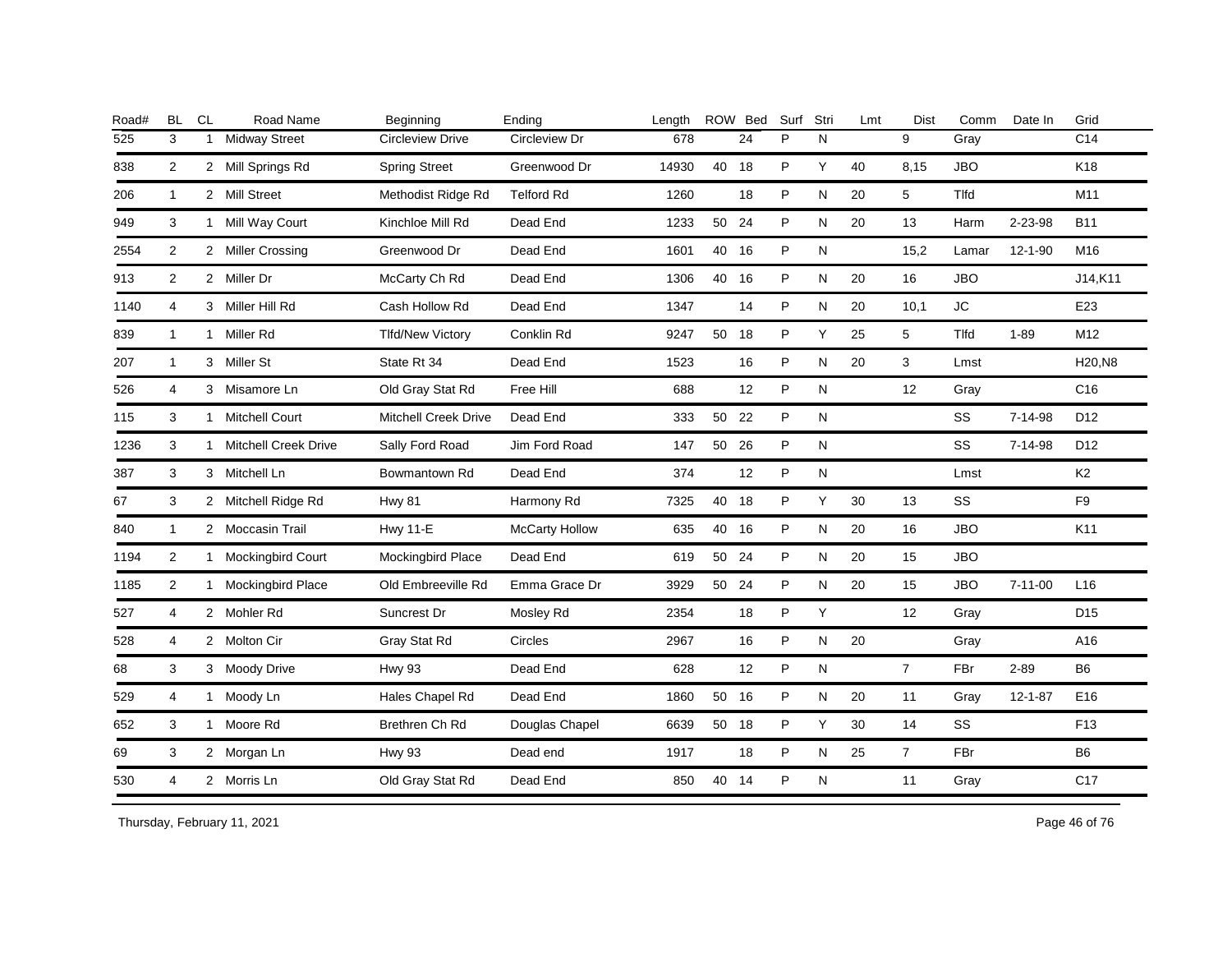| Road# | BL | CL | Road Name | Beginning | Ending | Length | ROW | Bed | Surf | Stri | Lmt | Dist | Comm | Date In | Grid |
|---|---|---|---|---|---|---|---|---|---|---|---|---|---|---|---|
| 525 | 3 | 1 | Midway Street | Circleview Drive | Circleview Dr | 678 | | 24 | P | N | | 9 | Gray | | C14 |
| 838 | 2 | 2 | Mill Springs Rd | Spring Street | Greenwood Dr | 14930 | 40 | 18 | P | Y | 40 | 8,15 | JBO | | K18 |
| 206 | 1 | 2 | Mill Street | Methodist Ridge Rd | Telford Rd | 1260 | | 18 | P | N | 20 | 5 | Tlfd | | M11 |
| 949 | 3 | 1 | Mill Way Court | Kinchloe Mill Rd | Dead End | 1233 | 50 | 24 | P | N | 20 | 13 | Harm | 2-23-98 | B11 |
| 2554 | 2 | 2 | Miller Crossing | Greenwood Dr | Dead End | 1601 | 40 | 16 | P | N | | 15,2 | Lamar | 12-1-90 | M16 |
| 913 | 2 | 2 | Miller Dr | McCarty Ch Rd | Dead End | 1306 | 40 | 16 | P | N | 20 | 16 | JBO | | J14,K11 |
| 1140 | 4 | 3 | Miller Hill Rd | Cash Hollow Rd | Dead End | 1347 | | 14 | P | N | 20 | 10,1 | JC | | E23 |
| 839 | 1 | 1 | Miller Rd | Tlfd/New Victory | Conklin Rd | 9247 | 50 | 18 | P | Y | 25 | 5 | Tlfd | 1-89 | M12 |
| 207 | 1 | 3 | Miller St | State Rt 34 | Dead End | 1523 | | 16 | P | N | 20 | 3 | Lmst | | H20,N8 |
| 526 | 4 | 3 | Misamore Ln | Old Gray Stat Rd | Free Hill | 688 | | 12 | P | N | | 12 | Gray | | C16 |
| 115 | 3 | 1 | Mitchell Court | Mitchell Creek Drive | Dead End | 333 | 50 | 22 | P | N | | | SS | 7-14-98 | D12 |
| 1236 | 3 | 1 | Mitchell Creek Drive | Sally Ford Road | Jim Ford Road | 147 | 50 | 26 | P | N | | | SS | 7-14-98 | D12 |
| 387 | 3 | 3 | Mitchell Ln | Bowmantown Rd | Dead End | 374 | | 12 | P | N | | | Lmst | | K2 |
| 67 | 3 | 2 | Mitchell Ridge Rd | Hwy 81 | Harmony Rd | 7325 | 40 | 18 | P | Y | 30 | 13 | SS | | F9 |
| 840 | 1 | 2 | Moccasin Trail | Hwy 11-E | McCarty Hollow | 635 | 40 | 16 | P | N | 20 | 16 | JBO | | K11 |
| 1194 | 2 | 1 | Mockingbird Court | Mockingbird Place | Dead End | 619 | 50 | 24 | P | N | 20 | 15 | JBO | | |
| 1185 | 2 | 1 | Mockingbird Place | Old Embreeville Rd | Emma Grace Dr | 3929 | 50 | 24 | P | N | 20 | 15 | JBO | 7-11-00 | L16 |
| 527 | 4 | 2 | Mohler Rd | Suncrest Dr | Mosley Rd | 2354 | | 18 | P | Y | | 12 | Gray | | D15 |
| 528 | 4 | 2 | Molton Cir | Gray Stat Rd | Circles | 2967 | | 16 | P | N | 20 | | Gray | | A16 |
| 68 | 3 | 3 | Moody Drive | Hwy 93 | Dead End | 628 | | 12 | P | N | | 7 | FBr | 2-89 | B6 |
| 529 | 4 | 1 | Moody Ln | Hales Chapel Rd | Dead End | 1860 | 50 | 16 | P | N | 20 | 11 | Gray | 12-1-87 | E16 |
| 652 | 3 | 1 | Moore Rd | Brethren Ch Rd | Douglas Chapel | 6639 | 50 | 18 | P | Y | 30 | 14 | SS | | F13 |
| 69 | 3 | 2 | Morgan Ln | Hwy 93 | Dead end | 1917 | | 18 | P | N | 25 | 7 | FBr | | B6 |
| 530 | 4 | 2 | Morris Ln | Old Gray Stat Rd | Dead End | 850 | 40 | 14 | P | N | | 11 | Gray | | C17 |

Thursday, February 11, 2021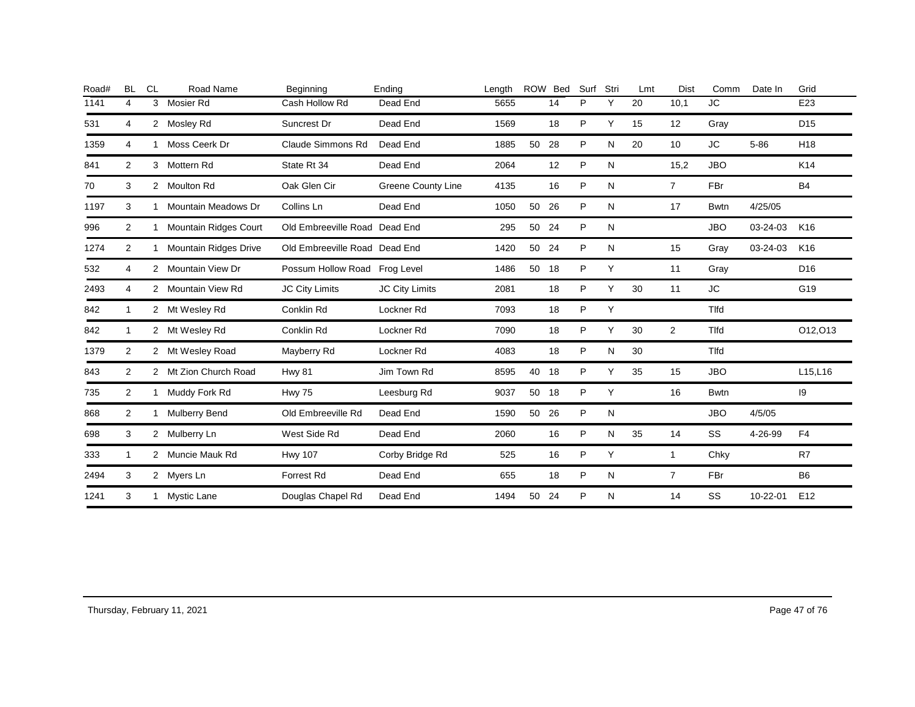| Road# | BL | CL | Road Name | Beginning | Ending | Length | ROW | Bed | Surf | Stri | Lmt | Dist | Comm | Date In | Grid |
|---|---|---|---|---|---|---|---|---|---|---|---|---|---|---|---|
| 1141 | 4 | 3 | Mosier Rd | Cash Hollow Rd | Dead End | 5655 | | 14 | P | Y | 20 | 10,1 | JC | | E23 |
| 531 | 4 | 2 | Mosley Rd | Suncrest Dr | Dead End | 1569 | | 18 | P | Y | 15 | 12 | Gray | | D15 |
| 1359 | 4 | 1 | Moss Ceerk Dr | Claude Simmons Rd | Dead End | 1885 | 50 | 28 | P | N | 20 | 10 | JC | 5-86 | H18 |
| 841 | 2 | 3 | Mottern Rd | State Rt 34 | Dead End | 2064 | | 12 | P | N | | 15,2 | JBO | | K14 |
| 70 | 3 | 2 | Moulton Rd | Oak Glen Cir | Greene County Line | 4135 | | 16 | P | N | | 7 | FBr | | B4 |
| 1197 | 3 | 1 | Mountain Meadows Dr | Collins Ln | Dead End | 1050 | 50 | 26 | P | N | | 17 | Bwtn | 4/25/05 | |
| 996 | 2 | 1 | Mountain Ridges Court | Old Embreeville Road | Dead End | 295 | 50 | 24 | P | N | | | JBO | 03-24-03 | K16 |
| 1274 | 2 | 1 | Mountain Ridges Drive | Old Embreeville Road | Dead End | 1420 | 50 | 24 | P | N | | 15 | Gray | 03-24-03 | K16 |
| 532 | 4 | 2 | Mountain View Dr | Possum Hollow Road | Frog Level | 1486 | 50 | 18 | P | Y | | 11 | Gray | | D16 |
| 2493 | 4 | 2 | Mountain View Rd | JC City Limits | JC City Limits | 2081 | | 18 | P | Y | 30 | 11 | JC | | G19 |
| 842 | 1 | 2 | Mt Wesley Rd | Conklin Rd | Lockner Rd | 7093 | | 18 | P | Y | | | Tlfd | | |
| 842 | 1 | 2 | Mt Wesley Rd | Conklin Rd | Lockner Rd | 7090 | | 18 | P | Y | 30 | 2 | Tlfd | | O12,O13 |
| 1379 | 2 | 2 | Mt Wesley Road | Mayberry Rd | Lockner Rd | 4083 | | 18 | P | N | 30 | | Tlfd | | |
| 843 | 2 | 2 | Mt Zion Church Road | Hwy 81 | Jim Town Rd | 8595 | 40 | 18 | P | Y | 35 | 15 | JBO | | L15,L16 |
| 735 | 2 | 1 | Muddy Fork Rd | Hwy 75 | Leesburg Rd | 9037 | 50 | 18 | P | Y | | 16 | Bwtn | | I9 |
| 868 | 2 | 1 | Mulberry Bend | Old Embreeville Rd | Dead End | 1590 | 50 | 26 | P | N | | | JBO | 4/5/05 | |
| 698 | 3 | 2 | Mulberry Ln | West Side Rd | Dead End | 2060 | | 16 | P | N | 35 | 14 | SS | 4-26-99 | F4 |
| 333 | 1 | 2 | Muncie Mauk Rd | Hwy 107 | Corby Bridge Rd | 525 | | 16 | P | Y | | 1 | Chky | | R7 |
| 2494 | 3 | 2 | Myers Ln | Forrest Rd | Dead End | 655 | | 18 | P | N | | 7 | FBr | | B6 |
| 1241 | 3 | 1 | Mystic Lane | Douglas Chapel Rd | Dead End | 1494 | 50 | 24 | P | N | | 14 | SS | 10-22-01 | E12 |

Thursday, February 11, 2021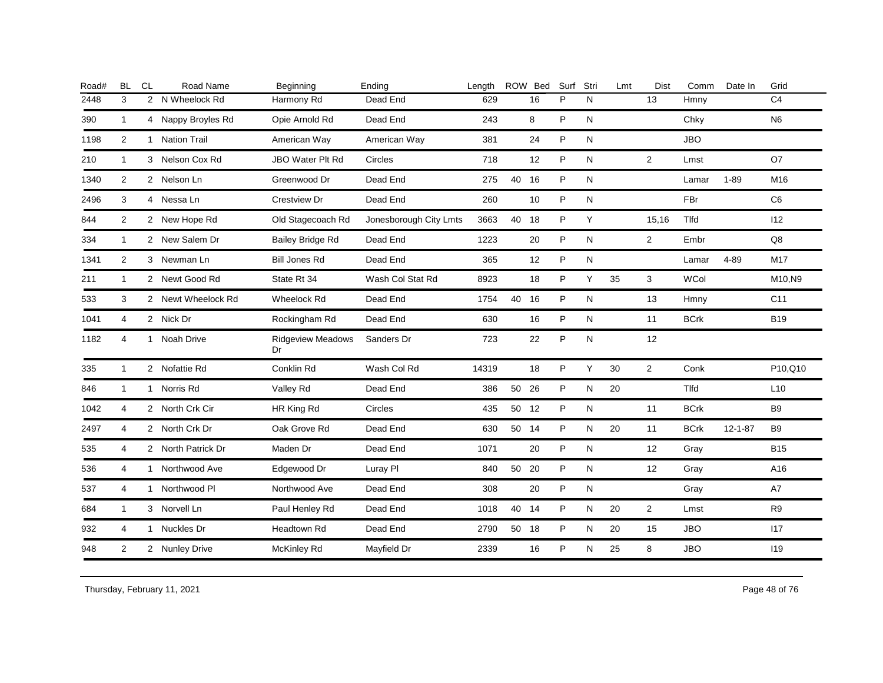| Road# | BL | CL | Road Name | Beginning | Ending | Length | ROW | Bed | Surf | Stri | Lmt | Dist | Comm | Date In | Grid |
|---|---|---|---|---|---|---|---|---|---|---|---|---|---|---|---|
| 2448 | 3 | 2 | N Wheelock Rd | Harmony Rd | Dead End | 629 | | 16 | P | N | | 13 | Hmny | | C4 |
| 390 | 1 | 4 | Nappy Broyles Rd | Opie Arnold Rd | Dead End | 243 | | 8 | P | N | | | Chky | | N6 |
| 1198 | 2 | 1 | Nation Trail | American Way | American Way | 381 | | 24 | P | N | | | JBO | | |
| 210 | 1 | 3 | Nelson Cox Rd | JBO Water Plt Rd | Circles | 718 | | 12 | P | N | | 2 | Lmst | | O7 |
| 1340 | 2 | 2 | Nelson Ln | Greenwood Dr | Dead End | 275 | 40 | 16 | P | N | | | Lamar | 1-89 | M16 |
| 2496 | 3 | 4 | Nessa Ln | Crestview Dr | Dead End | 260 | | 10 | P | N | | | FBr | | C6 |
| 844 | 2 | 2 | New Hope Rd | Old Stagecoach Rd | Jonesborough City Lmts | 3663 | 40 | 18 | P | Y | | 15,16 | Tlfd | | I12 |
| 334 | 1 | 2 | New Salem Dr | Bailey Bridge Rd | Dead End | 1223 | | 20 | P | N | | 2 | Embr | | Q8 |
| 1341 | 2 | 3 | Newman Ln | Bill Jones Rd | Dead End | 365 | | 12 | P | N | | | Lamar | 4-89 | M17 |
| 211 | 1 | 2 | Newt Good Rd | State Rt 34 | Wash Col Stat Rd | 8923 | | 18 | P | Y | 35 | 3 | WCol | | M10,N9 |
| 533 | 3 | 2 | Newt Wheelock Rd | Wheelock Rd | Dead End | 1754 | 40 | 16 | P | N | | 13 | Hmny | | C11 |
| 1041 | 4 | 2 | Nick Dr | Rockingham Rd | Dead End | 630 | | 16 | P | N | | 11 | BCrk | | B19 |
| 1182 | 4 | 1 | Noah Drive | Ridgeview Meadows Dr | Sanders Dr | 723 | | 22 | P | N | | 12 | | | |
| 335 | 1 | 2 | Nofattie Rd | Conklin Rd | Wash Col Rd | 14319 | | 18 | P | Y | 30 | 2 | Conk | | P10,Q10 |
| 846 | 1 | 1 | Norris Rd | Valley Rd | Dead End | 386 | 50 | 26 | P | N | 20 | | Tlfd | | L10 |
| 1042 | 4 | 2 | North Crk Cir | HR King Rd | Circles | 435 | 50 | 12 | P | N | | 11 | BCrk | | B9 |
| 2497 | 4 | 2 | North Crk Dr | Oak Grove Rd | Dead End | 630 | 50 | 14 | P | N | 20 | 11 | BCrk | 12-1-87 | B9 |
| 535 | 4 | 2 | North Patrick Dr | Maden Dr | Dead End | 1071 | | 20 | P | N | | 12 | Gray | | B15 |
| 536 | 4 | 1 | Northwood Ave | Edgewood Dr | Luray Pl | 840 | 50 | 20 | P | N | | 12 | Gray | | A16 |
| 537 | 4 | 1 | Northwood Pl | Northwood Ave | Dead End | 308 | | 20 | P | N | | | Gray | | A7 |
| 684 | 1 | 3 | Norvell Ln | Paul Henley Rd | Dead End | 1018 | 40 | 14 | P | N | 20 | 2 | Lmst | | R9 |
| 932 | 4 | 1 | Nuckles Dr | Headtown Rd | Dead End | 2790 | 50 | 18 | P | N | 20 | 15 | JBO | | I17 |
| 948 | 2 | 2 | Nunley Drive | McKinley Rd | Mayfield Dr | 2339 | | 16 | P | N | 25 | 8 | JBO | | I19 |

Thursday, February 11, 2021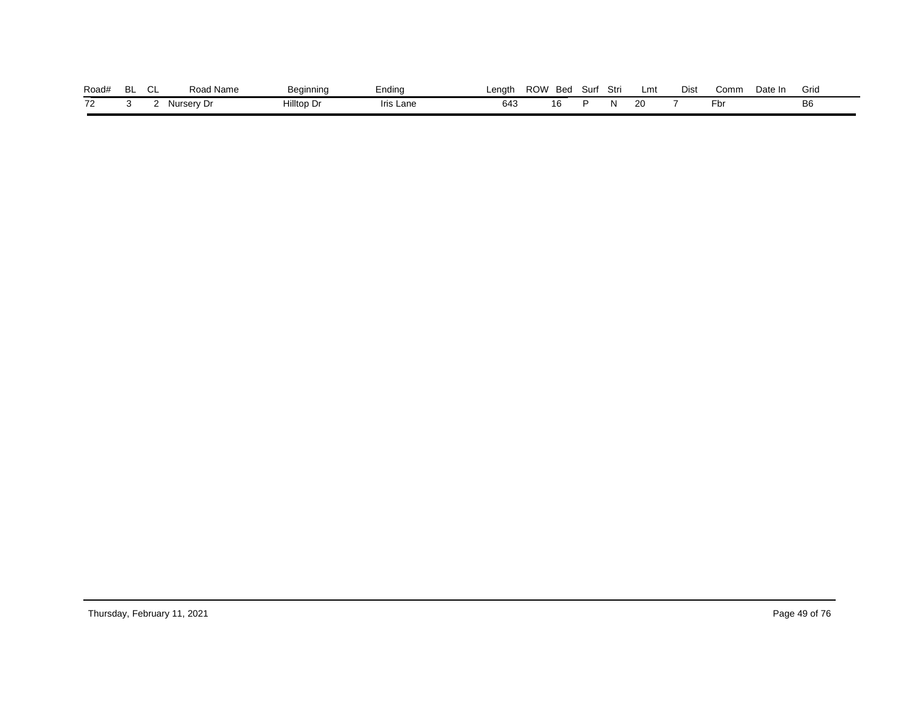| Road# | BL | CL | Road Name | Beginning | Ending | Length | ROW | Bed | Surf | Stri | Lmt | Dist | Comm | Date In | Grid |
|---|---|---|---|---|---|---|---|---|---|---|---|---|---|---|---|
| 72 | 3 | 2 | Nursery Dr | Hilltop Dr | Iris Lane | 643 | | 16 | P | N | 20 | 7 | Fbr | | B6 |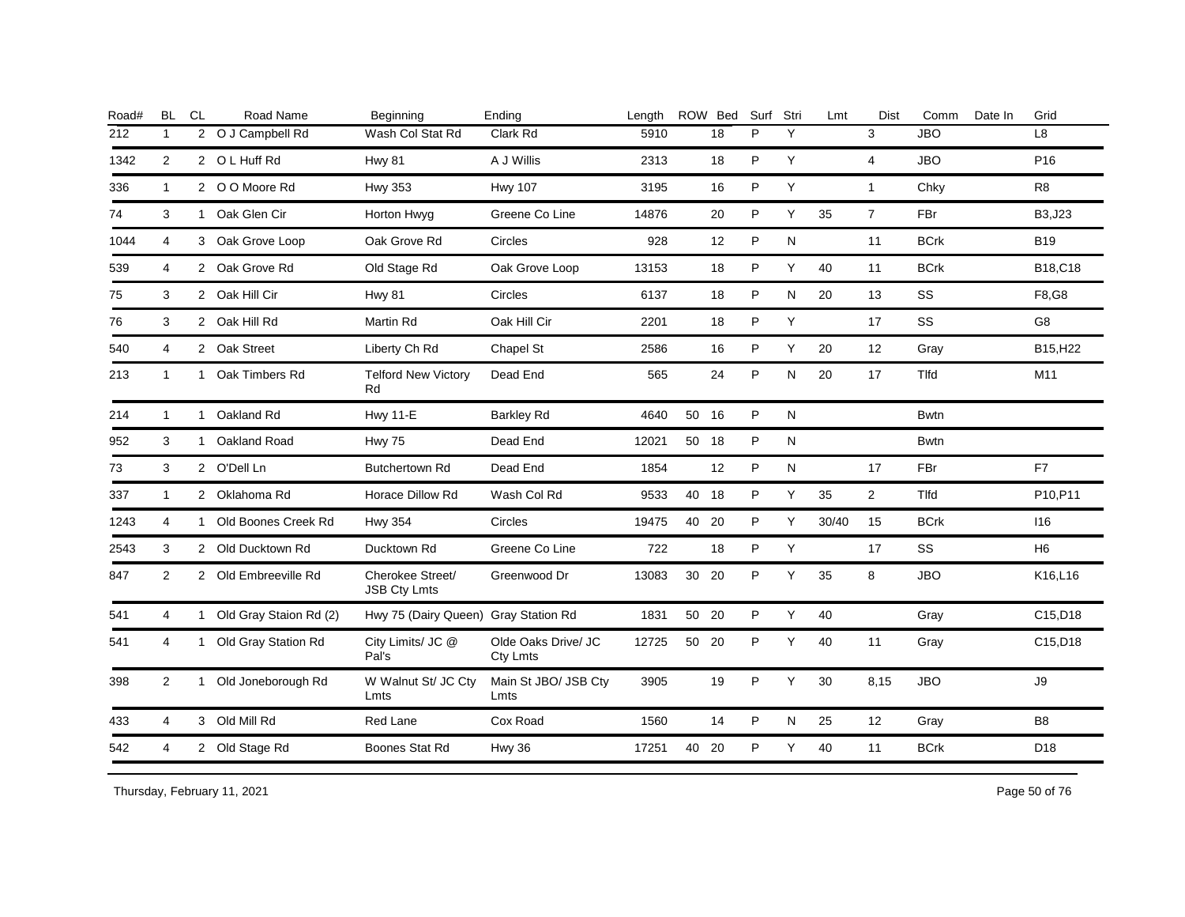| Road# | BL | CL | Road Name | Beginning | Ending | Length | ROW | Bed | Surf | Stri | Lmt | Dist | Comm | Date In | Grid |
|---|---|---|---|---|---|---|---|---|---|---|---|---|---|---|---|
| 212 | 1 | 2 | O J Campbell Rd | Wash Col Stat Rd | Clark Rd | 5910 | | 18 | P | Y | | 3 | JBO | | L8 |
| 1342 | 2 | 2 | O L Huff Rd | Hwy 81 | A J Willis | 2313 | | 18 | P | Y | | 4 | JBO | | P16 |
| 336 | 1 | 2 | O O Moore Rd | Hwy 353 | Hwy 107 | 3195 | | 16 | P | Y | | 1 | Chky | | R8 |
| 74 | 3 | 1 | Oak Glen Cir | Horton Hwyg | Greene Co Line | 14876 | | 20 | P | Y | 35 | 7 | FBr | | B3,J23 |
| 1044 | 4 | 3 | Oak Grove Loop | Oak Grove Rd | Circles | 928 | | 12 | P | N | | 11 | BCrk | | B19 |
| 539 | 4 | 2 | Oak Grove Rd | Old Stage Rd | Oak Grove Loop | 13153 | | 18 | P | Y | 40 | 11 | BCrk | | B18,C18 |
| 75 | 3 | 2 | Oak Hill Cir | Hwy 81 | Circles | 6137 | | 18 | P | N | 20 | 13 | SS | | F8,G8 |
| 76 | 3 | 2 | Oak Hill Rd | Martin Rd | Oak Hill Cir | 2201 | | 18 | P | Y | | 17 | SS | | G8 |
| 540 | 4 | 2 | Oak Street | Liberty Ch Rd | Chapel St | 2586 | | 16 | P | Y | 20 | 12 | Gray | | B15,H22 |
| 213 | 1 | 1 | Oak Timbers Rd | Telford New Victory Rd | Dead End | 565 | | 24 | P | N | 20 | 17 | Tlfd | | M11 |
| 214 | 1 | 1 | Oakland Rd | Hwy 11-E | Barkley Rd | 4640 | 50 | 16 | P | N | | | Bwtn | | |
| 952 | 3 | 1 | Oakland Road | Hwy 75 | Dead End | 12021 | 50 | 18 | P | N | | | Bwtn | | |
| 73 | 3 | 2 | O'Dell Ln | Butchertown Rd | Dead End | 1854 | | 12 | P | N | | 17 | FBr | | F7 |
| 337 | 1 | 2 | Oklahoma Rd | Horace Dillow Rd | Wash Col Rd | 9533 | 40 | 18 | P | Y | 35 | 2 | Tlfd | | P10,P11 |
| 1243 | 4 | 1 | Old Boones Creek Rd | Hwy 354 | Circles | 19475 | 40 | 20 | P | Y | 30/40 | 15 | BCrk | | I16 |
| 2543 | 3 | 2 | Old Ducktown Rd | Ducktown Rd | Greene Co Line | 722 | | 18 | P | Y | | 17 | SS | | H6 |
| 847 | 2 | 2 | Old Embreeville Rd | Cherokee Street/ JSB Cty Lmts | Greenwood Dr | 13083 | 30 | 20 | P | Y | 35 | 8 | JBO | | K16,L16 |
| 541 | 4 | 1 | Old Gray Staion Rd (2) | Hwy 75 (Dairy Queen) | Gray Station Rd | 1831 | 50 | 20 | P | Y | 40 | | Gray | | C15,D18 |
| 541 | 4 | 1 | Old Gray Station Rd | City Limits/ JC @ Pal's | Olde Oaks Drive/ JC Cty Lmts | 12725 | 50 | 20 | P | Y | 40 | 11 | Gray | | C15,D18 |
| 398 | 2 | 1 | Old Joneborough Rd | W Walnut St/ JC Cty Lmts | Main St JBO/ JSB Cty Lmts | 3905 | | 19 | P | Y | 30 | 8,15 | JBO | | J9 |
| 433 | 4 | 3 | Old Mill Rd | Red Lane | Cox Road | 1560 | | 14 | P | N | 25 | 12 | Gray | | B8 |
| 542 | 4 | 2 | Old Stage Rd | Boones Stat Rd | Hwy 36 | 17251 | 40 | 20 | P | Y | 40 | 11 | BCrk | | D18 |

Thursday, February 11, 2021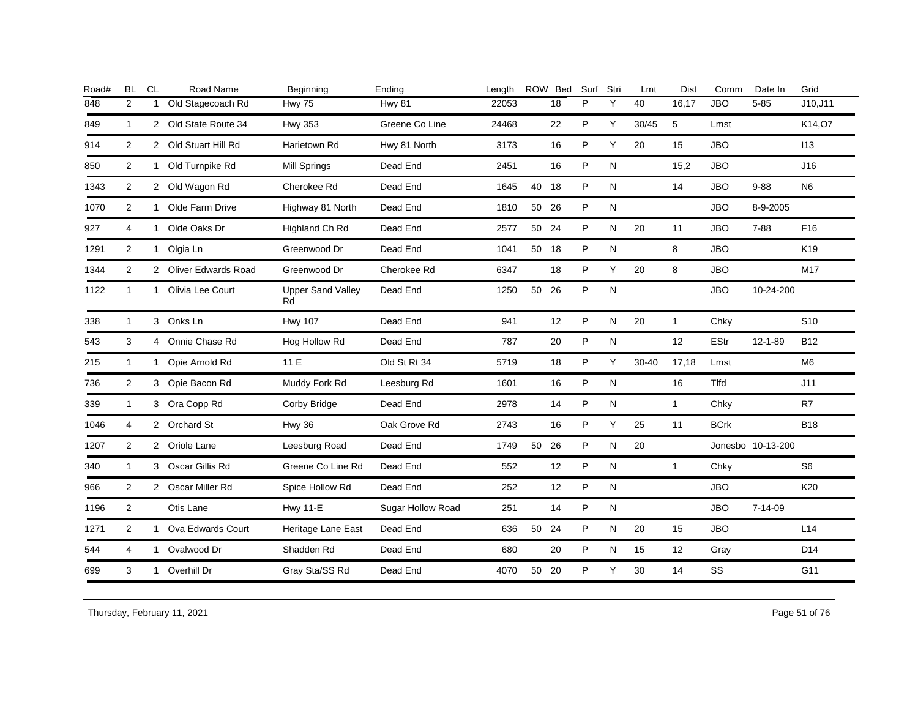| Road# | BL | CL | Road Name | Beginning | Ending | Length | ROW | Bed | Surf | Stri | Lmt | Dist | Comm | Date In | Grid |
|---|---|---|---|---|---|---|---|---|---|---|---|---|---|---|---|
| 848 | 2 | 1 | Old Stagecoach Rd | Hwy 75 | Hwy 81 | 22053 | | 18 | P | Y | 40 | 16,17 | JBO | 5-85 | J10,J11 |
| 849 | 1 | 2 | Old State Route 34 | Hwy 353 | Greene Co Line | 24468 | | 22 | P | Y | 30/45 | 5 | Lmst | | K14,O7 |
| 914 | 2 | 2 | Old Stuart Hill Rd | Harietown Rd | Hwy 81 North | 3173 | | 16 | P | Y | 20 | 15 | JBO | | I13 |
| 850 | 2 | 1 | Old Turnpike Rd | Mill Springs | Dead End | 2451 | | 16 | P | N | | 15,2 | JBO | | J16 |
| 1343 | 2 | 2 | Old Wagon Rd | Cherokee Rd | Dead End | 1645 | 40 | 18 | P | N | | 14 | JBO | 9-88 | N6 |
| 1070 | 2 | 1 | Olde Farm Drive | Highway 81 North | Dead End | 1810 | 50 | 26 | P | N | | | JBO | 8-9-2005 | |
| 927 | 4 | 1 | Olde Oaks Dr | Highland Ch Rd | Dead End | 2577 | 50 | 24 | P | N | 20 | 11 | JBO | 7-88 | F16 |
| 1291 | 2 | 1 | Olgia Ln | Greenwood Dr | Dead End | 1041 | 50 | 18 | P | N | | 8 | JBO | | K19 |
| 1344 | 2 | 2 | Oliver Edwards Road | Greenwood Dr | Cherokee Rd | 6347 | | 18 | P | Y | 20 | 8 | JBO | | M17 |
| 1122 | 1 | 1 | Olivia Lee Court | Upper Sand Valley Rd | Dead End | 1250 | 50 | 26 | P | N | | | JBO | 10-24-200 | |
| 338 | 1 | 3 | Onks Ln | Hwy 107 | Dead End | 941 | | 12 | P | N | 20 | 1 | Chky | | S10 |
| 543 | 3 | 4 | Onnie Chase Rd | Hog Hollow Rd | Dead End | 787 | | 20 | P | N | | 12 | EStr | 12-1-89 | B12 |
| 215 | 1 | 1 | Opie Arnold Rd | 11 E | Old St Rt 34 | 5719 | | 18 | P | Y | 30-40 | 17,18 | Lmst | | M6 |
| 736 | 2 | 3 | Opie Bacon Rd | Muddy Fork Rd | Leesburg Rd | 1601 | | 16 | P | N | | 16 | Tlfd | | J11 |
| 339 | 1 | 3 | Ora Copp Rd | Corby Bridge | Dead End | 2978 | | 14 | P | N | | 1 | Chky | | R7 |
| 1046 | 4 | 2 | Orchard St | Hwy 36 | Oak Grove Rd | 2743 | | 16 | P | Y | 25 | 11 | BCrk | | B18 |
| 1207 | 2 | 2 | Oriole Lane | Leesburg Road | Dead End | 1749 | 50 | 26 | P | N | 20 | | Jonesbo | 10-13-200 | |
| 340 | 1 | 3 | Oscar Gillis Rd | Greene Co Line Rd | Dead End | 552 | | 12 | P | N | | 1 | Chky | | S6 |
| 966 | 2 | 2 | Oscar Miller Rd | Spice Hollow Rd | Dead End | 252 | | 12 | P | N | | | JBO | | K20 |
| 1196 | 2 | | Otis Lane | Hwy 11-E | Sugar Hollow Road | 251 | | 14 | P | N | | | JBO | 7-14-09 | |
| 1271 | 2 | 1 | Ova Edwards Court | Heritage Lane East | Dead End | 636 | 50 | 24 | P | N | 20 | 15 | JBO | | L14 |
| 544 | 4 | 1 | Ovalwood Dr | Shadden Rd | Dead End | 680 | | 20 | P | N | 15 | 12 | Gray | | D14 |
| 699 | 3 | 1 | Overhill Dr | Gray Sta/SS Rd | Dead End | 4070 | 50 | 20 | P | Y | 30 | 14 | SS | | G11 |

Thursday, February 11, 2021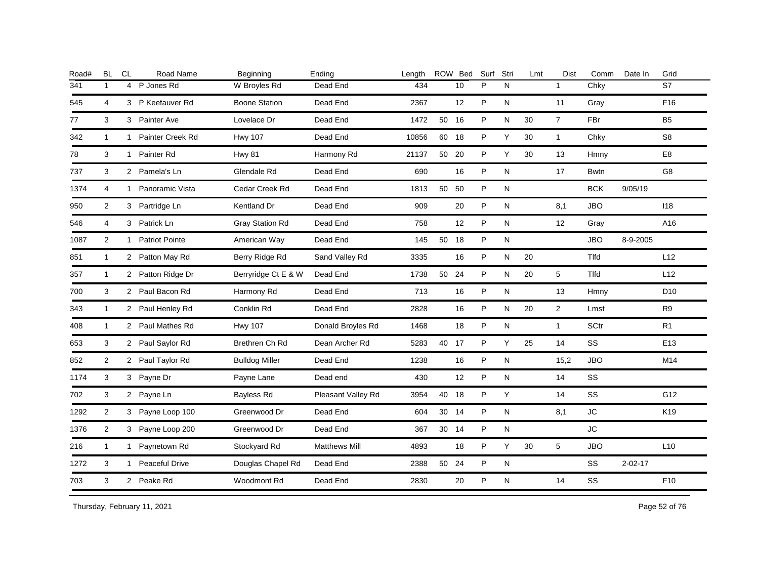| Road# | BL | CL | Road Name | Beginning | Ending | Length | ROW | Bed | Surf | Stri | Lmt | Dist | Comm | Date In | Grid |
|---|---|---|---|---|---|---|---|---|---|---|---|---|---|---|---|
| 341 | 1 | 4 | P Jones Rd | W Broyles Rd | Dead End | 434 | | 10 | P | N | | 1 | Chky | | S7 |
| 545 | 4 | 3 | P Keefauver Rd | Boone Station | Dead End | 2367 | | 12 | P | N | | 11 | Gray | | F16 |
| 77 | 3 | 3 | Painter Ave | Lovelace Dr | Dead End | 1472 | 50 | 16 | P | N | 30 | 7 | FBr | | B5 |
| 342 | 1 | 1 | Painter Creek Rd | Hwy 107 | Dead End | 10856 | 60 | 18 | P | Y | 30 | 1 | Chky | | S8 |
| 78 | 3 | 1 | Painter Rd | Hwy 81 | Harmony Rd | 21137 | 50 | 20 | P | Y | 30 | 13 | Hmny | | E8 |
| 737 | 3 | 2 | Pamela's Ln | Glendale Rd | Dead End | 690 | | 16 | P | N | | 17 | Bwtn | | G8 |
| 1374 | 4 | 1 | Panoramic Vista | Cedar Creek Rd | Dead End | 1813 | 50 | 50 | P | N | | | BCK | 9/05/19 | |
| 950 | 2 | 3 | Partridge Ln | Kentland Dr | Dead End | 909 | | 20 | P | N | | 8,1 | JBO | | I18 |
| 546 | 4 | 3 | Patrick Ln | Gray Station Rd | Dead End | 758 | | 12 | P | N | | 12 | Gray | | A16 |
| 1087 | 2 | 1 | Patriot Pointe | American Way | Dead End | 145 | 50 | 18 | P | N | | | JBO | 8-9-2005 | |
| 851 | 1 | 2 | Patton May Rd | Berry Ridge Rd | Sand Valley Rd | 3335 | | 16 | P | N | 20 | | Tlfd | | L12 |
| 357 | 1 | 2 | Patton Ridge Dr | Berryridge Ct E & W | Dead End | 1738 | 50 | 24 | P | N | 20 | 5 | Tlfd | | L12 |
| 700 | 3 | 2 | Paul Bacon Rd | Harmony Rd | Dead End | 713 | | 16 | P | N | | 13 | Hmny | | D10 |
| 343 | 1 | 2 | Paul Henley Rd | Conklin Rd | Dead End | 2828 | | 16 | P | N | 20 | 2 | Lmst | | R9 |
| 408 | 1 | 2 | Paul Mathes Rd | Hwy 107 | Donald Broyles Rd | 1468 | | 18 | P | N | | 1 | SCtr | | R1 |
| 653 | 3 | 2 | Paul Saylor Rd | Brethren Ch Rd | Dean Archer Rd | 5283 | 40 | 17 | P | Y | 25 | 14 | SS | | E13 |
| 852 | 2 | 2 | Paul Taylor Rd | Bulldog Miller | Dead End | 1238 | | 16 | P | N | | 15,2 | JBO | | M14 |
| 1174 | 3 | 3 | Payne Dr | Payne Lane | Dead end | 430 | | 12 | P | N | | 14 | SS | | |
| 702 | 3 | 2 | Payne Ln | Bayless Rd | Pleasant Valley Rd | 3954 | 40 | 18 | P | Y | | 14 | SS | | G12 |
| 1292 | 2 | 3 | Payne Loop 100 | Greenwood Dr | Dead End | 604 | 30 | 14 | P | N | | 8,1 | JC | | K19 |
| 1376 | 2 | 3 | Payne Loop 200 | Greenwood Dr | Dead End | 367 | 30 | 14 | P | N | | | JC | | |
| 216 | 1 | 1 | Paynetown Rd | Stockyard Rd | Matthews Mill | 4893 | | 18 | P | Y | 30 | 5 | JBO | | L10 |
| 1272 | 3 | 1 | Peaceful Drive | Douglas Chapel Rd | Dead End | 2388 | 50 | 24 | P | N | | | SS | 2-02-17 | |
| 703 | 3 | 2 | Peake Rd | Woodmont Rd | Dead End | 2830 | | 20 | P | N | | 14 | SS | | F10 |

Thursday, February 11, 2021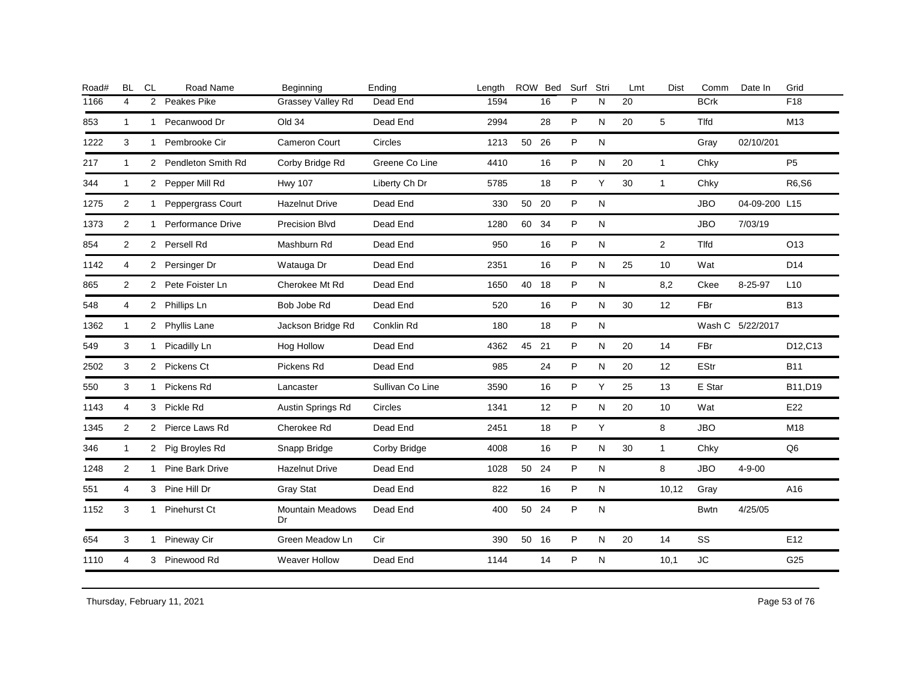| Road# | BL | CL | Road Name | Beginning | Ending | Length | ROW | Bed | Surf | Stri | Lmt | Dist | Comm | Date In | Grid |
|---|---|---|---|---|---|---|---|---|---|---|---|---|---|---|---|
| 1166 | 4 | 2 | Peakes Pike | Grassey Valley Rd | Dead End | 1594 | | 16 | P | N | 20 | | BCrk | | F18 |
| 853 | 1 | 1 | Pecanwood Dr | Old 34 | Dead End | 2994 | | 28 | P | N | 20 | 5 | Tlfd | | M13 |
| 1222 | 3 | 1 | Pembrooke Cir | Cameron Court | Circles | 1213 | 50 | 26 | P | N | | | Gray | 02/10/201 | |
| 217 | 1 | 2 | Pendleton Smith Rd | Corby Bridge Rd | Greene Co Line | 4410 | | 16 | P | N | 20 | 1 | Chky | | P5 |
| 344 | 1 | 2 | Pepper Mill Rd | Hwy 107 | Liberty Ch Dr | 5785 | | 18 | P | Y | 30 | 1 | Chky | | R6,S6 |
| 1275 | 2 | 1 | Peppergrass Court | Hazelnut Drive | Dead End | 330 | 50 | 20 | P | N | | | JBO | 04-09-200 | L15 |
| 1373 | 2 | 1 | Performance Drive | Precision Blvd | Dead End | 1280 | 60 | 34 | P | N | | | JBO | 7/03/19 | |
| 854 | 2 | 2 | Persell Rd | Mashburn Rd | Dead End | 950 | | 16 | P | N | | 2 | Tlfd | | O13 |
| 1142 | 4 | 2 | Persinger Dr | Watauga Dr | Dead End | 2351 | | 16 | P | N | 25 | 10 | Wat | | D14 |
| 865 | 2 | 2 | Pete Foister Ln | Cherokee Mt Rd | Dead End | 1650 | 40 | 18 | P | N | | 8,2 | Ckee | 8-25-97 | L10 |
| 548 | 4 | 2 | Phillips Ln | Bob Jobe Rd | Dead End | 520 | | 16 | P | N | 30 | 12 | FBr | | B13 |
| 1362 | 1 | 2 | Phyllis Lane | Jackson Bridge Rd | Conklin Rd | 180 | | 18 | P | N | | | Wash C | 5/22/2017 | |
| 549 | 3 | 1 | Picadilly Ln | Hog Hollow | Dead End | 4362 | 45 | 21 | P | N | 20 | 14 | FBr | | D12,C13 |
| 2502 | 3 | 2 | Pickens Ct | Pickens Rd | Dead End | 985 | | 24 | P | N | 20 | 12 | EStr | | B11 |
| 550 | 3 | 1 | Pickens Rd | Lancaster | Sullivan Co Line | 3590 | | 16 | P | Y | 25 | 13 | E Star | | B11,D19 |
| 1143 | 4 | 3 | Pickle Rd | Austin Springs Rd | Circles | 1341 | | 12 | P | N | 20 | 10 | Wat | | E22 |
| 1345 | 2 | 2 | Pierce Laws Rd | Cherokee Rd | Dead End | 2451 | | 18 | P | Y | | 8 | JBO | | M18 |
| 346 | 1 | 2 | Pig Broyles Rd | Snapp Bridge | Corby Bridge | 4008 | | 16 | P | N | 30 | 1 | Chky | | Q6 |
| 1248 | 2 | 1 | Pine Bark Drive | Hazelnut Drive | Dead End | 1028 | 50 | 24 | P | N | | 8 | JBO | 4-9-00 | |
| 551 | 4 | 3 | Pine Hill Dr | Gray Stat | Dead End | 822 | | 16 | P | N | | 10,12 | Gray | | A16 |
| 1152 | 3 | 1 | Pinehurst Ct | Mountain Meadows Dr | Dead End | 400 | 50 | 24 | P | N | | | Bwtn | 4/25/05 | |
| 654 | 3 | 1 | Pineway Cir | Green Meadow Ln | Cir | 390 | 50 | 16 | P | N | 20 | 14 | SS | | E12 |
| 1110 | 4 | 3 | Pinewood Rd | Weaver Hollow | Dead End | 1144 | | 14 | P | N | | 10,1 | JC | | G25 |

Thursday, February 11, 2021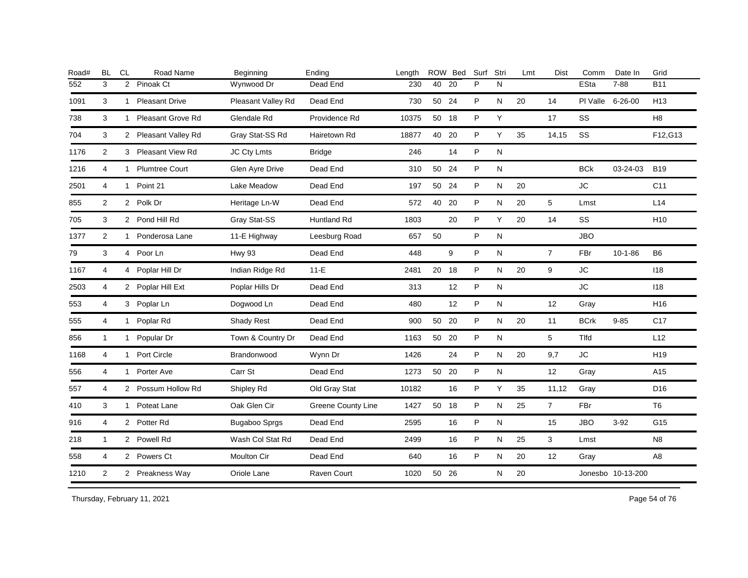| Road# | BL | CL | Road Name | Beginning | Ending | Length | ROW | Bed | Surf | Stri | Lmt | Dist | Comm | Date In | Grid |
|---|---|---|---|---|---|---|---|---|---|---|---|---|---|---|---|
| 552 | 3 | 2 | Pinoak Ct | Wynwood Dr | Dead End | 230 | 40 | 20 | P | N | | | ESta | 7-88 | B11 |
| 1091 | 3 | 1 | Pleasant Drive | Pleasant Valley Rd | Dead End | 730 | 50 | 24 | P | N | 20 | 14 | Pl Valle | 6-26-00 | H13 |
| 738 | 3 | 1 | Pleasant Grove Rd | Glendale Rd | Providence Rd | 10375 | 50 | 18 | P | Y | | 17 | SS | | H8 |
| 704 | 3 | 2 | Pleasant Valley Rd | Gray Stat-SS Rd | Hairetown Rd | 18877 | 40 | 20 | P | Y | 35 | 14,15 | SS | | F12,G13 |
| 1176 | 2 | 3 | Pleasant View Rd | JC Cty Lmts | Bridge | 246 | | 14 | P | N | | | | | |
| 1216 | 4 | 1 | Plumtree Court | Glen Ayre Drive | Dead End | 310 | 50 | 24 | P | N | | | BCk | 03-24-03 | B19 |
| 2501 | 4 | 1 | Point 21 | Lake Meadow | Dead End | 197 | 50 | 24 | P | N | 20 | | JC | | C11 |
| 855 | 2 | 2 | Polk Dr | Heritage Ln-W | Dead End | 572 | 40 | 20 | P | N | 20 | 5 | Lmst | | L14 |
| 705 | 3 | 2 | Pond Hill Rd | Gray Stat-SS | Huntland Rd | 1803 | | 20 | P | Y | 20 | 14 | SS | | H10 |
| 1377 | 2 | 1 | Ponderosa Lane | 11-E Highway | Leesburg Road | 657 | 50 | | P | N | | | JBO | | |
| 79 | 3 | 4 | Poor Ln | Hwy 93 | Dead End | 448 | | 9 | P | N | | 7 | FBr | 10-1-86 | B6 |
| 1167 | 4 | 4 | Poplar Hill Dr | Indian Ridge Rd | 11-E | 2481 | 20 | 18 | P | N | 20 | 9 | JC | | I18 |
| 2503 | 4 | 2 | Poplar Hill Ext | Poplar Hills Dr | Dead End | 313 | | 12 | P | N | | | JC | | I18 |
| 553 | 4 | 3 | Poplar Ln | Dogwood Ln | Dead End | 480 | | 12 | P | N | | 12 | Gray | | H16 |
| 555 | 4 | 1 | Poplar Rd | Shady Rest | Dead End | 900 | 50 | 20 | P | N | 20 | 11 | BCrk | 9-85 | C17 |
| 856 | 1 | 1 | Popular Dr | Town & Country Dr | Dead End | 1163 | 50 | 20 | P | N | | 5 | Tlfd | | L12 |
| 1168 | 4 | 1 | Port Circle | Brandonwood | Wynn Dr | 1426 | | 24 | P | N | 20 | 9,7 | JC | | H19 |
| 556 | 4 | 1 | Porter Ave | Carr St | Dead End | 1273 | 50 | 20 | P | N | | 12 | Gray | | A15 |
| 557 | 4 | 2 | Possum Hollow Rd | Shipley Rd | Old Gray Stat | 10182 | | 16 | P | Y | 35 | 11,12 | Gray | | D16 |
| 410 | 3 | 1 | Poteat Lane | Oak Glen Cir | Greene County Line | 1427 | 50 | 18 | P | N | 25 | 7 | FBr | | T6 |
| 916 | 4 | 2 | Potter Rd | Bugaboo Sprgs | Dead End | 2595 | | 16 | P | N | | 15 | JBO | 3-92 | G15 |
| 218 | 1 | 2 | Powell Rd | Wash Col Stat Rd | Dead End | 2499 | | 16 | P | N | 25 | 3 | Lmst | | N8 |
| 558 | 4 | 2 | Powers Ct | Moulton Cir | Dead End | 640 | | 16 | P | N | 20 | 12 | Gray | | A8 |
| 1210 | 2 | 2 | Preakness Way | Oriole Lane | Raven Court | 1020 | 50 | 26 | | N | 20 | | Jonesbo | 10-13-200 | |

Thursday, February 11, 2021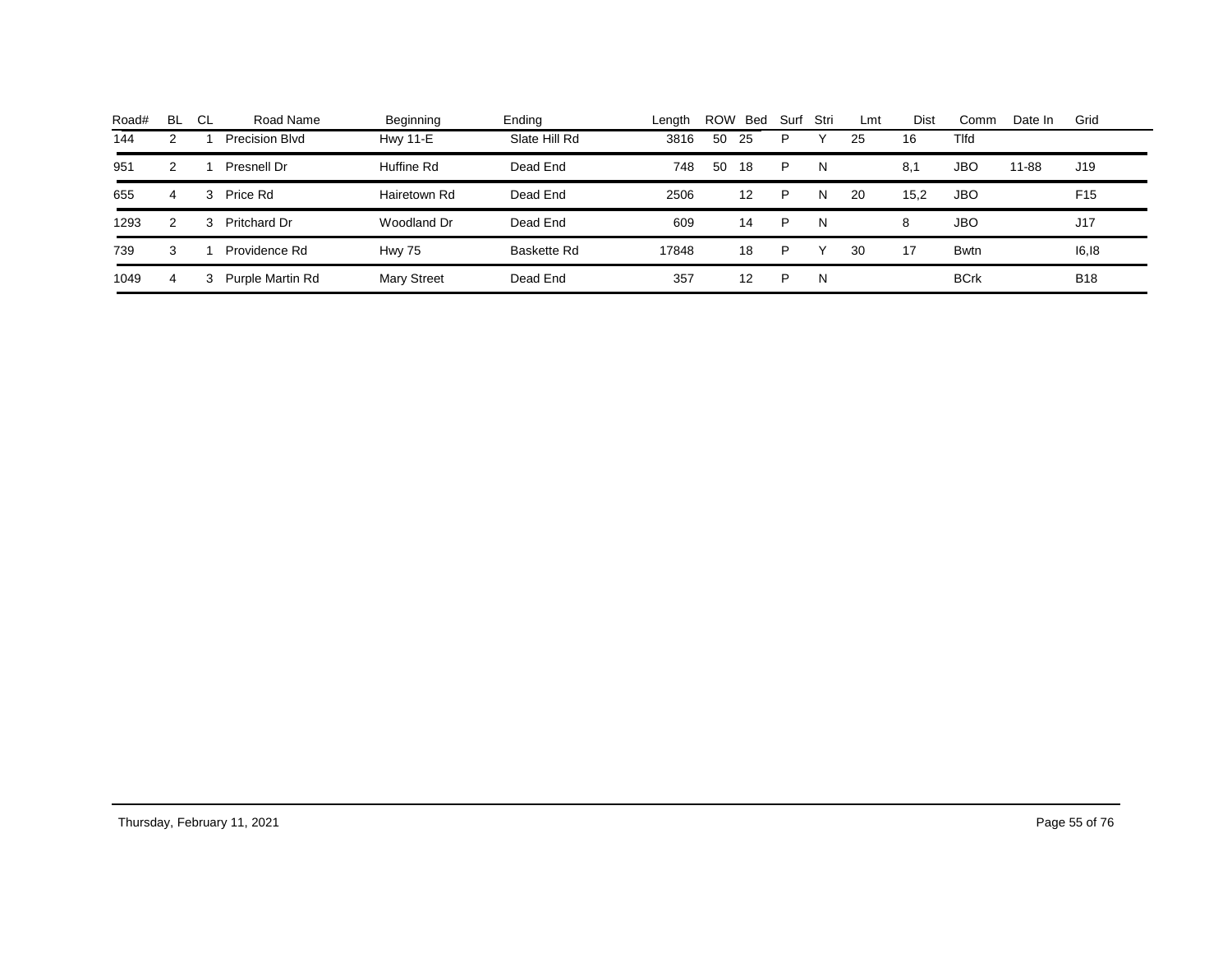| Road# | BL | CL | Road Name | Beginning | Ending | Length | ROW | Bed | Surf | Stri | Lmt | Dist | Comm | Date In | Grid |
|---|---|---|---|---|---|---|---|---|---|---|---|---|---|---|---|
| 144 | 2 | 1 | Precision Blvd | Hwy 11-E | Slate Hill Rd | 3816 | 50 | 25 | P | Y | 25 | 16 | Tlfd | | |
| 951 | 2 | 1 | Presnell Dr | Huffine Rd | Dead End | 748 | 50 | 18 | P | N | | 8,1 | JBO | 11-88 | J19 |
| 655 | 4 | 3 | Price Rd | Hairetown Rd | Dead End | 2506 | | 12 | P | N | 20 | 15,2 | JBO | | F15 |
| 1293 | 2 | 3 | Pritchard Dr | Woodland Dr | Dead End | 609 | | 14 | P | N | | 8 | JBO | | J17 |
| 739 | 3 | 1 | Providence Rd | Hwy 75 | Baskette Rd | 17848 | | 18 | P | Y | 30 | 17 | Bwtn | | I6,I8 |
| 1049 | 4 | 3 | Purple Martin Rd | Mary Street | Dead End | 357 | | 12 | P | N | | | BCrk | | B18 |

Thursday, February 11, 2021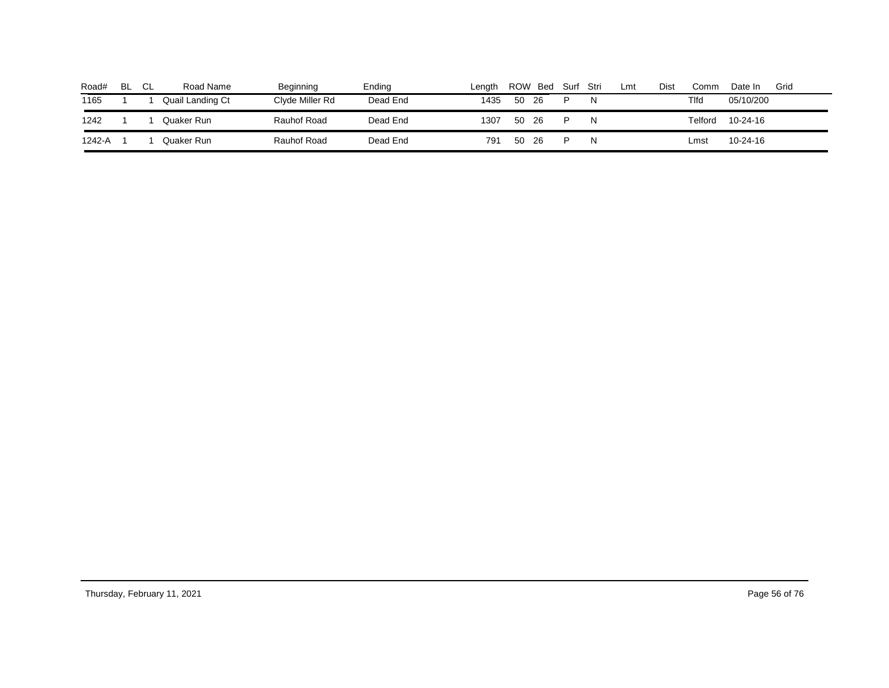| Road# | BL | CL | Road Name | Beginning | Ending | Length | ROW | Bed | Surf | Stri | Lmt | Dist | Comm | Date In | Grid |
|---|---|---|---|---|---|---|---|---|---|---|---|---|---|---|---|
| 1165 | 1 | 1 | Quail Landing Ct | Clyde Miller Rd | Dead End | 1435 | 50 | 26 | P | N | | | Tlfd | 05/10/200 | |
| 1242 | 1 | 1 | Quaker Run | Rauhof Road | Dead End | 1307 | 50 | 26 | P | N | | | Telford | 10-24-16 | |
| 1242-A | 1 | 1 | Quaker Run | Rauhof Road | Dead End | 791 | 50 | 26 | P | N | | | Lmst | 10-24-16 | |

Thursday, February 11, 2021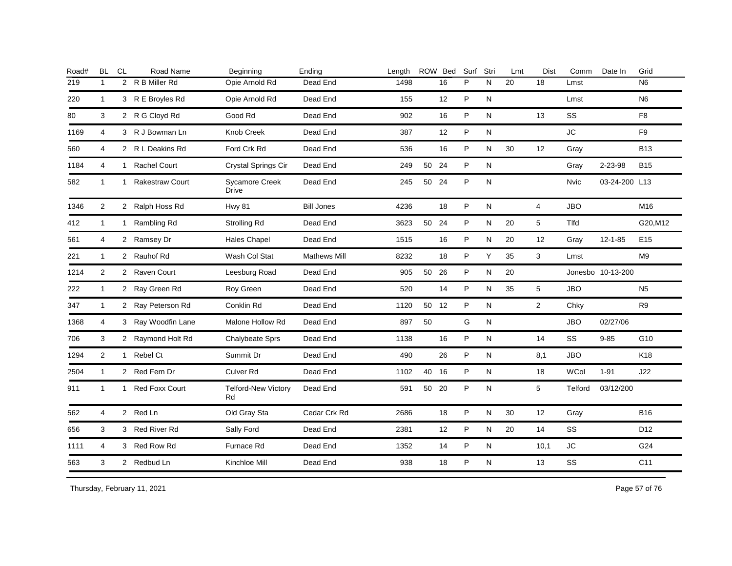| Road# | BL | CL | Road Name | Beginning | Ending | Length | ROW | Bed | Surf | Stri | Lmt | Dist | Comm | Date In | Grid |
|---|---|---|---|---|---|---|---|---|---|---|---|---|---|---|---|
| 219 | 1 | 2 | R B Miller Rd | Opie Arnold Rd | Dead End | 1498 | | 16 | P | N | 20 | 18 | Lmst | | N6 |
| 220 | 1 | 3 | R E Broyles Rd | Opie Arnold Rd | Dead End | 155 | | 12 | P | N | | | Lmst | | N6 |
| 80 | 3 | 2 | R G Cloyd Rd | Good Rd | Dead End | 902 | | 16 | P | N | | 13 | SS | | F8 |
| 1169 | 4 | 3 | R J Bowman Ln | Knob Creek | Dead End | 387 | | 12 | P | N | | | JC | | F9 |
| 560 | 4 | 2 | R L Deakins Rd | Ford Crk Rd | Dead End | 536 | | 16 | P | N | 30 | 12 | Gray | | B13 |
| 1184 | 4 | 1 | Rachel Court | Crystal Springs Cir | Dead End | 249 | 50 | 24 | P | N | | | Gray | 2-23-98 | B15 |
| 582 | 1 | 1 | Rakestraw Court | Sycamore Creek Drive | Dead End | 245 | 50 | 24 | P | N | | | Nvic | 03-24-200 | L13 |
| 1346 | 2 | 2 | Ralph Hoss Rd | Hwy 81 | Bill Jones | 4236 | | 18 | P | N | | 4 | JBO | | M16 |
| 412 | 1 | 1 | Rambling Rd | Strolling Rd | Dead End | 3623 | 50 | 24 | P | N | 20 | 5 | Tlfd | | G20,M12 |
| 561 | 4 | 2 | Ramsey Dr | Hales Chapel | Dead End | 1515 | | 16 | P | N | 20 | 12 | Gray | 12-1-85 | E15 |
| 221 | 1 | 2 | Rauhof Rd | Wash Col Stat | Mathews Mill | 8232 | | 18 | P | Y | 35 | 3 | Lmst | | M9 |
| 1214 | 2 | 2 | Raven Court | Leesburg Road | Dead End | 905 | 50 | 26 | P | N | 20 | | Jonesbo | 10-13-200 | |
| 222 | 1 | 2 | Ray Green Rd | Roy Green | Dead End | 520 | | 14 | P | N | 35 | 5 | JBO | | N5 |
| 347 | 1 | 2 | Ray Peterson Rd | Conklin Rd | Dead End | 1120 | 50 | 12 | P | N | | 2 | Chky | | R9 |
| 1368 | 4 | 3 | Ray Woodfin Lane | Malone Hollow Rd | Dead End | 897 | 50 | | G | N | | | JBO | 02/27/06 | |
| 706 | 3 | 2 | Raymond Holt Rd | Chalybeate Sprs | Dead End | 1138 | | 16 | P | N | | 14 | SS | 9-85 | G10 |
| 1294 | 2 | 1 | Rebel Ct | Summit Dr | Dead End | 490 | | 26 | P | N | | 8,1 | JBO | | K18 |
| 2504 | 1 | 2 | Red Fern Dr | Culver Rd | Dead End | 1102 | 40 | 16 | P | N | | 18 | WCol | 1-91 | J22 |
| 911 | 1 | 1 | Red Foxx Court | Telford-New Victory Rd | Dead End | 591 | 50 | 20 | P | N | | 5 | Telford | 03/12/200 | |
| 562 | 4 | 2 | Red Ln | Old Gray Sta | Cedar Crk Rd | 2686 | | 18 | P | N | 30 | 12 | Gray | | B16 |
| 656 | 3 | 3 | Red River Rd | Sally Ford | Dead End | 2381 | | 12 | P | N | 20 | 14 | SS | | D12 |
| 1111 | 4 | 3 | Red Row Rd | Furnace Rd | Dead End | 1352 | | 14 | P | N | | 10,1 | JC | | G24 |
| 563 | 3 | 2 | Redbud Ln | Kinchloe Mill | Dead End | 938 | | 18 | P | N | | 13 | SS | | C11 |

Thursday, February 11, 2021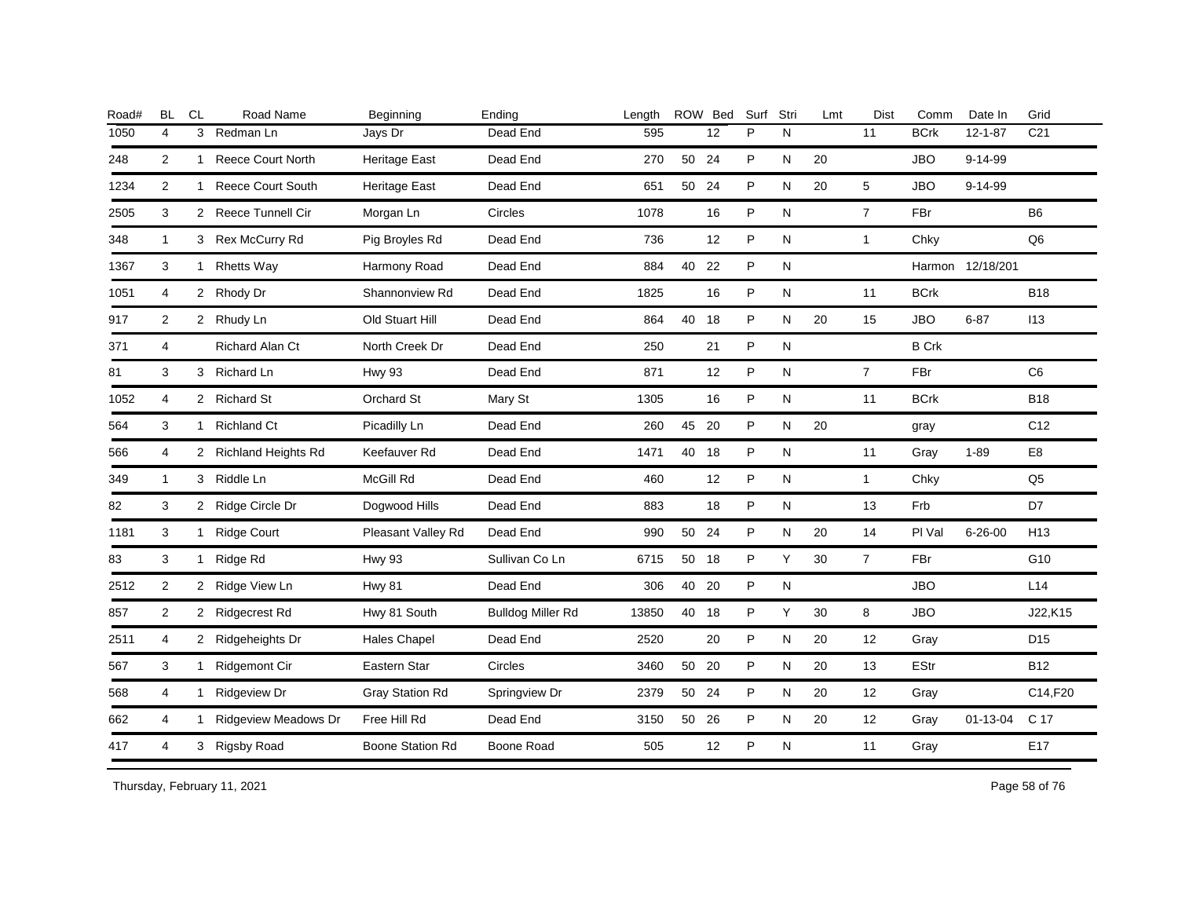| Road# | BL | CL | Road Name | Beginning | Ending | Length | ROW | Bed | Surf | Stri | Lmt | Dist | Comm | Date In | Grid |
|---|---|---|---|---|---|---|---|---|---|---|---|---|---|---|---|
| 1050 | 4 | 3 | Redman Ln | Jays Dr | Dead End | 595 | | 12 | P | N | | 11 | BCrk | 12-1-87 | C21 |
| 248 | 2 | 1 | Reece Court North | Heritage East | Dead End | 270 | 50 | 24 | P | N | 20 | | JBO | 9-14-99 | |
| 1234 | 2 | 1 | Reece Court South | Heritage East | Dead End | 651 | 50 | 24 | P | N | 20 | 5 | JBO | 9-14-99 | |
| 2505 | 3 | 2 | Reece Tunnell Cir | Morgan Ln | Circles | 1078 | | 16 | P | N | | 7 | FBr | | B6 |
| 348 | 1 | 3 | Rex McCurry Rd | Pig Broyles Rd | Dead End | 736 | | 12 | P | N | | 1 | Chky | | Q6 |
| 1367 | 3 | 1 | Rhetts Way | Harmony Road | Dead End | 884 | 40 | 22 | P | N | | | Harmon | 12/18/201 | |
| 1051 | 4 | 2 | Rhody Dr | Shannonview Rd | Dead End | 1825 | | 16 | P | N | | 11 | BCrk | | B18 |
| 917 | 2 | 2 | Rhudy Ln | Old Stuart Hill | Dead End | 864 | 40 | 18 | P | N | 20 | 15 | JBO | 6-87 | I13 |
| 371 | 4 | | Richard Alan Ct | North Creek Dr | Dead End | 250 | | 21 | P | N | | | B Crk | | |
| 81 | 3 | 3 | Richard Ln | Hwy 93 | Dead End | 871 | | 12 | P | N | | 7 | FBr | | C6 |
| 1052 | 4 | 2 | Richard St | Orchard St | Mary St | 1305 | | 16 | P | N | | 11 | BCrk | | B18 |
| 564 | 3 | 1 | Richland Ct | Picadilly Ln | Dead End | 260 | 45 | 20 | P | N | 20 | | gray | | C12 |
| 566 | 4 | 2 | Richland Heights Rd | Keefauver Rd | Dead End | 1471 | 40 | 18 | P | N | | 11 | Gray | 1-89 | E8 |
| 349 | 1 | 3 | Riddle Ln | McGill Rd | Dead End | 460 | | 12 | P | N | | 1 | Chky | | Q5 |
| 82 | 3 | 2 | Ridge Circle Dr | Dogwood Hills | Dead End | 883 | | 18 | P | N | | 13 | Frb | | D7 |
| 1181 | 3 | 1 | Ridge Court | Pleasant Valley Rd | Dead End | 990 | 50 | 24 | P | N | 20 | 14 | Pl Val | 6-26-00 | H13 |
| 83 | 3 | 1 | Ridge Rd | Hwy 93 | Sullivan Co Ln | 6715 | 50 | 18 | P | Y | 30 | 7 | FBr | | G10 |
| 2512 | 2 | 2 | Ridge View Ln | Hwy 81 | Dead End | 306 | 40 | 20 | P | N | | | JBO | | L14 |
| 857 | 2 | 2 | Ridgecrest Rd | Hwy 81 South | Bulldog Miller Rd | 13850 | 40 | 18 | P | Y | 30 | 8 | JBO | | J22,K15 |
| 2511 | 4 | 2 | Ridgeheights Dr | Hales Chapel | Dead End | 2520 | | 20 | P | N | 20 | 12 | Gray | | D15 |
| 567 | 3 | 1 | Ridgemont Cir | Eastern Star | Circles | 3460 | 50 | 20 | P | N | 20 | 13 | EStr | | B12 |
| 568 | 4 | 1 | Ridgeview Dr | Gray Station Rd | Springview Dr | 2379 | 50 | 24 | P | N | 20 | 12 | Gray | | C14,F20 |
| 662 | 4 | 1 | Ridgeview Meadows Dr | Free Hill Rd | Dead End | 3150 | 50 | 26 | P | N | 20 | 12 | Gray | 01-13-04 | C 17 |
| 417 | 4 | 3 | Rigsby Road | Boone Station Rd | Boone Road | 505 | | 12 | P | N | | 11 | Gray | | E17 |

Thursday, February 11, 2021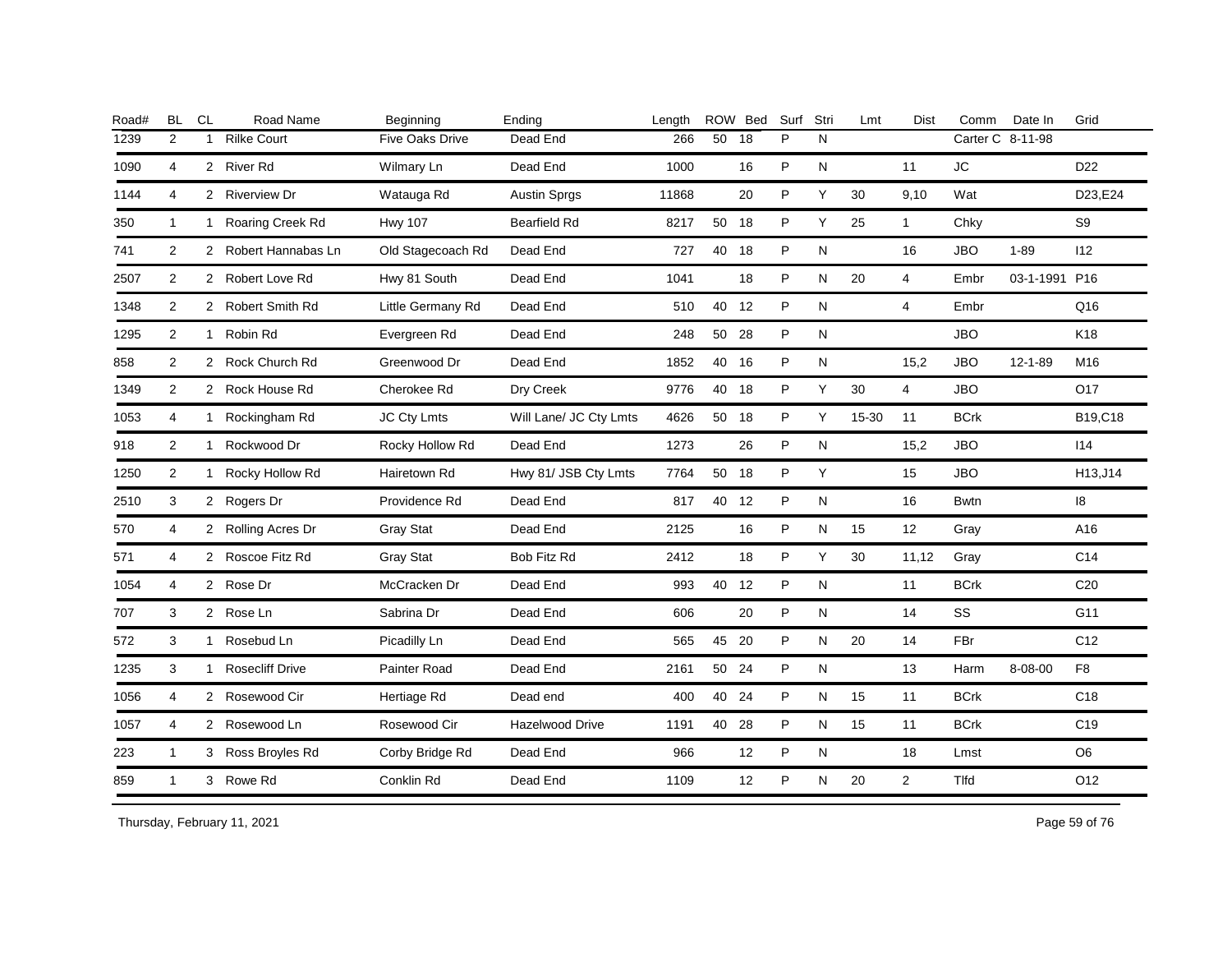| Road# | BL | CL | Road Name | Beginning | Ending | Length | ROW | Bed | Surf | Stri | Lmt | Dist | Comm | Date In | Grid |
|---|---|---|---|---|---|---|---|---|---|---|---|---|---|---|---|
| 1239 | 2 | 1 | Rilke Court | Five Oaks Drive | Dead End | 266 | 50 | 18 | P | N | | | Carter C | 8-11-98 | |
| 1090 | 4 | 2 | River Rd | Wilmary Ln | Dead End | 1000 | | 16 | P | N | | 11 | JC | | D22 |
| 1144 | 4 | 2 | Riverview Dr | Watauga Rd | Austin Sprgs | 11868 | | 20 | P | Y | 30 | 9,10 | Wat | | D23,E24 |
| 350 | 1 | 1 | Roaring Creek Rd | Hwy 107 | Bearfield Rd | 8217 | 50 | 18 | P | Y | 25 | 1 | Chky | | S9 |
| 741 | 2 | 2 | Robert Hannabas Ln | Old Stagecoach Rd | Dead End | 727 | 40 | 18 | P | N | | 16 | JBO | 1-89 | I12 |
| 2507 | 2 | 2 | Robert Love Rd | Hwy 81 South | Dead End | 1041 | | 18 | P | N | 20 | 4 | Embr | 03-1-1991 | P16 |
| 1348 | 2 | 2 | Robert Smith Rd | Little Germany Rd | Dead End | 510 | 40 | 12 | P | N | | 4 | Embr | | Q16 |
| 1295 | 2 | 1 | Robin Rd | Evergreen Rd | Dead End | 248 | 50 | 28 | P | N | | | JBO | | K18 |
| 858 | 2 | 2 | Rock Church Rd | Greenwood Dr | Dead End | 1852 | 40 | 16 | P | N | | 15,2 | JBO | 12-1-89 | M16 |
| 1349 | 2 | 2 | Rock House Rd | Cherokee Rd | Dry Creek | 9776 | 40 | 18 | P | Y | 30 | 4 | JBO | | O17 |
| 1053 | 4 | 1 | Rockingham Rd | JC Cty Lmts | Will Lane/ JC Cty Lmts | 4626 | 50 | 18 | P | Y | 15-30 | 11 | BCrk | | B19,C18 |
| 918 | 2 | 1 | Rockwood Dr | Rocky Hollow Rd | Dead End | 1273 | | 26 | P | N | | 15,2 | JBO | | I14 |
| 1250 | 2 | 1 | Rocky Hollow Rd | Hairetown Rd | Hwy 81/ JSB Cty Lmts | 7764 | 50 | 18 | P | Y | | 15 | JBO | | H13,J14 |
| 2510 | 3 | 2 | Rogers Dr | Providence Rd | Dead End | 817 | 40 | 12 | P | N | | 16 | Bwtn | | I8 |
| 570 | 4 | 2 | Rolling Acres Dr | Gray Stat | Dead End | 2125 | | 16 | P | N | 15 | 12 | Gray | | A16 |
| 571 | 4 | 2 | Roscoe Fitz Rd | Gray Stat | Bob Fitz Rd | 2412 | | 18 | P | Y | 30 | 11,12 | Gray | | C14 |
| 1054 | 4 | 2 | Rose Dr | McCracken Dr | Dead End | 993 | 40 | 12 | P | N | | 11 | BCrk | | C20 |
| 707 | 3 | 2 | Rose Ln | Sabrina Dr | Dead End | 606 | | 20 | P | N | | 14 | SS | | G11 |
| 572 | 3 | 1 | Rosebud Ln | Picadilly Ln | Dead End | 565 | 45 | 20 | P | N | 20 | 14 | FBr | | C12 |
| 1235 | 3 | 1 | Rosecliff Drive | Painter Road | Dead End | 2161 | 50 | 24 | P | N | | 13 | Harm | 8-08-00 | F8 |
| 1056 | 4 | 2 | Rosewood Cir | Hertiage Rd | Dead end | 400 | 40 | 24 | P | N | 15 | 11 | BCrk | | C18 |
| 1057 | 4 | 2 | Rosewood Ln | Rosewood Cir | Hazelwood Drive | 1191 | 40 | 28 | P | N | 15 | 11 | BCrk | | C19 |
| 223 | 1 | 3 | Ross Broyles Rd | Corby Bridge Rd | Dead End | 966 | | 12 | P | N | | 18 | Lmst | | O6 |
| 859 | 1 | 3 | Rowe Rd | Conklin Rd | Dead End | 1109 | | 12 | P | N | 20 | 2 | Tlfd | | O12 |

Thursday, February 11, 2021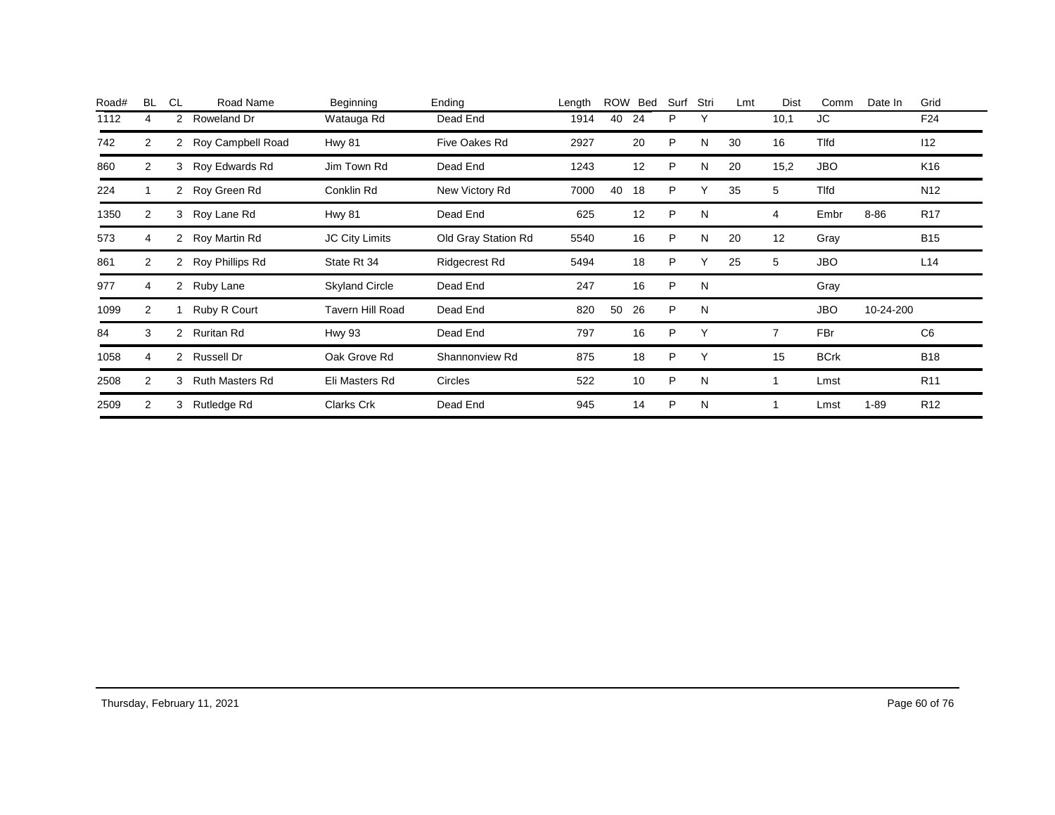| Road# | BL | CL | Road Name | Beginning | Ending | Length | ROW | Bed | Surf | Stri | Lmt | Dist | Comm | Date In | Grid |
|---|---|---|---|---|---|---|---|---|---|---|---|---|---|---|---|
| 1112 | 4 | 2 | Roweland Dr | Watauga Rd | Dead End | 1914 | 40 | 24 | P | Y | | 10,1 | JC | | F24 |
| 742 | 2 | 2 | Roy Campbell Road | Hwy 81 | Five Oakes Rd | 2927 | | 20 | P | N | 30 | 16 | Tlfd | | I12 |
| 860 | 2 | 3 | Roy Edwards Rd | Jim Town Rd | Dead End | 1243 | | 12 | P | N | 20 | 15,2 | JBO | | K16 |
| 224 | 1 | 2 | Roy Green Rd | Conklin Rd | New Victory Rd | 7000 | 40 | 18 | P | Y | 35 | 5 | Tlfd | | N12 |
| 1350 | 2 | 3 | Roy Lane Rd | Hwy 81 | Dead End | 625 | | 12 | P | N | | 4 | Embr | 8-86 | R17 |
| 573 | 4 | 2 | Roy Martin Rd | JC City Limits | Old Gray Station Rd | 5540 | | 16 | P | N | 20 | 12 | Gray | | B15 |
| 861 | 2 | 2 | Roy Phillips Rd | State Rt 34 | Ridgecrest Rd | 5494 | | 18 | P | Y | 25 | 5 | JBO | | L14 |
| 977 | 4 | 2 | Ruby Lane | Skyland Circle | Dead End | 247 | | 16 | P | N | | | Gray | | |
| 1099 | 2 | 1 | Ruby R Court | Tavern Hill Road | Dead End | 820 | 50 | 26 | P | N | | | JBO | 10-24-200 | |
| 84 | 3 | 2 | Ruritan Rd | Hwy 93 | Dead End | 797 | | 16 | P | Y | | 7 | FBr | | C6 |
| 1058 | 4 | 2 | Russell Dr | Oak Grove Rd | Shannonview Rd | 875 | | 18 | P | Y | | 15 | BCrk | | B18 |
| 2508 | 2 | 3 | Ruth Masters Rd | Eli Masters Rd | Circles | 522 | | 10 | P | N | | 1 | Lmst | | R11 |
| 2509 | 2 | 3 | Rutledge Rd | Clarks Crk | Dead End | 945 | | 14 | P | N | | 1 | Lmst | 1-89 | R12 |

Thursday, February 11, 2021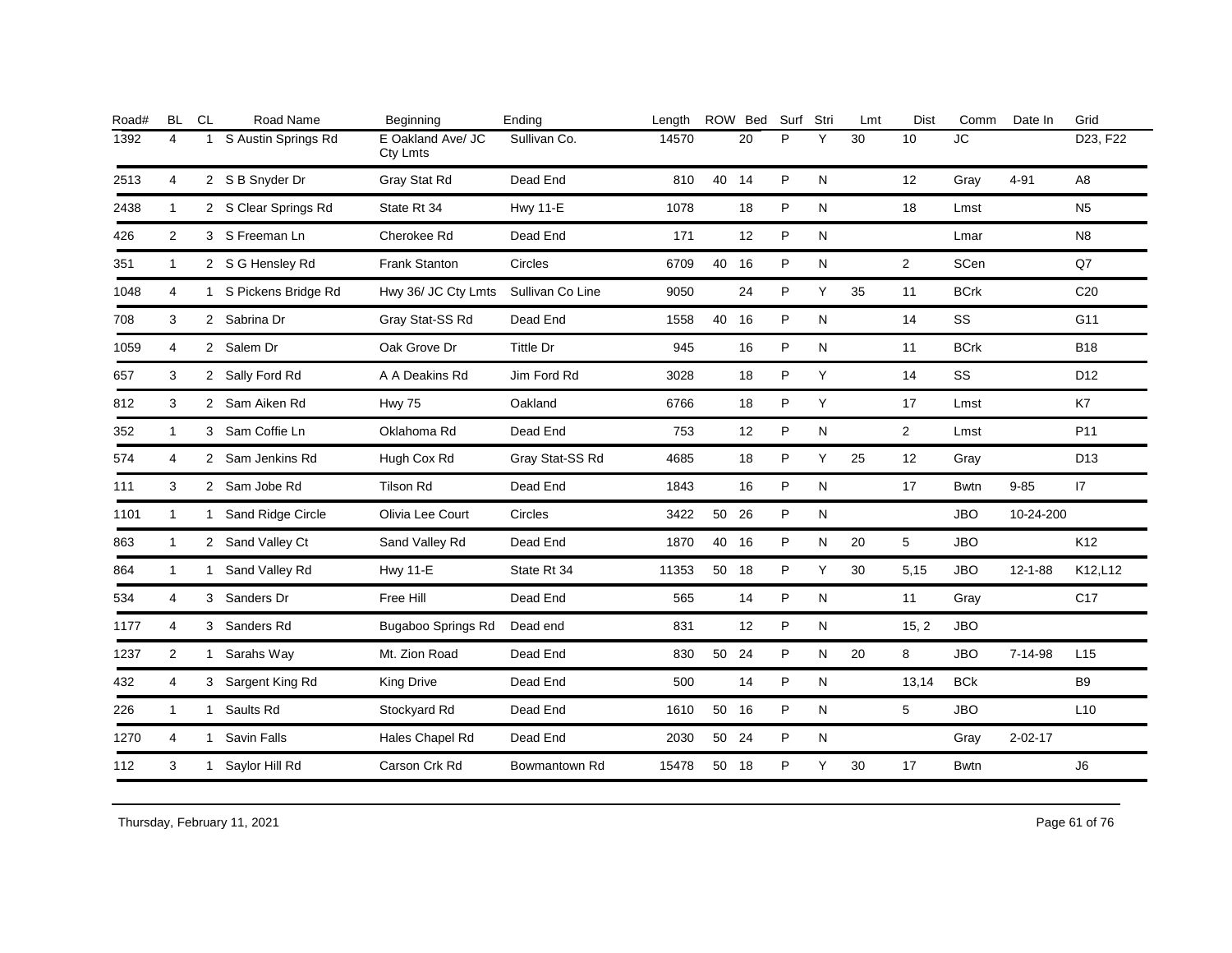| Road# | BL | CL | Road Name | Beginning | Ending | Length | ROW | Bed | Surf | Stri | Lmt | Dist | Comm | Date In | Grid |
|---|---|---|---|---|---|---|---|---|---|---|---|---|---|---|---|
| 1392 | 4 | 1 | S Austin Springs Rd | E Oakland Ave/ JC Cty Lmts | Sullivan Co. | 14570 | | 20 | P | Y | 30 | 10 | JC | | D23, F22 |
| 2513 | 4 | 2 | S B Snyder Dr | Gray Stat Rd | Dead End | 810 | 40 | 14 | P | N | | 12 | Gray | 4-91 | A8 |
| 2438 | 1 | 2 | S Clear Springs Rd | State Rt 34 | Hwy 11-E | 1078 | | 18 | P | N | | 18 | Lmst | | N5 |
| 426 | 2 | 3 | S Freeman Ln | Cherokee Rd | Dead End | 171 | | 12 | P | N | | | Lmar | | N8 |
| 351 | 1 | 2 | S G Hensley Rd | Frank Stanton | Circles | 6709 | 40 | 16 | P | N | | 2 | SCen | | Q7 |
| 1048 | 4 | 1 | S Pickens Bridge Rd | Hwy 36/ JC Cty Lmts | Sullivan Co Line | 9050 | | 24 | P | Y | 35 | 11 | BCrk | | C20 |
| 708 | 3 | 2 | Sabrina Dr | Gray Stat-SS Rd | Dead End | 1558 | 40 | 16 | P | N | | 14 | SS | | G11 |
| 1059 | 4 | 2 | Salem Dr | Oak Grove Dr | Tittle Dr | 945 | | 16 | P | N | | 11 | BCrk | | B18 |
| 657 | 3 | 2 | Sally Ford Rd | A A Deakins Rd | Jim Ford Rd | 3028 | | 18 | P | Y | | 14 | SS | | D12 |
| 812 | 3 | 2 | Sam Aiken Rd | Hwy 75 | Oakland | 6766 | | 18 | P | Y | | 17 | Lmst | | K7 |
| 352 | 1 | 3 | Sam Coffie Ln | Oklahoma Rd | Dead End | 753 | | 12 | P | N | | 2 | Lmst | | P11 |
| 574 | 4 | 2 | Sam Jenkins Rd | Hugh Cox Rd | Gray Stat-SS Rd | 4685 | | 18 | P | Y | 25 | 12 | Gray | | D13 |
| 111 | 3 | 2 | Sam Jobe Rd | Tilson Rd | Dead End | 1843 | | 16 | P | N | | 17 | Bwtn | 9-85 | I7 |
| 1101 | 1 | 1 | Sand Ridge Circle | Olivia Lee Court | Circles | 3422 | 50 | 26 | P | N | | | JBO | 10-24-200 | |
| 863 | 1 | 2 | Sand Valley Ct | Sand Valley Rd | Dead End | 1870 | 40 | 16 | P | N | 20 | 5 | JBO | | K12 |
| 864 | 1 | 1 | Sand Valley Rd | Hwy 11-E | State Rt 34 | 11353 | 50 | 18 | P | Y | 30 | 5,15 | JBO | 12-1-88 | K12,L12 |
| 534 | 4 | 3 | Sanders Dr | Free Hill | Dead End | 565 | | 14 | P | N | | 11 | Gray | | C17 |
| 1177 | 4 | 3 | Sanders Rd | Bugaboo Springs Rd | Dead end | 831 | | 12 | P | N | | 15, 2 | JBO | | |
| 1237 | 2 | 1 | Sarahs Way | Mt. Zion Road | Dead End | 830 | 50 | 24 | P | N | 20 | 8 | JBO | 7-14-98 | L15 |
| 432 | 4 | 3 | Sargent King Rd | King Drive | Dead End | 500 | | 14 | P | N | | 13,14 | BCk | | B9 |
| 226 | 1 | 1 | Saults Rd | Stockyard Rd | Dead End | 1610 | 50 | 16 | P | N | | 5 | JBO | | L10 |
| 1270 | 4 | 1 | Savin Falls | Hales Chapel Rd | Dead End | 2030 | 50 | 24 | P | N | | | Gray | 2-02-17 | |
| 112 | 3 | 1 | Saylor Hill Rd | Carson Crk Rd | Bowmantown Rd | 15478 | 50 | 18 | P | Y | 30 | 17 | Bwtn | | J6 |

Thursday, February 11, 2021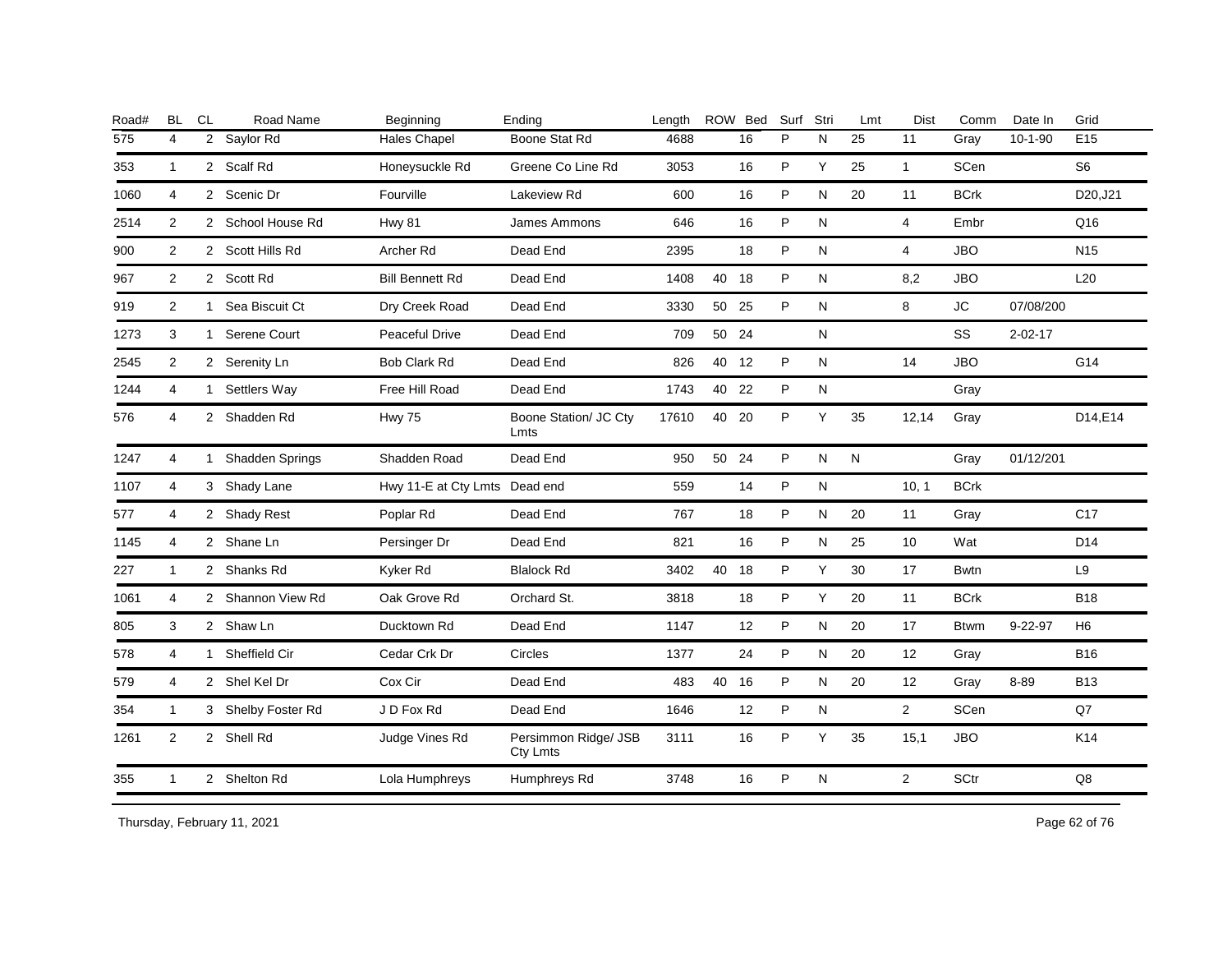| Road# | BL | CL | Road Name | Beginning | Ending | Length | ROW | Bed | Surf | Stri | Lmt | Dist | Comm | Date In | Grid |
|---|---|---|---|---|---|---|---|---|---|---|---|---|---|---|---|
| 575 | 4 | 2 | Saylor Rd | Hales Chapel | Boone Stat Rd | 4688 | | 16 | P | N | 25 | 11 | Gray | 10-1-90 | E15 |
| 353 | 1 | 2 | Scalf Rd | Honeysuckle Rd | Greene Co Line Rd | 3053 | | 16 | P | Y | 25 | 1 | SCen | | S6 |
| 1060 | 4 | 2 | Scenic Dr | Fourville | Lakeview Rd | 600 | | 16 | P | N | 20 | 11 | BCrk | | D20,J21 |
| 2514 | 2 | 2 | School House Rd | Hwy 81 | James Ammons | 646 | | 16 | P | N | | 4 | Embr | | Q16 |
| 900 | 2 | 2 | Scott Hills Rd | Archer Rd | Dead End | 2395 | | 18 | P | N | | 4 | JBO | | N15 |
| 967 | 2 | 2 | Scott Rd | Bill Bennett Rd | Dead End | 1408 | 40 | 18 | P | N | | 8,2 | JBO | | L20 |
| 919 | 2 | 1 | Sea Biscuit Ct | Dry Creek Road | Dead End | 3330 | 50 | 25 | P | N | | 8 | JC | 07/08/200 | |
| 1273 | 3 | 1 | Serene Court | Peaceful Drive | Dead End | 709 | 50 | 24 | | N | | | SS | 2-02-17 | |
| 2545 | 2 | 2 | Serenity Ln | Bob Clark Rd | Dead End | 826 | 40 | 12 | P | N | | 14 | JBO | | G14 |
| 1244 | 4 | 1 | Settlers Way | Free Hill Road | Dead End | 1743 | 40 | 22 | P | N | | | Gray | | |
| 576 | 4 | 2 | Shadden Rd | Hwy 75 | Boone Station/ JC Cty Lmts | 17610 | 40 | 20 | P | Y | 35 | 12,14 | Gray | | D14,E14 |
| 1247 | 4 | 1 | Shadden Springs | Shadden Road | Dead End | 950 | 50 | 24 | P | N | N | | Gray | 01/12/201 | |
| 1107 | 4 | 3 | Shady Lane | Hwy 11-E at Cty Lmts | Dead end | 559 | | 14 | P | N | | 10, 1 | BCrk | | |
| 577 | 4 | 2 | Shady Rest | Poplar Rd | Dead End | 767 | | 18 | P | N | 20 | 11 | Gray | | C17 |
| 1145 | 4 | 2 | Shane Ln | Persinger Dr | Dead End | 821 | | 16 | P | N | 25 | 10 | Wat | | D14 |
| 227 | 1 | 2 | Shanks Rd | Kyker Rd | Blalock Rd | 3402 | 40 | 18 | P | Y | 30 | 17 | Bwtn | | L9 |
| 1061 | 4 | 2 | Shannon View Rd | Oak Grove Rd | Orchard St. | 3818 | | 18 | P | Y | 20 | 11 | BCrk | | B18 |
| 805 | 3 | 2 | Shaw Ln | Ducktown Rd | Dead End | 1147 | | 12 | P | N | 20 | 17 | Btwm | 9-22-97 | H6 |
| 578 | 4 | 1 | Sheffield Cir | Cedar Crk Dr | Circles | 1377 | | 24 | P | N | 20 | 12 | Gray | | B16 |
| 579 | 4 | 2 | Shel Kel Dr | Cox Cir | Dead End | 483 | 40 | 16 | P | N | 20 | 12 | Gray | 8-89 | B13 |
| 354 | 1 | 3 | Shelby Foster Rd | J D Fox Rd | Dead End | 1646 | | 12 | P | N | | 2 | SCen | | Q7 |
| 1261 | 2 | 2 | Shell Rd | Judge Vines Rd | Persimmon Ridge/ JSB Cty Lmts | 3111 | | 16 | P | Y | 35 | 15,1 | JBO | | K14 |
| 355 | 1 | 2 | Shelton Rd | Lola Humphreys | Humphreys Rd | 3748 | | 16 | P | N | | 2 | SCtr | | Q8 |

Thursday, February 11, 2021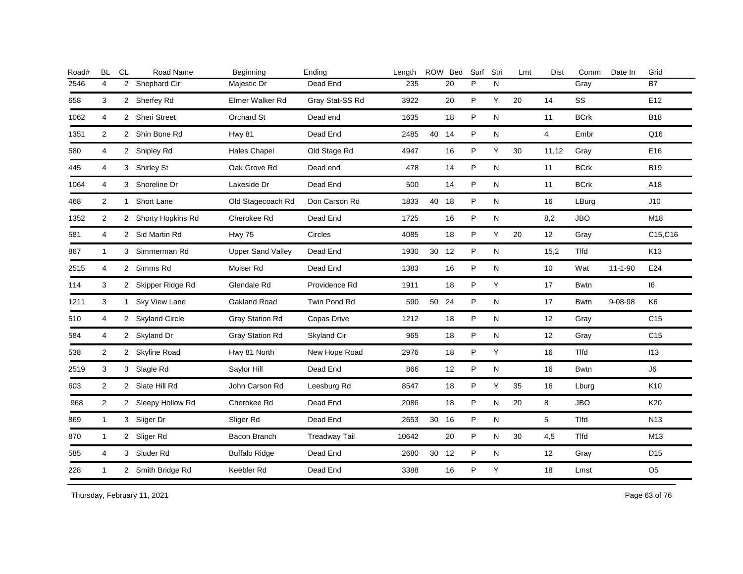| Road# | BL | CL | Road Name | Beginning | Ending | Length | ROW | Bed | Surf | Stri | Lmt | Dist | Comm | Date In | Grid |
|---|---|---|---|---|---|---|---|---|---|---|---|---|---|---|---|
| 2546 | 4 | 2 | Shephard Cir | Majestic Dr | Dead End | 235 | | 20 | P | N | | | Gray | | B7 |
| 658 | 3 | 2 | Sherfey Rd | Elmer Walker Rd | Gray Stat-SS Rd | 3922 | | 20 | P | Y | 20 | 14 | SS | | E12 |
| 1062 | 4 | 2 | Sheri Street | Orchard St | Dead end | 1635 | | 18 | P | N | | 11 | BCrk | | B18 |
| 1351 | 2 | 2 | Shin Bone Rd | Hwy 81 | Dead End | 2485 | 40 | 14 | P | N | | 4 | Embr | | Q16 |
| 580 | 4 | 2 | Shipley Rd | Hales Chapel | Old Stage Rd | 4947 | | 16 | P | Y | 30 | 11,12 | Gray | | E16 |
| 445 | 4 | 3 | Shirley St | Oak Grove Rd | Dead end | 478 | | 14 | P | N | | 11 | BCrk | | B19 |
| 1064 | 4 | 3 | Shoreline Dr | Lakeside Dr | Dead End | 500 | | 14 | P | N | | 11 | BCrk | | A18 |
| 468 | 2 | 1 | Short Lane | Old Stagecoach Rd | Don Carson Rd | 1833 | 40 | 18 | P | N | | 16 | LBurg | | J10 |
| 1352 | 2 | 2 | Shorty Hopkins Rd | Cherokee Rd | Dead End | 1725 | | 16 | P | N | | 8,2 | JBO | | M18 |
| 581 | 4 | 2 | Sid Martin Rd | Hwy 75 | Circles | 4085 | | 18 | P | Y | 20 | 12 | Gray | | C15,C16 |
| 867 | 1 | 3 | Simmerman Rd | Upper Sand Valley | Dead End | 1930 | 30 | 12 | P | N | | 15,2 | Tlfd | | K13 |
| 2515 | 4 | 2 | Simms Rd | Moiser Rd | Dead End | 1383 | | 16 | P | N | | 10 | Wat | 11-1-90 | E24 |
| 114 | 3 | 2 | Skipper Ridge Rd | Glendale Rd | Providence Rd | 1911 | | 18 | P | Y | | 17 | Bwtn | | I6 |
| 1211 | 3 | 1 | Sky View Lane | Oakland Road | Twin Pond Rd | 590 | 50 | 24 | P | N | | 17 | Bwtn | 9-08-98 | K6 |
| 510 | 4 | 2 | Skyland Circle | Gray Station Rd | Copas Drive | 1212 | | 18 | P | N | | 12 | Gray | | C15 |
| 584 | 4 | 2 | Skyland Dr | Gray Station Rd | Skyland Cir | 965 | | 18 | P | N | | 12 | Gray | | C15 |
| 538 | 2 | 2 | Skyline Road | Hwy 81 North | New Hope Road | 2976 | | 18 | P | Y | | 16 | Tlfd | | I13 |
| 2519 | 3 | 3 | Slagle Rd | Saylor Hill | Dead End | 866 | | 12 | P | N | | 16 | Bwtn | | J6 |
| 603 | 2 | 2 | Slate Hill Rd | John Carson Rd | Leesburg Rd | 8547 | | 18 | P | Y | 35 | 16 | Lburg | | K10 |
| 968 | 2 | 2 | Sleepy Hollow Rd | Cherokee Rd | Dead End | 2086 | | 18 | P | N | 20 | 8 | JBO | | K20 |
| 869 | 1 | 3 | Sliger Dr | Sliger Rd | Dead End | 2653 | 30 | 16 | P | N | | 5 | Tlfd | | N13 |
| 870 | 1 | 2 | Sliger Rd | Bacon Branch | Treadway Tail | 10642 | | 20 | P | N | 30 | 4,5 | Tlfd | | M13 |
| 585 | 4 | 3 | Sluder Rd | Buffalo Ridge | Dead End | 2680 | 30 | 12 | P | N | | 12 | Gray | | D15 |
| 228 | 1 | 2 | Smith Bridge Rd | Keebler Rd | Dead End | 3388 | | 16 | P | Y | | 18 | Lmst | | O5 |

Thursday, February 11, 2021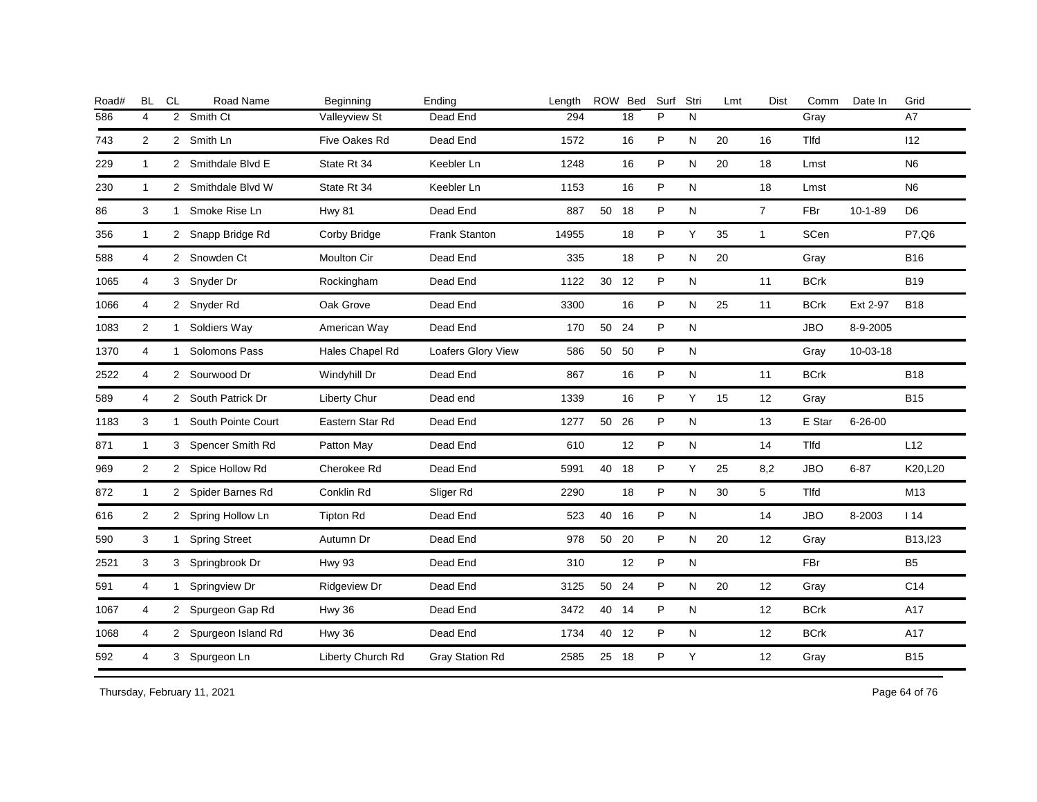| Road# | BL | CL | Road Name | Beginning | Ending | Length | ROW | Bed | Surf | Stri | Lmt | Dist | Comm | Date In | Grid |
|---|---|---|---|---|---|---|---|---|---|---|---|---|---|---|---|
| 586 | 4 | 2 | Smith Ct | Valleyview St | Dead End | 294 | | 18 | P | N | | | Gray | | A7 |
| 743 | 2 | 2 | Smith Ln | Five Oakes Rd | Dead End | 1572 | | 16 | P | N | 20 | 16 | Tlfd | | I12 |
| 229 | 1 | 2 | Smithdale Blvd E | State Rt 34 | Keebler Ln | 1248 | | 16 | P | N | 20 | 18 | Lmst | | N6 |
| 230 | 1 | 2 | Smithdale Blvd W | State Rt 34 | Keebler Ln | 1153 | | 16 | P | N | | 18 | Lmst | | N6 |
| 86 | 3 | 1 | Smoke Rise Ln | Hwy 81 | Dead End | 887 | 50 | 18 | P | N | | 7 | FBr | 10-1-89 | D6 |
| 356 | 1 | 2 | Snapp Bridge Rd | Corby Bridge | Frank Stanton | 14955 | | 18 | P | Y | 35 | 1 | SCen | | P7,Q6 |
| 588 | 4 | 2 | Snowden Ct | Moulton Cir | Dead End | 335 | | 18 | P | N | 20 | | Gray | | B16 |
| 1065 | 4 | 3 | Snyder Dr | Rockingham | Dead End | 1122 | 30 | 12 | P | N | | 11 | BCrk | | B19 |
| 1066 | 4 | 2 | Snyder Rd | Oak Grove | Dead End | 3300 | | 16 | P | N | 25 | 11 | BCrk | Ext 2-97 | B18 |
| 1083 | 2 | 1 | Soldiers Way | American Way | Dead End | 170 | 50 | 24 | P | N | | | JBO | 8-9-2005 | |
| 1370 | 4 | 1 | Solomons Pass | Hales Chapel Rd | Loafers Glory View | 586 | 50 | 50 | P | N | | | Gray | 10-03-18 | |
| 2522 | 4 | 2 | Sourwood Dr | Windyhill Dr | Dead End | 867 | | 16 | P | N | | 11 | BCrk | | B18 |
| 589 | 4 | 2 | South Patrick Dr | Liberty Chur | Dead end | 1339 | | 16 | P | Y | 15 | 12 | Gray | | B15 |
| 1183 | 3 | 1 | South Pointe Court | Eastern Star Rd | Dead End | 1277 | 50 | 26 | P | N | | 13 | E Star | 6-26-00 | |
| 871 | 1 | 3 | Spencer Smith Rd | Patton May | Dead End | 610 | | 12 | P | N | | 14 | Tlfd | | L12 |
| 969 | 2 | 2 | Spice Hollow Rd | Cherokee Rd | Dead End | 5991 | 40 | 18 | P | Y | 25 | 8,2 | JBO | 6-87 | K20,L20 |
| 872 | 1 | 2 | Spider Barnes Rd | Conklin Rd | Sliger Rd | 2290 | | 18 | P | N | 30 | 5 | Tlfd | | M13 |
| 616 | 2 | 2 | Spring Hollow Ln | Tipton Rd | Dead End | 523 | 40 | 16 | P | N | | 14 | JBO | 8-2003 | I 14 |
| 590 | 3 | 1 | Spring Street | Autumn Dr | Dead End | 978 | 50 | 20 | P | N | 20 | 12 | Gray | | B13,I23 |
| 2521 | 3 | 3 | Springbrook Dr | Hwy 93 | Dead End | 310 | | 12 | P | N | | | FBr | | B5 |
| 591 | 4 | 1 | Springview Dr | Ridgeview Dr | Dead End | 3125 | 50 | 24 | P | N | 20 | 12 | Gray | | C14 |
| 1067 | 4 | 2 | Spurgeon Gap Rd | Hwy 36 | Dead End | 3472 | 40 | 14 | P | N | | 12 | BCrk | | A17 |
| 1068 | 4 | 2 | Spurgeon Island Rd | Hwy 36 | Dead End | 1734 | 40 | 12 | P | N | | 12 | BCrk | | A17 |
| 592 | 4 | 3 | Spurgeon Ln | Liberty Church Rd | Gray Station Rd | 2585 | 25 | 18 | P | Y | | 12 | Gray | | B15 |

Thursday, February 11, 2021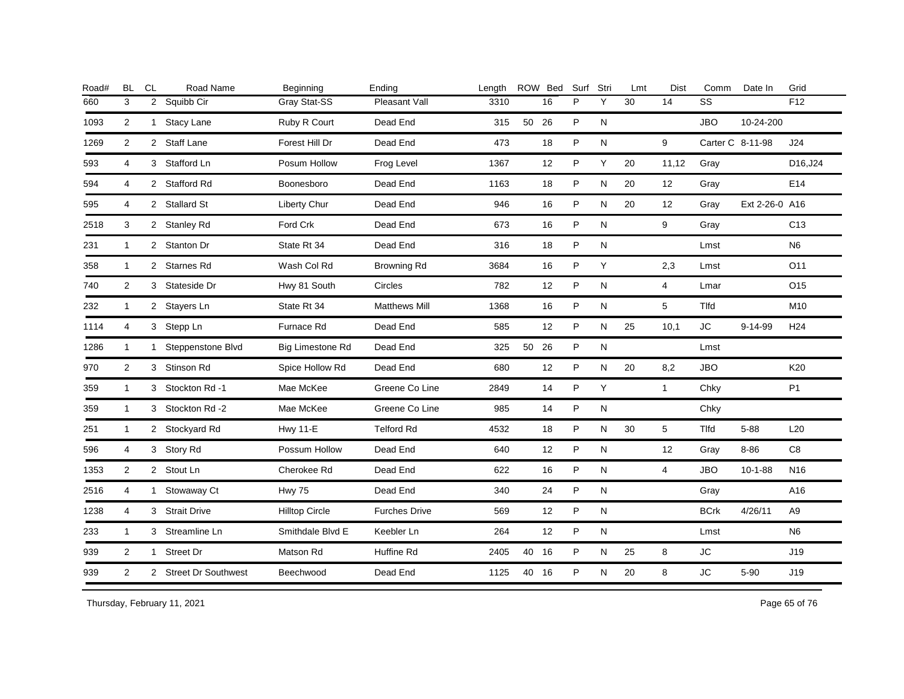| Road# | BL | CL | Road Name | Beginning | Ending | Length | ROW | Bed | Surf | Stri | Lmt | Dist | Comm | Date In | Grid |
|---|---|---|---|---|---|---|---|---|---|---|---|---|---|---|---|
| 660 | 3 | 2 | Squibb Cir | Gray Stat-SS | Pleasant Vall | 3310 | | 16 | P | Y | 30 | 14 | SS | | F12 |
| 1093 | 2 | 1 | Stacy Lane | Ruby R Court | Dead End | 315 | 50 | 26 | P | N | | | JBO | 10-24-200 | |
| 1269 | 2 | 2 | Staff Lane | Forest Hill Dr | Dead End | 473 | | 18 | P | N | | 9 | Carter C | 8-11-98 | J24 |
| 593 | 4 | 3 | Stafford Ln | Posum Hollow | Frog Level | 1367 | | 12 | P | Y | 20 | 11,12 | Gray | | D16,J24 |
| 594 | 4 | 2 | Stafford Rd | Boonesboro | Dead End | 1163 | | 18 | P | N | 20 | 12 | Gray | | E14 |
| 595 | 4 | 2 | Stallard St | Liberty Chur | Dead End | 946 | | 16 | P | N | 20 | 12 | Gray | Ext 2-26-0 | A16 |
| 2518 | 3 | 2 | Stanley Rd | Ford Crk | Dead End | 673 | | 16 | P | N | | 9 | Gray | | C13 |
| 231 | 1 | 2 | Stanton Dr | State Rt 34 | Dead End | 316 | | 18 | P | N | | | Lmst | | N6 |
| 358 | 1 | 2 | Starnes Rd | Wash Col Rd | Browning Rd | 3684 | | 16 | P | Y | | 2,3 | Lmst | | O11 |
| 740 | 2 | 3 | Stateside Dr | Hwy 81 South | Circles | 782 | | 12 | P | N | | 4 | Lmar | | O15 |
| 232 | 1 | 2 | Stayers Ln | State Rt 34 | Matthews Mill | 1368 | | 16 | P | N | | 5 | Tlfd | | M10 |
| 1114 | 4 | 3 | Stepp Ln | Furnace Rd | Dead End | 585 | | 12 | P | N | 25 | 10,1 | JC | 9-14-99 | H24 |
| 1286 | 1 | 1 | Steppenstone Blvd | Big Limestone Rd | Dead End | 325 | 50 | 26 | P | N | | | Lmst | | |
| 970 | 2 | 3 | Stinson Rd | Spice Hollow Rd | Dead End | 680 | | 12 | P | N | 20 | 8,2 | JBO | | K20 |
| 359 | 1 | 3 | Stockton Rd -1 | Mae McKee | Greene Co Line | 2849 | | 14 | P | Y | | 1 | Chky | | P1 |
| 359 | 1 | 3 | Stockton Rd -2 | Mae McKee | Greene Co Line | 985 | | 14 | P | N | | | Chky | | |
| 251 | 1 | 2 | Stockyard Rd | Hwy 11-E | Telford Rd | 4532 | | 18 | P | N | 30 | 5 | Tlfd | 5-88 | L20 |
| 596 | 4 | 3 | Story Rd | Possum Hollow | Dead End | 640 | | 12 | P | N | | 12 | Gray | 8-86 | C8 |
| 1353 | 2 | 2 | Stout Ln | Cherokee Rd | Dead End | 622 | | 16 | P | N | | 4 | JBO | 10-1-88 | N16 |
| 2516 | 4 | 1 | Stowaway Ct | Hwy 75 | Dead End | 340 | | 24 | P | N | | | Gray | | A16 |
| 1238 | 4 | 3 | Strait Drive | Hilltop Circle | Furches Drive | 569 | | 12 | P | N | | | BCrk | 4/26/11 | A9 |
| 233 | 1 | 3 | Streamline Ln | Smithdale Blvd E | Keebler Ln | 264 | | 12 | P | N | | | Lmst | | N6 |
| 939 | 2 | 1 | Street Dr | Matson Rd | Huffine Rd | 2405 | 40 | 16 | P | N | 25 | 8 | JC | | J19 |
| 939 | 2 | 2 | Street Dr Southwest | Beechwood | Dead End | 1125 | 40 | 16 | P | N | 20 | 8 | JC | 5-90 | J19 |

Thursday, February 11, 2021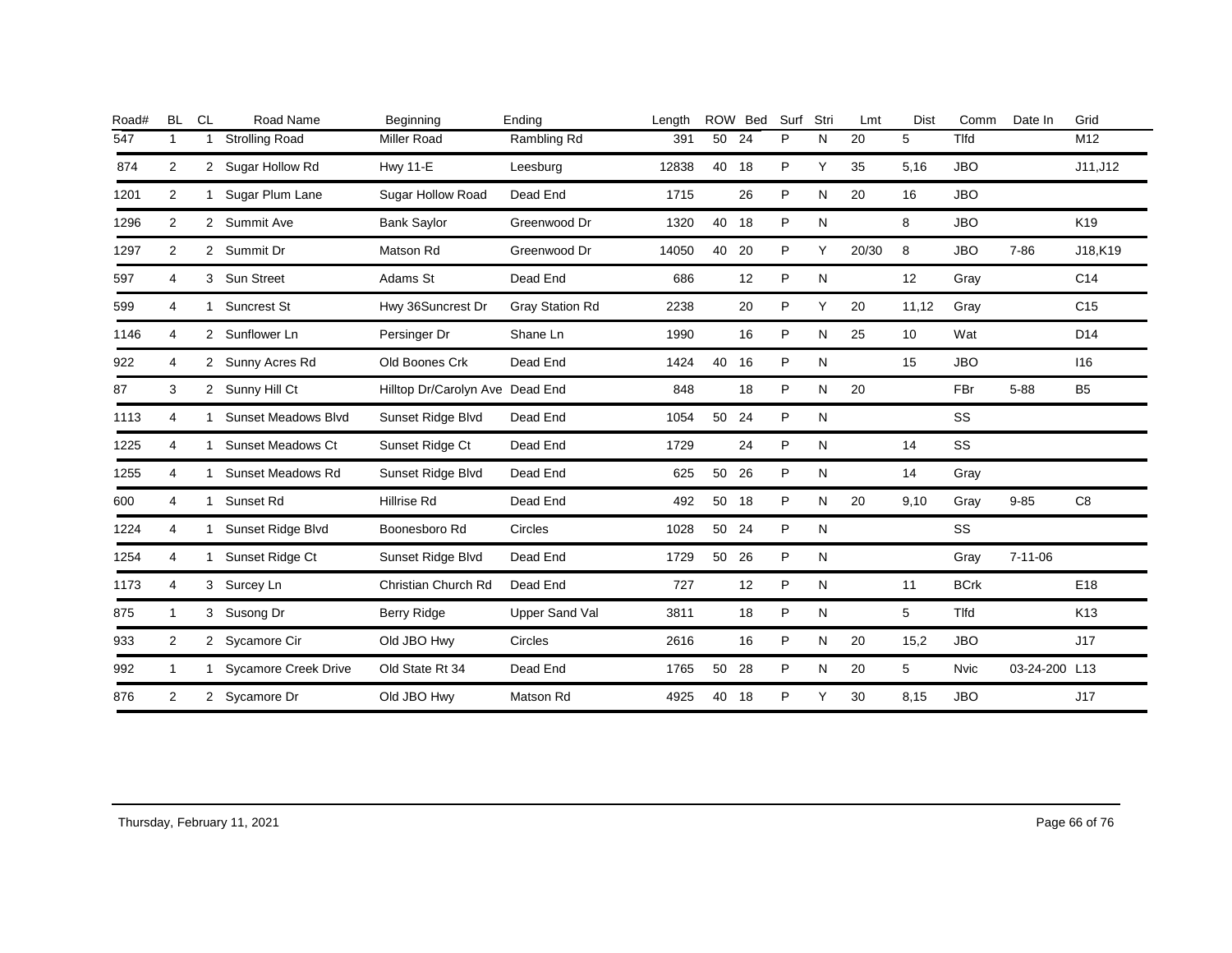| Road# | BL | CL | Road Name | Beginning | Ending | Length | ROW | Bed | Surf | Stri | Lmt | Dist | Comm | Date In | Grid |
|---|---|---|---|---|---|---|---|---|---|---|---|---|---|---|---|
| 547 | 1 | 1 | Strolling Road | Miller Road | Rambling Rd | 391 | 50 | 24 | P | N | 20 | 5 | Tlfd | | M12 |
| 874 | 2 | 2 | Sugar Hollow Rd | Hwy 11-E | Leesburg | 12838 | 40 | 18 | P | Y | 35 | 5,16 | JBO | | J11,J12 |
| 1201 | 2 | 1 | Sugar Plum Lane | Sugar Hollow Road | Dead End | 1715 | | 26 | P | N | 20 | 16 | JBO | | |
| 1296 | 2 | 2 | Summit Ave | Bank Saylor | Greenwood Dr | 1320 | 40 | 18 | P | N | | 8 | JBO | | K19 |
| 1297 | 2 | 2 | Summit Dr | Matson Rd | Greenwood Dr | 14050 | 40 | 20 | P | Y | 20/30 | 8 | JBO | 7-86 | J18,K19 |
| 597 | 4 | 3 | Sun Street | Adams St | Dead End | 686 | | 12 | P | N | | 12 | Gray | | C14 |
| 599 | 4 | 1 | Suncrest St | Hwy 36Suncrest Dr | Gray Station Rd | 2238 | | 20 | P | Y | 20 | 11,12 | Gray | | C15 |
| 1146 | 4 | 2 | Sunflower Ln | Persinger Dr | Shane Ln | 1990 | | 16 | P | N | 25 | 10 | Wat | | D14 |
| 922 | 4 | 2 | Sunny Acres Rd | Old Boones Crk | Dead End | 1424 | 40 | 16 | P | N | | 15 | JBO | | I16 |
| 87 | 3 | 2 | Sunny Hill Ct | Hilltop Dr/Carolyn Ave | Dead End | 848 | | 18 | P | N | 20 | | FBr | 5-88 | B5 |
| 1113 | 4 | 1 | Sunset Meadows Blvd | Sunset Ridge Blvd | Dead End | 1054 | 50 | 24 | P | N | | | SS | | |
| 1225 | 4 | 1 | Sunset Meadows Ct | Sunset Ridge Ct | Dead End | 1729 | | 24 | P | N | | 14 | SS | | |
| 1255 | 4 | 1 | Sunset Meadows Rd | Sunset Ridge Blvd | Dead End | 625 | 50 | 26 | P | N | | 14 | Gray | | |
| 600 | 4 | 1 | Sunset Rd | Hillrise Rd | Dead End | 492 | 50 | 18 | P | N | 20 | 9,10 | Gray | 9-85 | C8 |
| 1224 | 4 | 1 | Sunset Ridge Blvd | Boonesboro Rd | Circles | 1028 | 50 | 24 | P | N | | | SS | | |
| 1254 | 4 | 1 | Sunset Ridge Ct | Sunset Ridge Blvd | Dead End | 1729 | 50 | 26 | P | N | | | Gray | 7-11-06 | |
| 1173 | 4 | 3 | Surcey Ln | Christian Church Rd | Dead End | 727 | | 12 | P | N | | 11 | BCrk | | E18 |
| 875 | 1 | 3 | Susong Dr | Berry Ridge | Upper Sand Val | 3811 | | 18 | P | N | | 5 | Tlfd | | K13 |
| 933 | 2 | 2 | Sycamore Cir | Old JBO Hwy | Circles | 2616 | | 16 | P | N | 20 | 15,2 | JBO | | J17 |
| 992 | 1 | 1 | Sycamore Creek Drive | Old State Rt 34 | Dead End | 1765 | 50 | 28 | P | N | 20 | 5 | Nvic | 03-24-200 | L13 |
| 876 | 2 | 2 | Sycamore Dr | Old JBO Hwy | Matson Rd | 4925 | 40 | 18 | P | Y | 30 | 8,15 | JBO | | J17 |

Thursday, February 11, 2021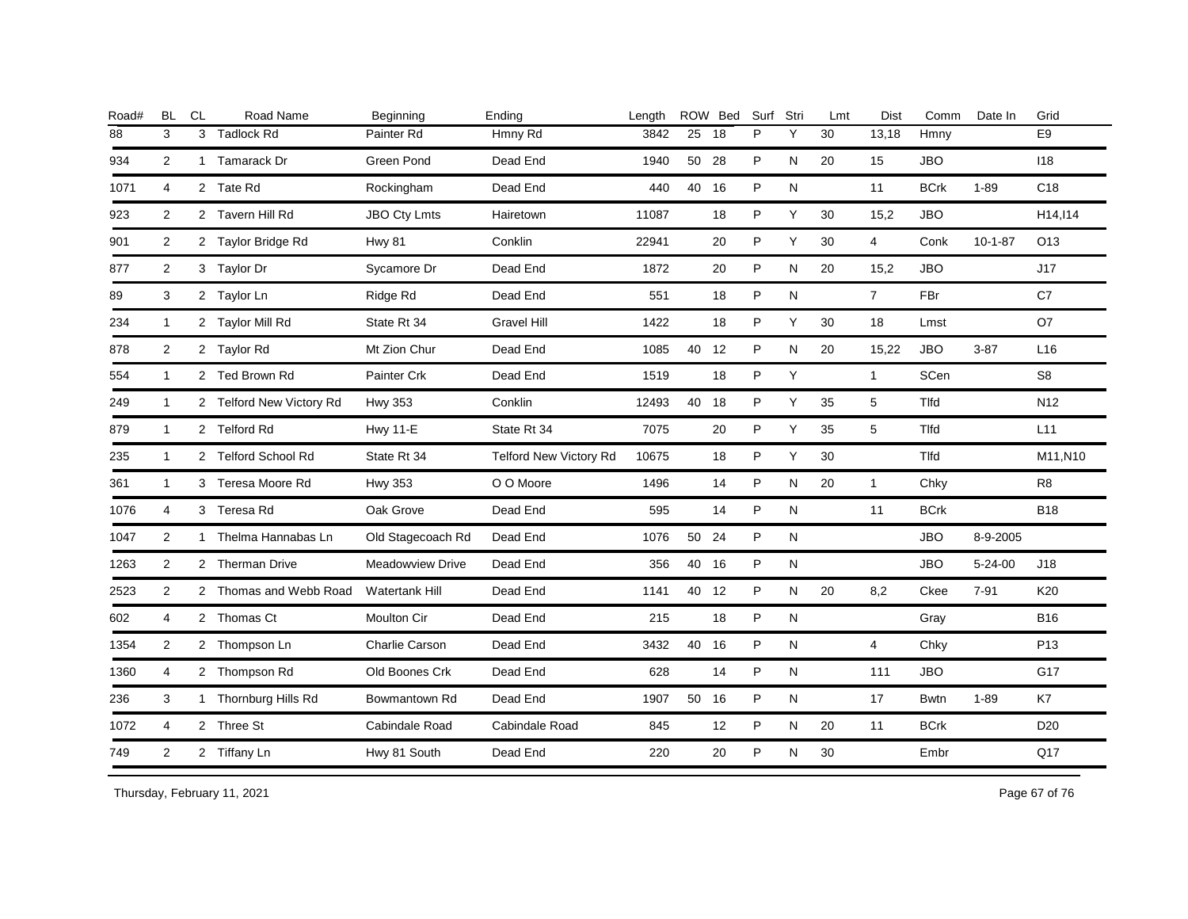| Road# | BL | CL | Road Name | Beginning | Ending | Length | ROW | Bed | Surf | Stri | Lmt | Dist | Comm | Date In | Grid |
|---|---|---|---|---|---|---|---|---|---|---|---|---|---|---|---|
| 88 | 3 | 3 | Tadlock Rd | Painter Rd | Hmny Rd | 3842 | 25 | 18 | P | Y | 30 | 13,18 | Hmny | | E9 |
| 934 | 2 | 1 | Tamarack Dr | Green Pond | Dead End | 1940 | 50 | 28 | P | N | 20 | 15 | JBO | | I18 |
| 1071 | 4 | 2 | Tate Rd | Rockingham | Dead End | 440 | 40 | 16 | P | N | | 11 | BCrk | 1-89 | C18 |
| 923 | 2 | 2 | Tavern Hill Rd | JBO Cty Lmts | Hairetown | 11087 | | 18 | P | Y | 30 | 15,2 | JBO | | H14,I14 |
| 901 | 2 | 2 | Taylor Bridge Rd | Hwy 81 | Conklin | 22941 | | 20 | P | Y | 30 | 4 | Conk | 10-1-87 | O13 |
| 877 | 2 | 3 | Taylor Dr | Sycamore Dr | Dead End | 1872 | | 20 | P | N | 20 | 15,2 | JBO | | J17 |
| 89 | 3 | 2 | Taylor Ln | Ridge Rd | Dead End | 551 | | 18 | P | N | | 7 | FBr | | C7 |
| 234 | 1 | 2 | Taylor Mill Rd | State Rt 34 | Gravel Hill | 1422 | | 18 | P | Y | 30 | 18 | Lmst | | O7 |
| 878 | 2 | 2 | Taylor Rd | Mt Zion Chur | Dead End | 1085 | 40 | 12 | P | N | 20 | 15,22 | JBO | 3-87 | L16 |
| 554 | 1 | 2 | Ted Brown Rd | Painter Crk | Dead End | 1519 | | 18 | P | Y | | 1 | SCen | | S8 |
| 249 | 1 | 2 | Telford New Victory Rd | Hwy 353 | Conklin | 12493 | 40 | 18 | P | Y | 35 | 5 | Tlfd | | N12 |
| 879 | 1 | 2 | Telford Rd | Hwy 11-E | State Rt 34 | 7075 | | 20 | P | Y | 35 | 5 | Tlfd | | L11 |
| 235 | 1 | 2 | Telford School Rd | State Rt 34 | Telford New Victory Rd | 10675 | | 18 | P | Y | 30 | | Tlfd | | M11,N10 |
| 361 | 1 | 3 | Teresa Moore Rd | Hwy 353 | O O Moore | 1496 | | 14 | P | N | 20 | 1 | Chky | | R8 |
| 1076 | 4 | 3 | Teresa Rd | Oak Grove | Dead End | 595 | | 14 | P | N | | 11 | BCrk | | B18 |
| 1047 | 2 | 1 | Thelma Hannabas Ln | Old Stagecoach Rd | Dead End | 1076 | 50 | 24 | P | N | | | JBO | 8-9-2005 | |
| 1263 | 2 | 2 | Therman Drive | Meadowview Drive | Dead End | 356 | 40 | 16 | P | N | | | JBO | 5-24-00 | J18 |
| 2523 | 2 | 2 | Thomas and Webb Road | Watertank Hill | Dead End | 1141 | 40 | 12 | P | N | 20 | 8,2 | Ckee | 7-91 | K20 |
| 602 | 4 | 2 | Thomas Ct | Moulton Cir | Dead End | 215 | | 18 | P | N | | | Gray | | B16 |
| 1354 | 2 | 2 | Thompson Ln | Charlie Carson | Dead End | 3432 | 40 | 16 | P | N | | 4 | Chky | | P13 |
| 1360 | 4 | 2 | Thompson Rd | Old Boones Crk | Dead End | 628 | | 14 | P | N | | 111 | JBO | | G17 |
| 236 | 3 | 1 | Thornburg Hills Rd | Bowmantown Rd | Dead End | 1907 | 50 | 16 | P | N | | 17 | Bwtn | 1-89 | K7 |
| 1072 | 4 | 2 | Three St | Cabindale Road | Cabindale Road | 845 | | 12 | P | N | 20 | 11 | BCrk | | D20 |
| 749 | 2 | 2 | Tiffany Ln | Hwy 81 South | Dead End | 220 | | 20 | P | N | 30 | | Embr | | Q17 |

Thursday, February 11, 2021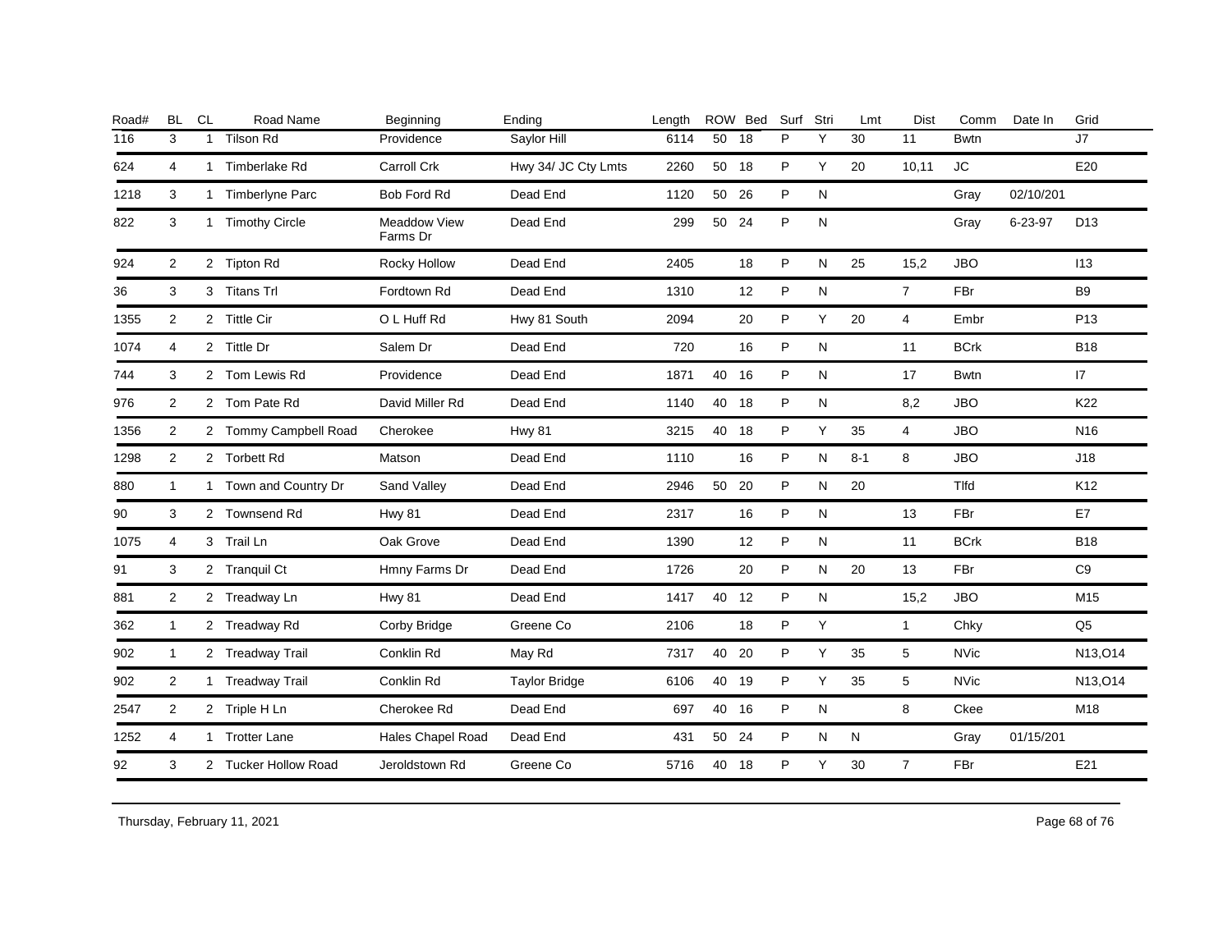| Road# | BL | CL | Road Name | Beginning | Ending | Length | ROW | Bed | Surf | Stri | Lmt | Dist | Comm | Date In | Grid |
|---|---|---|---|---|---|---|---|---|---|---|---|---|---|---|---|
| 116 | 3 | 1 | Tilson Rd | Providence | Saylor Hill | 6114 | 50 | 18 | P | Y | 30 | 11 | Bwtn | | J7 |
| 624 | 4 | 1 | Timberlake Rd | Carroll Crk | Hwy 34/ JC Cty Lmts | 2260 | 50 | 18 | P | Y | 20 | 10,11 | JC | | E20 |
| 1218 | 3 | 1 | Timberlyne Parc | Bob Ford Rd | Dead End | 1120 | 50 | 26 | P | N | | | Gray | 02/10/201 | |
| 822 | 3 | 1 | Timothy Circle | Meaddow View Farms Dr | Dead End | 299 | 50 | 24 | P | N | | | Gray | 6-23-97 | D13 |
| 924 | 2 | 2 | Tipton Rd | Rocky Hollow | Dead End | 2405 | | 18 | P | N | 25 | 15,2 | JBO | | I13 |
| 36 | 3 | 3 | Titans Trl | Fordtown Rd | Dead End | 1310 | | 12 | P | N | | 7 | FBr | | B9 |
| 1355 | 2 | 2 | Tittle Cir | O L Huff Rd | Hwy 81 South | 2094 | | 20 | P | Y | 20 | 4 | Embr | | P13 |
| 1074 | 4 | 2 | Tittle Dr | Salem Dr | Dead End | 720 | | 16 | P | N | | 11 | BCrk | | B18 |
| 744 | 3 | 2 | Tom Lewis Rd | Providence | Dead End | 1871 | 40 | 16 | P | N | | 17 | Bwtn | | I7 |
| 976 | 2 | 2 | Tom Pate Rd | David Miller Rd | Dead End | 1140 | 40 | 18 | P | N | | 8,2 | JBO | | K22 |
| 1356 | 2 | 2 | Tommy Campbell Road | Cherokee | Hwy 81 | 3215 | 40 | 18 | P | Y | 35 | 4 | JBO | | N16 |
| 1298 | 2 | 2 | Torbett Rd | Matson | Dead End | 1110 | | 16 | P | N | 8-1 | 8 | JBO | | J18 |
| 880 | 1 | 1 | Town and Country Dr | Sand Valley | Dead End | 2946 | 50 | 20 | P | N | 20 | | Tlfd | | K12 |
| 90 | 3 | 2 | Townsend Rd | Hwy 81 | Dead End | 2317 | | 16 | P | N | | 13 | FBr | | E7 |
| 1075 | 4 | 3 | Trail Ln | Oak Grove | Dead End | 1390 | | 12 | P | N | | 11 | BCrk | | B18 |
| 91 | 3 | 2 | Tranquil Ct | Hmny Farms Dr | Dead End | 1726 | | 20 | P | N | 20 | 13 | FBr | | C9 |
| 881 | 2 | 2 | Treadway Ln | Hwy 81 | Dead End | 1417 | 40 | 12 | P | N | | 15,2 | JBO | | M15 |
| 362 | 1 | 2 | Treadway Rd | Corby Bridge | Greene Co | 2106 | | 18 | P | Y | | 1 | Chky | | Q5 |
| 902 | 1 | 2 | Treadway Trail | Conklin Rd | May Rd | 7317 | 40 | 20 | P | Y | 35 | 5 | NVic | | N13,O14 |
| 902 | 2 | 1 | Treadway Trail | Conklin Rd | Taylor Bridge | 6106 | 40 | 19 | P | Y | 35 | 5 | NVic | | N13,O14 |
| 2547 | 2 | 2 | Triple H Ln | Cherokee Rd | Dead End | 697 | 40 | 16 | P | N | | 8 | Ckee | | M18 |
| 1252 | 4 | 1 | Trotter Lane | Hales Chapel Road | Dead End | 431 | 50 | 24 | P | N | N | | Gray | 01/15/201 | |
| 92 | 3 | 2 | Tucker Hollow Road | Jeroldstown Rd | Greene Co | 5716 | 40 | 18 | P | Y | 30 | 7 | FBr | | E21 |

Thursday, February 11, 2021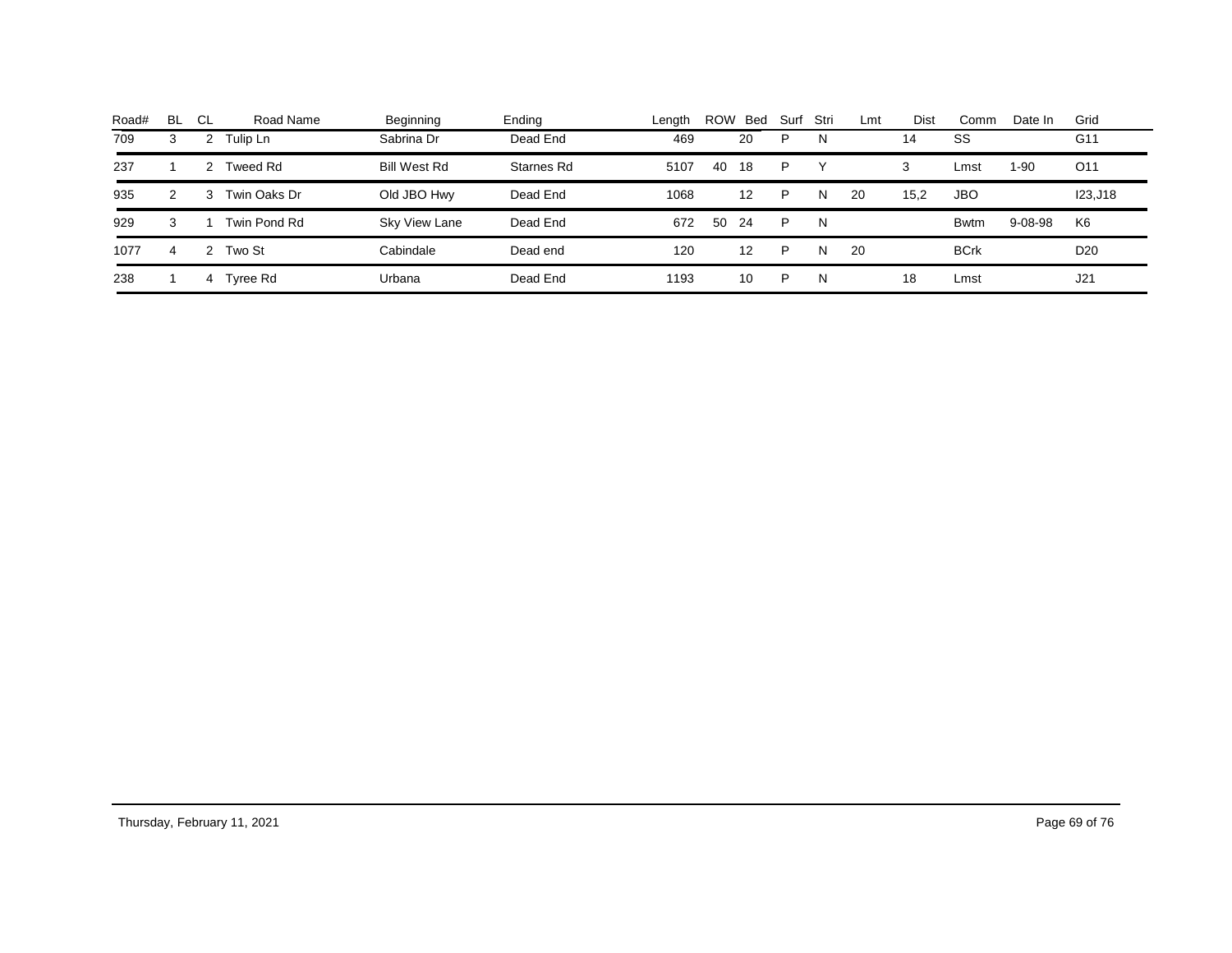| Road# | BL | CL | Road Name | Beginning | Ending | Length | ROW | Bed | Surf | Stri | Lmt | Dist | Comm | Date In | Grid |
|---|---|---|---|---|---|---|---|---|---|---|---|---|---|---|---|
| 709 | 3 | 2 | Tulip Ln | Sabrina Dr | Dead End | 469 | | 20 | P | N | | 14 | SS | | G11 |
| 237 | 1 | 2 | Tweed Rd | Bill West Rd | Starnes Rd | 5107 | 40 | 18 | P | Y | | 3 | Lmst | 1-90 | O11 |
| 935 | 2 | 3 | Twin Oaks Dr | Old JBO Hwy | Dead End | 1068 | | 12 | P | N | 20 | 15,2 | JBO | | I23,J18 |
| 929 | 3 | 1 | Twin Pond Rd | Sky View Lane | Dead End | 672 | 50 | 24 | P | N | | | Bwtm | 9-08-98 | K6 |
| 1077 | 4 | 2 | Two St | Cabindale | Dead end | 120 | | 12 | P | N | 20 | | BCrk | | D20 |
| 238 | 1 | 4 | Tyree Rd | Urbana | Dead End | 1193 | | 10 | P | N | | 18 | Lmst | | J21 |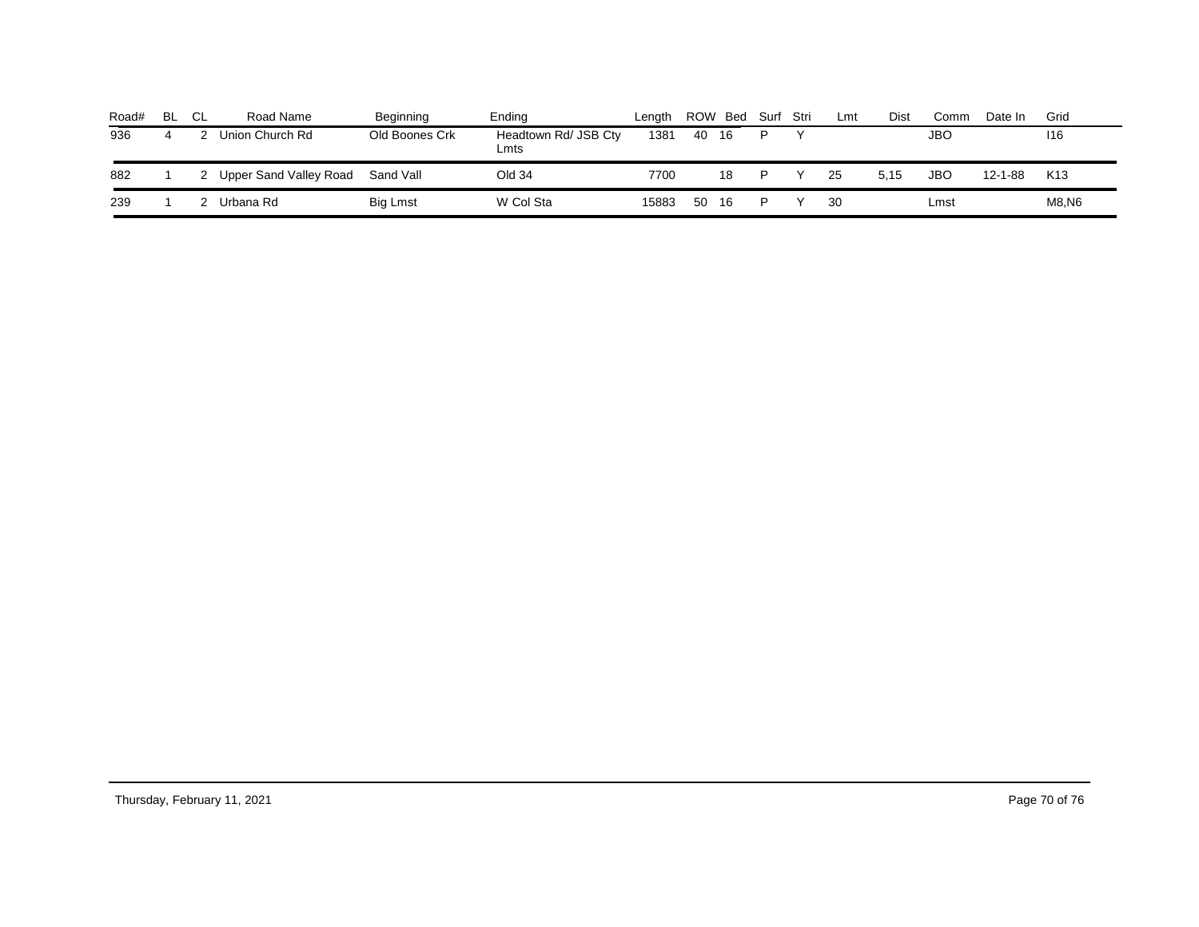| Road# | BL | CL | Road Name | Beginning | Ending | Length | ROW | Bed | Surf | Stri | Lmt | Dist | Comm | Date In | Grid |
|---|---|---|---|---|---|---|---|---|---|---|---|---|---|---|---|
| 936 | 4 | 2 | Union Church Rd | Old Boones Crk | Headtown Rd/ JSB Cty Lmts | 1381 | 40 | 16 | P | Y | | | JBO | | I16 |
| 882 | 1 | 2 | Upper Sand Valley Road | Sand Vall | Old 34 | 7700 | | 18 | P | Y | 25 | 5,15 | JBO | 12-1-88 | K13 |
| 239 | 1 | 2 | Urbana Rd | Big Lmst | W Col Sta | 15883 | 50 | 16 | P | Y | 30 | | Lmst | | M8,N6 |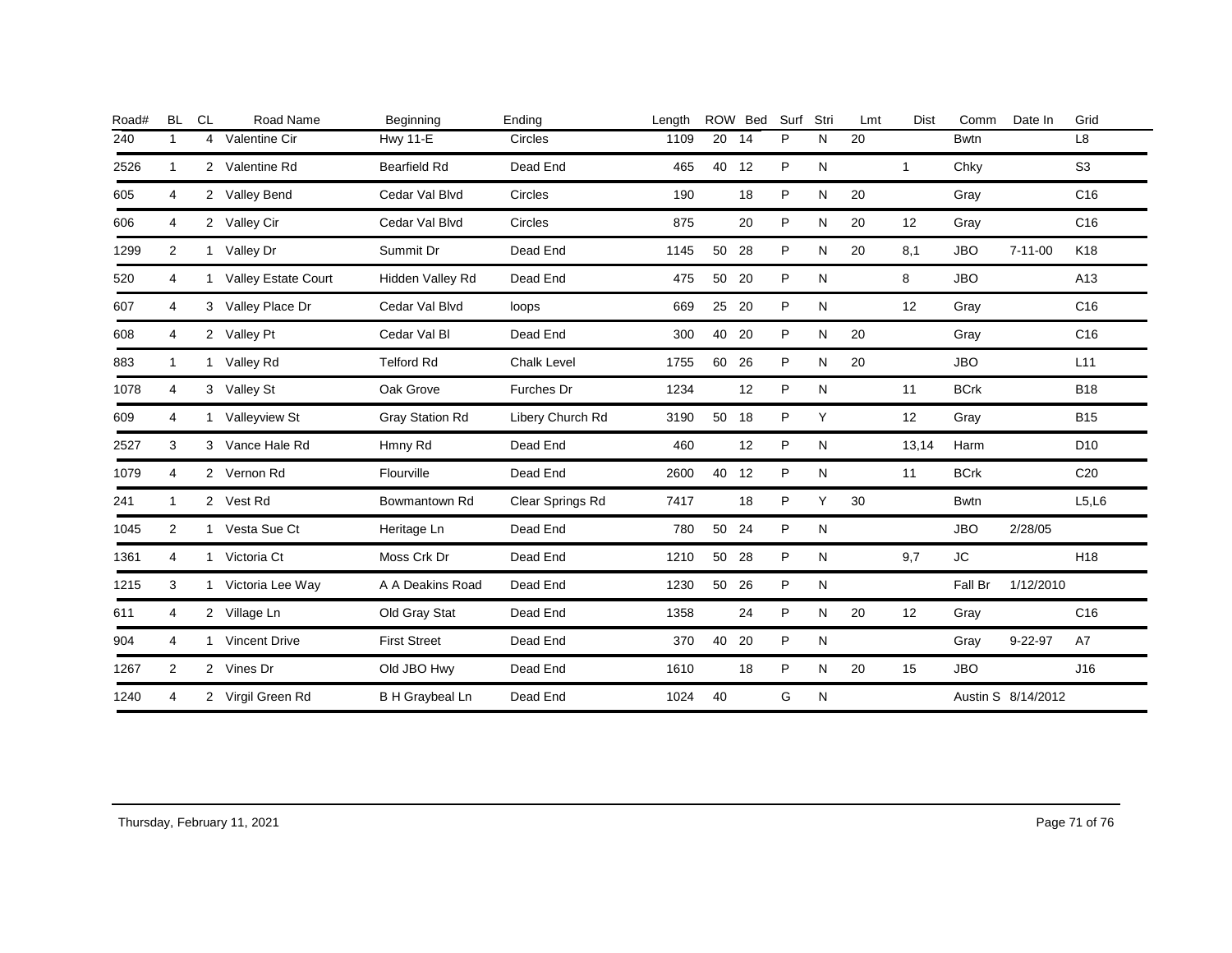| Road# | BL | CL | Road Name | Beginning | Ending | Length | ROW | Bed | Surf | Stri | Lmt | Dist | Comm | Date In | Grid |
|---|---|---|---|---|---|---|---|---|---|---|---|---|---|---|---|
| 240 | 1 | 4 | Valentine Cir | Hwy 11-E | Circles | 1109 | 20 | 14 | P | N | 20 | | Bwtn | | L8 |
| 2526 | 1 | 2 | Valentine Rd | Bearfield Rd | Dead End | 465 | 40 | 12 | P | N | | 1 | Chky | | S3 |
| 605 | 4 | 2 | Valley Bend | Cedar Val Blvd | Circles | 190 | | 18 | P | N | 20 | | Gray | | C16 |
| 606 | 4 | 2 | Valley Cir | Cedar Val Blvd | Circles | 875 | | 20 | P | N | 20 | 12 | Gray | | C16 |
| 1299 | 2 | 1 | Valley Dr | Summit Dr | Dead End | 1145 | 50 | 28 | P | N | 20 | 8,1 | JBO | 7-11-00 | K18 |
| 520 | 4 | 1 | Valley Estate Court | Hidden Valley Rd | Dead End | 475 | 50 | 20 | P | N | | 8 | JBO | | A13 |
| 607 | 4 | 3 | Valley Place Dr | Cedar Val Blvd | loops | 669 | 25 | 20 | P | N | | 12 | Gray | | C16 |
| 608 | 4 | 2 | Valley Pt | Cedar Val Bl | Dead End | 300 | 40 | 20 | P | N | 20 | | Gray | | C16 |
| 883 | 1 | 1 | Valley Rd | Telford Rd | Chalk Level | 1755 | 60 | 26 | P | N | 20 | | JBO | | L11 |
| 1078 | 4 | 3 | Valley St | Oak Grove | Furches Dr | 1234 | | 12 | P | N | | 11 | BCrk | | B18 |
| 609 | 4 | 1 | Valleyview St | Gray Station Rd | Libery Church Rd | 3190 | 50 | 18 | P | Y | | 12 | Gray | | B15 |
| 2527 | 3 | 3 | Vance Hale Rd | Hmny Rd | Dead End | 460 | | 12 | P | N | | 13,14 | Harm | | D10 |
| 1079 | 4 | 2 | Vernon Rd | Flourville | Dead End | 2600 | 40 | 12 | P | N | | 11 | BCrk | | C20 |
| 241 | 1 | 2 | Vest Rd | Bowmantown Rd | Clear Springs Rd | 7417 | | 18 | P | Y | 30 | | Bwtn | | L5,L6 |
| 1045 | 2 | 1 | Vesta Sue Ct | Heritage Ln | Dead End | 780 | 50 | 24 | P | N | | | JBO | 2/28/05 | |
| 1361 | 4 | 1 | Victoria Ct | Moss Crk Dr | Dead End | 1210 | 50 | 28 | P | N | | 9,7 | JC | | H18 |
| 1215 | 3 | 1 | Victoria Lee Way | A A Deakins Road | Dead End | 1230 | 50 | 26 | P | N | | | Fall Br | 1/12/2010 | |
| 611 | 4 | 2 | Village Ln | Old Gray Stat | Dead End | 1358 | | 24 | P | N | 20 | 12 | Gray | | C16 |
| 904 | 4 | 1 | Vincent Drive | First Street | Dead End | 370 | 40 | 20 | P | N | | | Gray | 9-22-97 | A7 |
| 1267 | 2 | 2 | Vines Dr | Old JBO Hwy | Dead End | 1610 | | 18 | P | N | 20 | 15 | JBO | | J16 |
| 1240 | 4 | 2 | Virgil Green Rd | B H Graybeal Ln | Dead End | 1024 | 40 | | G | N | | | Austin S | 8/14/2012 | |

Thursday, February 11, 2021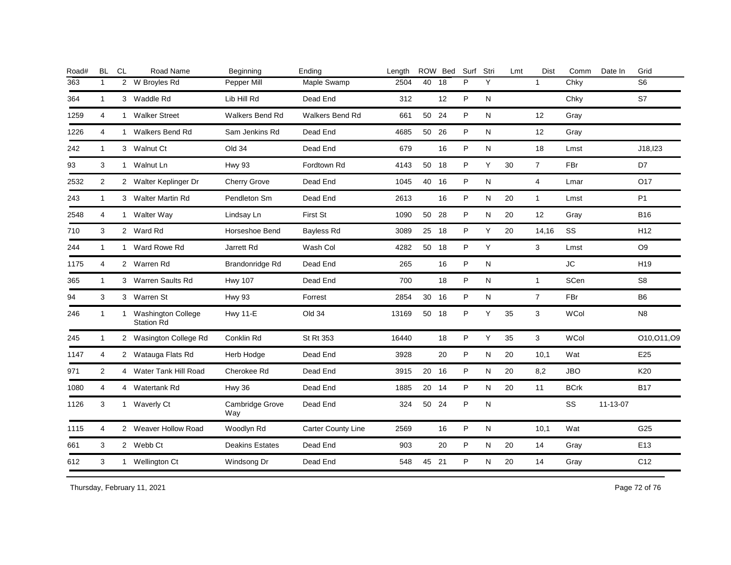| Road# | BL | CL | Road Name | Beginning | Ending | Length | ROW | Bed | Surf | Stri | Lmt | Dist | Comm | Date In | Grid |
|---|---|---|---|---|---|---|---|---|---|---|---|---|---|---|---|
| 363 | 1 | 2 | W Broyles Rd | Pepper Mill | Maple Swamp | 2504 | 40 | 18 | P | Y |  | 1 | Chky |  | S6 |
| 364 | 1 | 3 | Waddle Rd | Lib Hill Rd | Dead End | 312 |  | 12 | P | N |  |  | Chky |  | S7 |
| 1259 | 4 | 1 | Walker Street | Walkers Bend Rd | Walkers Bend Rd | 661 | 50 | 24 | P | N |  | 12 | Gray |  |  |
| 1226 | 4 | 1 | Walkers Bend Rd | Sam Jenkins Rd | Dead End | 4685 | 50 | 26 | P | N |  | 12 | Gray |  |  |
| 242 | 1 | 3 | Walnut Ct | Old 34 | Dead End | 679 |  | 16 | P | N |  | 18 | Lmst |  | J18,I23 |
| 93 | 3 | 1 | Walnut Ln | Hwy 93 | Fordtown Rd | 4143 | 50 | 18 | P | Y | 30 | 7 | FBr |  | D7 |
| 2532 | 2 | 2 | Walter Keplinger Dr | Cherry Grove | Dead End | 1045 | 40 | 16 | P | N |  | 4 | Lmar |  | O17 |
| 243 | 1 | 3 | Walter Martin Rd | Pendleton Sm | Dead End | 2613 |  | 16 | P | N | 20 | 1 | Lmst |  | P1 |
| 2548 | 4 | 1 | Walter Way | Lindsay Ln | First St | 1090 | 50 | 28 | P | N | 20 | 12 | Gray |  | B16 |
| 710 | 3 | 2 | Ward Rd | Horseshoe Bend | Bayless Rd | 3089 | 25 | 18 | P | Y | 20 | 14,16 | SS |  | H12 |
| 244 | 1 | 1 | Ward Rowe Rd | Jarrett Rd | Wash Col | 4282 | 50 | 18 | P | Y |  | 3 | Lmst |  | O9 |
| 1175 | 4 | 2 | Warren Rd | Brandonridge Rd | Dead End | 265 |  | 16 | P | N |  |  | JC |  | H19 |
| 365 | 1 | 3 | Warren Saults Rd | Hwy 107 | Dead End | 700 |  | 18 | P | N |  | 1 | SCen |  | S8 |
| 94 | 3 | 3 | Warren St | Hwy 93 | Forrest | 2854 | 30 | 16 | P | N |  | 7 | FBr |  | B6 |
| 246 | 1 | 1 | Washington College Station Rd | Hwy 11-E | Old 34 | 13169 | 50 | 18 | P | Y | 35 | 3 | WCol |  | N8 |
| 245 | 1 | 2 | Wasington College Rd | Conklin Rd | St Rt 353 | 16440 |  | 18 | P | Y | 35 | 3 | WCol |  | O10,O11,O9 |
| 1147 | 4 | 2 | Watauga Flats Rd | Herb Hodge | Dead End | 3928 |  | 20 | P | N | 20 | 10,1 | Wat |  | E25 |
| 971 | 2 | 4 | Water Tank Hill Road | Cherokee Rd | Dead End | 3915 | 20 | 16 | P | N | 20 | 8,2 | JBO |  | K20 |
| 1080 | 4 | 4 | Watertank Rd | Hwy 36 | Dead End | 1885 | 20 | 14 | P | N | 20 | 11 | BCrk |  | B17 |
| 1126 | 3 | 1 | Waverly Ct | Cambridge Grove Way | Dead End | 324 | 50 | 24 | P | N |  |  | SS | 11-13-07 |  |
| 1115 | 4 | 2 | Weaver Hollow Road | Woodlyn Rd | Carter County Line | 2569 |  | 16 | P | N |  | 10,1 | Wat |  | G25 |
| 661 | 3 | 2 | Webb Ct | Deakins Estates | Dead End | 903 |  | 20 | P | N | 20 | 14 | Gray |  | E13 |
| 612 | 3 | 1 | Wellington Ct | Windsong Dr | Dead End | 548 | 45 | 21 | P | N | 20 | 14 | Gray |  | C12 |

Thursday, February 11, 2021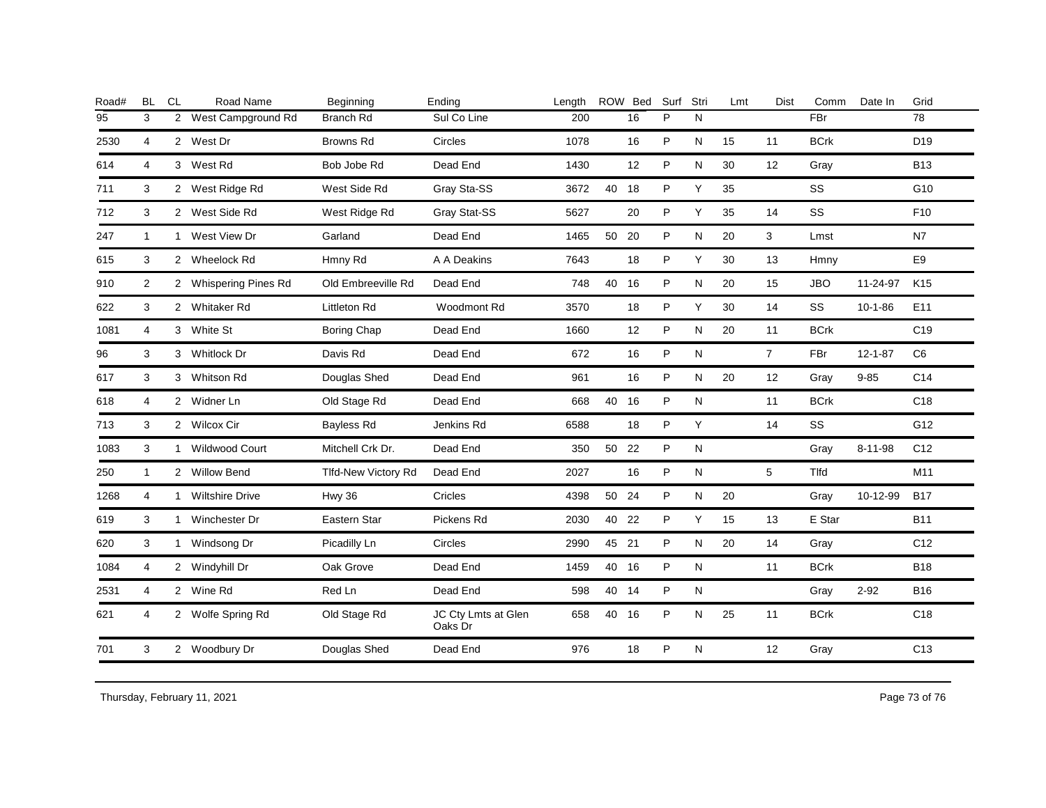| Road# | BL | CL | Road Name | Beginning | Ending | Length | ROW | Bed | Surf | Stri | Lmt | Dist | Comm | Date In | Grid |
|---|---|---|---|---|---|---|---|---|---|---|---|---|---|---|---|
| 95 | 3 | 2 | West Campground Rd | Branch Rd | Sul Co Line | 200 | | 16 | P | N | | | FBr | | 78 |
| 2530 | 4 | 2 | West Dr | Browns Rd | Circles | 1078 | | 16 | P | N | 15 | 11 | BCrk | | D19 |
| 614 | 4 | 3 | West Rd | Bob Jobe Rd | Dead End | 1430 | | 12 | P | N | 30 | 12 | Gray | | B13 |
| 711 | 3 | 2 | West Ridge Rd | West Side Rd | Gray Sta-SS | 3672 | 40 | 18 | P | Y | 35 | | SS | | G10 |
| 712 | 3 | 2 | West Side Rd | West Ridge Rd | Gray Stat-SS | 5627 | | 20 | P | Y | 35 | 14 | SS | | F10 |
| 247 | 1 | 1 | West View Dr | Garland | Dead End | 1465 | 50 | 20 | P | N | 20 | 3 | Lmst | | N7 |
| 615 | 3 | 2 | Wheelock Rd | Hmny Rd | A A Deakins | 7643 | | 18 | P | Y | 30 | 13 | Hmny | | E9 |
| 910 | 2 | 2 | Whispering Pines Rd | Old Embreeville Rd | Dead End | 748 | 40 | 16 | P | N | 20 | 15 | JBO | 11-24-97 | K15 |
| 622 | 3 | 2 | Whitaker Rd | Littleton Rd | Woodmont Rd | 3570 | | 18 | P | Y | 30 | 14 | SS | 10-1-86 | E11 |
| 1081 | 4 | 3 | White St | Boring Chap | Dead End | 1660 | | 12 | P | N | 20 | 11 | BCrk | | C19 |
| 96 | 3 | 3 | Whitlock Dr | Davis Rd | Dead End | 672 | | 16 | P | N | | 7 | FBr | 12-1-87 | C6 |
| 617 | 3 | 3 | Whitson Rd | Douglas Shed | Dead End | 961 | | 16 | P | N | 20 | 12 | Gray | 9-85 | C14 |
| 618 | 4 | 2 | Widner Ln | Old Stage Rd | Dead End | 668 | 40 | 16 | P | N | | 11 | BCrk | | C18 |
| 713 | 3 | 2 | Wilcox Cir | Bayless Rd | Jenkins Rd | 6588 | | 18 | P | Y | | 14 | SS | | G12 |
| 1083 | 3 | 1 | Wildwood Court | Mitchell Crk Dr. | Dead End | 350 | 50 | 22 | P | N | | | Gray | 8-11-98 | C12 |
| 250 | 1 | 2 | Willow Bend | Tlfd-New Victory Rd | Dead End | 2027 | | 16 | P | N | | 5 | Tlfd | | M11 |
| 1268 | 4 | 1 | Wiltshire Drive | Hwy 36 | Cricles | 4398 | 50 | 24 | P | N | 20 | | Gray | 10-12-99 | B17 |
| 619 | 3 | 1 | Winchester Dr | Eastern Star | Pickens Rd | 2030 | 40 | 22 | P | Y | 15 | 13 | E Star | | B11 |
| 620 | 3 | 1 | Windsong Dr | Picadilly Ln | Circles | 2990 | 45 | 21 | P | N | 20 | 14 | Gray | | C12 |
| 1084 | 4 | 2 | Windyhill Dr | Oak Grove | Dead End | 1459 | 40 | 16 | P | N | | 11 | BCrk | | B18 |
| 2531 | 4 | 2 | Wine Rd | Red Ln | Dead End | 598 | 40 | 14 | P | N | | | Gray | 2-92 | B16 |
| 621 | 4 | 2 | Wolfe Spring Rd | Old Stage Rd | JC Cty Lmts at Glen Oaks Dr | 658 | 40 | 16 | P | N | 25 | 11 | BCrk | | C18 |
| 701 | 3 | 2 | Woodbury Dr | Douglas Shed | Dead End | 976 | | 18 | P | N | | 12 | Gray | | C13 |

Thursday, February 11, 2021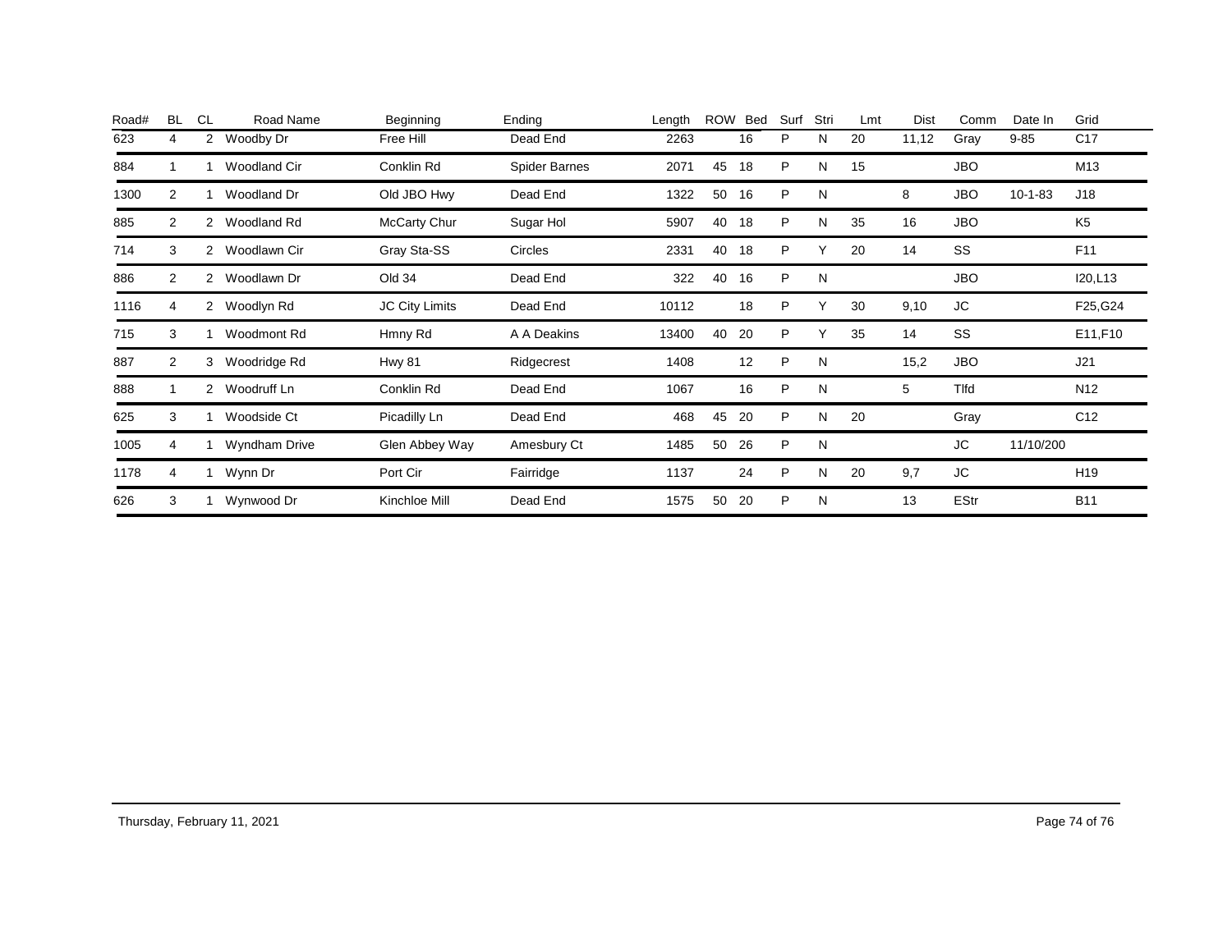| Road# | BL | CL | Road Name | Beginning | Ending | Length | ROW | Bed | Surf | Stri | Lmt | Dist | Comm | Date In | Grid |
|---|---|---|---|---|---|---|---|---|---|---|---|---|---|---|---|
| 623 | 4 | 2 | Woodby Dr | Free Hill | Dead End | 2263 | | 16 | P | N | 20 | 11,12 | Gray | 9-85 | C17 |
| 884 | 1 | 1 | Woodland Cir | Conklin Rd | Spider Barnes | 2071 | 45 | 18 | P | N | 15 | | JBO | | M13 |
| 1300 | 2 | 1 | Woodland Dr | Old JBO Hwy | Dead End | 1322 | 50 | 16 | P | N | | 8 | JBO | 10-1-83 | J18 |
| 885 | 2 | 2 | Woodland Rd | McCarty Chur | Sugar Hol | 5907 | 40 | 18 | P | N | 35 | 16 | JBO | | K5 |
| 714 | 3 | 2 | Woodlawn Cir | Gray Sta-SS | Circles | 2331 | 40 | 18 | P | Y | 20 | 14 | SS | | F11 |
| 886 | 2 | 2 | Woodlawn Dr | Old 34 | Dead End | 322 | 40 | 16 | P | N | | | JBO | | I20,L13 |
| 1116 | 4 | 2 | Woodlyn Rd | JC City Limits | Dead End | 10112 | | 18 | P | Y | 30 | 9,10 | JC | | F25,G24 |
| 715 | 3 | 1 | Woodmont Rd | Hmny Rd | A A Deakins | 13400 | 40 | 20 | P | Y | 35 | 14 | SS | | E11,F10 |
| 887 | 2 | 3 | Woodridge Rd | Hwy 81 | Ridgecrest | 1408 | | 12 | P | N | | 15,2 | JBO | | J21 |
| 888 | 1 | 2 | Woodruff Ln | Conklin Rd | Dead End | 1067 | | 16 | P | N | | 5 | Tlfd | | N12 |
| 625 | 3 | 1 | Woodside Ct | Picadilly Ln | Dead End | 468 | 45 | 20 | P | N | 20 | | Gray | | C12 |
| 1005 | 4 | 1 | Wyndham Drive | Glen Abbey Way | Amesbury Ct | 1485 | 50 | 26 | P | N | | | JC | 11/10/200 | |
| 1178 | 4 | 1 | Wynn Dr | Port Cir | Fairridge | 1137 | | 24 | P | N | 20 | 9,7 | JC | | H19 |
| 626 | 3 | 1 | Wynwood Dr | Kinchloe Mill | Dead End | 1575 | 50 | 20 | P | N | | 13 | EStr | | B11 |

Thursday, February 11, 2021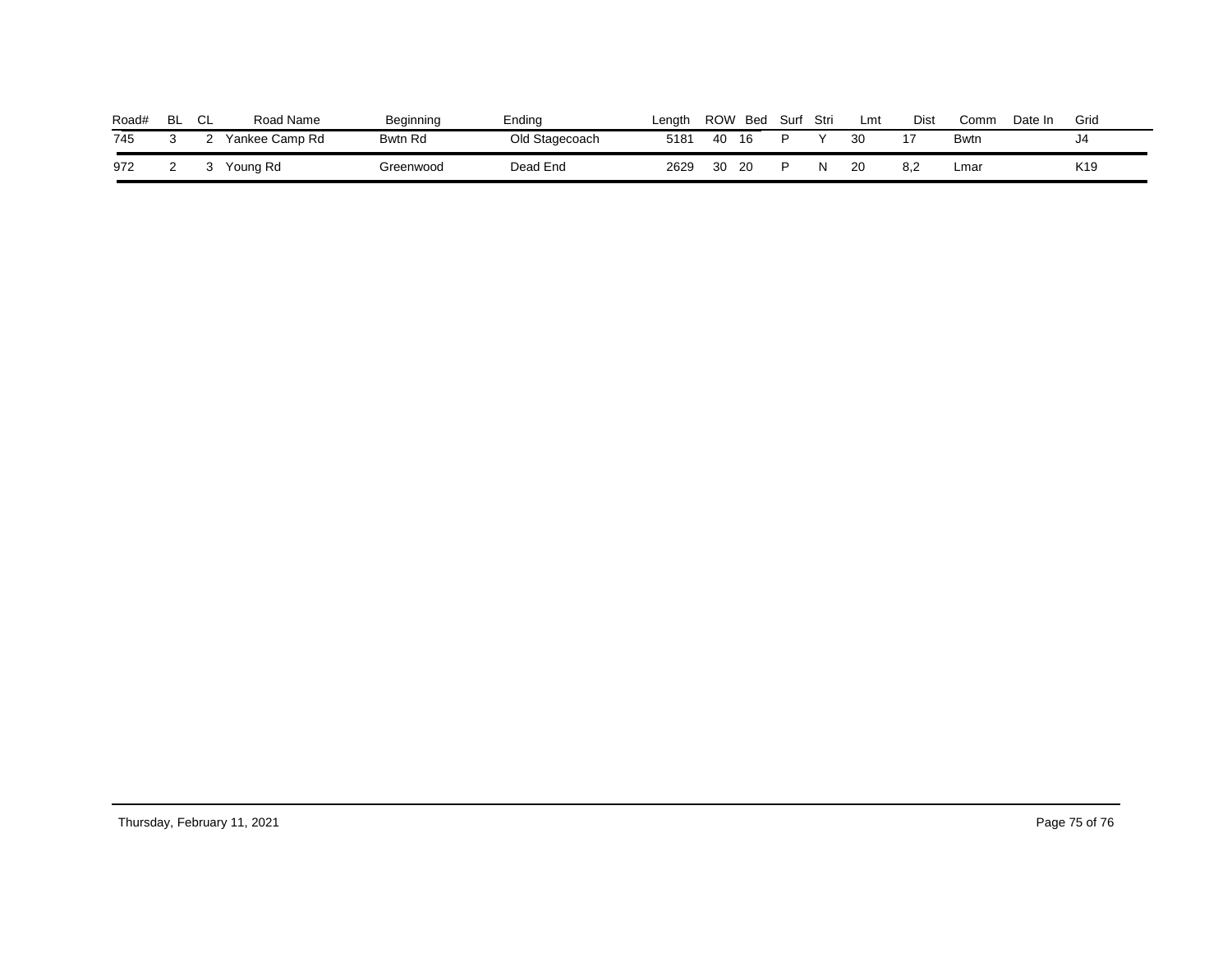| Road# | BL | CL | Road Name | Beginning | Ending | Length | ROW | Bed | Surf | Stri | Lmt | Dist | Comm | Date In | Grid |
|---|---|---|---|---|---|---|---|---|---|---|---|---|---|---|---|
| 745 | 3 | 2 | Yankee Camp Rd | Bwtn Rd | Old Stagecoach | 5181 | 40 | 16 | P | Y | 30 | 17 | Bwtn | | J4 |
| 972 | 2 | 3 | Young Rd | Greenwood | Dead End | 2629 | 30 | 20 | P | N | 20 | 8,2 | Lmar | | K19 |

Thursday, February 11, 2021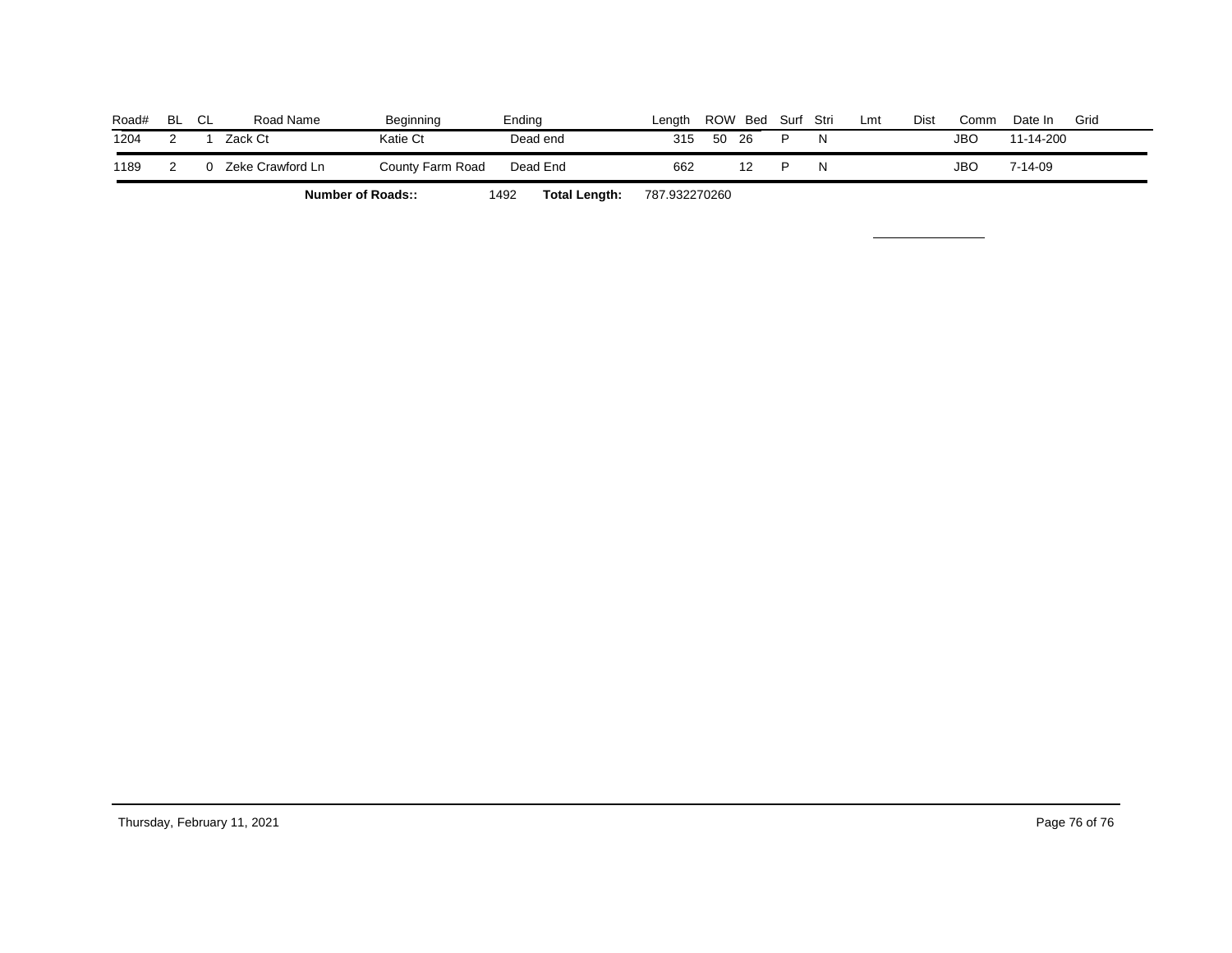| Road# | BL | CL | Road Name | Beginning | Ending | Length | ROW | Bed | Surf | Stri | Lmt | Dist | Comm | Date In | Grid |
|---|---|---|---|---|---|---|---|---|---|---|---|---|---|---|---|
| 1204 | 2 | 1 | Zack Ct | Katie Ct | Dead end | 315 | 50 | 26 | P | N | | | JBO | 11-14-200 | |
| 1189 | 2 | 0 | Zeke Crawford Ln | County Farm Road | Dead End | 662 | | 12 | P | N | | | JBO | 7-14-09 | |

**Number of Roads::** 1492 **Total Length:** 787.932270260

Thursday, February 11, 2021